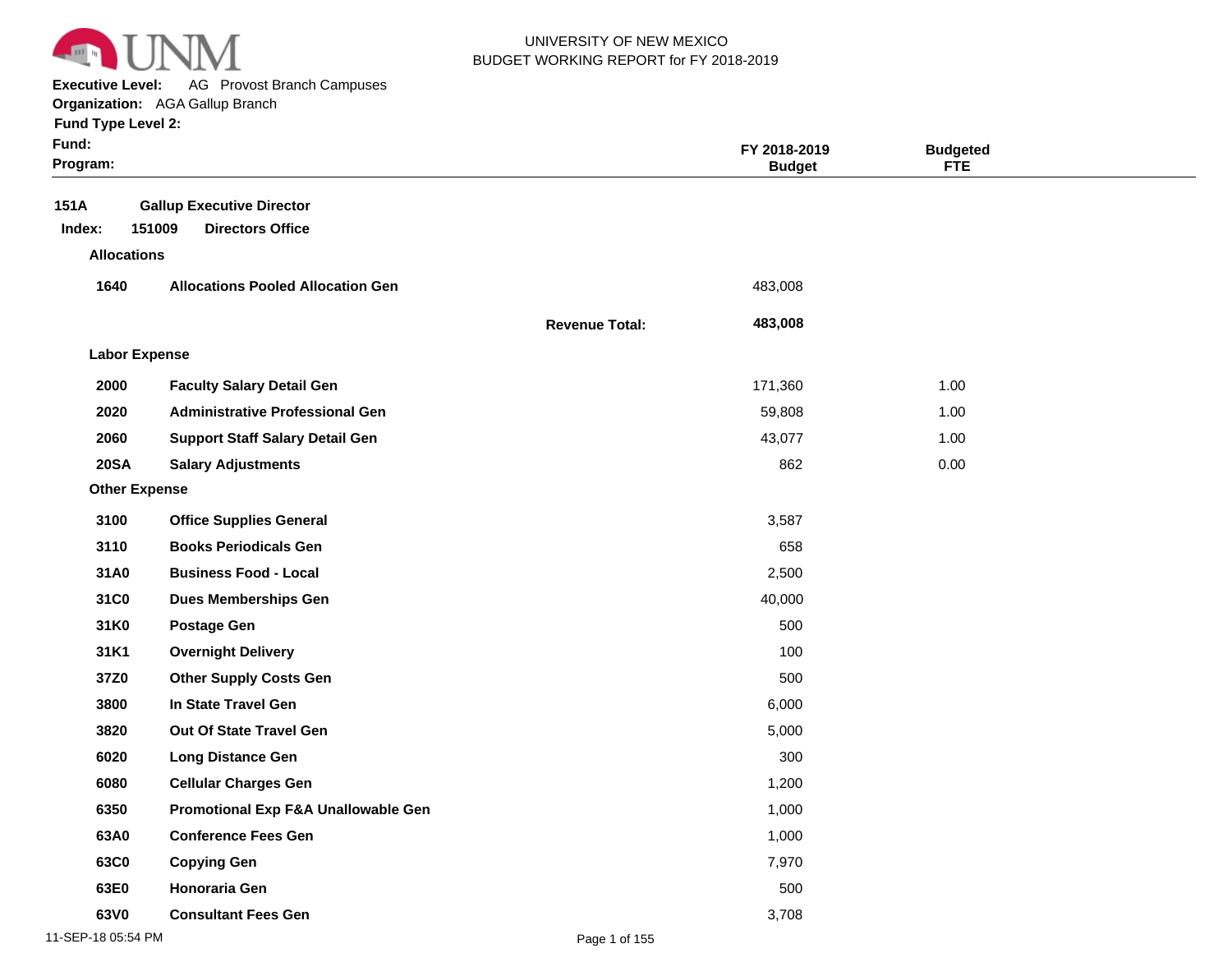UNIVERSITY OF NEW MEXICO
BUDGET WORKING REPORT for FY 2018-2019

**Executive Level:** AG Provost Branch Campuses
**Organization:** AGA Gallup Branch
**Fund Type Level 2:**
**Fund:**
**Program:**

| | | | FY 2018-2019 Budget | Budgeted FTE |
|---|---|---|---|---|
| **151A** | **Gallup Executive Director** | | | |
| **Index: 151009** | **Directors Office** | | | |
| **Allocations** | | | | |
| **1640** | **Allocations Pooled Allocation Gen** | | 483,008 | |
| | | **Revenue Total:** | **483,008** | |
| **Labor Expense** | | | | |
| **2000** | **Faculty Salary Detail Gen** | | 171,360 | 1.00 |
| **2020** | **Administrative Professional Gen** | | 59,808 | 1.00 |
| **2060** | **Support Staff Salary Detail Gen** | | 43,077 | 1.00 |
| **20SA** | **Salary Adjustments** | | 862 | 0.00 |
| **Other Expense** | | | | |
| **3100** | **Office Supplies General** | | 3,587 | |
| **3110** | **Books Periodicals Gen** | | 658 | |
| **31A0** | **Business Food - Local** | | 2,500 | |
| **31C0** | **Dues Memberships Gen** | | 40,000 | |
| **31K0** | **Postage Gen** | | 500 | |
| **31K1** | **Overnight Delivery** | | 100 | |
| **37Z0** | **Other Supply Costs Gen** | | 500 | |
| **3800** | **In State Travel Gen** | | 6,000 | |
| **3820** | **Out Of State Travel Gen** | | 5,000 | |
| **6020** | **Long Distance Gen** | | 300 | |
| **6080** | **Cellular Charges Gen** | | 1,200 | |
| **6350** | **Promotional Exp F&A Unallowable Gen** | | 1,000 | |
| **63A0** | **Conference Fees Gen** | | 1,000 | |
| **63C0** | **Copying Gen** | | 7,970 | |
| **63E0** | **Honoraria Gen** | | 500 | |
| **63V0** | **Consultant Fees Gen** | | 3,708 | |

11-SEP-18 05:54 PM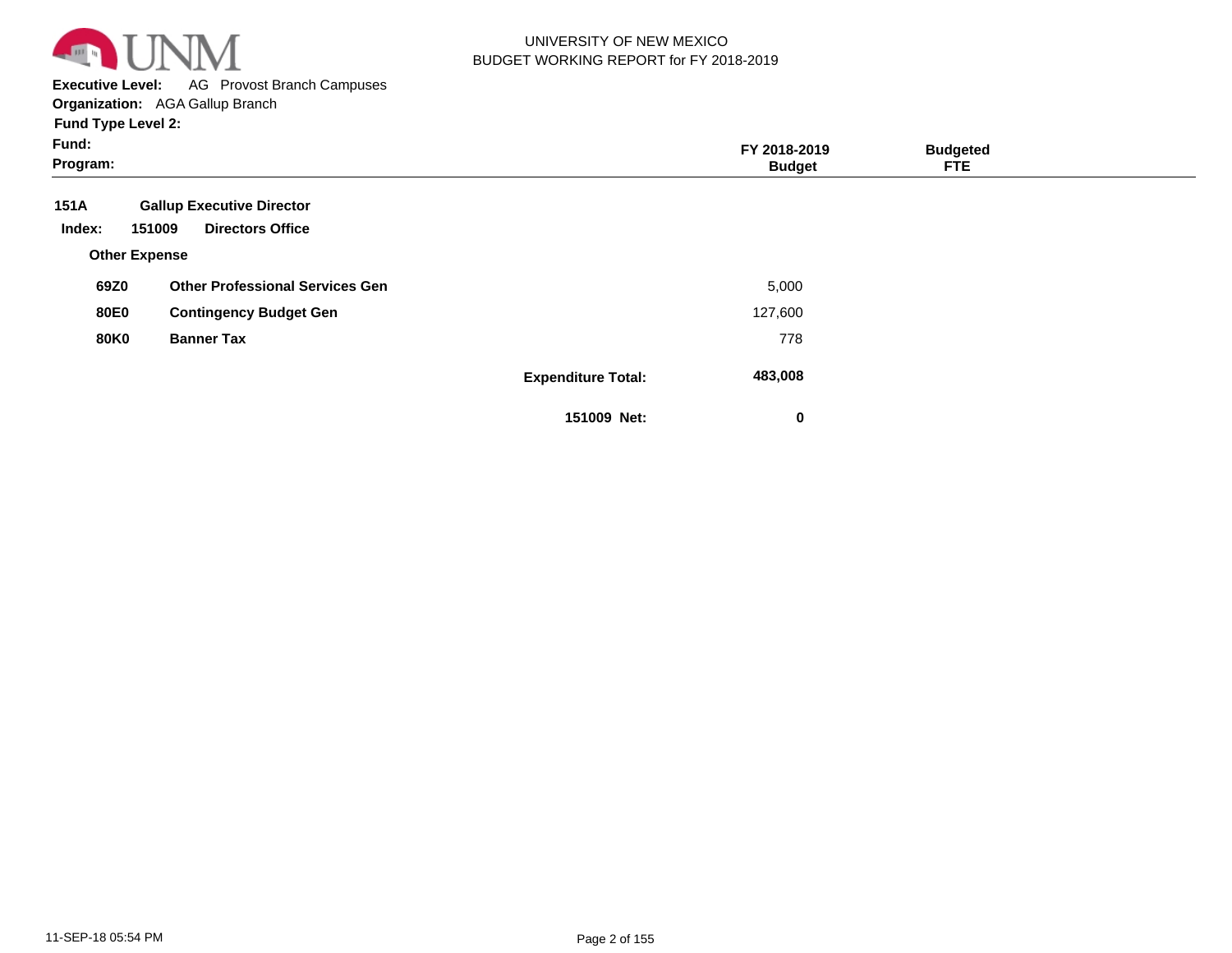UNIVERSITY OF NEW MEXICO
BUDGET WORKING REPORT for FY 2018-2019

**Executive Level:** AG Provost Branch Campuses
**Organization:** AGA Gallup Branch
**Fund Type Level 2:**
**Fund:**
**Program:**

| | | | FY 2018-2019 Budget | Budgeted FTE |
|---|---|---|---|---|
| **151A** | **Gallup Executive Director** | | | |
| **Index: 151009** | **Directors Office** | | | |
| **Other Expense** | | | | |
| **69Z0** | **Other Professional Services Gen** | | 5,000 | |
| **80E0** | **Contingency Budget Gen** | | 127,600 | |
| **80K0** | **Banner Tax** | | 778 | |
| | | **Expenditure Total:** | **483,008** | |
| | | **151009 Net:** | **0** | |

11-SEP-18 05:54 PM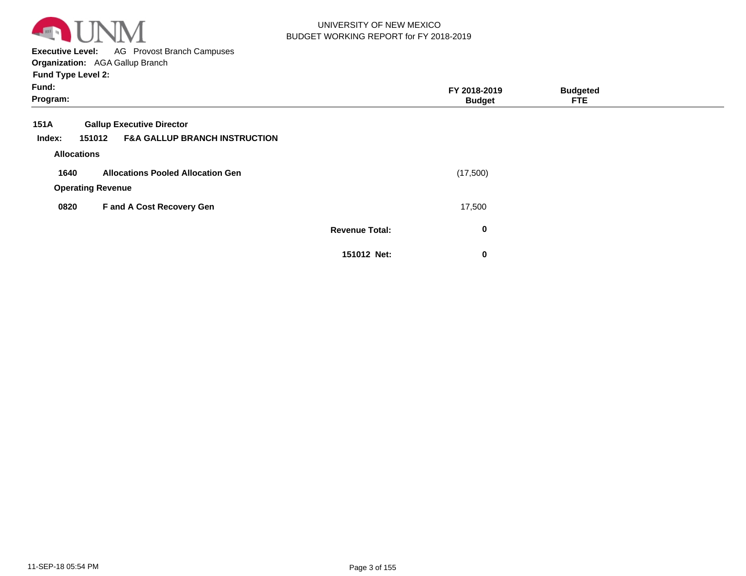UNIVERSITY OF NEW MEXICO
BUDGET WORKING REPORT for FY 2018-2019

**Executive Level:** AG Provost Branch Campuses
**Organization:** AGA Gallup Branch
**Fund Type Level 2:**
**Fund:**
**Program:**

| | | | FY 2018-2019 Budget | Budgeted FTE |
|---|---|---|---|---|
| **151A** | **Gallup Executive Director** | | | |
| **Index: 151012** | **F&A GALLUP BRANCH INSTRUCTION** | | | |
| **Allocations** | | | | |
| **1640** | **Allocations Pooled Allocation Gen** | | (17,500) | |
| **Operating Revenue** | | | | |
| **0820** | **F and A Cost Recovery Gen** | | 17,500 | |
| | | **Revenue Total:** | **0** | |
| | | **151012 Net:** | **0** | |

11-SEP-18 05:54 PM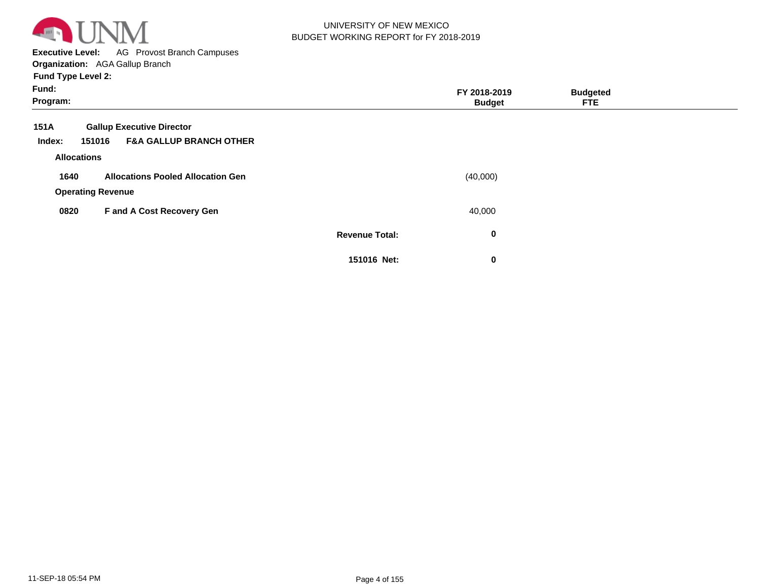UNIVERSITY OF NEW MEXICO
BUDGET WORKING REPORT for FY 2018-2019

**Executive Level:** AG Provost Branch Campuses
**Organization:** AGA Gallup Branch
**Fund Type Level 2:**
**Fund:**
**Program:**

| | | | FY 2018-2019 Budget | Budgeted FTE |
|---|---|---|---|---|
| **151A** | **Gallup Executive Director** | | | |
| **Index: 151016** | **F&A GALLUP BRANCH OTHER** | | | |
| **Allocations** | | | | |
| **1640** | **Allocations Pooled Allocation Gen** | | (40,000) | |
| **Operating Revenue** | | | | |
| **0820** | **F and A Cost Recovery Gen** | | 40,000 | |
| | | **Revenue Total:** | **0** | |
| | | **151016 Net:** | **0** | |

11-SEP-18 05:54 PM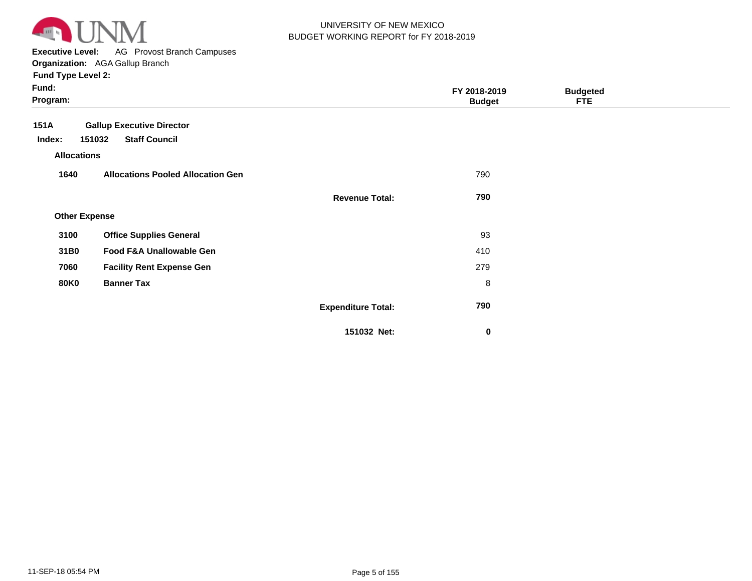UNIVERSITY OF NEW MEXICO
BUDGET WORKING REPORT for FY 2018-2019

**Executive Level:** AG Provost Branch Campuses
**Organization:** AGA Gallup Branch
**Fund Type Level 2:**
**Fund:**
**Program:**

| | | | FY 2018-2019 Budget | Budgeted FTE |
|---|---|---|---|---|
| **151A** | **Gallup Executive Director** | | | |
| **Index: 151032** | **Staff Council** | | | |
| **Allocations** | | | | |
| **1640** | **Allocations Pooled Allocation Gen** | | 790 | |
| | | **Revenue Total:** | **790** | |
| **Other Expense** | | | | |
| **3100** | **Office Supplies General** | | 93 | |
| **31B0** | **Food F&A Unallowable Gen** | | 410 | |
| **7060** | **Facility Rent Expense Gen** | | 279 | |
| **80K0** | **Banner Tax** | | 8 | |
| | | **Expenditure Total:** | **790** | |
| | | **151032 Net:** | **0** | |

11-SEP-18 05:54 PM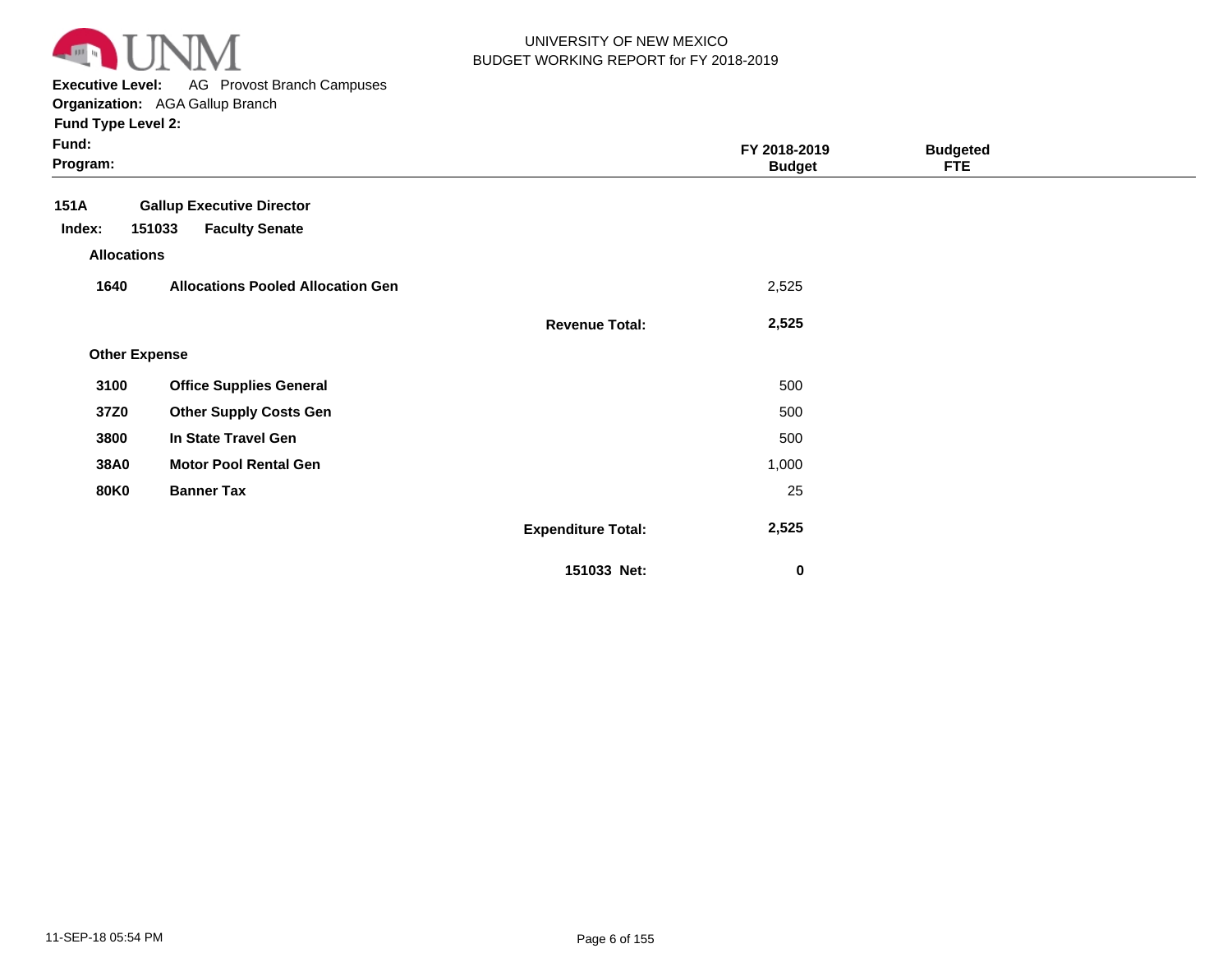UNIVERSITY OF NEW MEXICO
BUDGET WORKING REPORT for FY 2018-2019

**Executive Level:** AG Provost Branch Campuses
**Organization:** AGA Gallup Branch
**Fund Type Level 2:**
**Fund:**
**Program:**

| | | | FY 2018-2019 Budget | Budgeted FTE |
|---|---|---|---|---|
| **151A** | **Gallup Executive Director** | | | |
| **Index: 151033** | **Faculty Senate** | | | |
| **Allocations** | | | | |
| **1640** | **Allocations Pooled Allocation Gen** | | 2,525 | |
| | | **Revenue Total:** | **2,525** | |
| **Other Expense** | | | | |
| **3100** | **Office Supplies General** | | 500 | |
| **37Z0** | **Other Supply Costs Gen** | | 500 | |
| **3800** | **In State Travel Gen** | | 500 | |
| **38A0** | **Motor Pool Rental Gen** | | 1,000 | |
| **80K0** | **Banner Tax** | | 25 | |
| | | **Expenditure Total:** | **2,525** | |
| | | **151033 Net:** | **0** | |

11-SEP-18 05:54 PM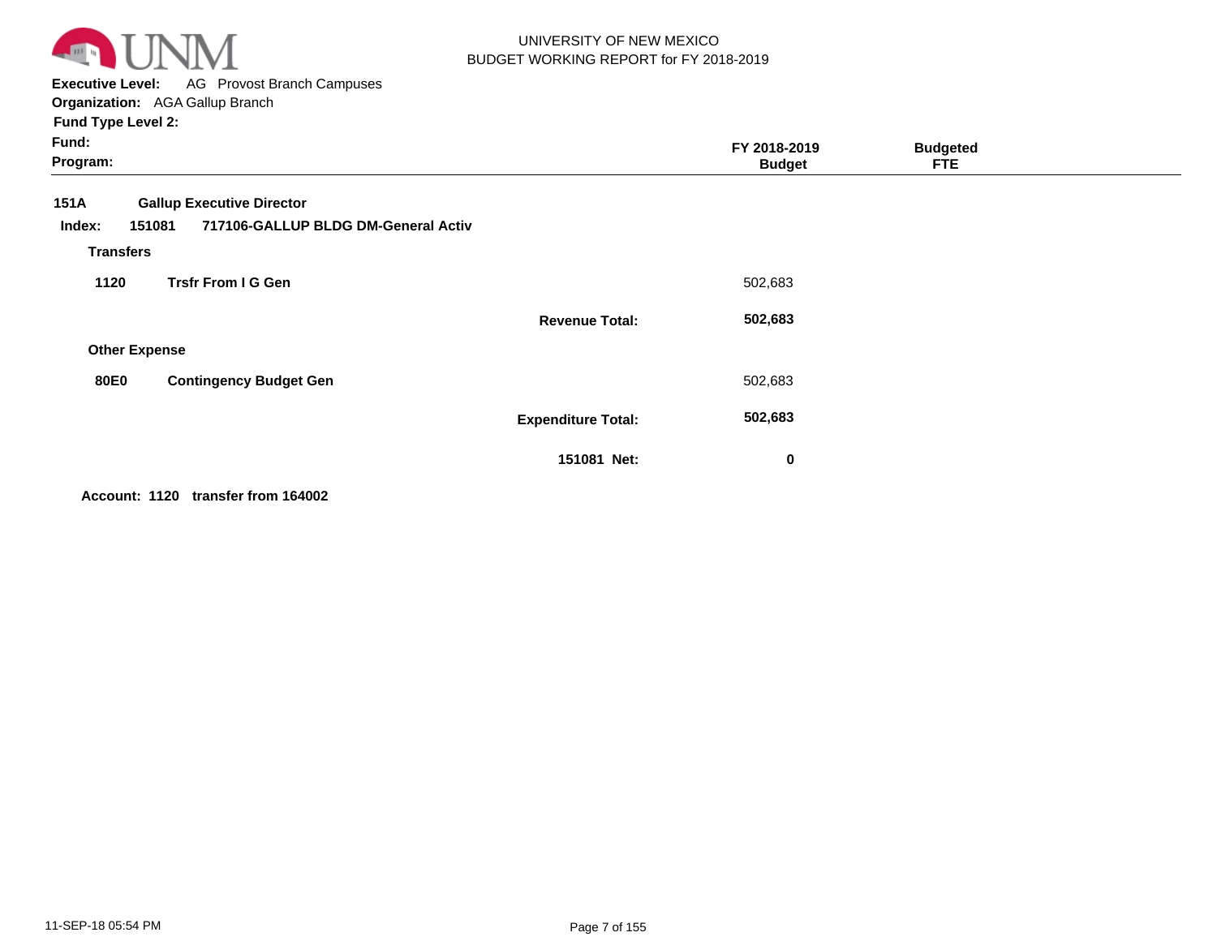UNIVERSITY OF NEW MEXICO
BUDGET WORKING REPORT for FY 2018-2019

**Executive Level:** AG Provost Branch Campuses
**Organization:** AGA Gallup Branch
**Fund Type Level 2:**
**Fund:**
**Program:**

| | | | FY 2018-2019 Budget | Budgeted FTE |
|---|---|---|---|---|
| **151A** | **Gallup Executive Director** | | | |
| **Index: 151081** | **717106-GALLUP BLDG DM-General Activ** | | | |
| **Transfers** | | | | |
| **1120** | **Trsfr From I G Gen** | | 502,683 | |
| | | **Revenue Total:** | **502,683** | |
| **Other Expense** | | | | |
| **80E0** | **Contingency Budget Gen** | | 502,683 | |
| | | **Expenditure Total:** | **502,683** | |
| | | **151081 Net:** | **0** | |

**Account: 1120 transfer from 164002**

11-SEP-18 05:54 PM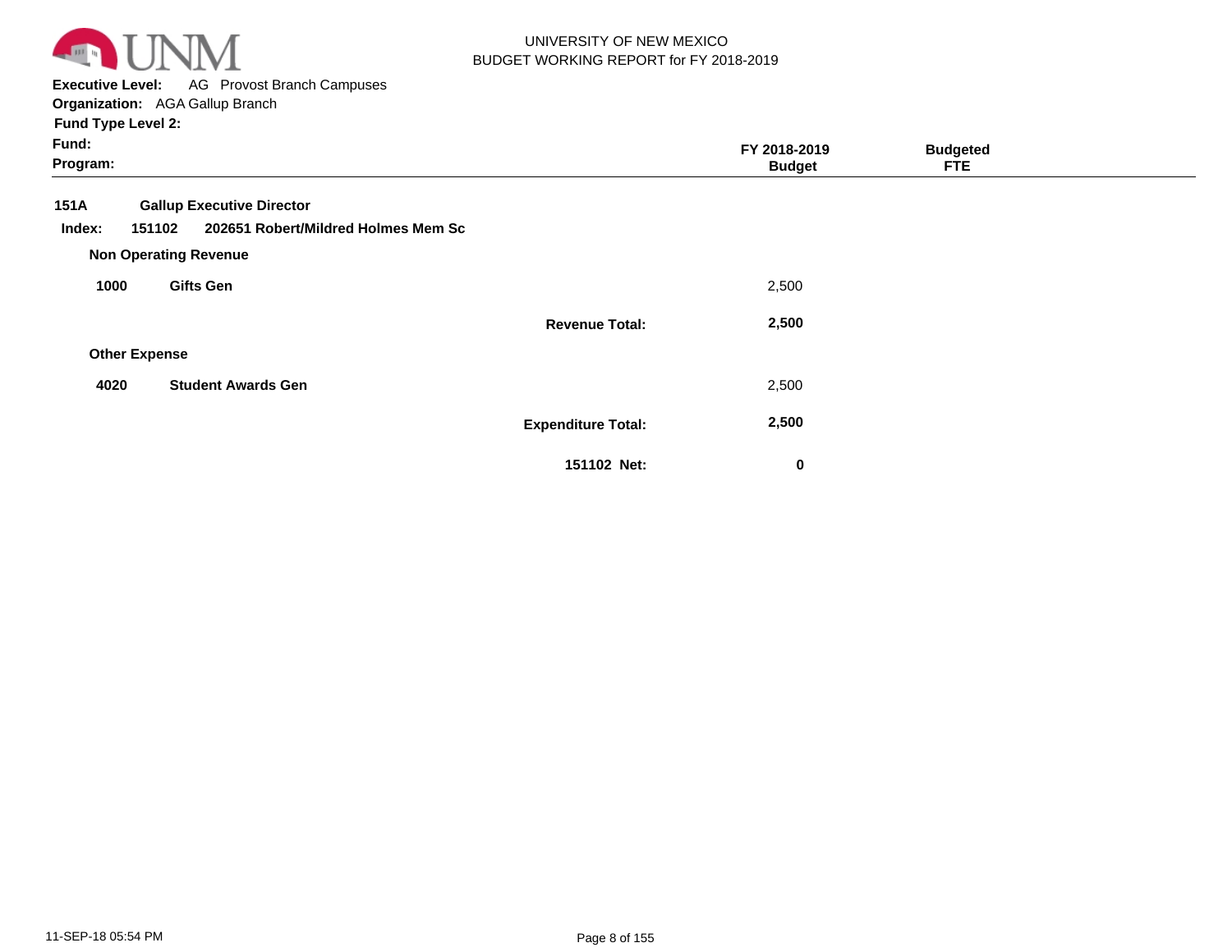UNIVERSITY OF NEW MEXICO
BUDGET WORKING REPORT for FY 2018-2019

**Executive Level:** AG Provost Branch Campuses
**Organization:** AGA Gallup Branch
**Fund Type Level 2:**
**Fund:**
**Program:**

| | | | FY 2018-2019 Budget | Budgeted FTE |
|---|---|---|---|---|
| **151A** | **Gallup Executive Director** | | | |
| **Index: 151102** | **202651 Robert/Mildred Holmes Mem Sc** | | | |
| **Non Operating Revenue** | | | | |
| **1000** | **Gifts Gen** | | 2,500 | |
| | | **Revenue Total:** | **2,500** | |
| **Other Expense** | | | | |
| **4020** | **Student Awards Gen** | | 2,500 | |
| | | **Expenditure Total:** | **2,500** | |
| | | **151102 Net:** | **0** | |

11-SEP-18 05:54 PM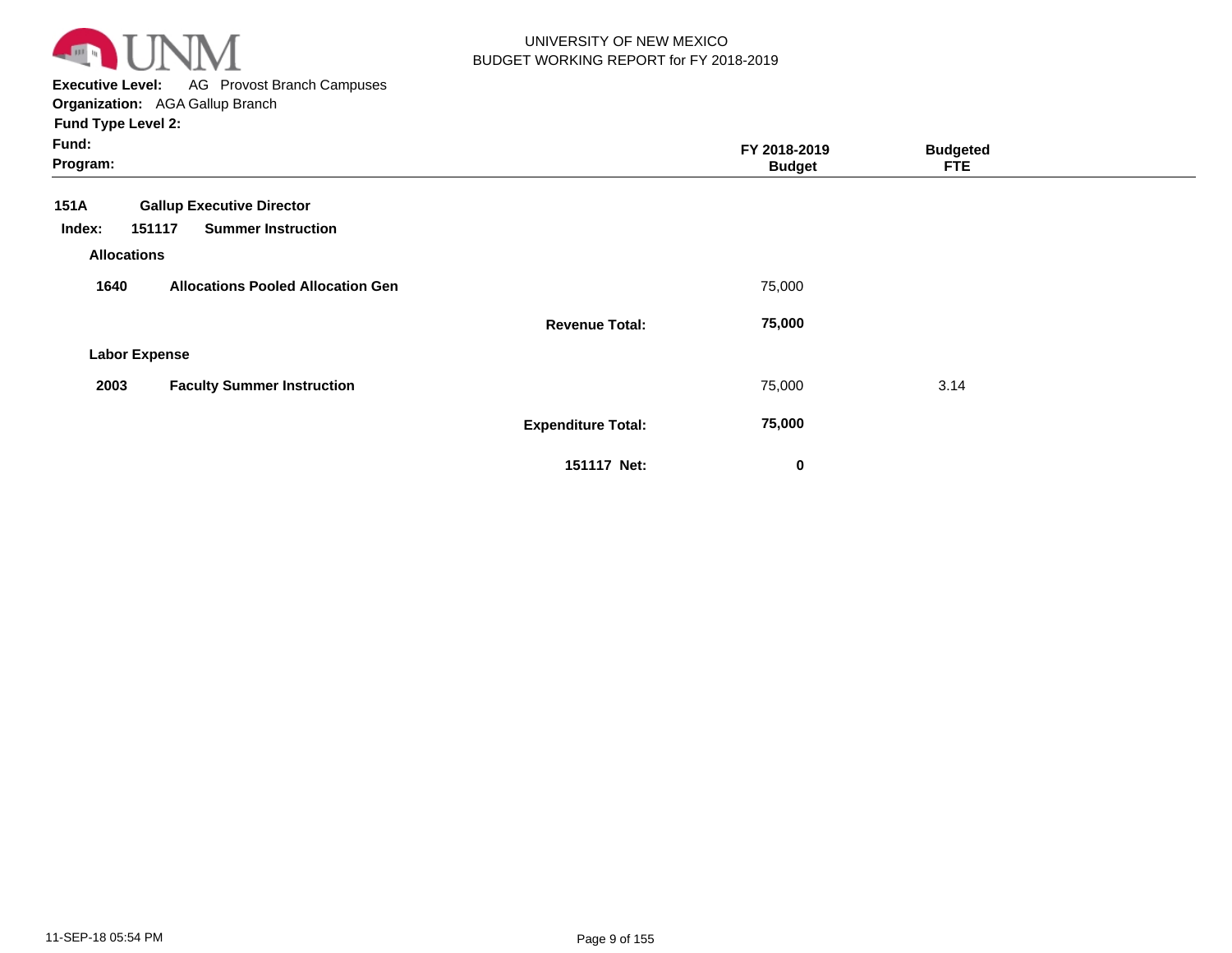UNIVERSITY OF NEW MEXICO
BUDGET WORKING REPORT for FY 2018-2019

**Executive Level:** AG Provost Branch Campuses
**Organization:** AGA Gallup Branch
**Fund Type Level 2:**
**Fund:**
**Program:**

| | | | FY 2018-2019 Budget | Budgeted FTE |
|---|---|---|---|---|
| **151A** | **Gallup Executive Director** | | | |
| **Index: 151117** | **Summer Instruction** | | | |
| **Allocations** | | | | |
| **1640** | **Allocations Pooled Allocation Gen** | | 75,000 | |
| | | **Revenue Total:** | **75,000** | |
| **Labor Expense** | | | | |
| **2003** | **Faculty Summer Instruction** | | 75,000 | 3.14 |
| | | **Expenditure Total:** | **75,000** | |
| | | **151117 Net:** | **0** | |

11-SEP-18 05:54 PM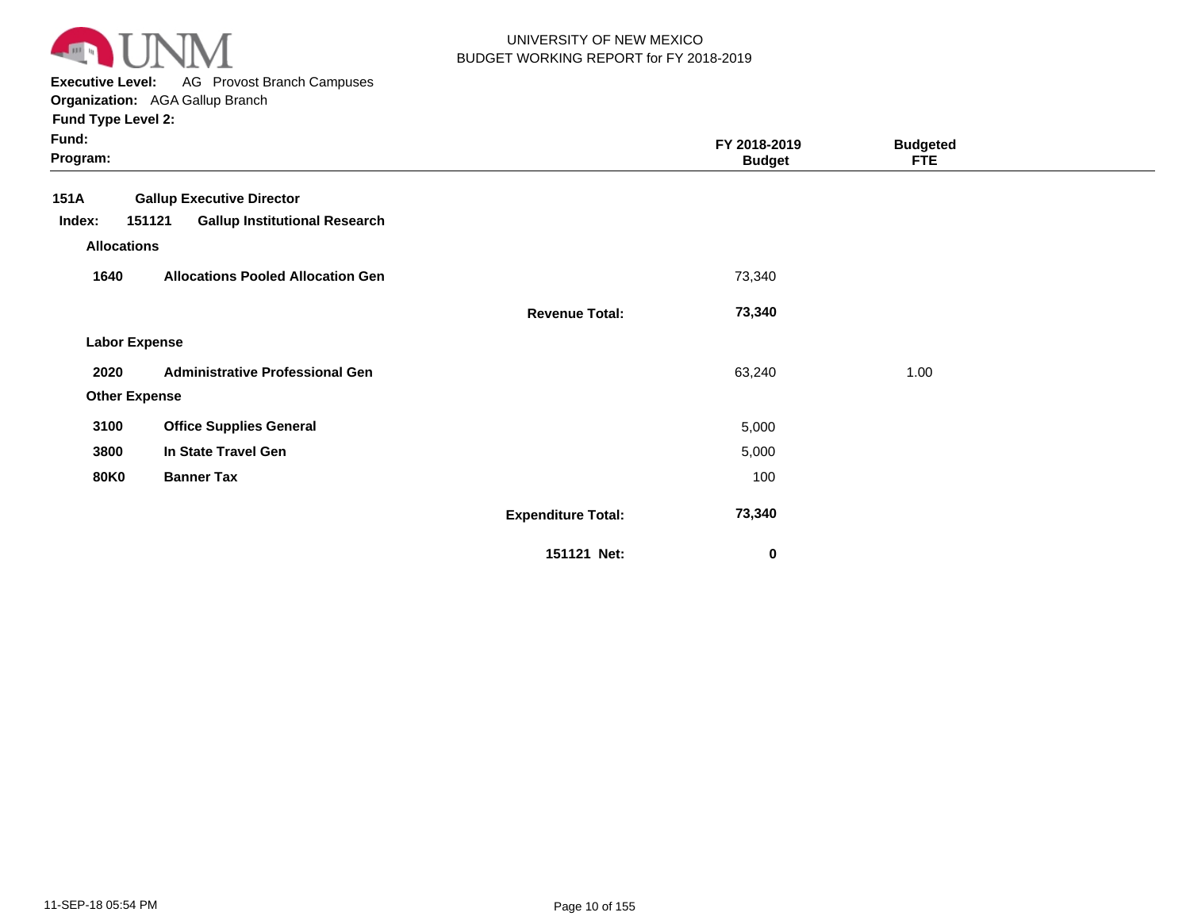UNIVERSITY OF NEW MEXICO
BUDGET WORKING REPORT for FY 2018-2019

**Executive Level:** AG Provost Branch Campuses
**Organization:** AGA Gallup Branch
**Fund Type Level 2:**
**Fund:**
**Program:**

| | | | FY 2018-2019 Budget | Budgeted FTE |
|---|---|---|---|---|
| **151A** | **Gallup Executive Director** | | | |
| **Index: 151121** | **Gallup Institutional Research** | | | |
| **Allocations** | | | | |
| **1640** | **Allocations Pooled Allocation Gen** | | 73,340 | |
| | | **Revenue Total:** | **73,340** | |
| **Labor Expense** | | | | |
| **2020** | **Administrative Professional Gen** | | 63,240 | 1.00 |
| **Other Expense** | | | | |
| **3100** | **Office Supplies General** | | 5,000 | |
| **3800** | **In State Travel Gen** | | 5,000 | |
| **80K0** | **Banner Tax** | | 100 | |
| | | **Expenditure Total:** | **73,340** | |
| | | **151121 Net:** | **0** | |

11-SEP-18 05:54 PM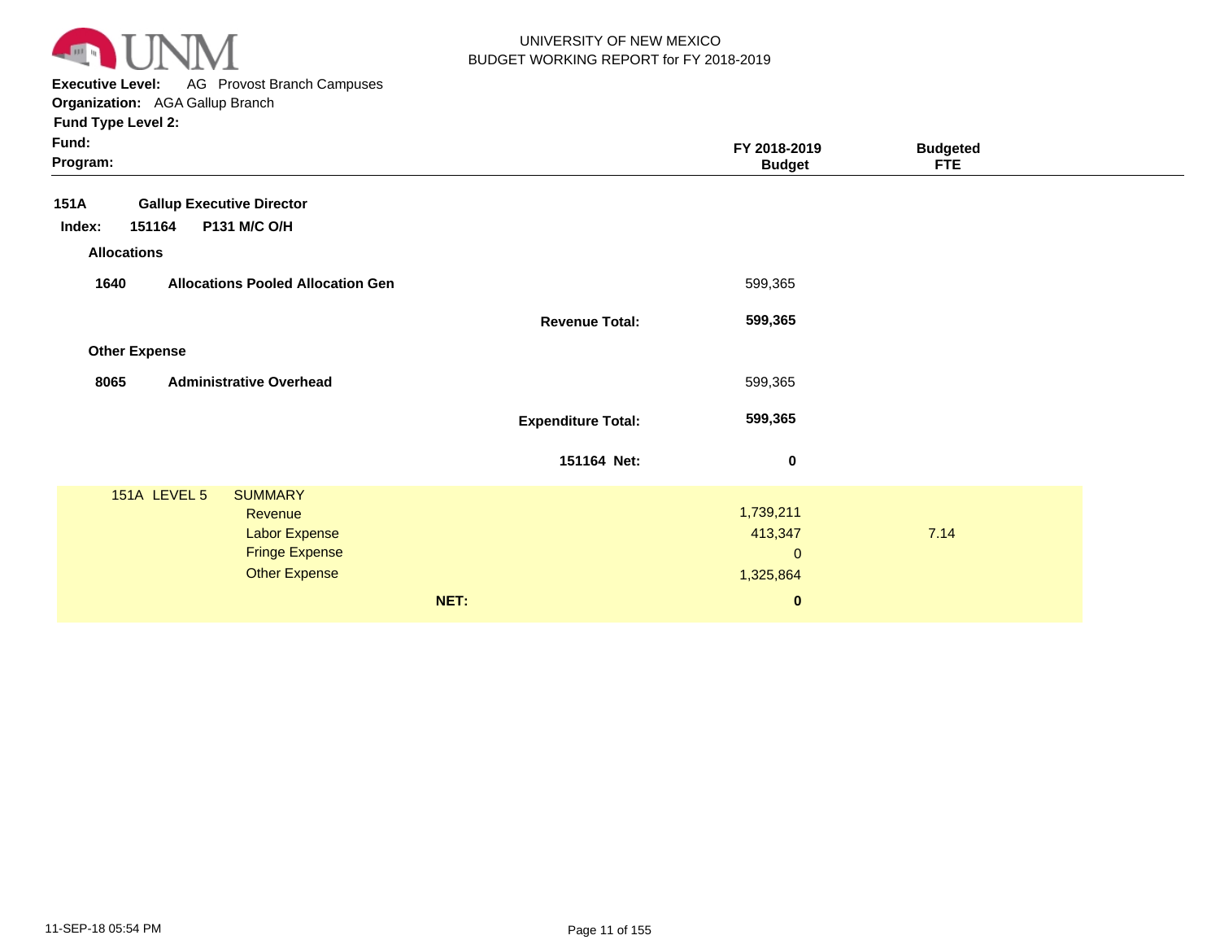UNIVERSITY OF NEW MEXICO
BUDGET WORKING REPORT for FY 2018-2019

**Executive Level:** AG Provost Branch Campuses
**Organization:** AGA Gallup Branch
**Fund Type Level 2:**
**Fund:**
**Program:**

| | | | FY 2018-2019 Budget | Budgeted FTE |
|---|---|---|---|---|
| **151A** | **Gallup Executive Director** | | | |
| **Index: 151164** | **P131 M/C O/H** | | | |
| **Allocations** | | | | |
| **1640** | **Allocations Pooled Allocation Gen** | | 599,365 | |
| | | **Revenue Total:** | **599,365** | |
| **Other Expense** | | | | |
| **8065** | **Administrative Overhead** | | 599,365 | |
| | | **Expenditure Total:** | **599,365** | |
| | | **151164 Net:** | **0** | |

| 151A LEVEL 5 | SUMMARY | FY 2018-2019 Budget | Budgeted FTE |
|---|---|---|---|
| | Revenue | 1,739,211 | |
| | Labor Expense | 413,347 | 7.14 |
| | Fringe Expense | 0 | |
| | Other Expense | 1,325,864 | |
| | **NET:** | **0** | |

11-SEP-18 05:54 PM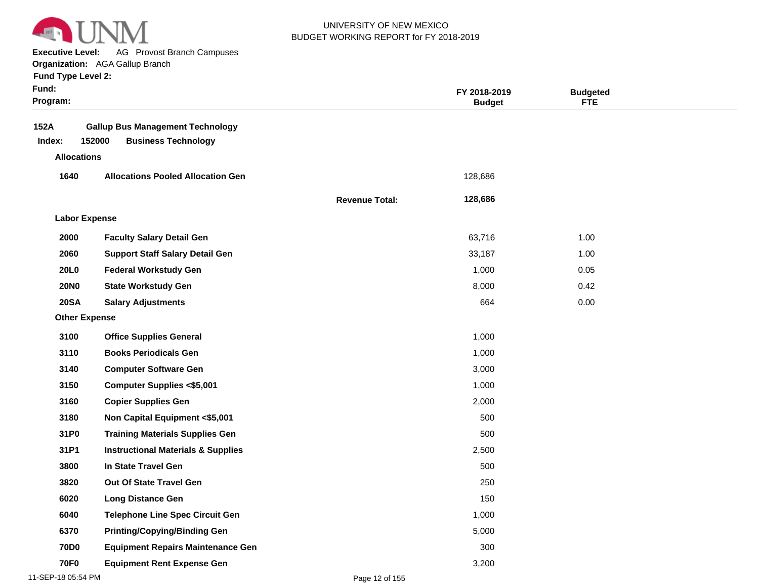UNIVERSITY OF NEW MEXICO
BUDGET WORKING REPORT for FY 2018-2019

**Executive Level:** AG Provost Branch Campuses
**Organization:** AGA Gallup Branch
**Fund Type Level 2:**
**Fund:**
**Program:**

| | | | FY 2018-2019 Budget | Budgeted FTE |
|---|---|---|---|---|
| **152A** | **Gallup Bus Management Technology** | | | |
| **Index: 152000** | **Business Technology** | | | |
| **Allocations** | | | | |
| **1640** | **Allocations Pooled Allocation Gen** | | 128,686 | |
| | | **Revenue Total:** | **128,686** | |
| **Labor Expense** | | | | |
| **2000** | **Faculty Salary Detail Gen** | | 63,716 | 1.00 |
| **2060** | **Support Staff Salary Detail Gen** | | 33,187 | 1.00 |
| **20L0** | **Federal Workstudy Gen** | | 1,000 | 0.05 |
| **20N0** | **State Workstudy Gen** | | 8,000 | 0.42 |
| **20SA** | **Salary Adjustments** | | 664 | 0.00 |
| **Other Expense** | | | | |
| **3100** | **Office Supplies General** | | 1,000 | |
| **3110** | **Books Periodicals Gen** | | 1,000 | |
| **3140** | **Computer Software Gen** | | 3,000 | |
| **3150** | **Computer Supplies <$5,001** | | 1,000 | |
| **3160** | **Copier Supplies Gen** | | 2,000 | |
| **3180** | **Non Capital Equipment <$5,001** | | 500 | |
| **31P0** | **Training Materials Supplies Gen** | | 500 | |
| **31P1** | **Instructional Materials & Supplies** | | 2,500 | |
| **3800** | **In State Travel Gen** | | 500 | |
| **3820** | **Out Of State Travel Gen** | | 250 | |
| **6020** | **Long Distance Gen** | | 150 | |
| **6040** | **Telephone Line Spec Circuit Gen** | | 1,000 | |
| **6370** | **Printing/Copying/Binding Gen** | | 5,000 | |
| **70D0** | **Equipment Repairs Maintenance Gen** | | 300 | |
| **70F0** | **Equipment Rent Expense Gen** | | 3,200 | |

11-SEP-18 05:54 PM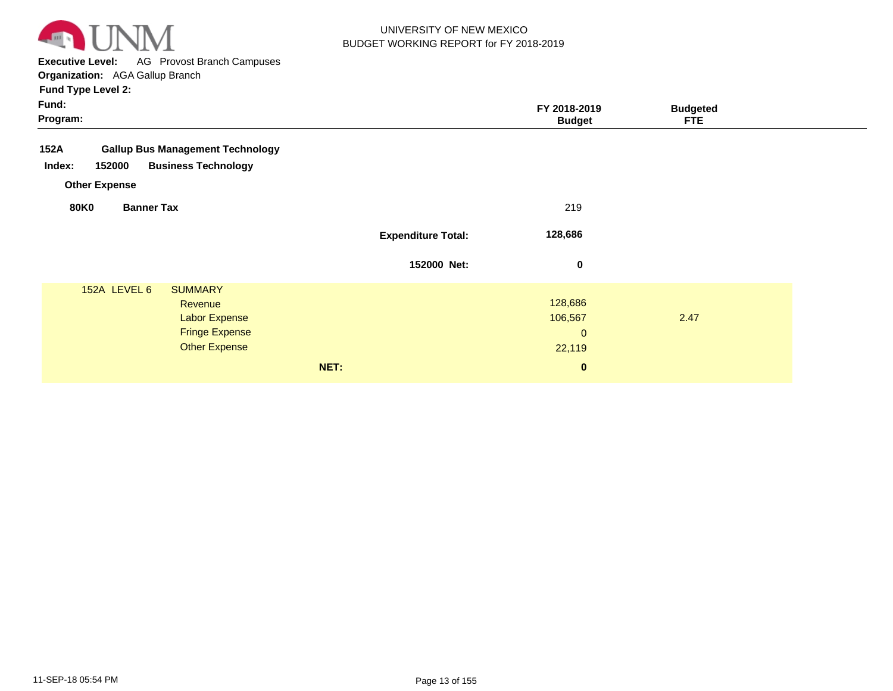UNIVERSITY OF NEW MEXICO
BUDGET WORKING REPORT for FY 2018-2019

**Executive Level:** AG Provost Branch Campuses
**Organization:** AGA Gallup Branch
**Fund Type Level 2:**
**Fund:**
**Program:**

| | | FY 2018-2019 Budget | Budgeted FTE |
|---|---|---|---|
| **152A** | **Gallup Bus Management Technology** | | |
| **Index: 152000** | **Business Technology** | | |
| **Other Expense** | | | |
| **80K0** | **Banner Tax** | 219 | |
| | **Expenditure Total:** | **128,686** | |
| | **152000 Net:** | **0** | |

| 152A LEVEL 6 | SUMMARY | FY 2018-2019 Budget | Budgeted FTE |
|---|---|---|---|
| | Revenue | 128,686 | |
| | Labor Expense | 106,567 | 2.47 |
| | Fringe Expense | 0 | |
| | Other Expense | 22,119 | |
| | **NET:** | **0** | |

11-SEP-18 05:54 PM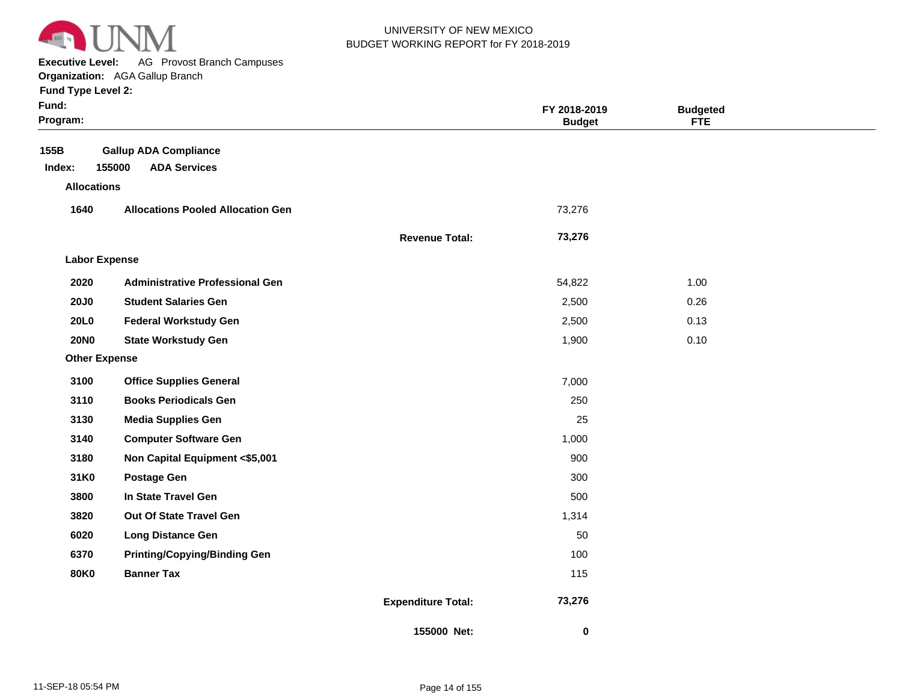UNIVERSITY OF NEW MEXICO
BUDGET WORKING REPORT for FY 2018-2019

**Executive Level:** AG Provost Branch Campuses
**Organization:** AGA Gallup Branch
**Fund Type Level 2:**
**Fund:**
**Program:**

| | | | FY 2018-2019 Budget | Budgeted FTE |
|---|---|---|---|---|
| **155B** | **Gallup ADA Compliance** | | | |
| **Index: 155000** | **ADA Services** | | | |
| **Allocations** | | | | |
| **1640** | **Allocations Pooled Allocation Gen** | | 73,276 | |
| | | **Revenue Total:** | **73,276** | |
| **Labor Expense** | | | | |
| **2020** | **Administrative Professional Gen** | | 54,822 | 1.00 |
| **20J0** | **Student Salaries Gen** | | 2,500 | 0.26 |
| **20L0** | **Federal Workstudy Gen** | | 2,500 | 0.13 |
| **20N0** | **State Workstudy Gen** | | 1,900 | 0.10 |
| **Other Expense** | | | | |
| **3100** | **Office Supplies General** | | 7,000 | |
| **3110** | **Books Periodicals Gen** | | 250 | |
| **3130** | **Media Supplies Gen** | | 25 | |
| **3140** | **Computer Software Gen** | | 1,000 | |
| **3180** | **Non Capital Equipment <$5,001** | | 900 | |
| **31K0** | **Postage Gen** | | 300 | |
| **3800** | **In State Travel Gen** | | 500 | |
| **3820** | **Out Of State Travel Gen** | | 1,314 | |
| **6020** | **Long Distance Gen** | | 50 | |
| **6370** | **Printing/Copying/Binding Gen** | | 100 | |
| **80K0** | **Banner Tax** | | 115 | |
| | | **Expenditure Total:** | **73,276** | |
| | | **155000 Net:** | **0** | |

11-SEP-18 05:54 PM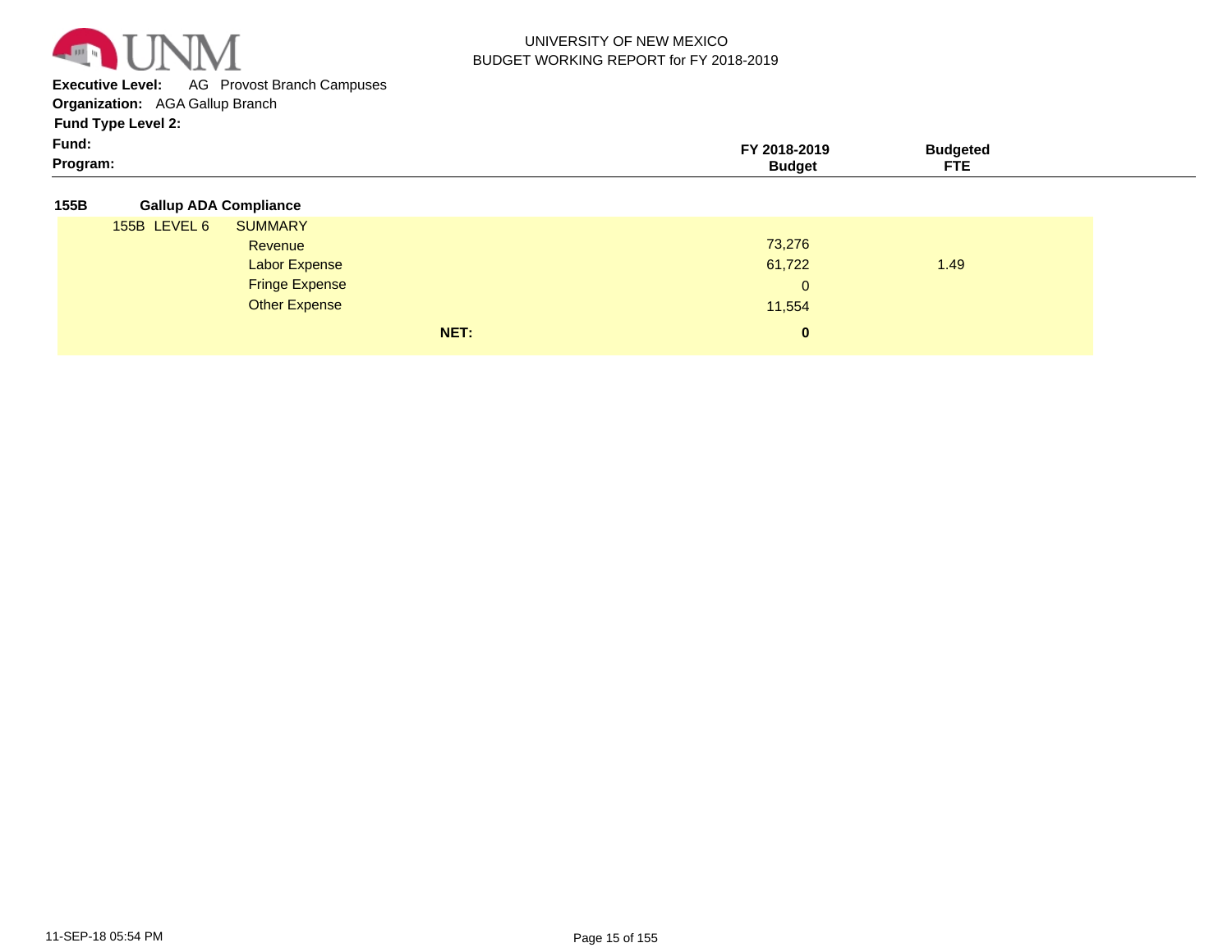UNIVERSITY OF NEW MEXICO
BUDGET WORKING REPORT for FY 2018-2019

**Executive Level:** AG Provost Branch Campuses
**Organization:** AGA Gallup Branch
**Fund Type Level 2:**
**Fund:**
**Program:**

| | | | FY 2018-2019 Budget | Budgeted FTE |
|---|---|---|---|---|
| **155B** | **Gallup ADA Compliance** | | | |
| 155B LEVEL 6 | SUMMARY | | | |
| | Revenue | | 73,276 | |
| | Labor Expense | | 61,722 | 1.49 |
| | Fringe Expense | | 0 | |
| | Other Expense | | 11,554 | |
| | | **NET:** | **0** | |

11-SEP-18 05:54 PM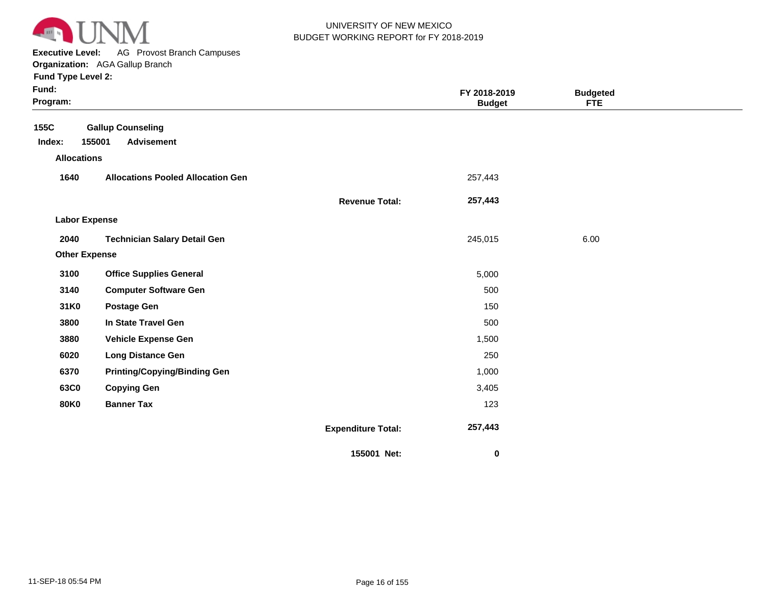UNIVERSITY OF NEW MEXICO
BUDGET WORKING REPORT for FY 2018-2019

**Executive Level:** AG Provost Branch Campuses
**Organization:** AGA Gallup Branch
**Fund Type Level 2:**
**Fund:**
**Program:**

| | | | FY 2018-2019 Budget | Budgeted FTE |
|---|---|---|---|---|
| **155C** | **Gallup Counseling** | | | |
| **Index: 155001** | **Advisement** | | | |
| **Allocations** | | | | |
| **1640** | **Allocations Pooled Allocation Gen** | | 257,443 | |
| | | **Revenue Total:** | **257,443** | |
| **Labor Expense** | | | | |
| **2040** | **Technician Salary Detail Gen** | | 245,015 | 6.00 |
| **Other Expense** | | | | |
| **3100** | **Office Supplies General** | | 5,000 | |
| **3140** | **Computer Software Gen** | | 500 | |
| **31K0** | **Postage Gen** | | 150 | |
| **3800** | **In State Travel Gen** | | 500 | |
| **3880** | **Vehicle Expense Gen** | | 1,500 | |
| **6020** | **Long Distance Gen** | | 250 | |
| **6370** | **Printing/Copying/Binding Gen** | | 1,000 | |
| **63C0** | **Copying Gen** | | 3,405 | |
| **80K0** | **Banner Tax** | | 123 | |
| | | **Expenditure Total:** | **257,443** | |
| | | **155001 Net:** | **0** | |

11-SEP-18 05:54 PM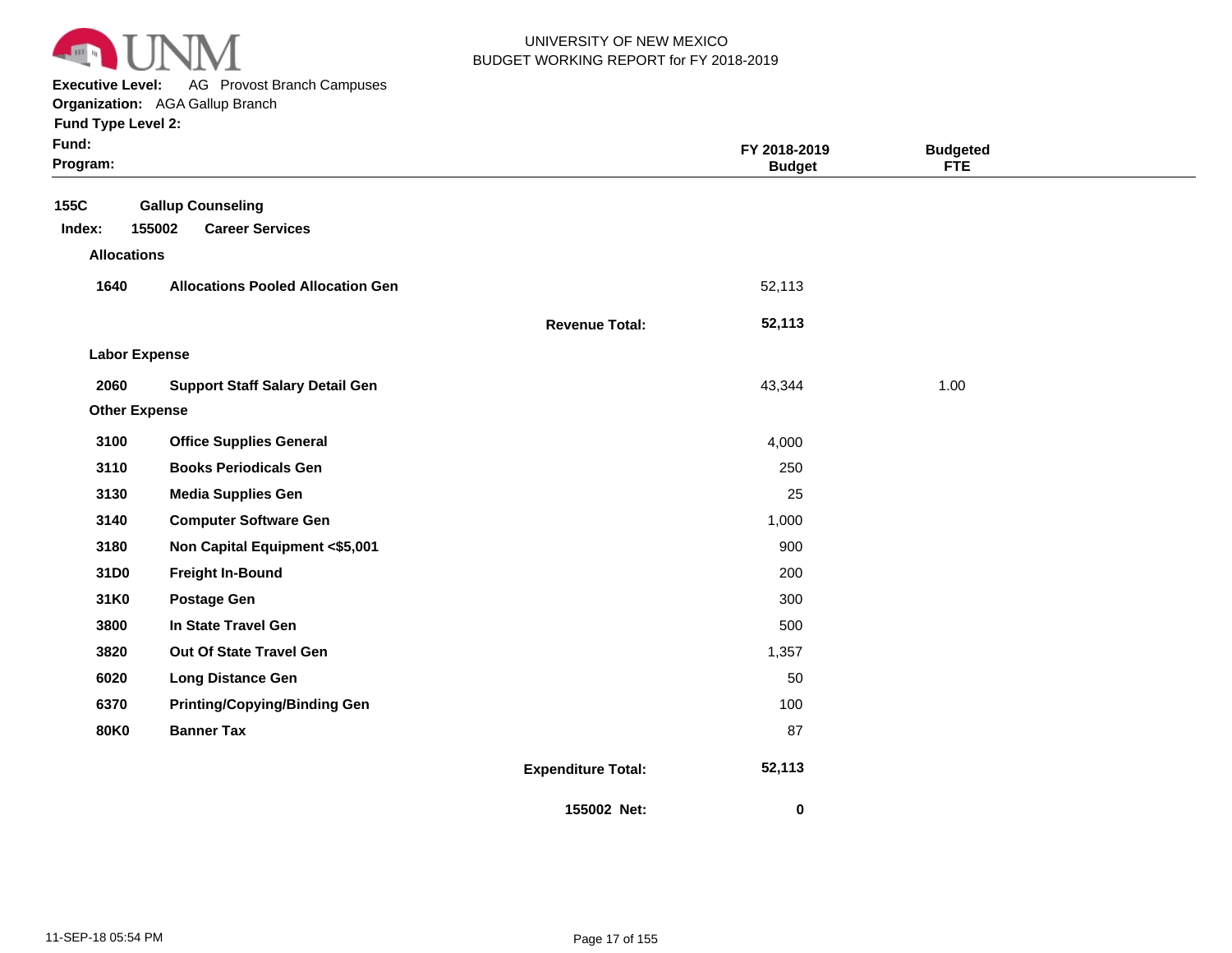UNIVERSITY OF NEW MEXICO
BUDGET WORKING REPORT for FY 2018-2019

**Executive Level:** AG Provost Branch Campuses
**Organization:** AGA Gallup Branch
**Fund Type Level 2:**
**Fund:**
**Program:**

| | | | FY 2018-2019 Budget | Budgeted FTE |
|---|---|---|---|---|
| **155C** | **Gallup Counseling** | | | |
| **Index: 155002** | **Career Services** | | | |
| **Allocations** | | | | |
| **1640** | **Allocations Pooled Allocation Gen** | | 52,113 | |
| | | **Revenue Total:** | **52,113** | |
| **Labor Expense** | | | | |
| **2060** | **Support Staff Salary Detail Gen** | | 43,344 | 1.00 |
| **Other Expense** | | | | |
| **3100** | **Office Supplies General** | | 4,000 | |
| **3110** | **Books Periodicals Gen** | | 250 | |
| **3130** | **Media Supplies Gen** | | 25 | |
| **3140** | **Computer Software Gen** | | 1,000 | |
| **3180** | **Non Capital Equipment <$5,001** | | 900 | |
| **31D0** | **Freight In-Bound** | | 200 | |
| **31K0** | **Postage Gen** | | 300 | |
| **3800** | **In State Travel Gen** | | 500 | |
| **3820** | **Out Of State Travel Gen** | | 1,357 | |
| **6020** | **Long Distance Gen** | | 50 | |
| **6370** | **Printing/Copying/Binding Gen** | | 100 | |
| **80K0** | **Banner Tax** | | 87 | |
| | | **Expenditure Total:** | **52,113** | |
| | | **155002 Net:** | **0** | |

11-SEP-18 05:54 PM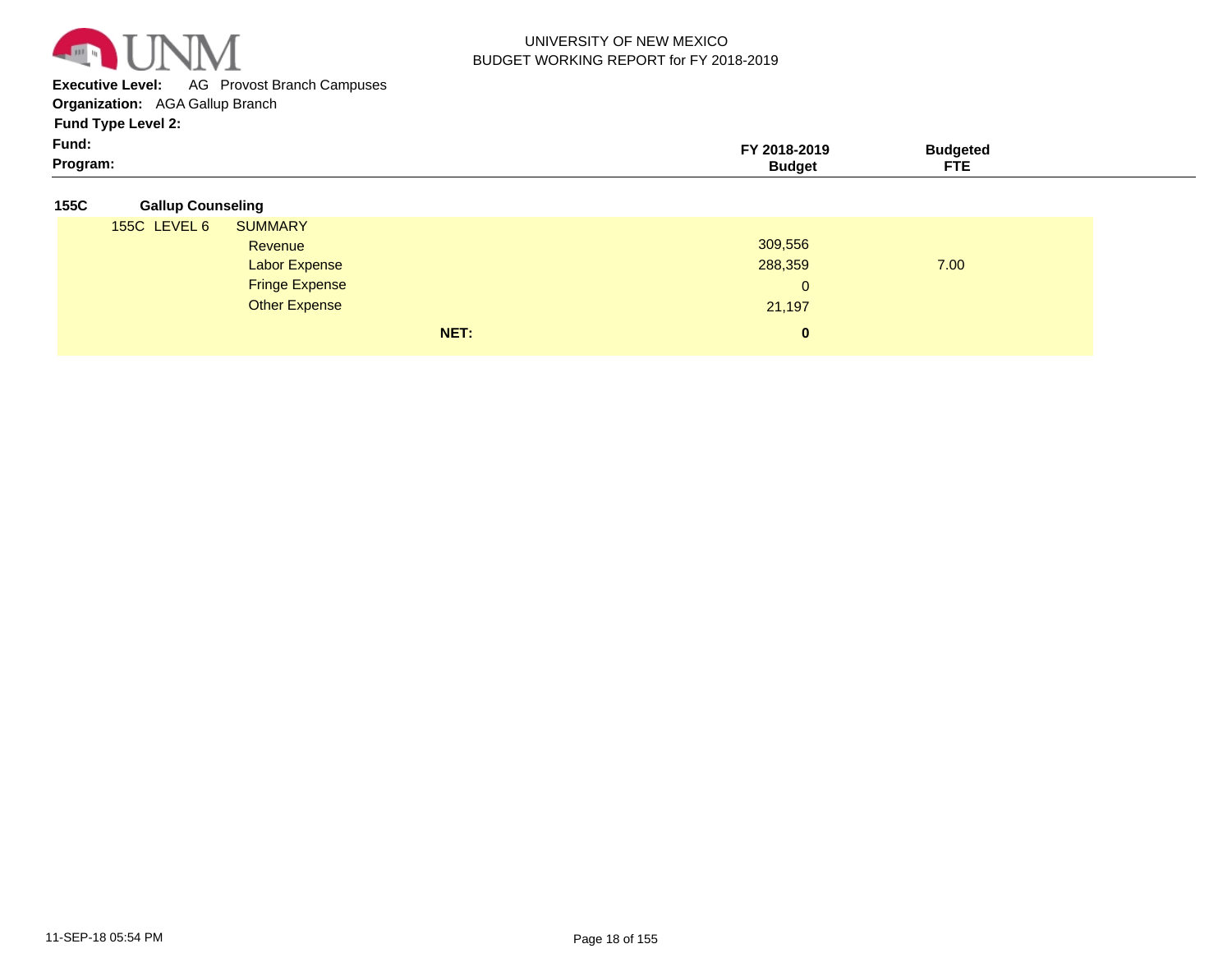UNIVERSITY OF NEW MEXICO
BUDGET WORKING REPORT for FY 2018-2019

**Executive Level:** AG Provost Branch Campuses
**Organization:** AGA Gallup Branch
**Fund Type Level 2:**
**Fund:**
**Program:**

| | | FY 2018-2019 Budget | Budgeted FTE |
|---|---|---|---|
| **155C** | **Gallup Counseling** | | |
| 155C LEVEL 6 | SUMMARY | | |
| | Revenue | 309,556 | |
| | Labor Expense | 288,359 | 7.00 |
| | Fringe Expense | 0 | |
| | Other Expense | 21,197 | |
| | **NET:** | **0** | |

11-SEP-18 05:54 PM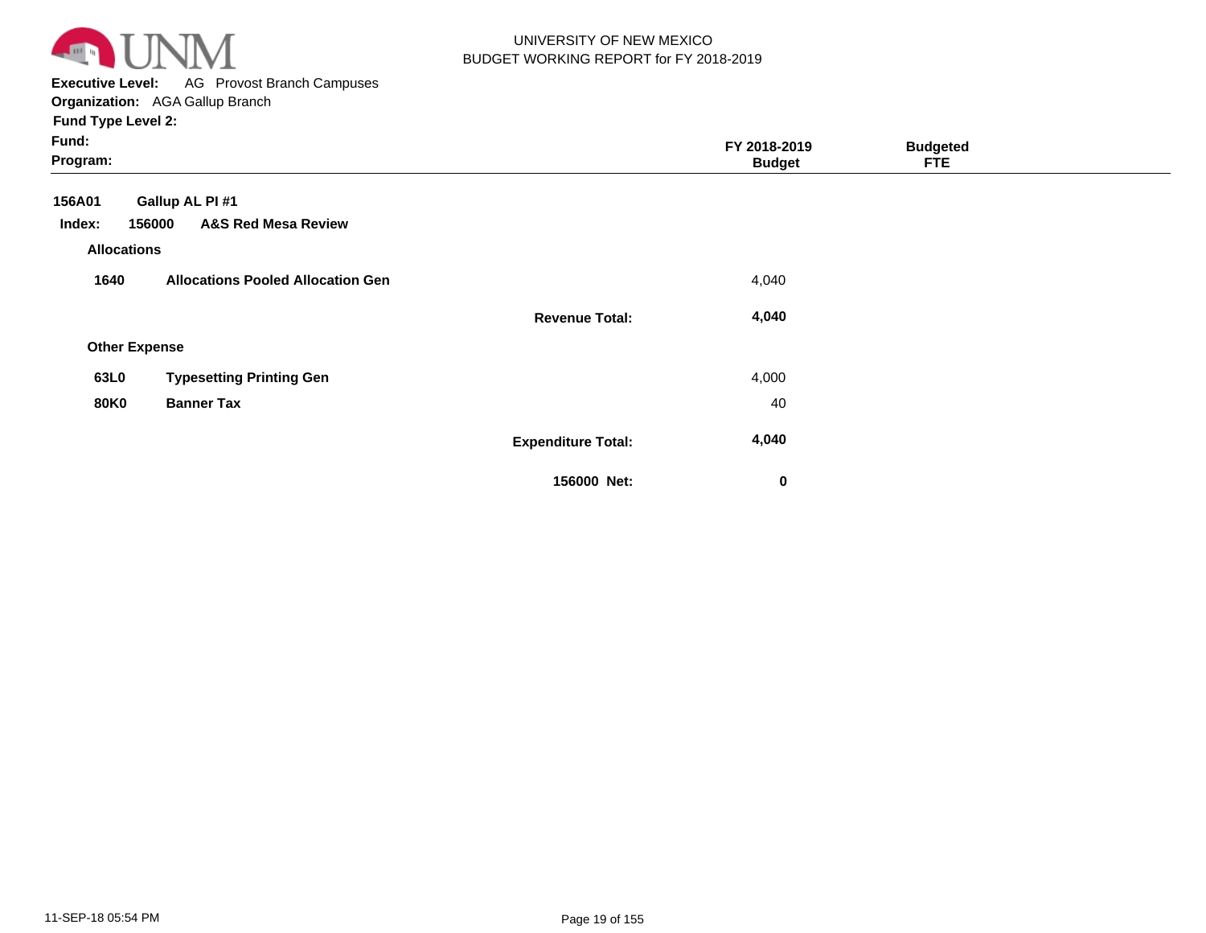UNIVERSITY OF NEW MEXICO
BUDGET WORKING REPORT for FY 2018-2019

**Executive Level:** AG Provost Branch Campuses
**Organization:** AGA Gallup Branch
**Fund Type Level 2:**
**Fund:**
**Program:**

| | | | FY 2018-2019 Budget | Budgeted FTE |
|---|---|---|---|---|
| **156A01** | **Gallup AL PI #1** | | | |
| **Index: 156000** | **A&S Red Mesa Review** | | | |
| **Allocations** | | | | |
| **1640** | **Allocations Pooled Allocation Gen** | | 4,040 | |
| | | **Revenue Total:** | **4,040** | |
| **Other Expense** | | | | |
| **63L0** | **Typesetting Printing Gen** | | 4,000 | |
| **80K0** | **Banner Tax** | | 40 | |
| | | **Expenditure Total:** | **4,040** | |
| | | **156000 Net:** | **0** | |

11-SEP-18 05:54 PM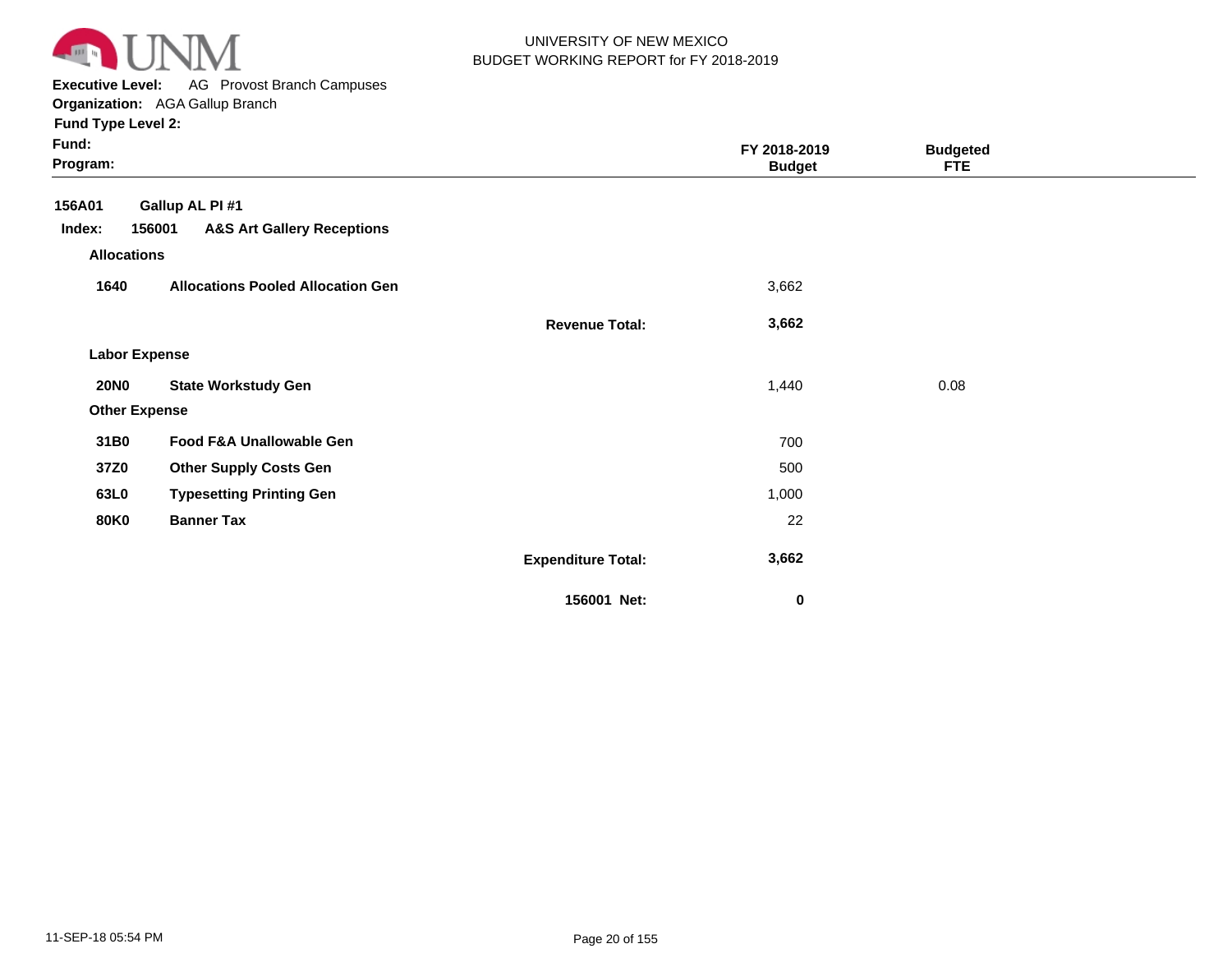UNIVERSITY OF NEW MEXICO
BUDGET WORKING REPORT for FY 2018-2019

**Executive Level:** AG Provost Branch Campuses
**Organization:** AGA Gallup Branch
**Fund Type Level 2:**
**Fund:**
**Program:**

| | | | FY 2018-2019 Budget | Budgeted FTE |
|---|---|---|---|---|
| **156A01** | **Gallup AL PI #1** | | | |
| **Index: 156001** | **A&S Art Gallery Receptions** | | | |
| **Allocations** | | | | |
| **1640** | **Allocations Pooled Allocation Gen** | | 3,662 | |
| | | **Revenue Total:** | **3,662** | |
| **Labor Expense** | | | | |
| **20N0** | **State Workstudy Gen** | | 1,440 | 0.08 |
| **Other Expense** | | | | |
| **31B0** | **Food F&A Unallowable Gen** | | 700 | |
| **37Z0** | **Other Supply Costs Gen** | | 500 | |
| **63L0** | **Typesetting Printing Gen** | | 1,000 | |
| **80K0** | **Banner Tax** | | 22 | |
| | | **Expenditure Total:** | **3,662** | |
| | | **156001 Net:** | **0** | |

11-SEP-18 05:54 PM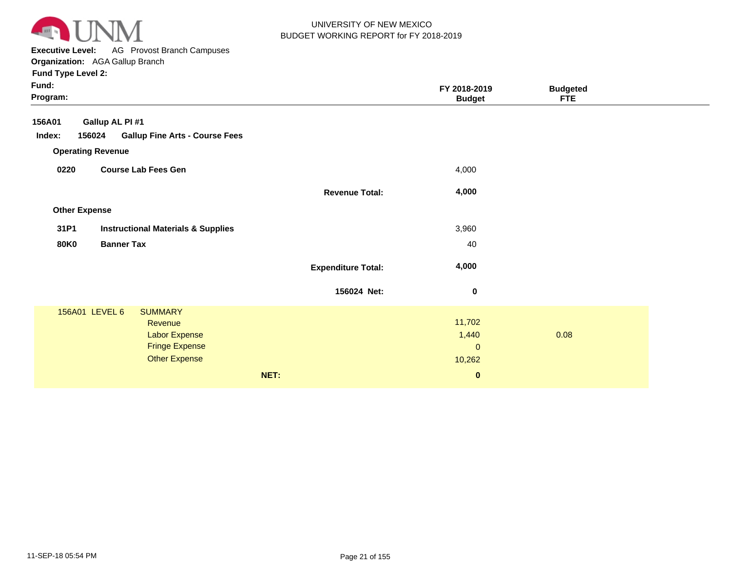UNIVERSITY OF NEW MEXICO
BUDGET WORKING REPORT for FY 2018-2019

**Executive Level:** AG Provost Branch Campuses
**Organization:** AGA Gallup Branch
**Fund Type Level 2:**
**Fund:**
**Program:**

| | | | FY 2018-2019 Budget | Budgeted FTE |
|---|---|---|---|---|
| **156A01** | **Gallup AL PI #1** | | | |
| **Index: 156024** | **Gallup Fine Arts - Course Fees** | | | |
| **Operating Revenue** | | | | |
| **0220** | **Course Lab Fees Gen** | | 4,000 | |
| | | **Revenue Total:** | **4,000** | |
| **Other Expense** | | | | |
| **31P1** | **Instructional Materials & Supplies** | | 3,960 | |
| **80K0** | **Banner Tax** | | 40 | |
| | | **Expenditure Total:** | **4,000** | |
| | | **156024 Net:** | **0** | |
| 156A01 LEVEL 6 | SUMMARY | | | |
| | Revenue | | 11,702 | |
| | Labor Expense | | 1,440 | 0.08 |
| | Fringe Expense | | 0 | |
| | Other Expense | | 10,262 | |
| | | **NET:** | **0** | |

11-SEP-18 05:54 PM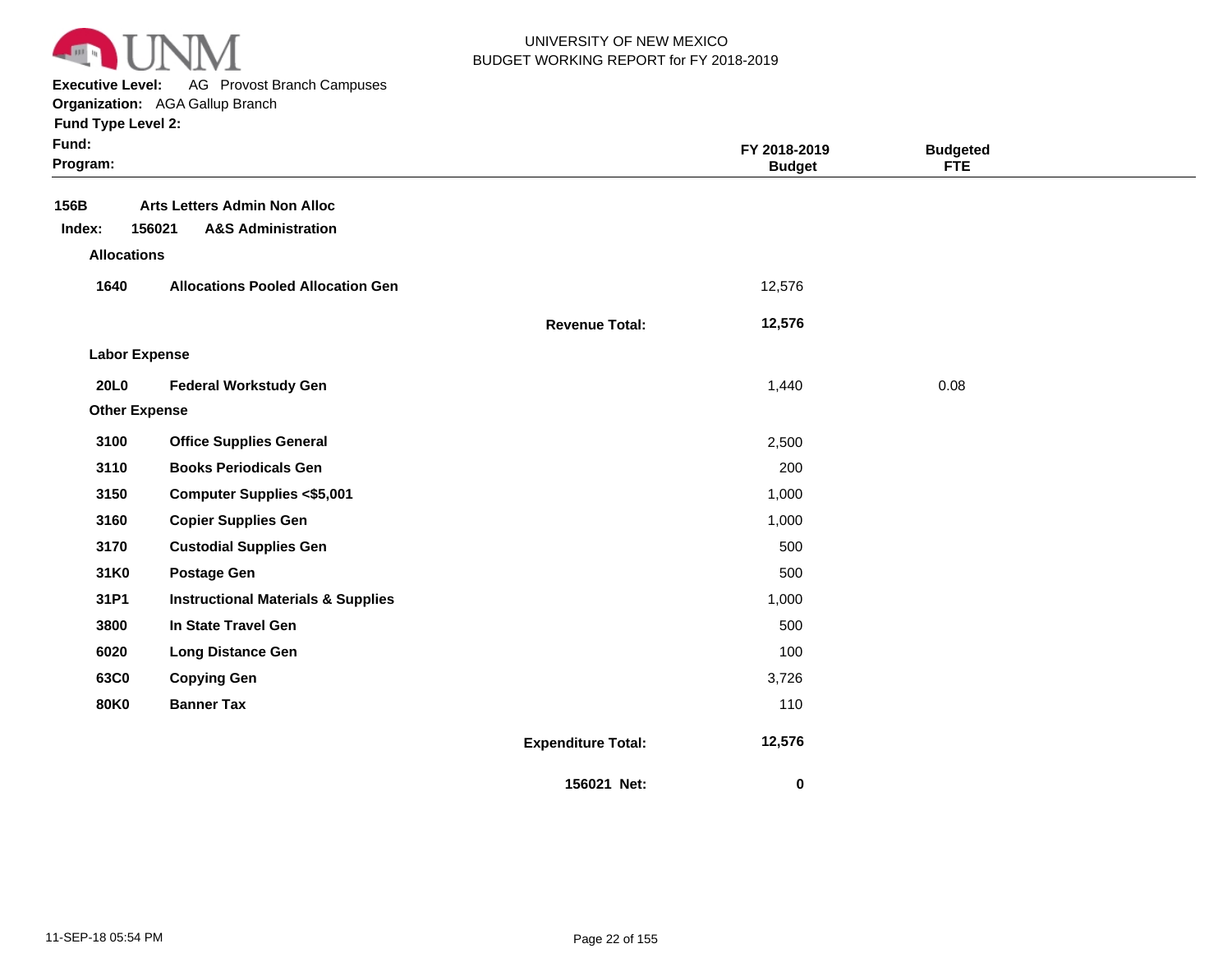UNIVERSITY OF NEW MEXICO
BUDGET WORKING REPORT for FY 2018-2019

**Executive Level:** AG Provost Branch Campuses
**Organization:** AGA Gallup Branch
**Fund Type Level 2:**
**Fund:**
**Program:**

| | | | FY 2018-2019 Budget | Budgeted FTE |
|---|---|---|---|---|
| **156B** | **Arts Letters Admin Non Alloc** | | | |
| **Index: 156021** | **A&S Administration** | | | |
| **Allocations** | | | | |
| **1640** | **Allocations Pooled Allocation Gen** | | 12,576 | |
| | | **Revenue Total:** | **12,576** | |
| **Labor Expense** | | | | |
| **20L0** | **Federal Workstudy Gen** | | 1,440 | 0.08 |
| **Other Expense** | | | | |
| **3100** | **Office Supplies General** | | 2,500 | |
| **3110** | **Books Periodicals Gen** | | 200 | |
| **3150** | **Computer Supplies <$5,001** | | 1,000 | |
| **3160** | **Copier Supplies Gen** | | 1,000 | |
| **3170** | **Custodial Supplies Gen** | | 500 | |
| **31K0** | **Postage Gen** | | 500 | |
| **31P1** | **Instructional Materials & Supplies** | | 1,000 | |
| **3800** | **In State Travel Gen** | | 500 | |
| **6020** | **Long Distance Gen** | | 100 | |
| **63C0** | **Copying Gen** | | 3,726 | |
| **80K0** | **Banner Tax** | | 110 | |
| | | **Expenditure Total:** | **12,576** | |
| | | **156021 Net:** | **0** | |

11-SEP-18 05:54 PM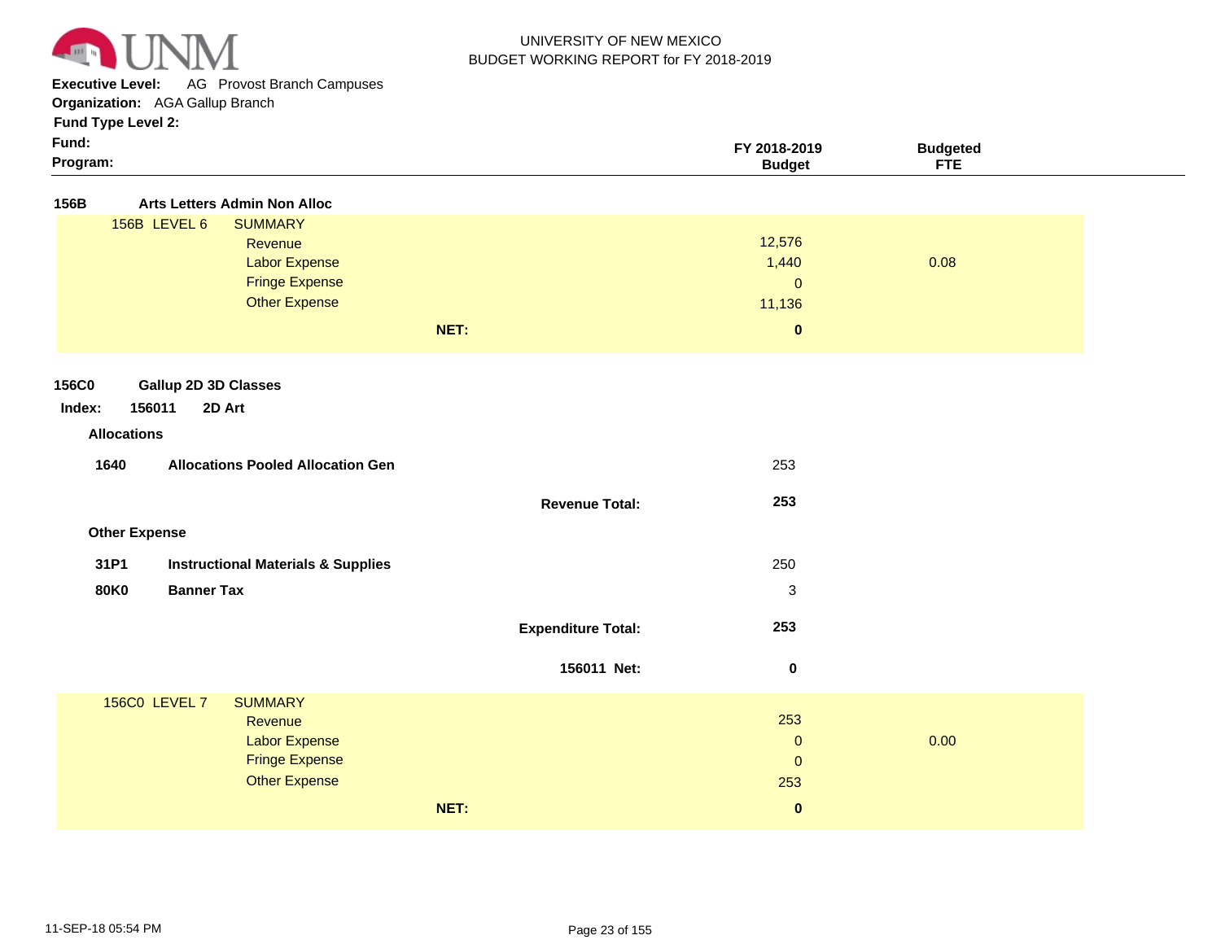UNIVERSITY OF NEW MEXICO
BUDGET WORKING REPORT for FY 2018-2019

**Executive Level:** AG Provost Branch Campuses
**Organization:** AGA Gallup Branch
**Fund Type Level 2:**
**Fund:**
**Program:**

| | FY 2018-2019 Budget | Budgeted FTE |
|---|---|---|

**156B Arts Letters Admin Non Alloc**

| 156B LEVEL 6 SUMMARY | FY 2018-2019 Budget | Budgeted FTE |
|---|---|---|
| Revenue | 12,576 | |
| Labor Expense | 1,440 | 0.08 |
| Fringe Expense | 0 | |
| Other Expense | 11,136 | |
| **NET:** | **0** | |

**156C0 Gallup 2D 3D Classes**

**Index: 156011 2D Art**

**Allocations**

| | | FY 2018-2019 Budget |
|---|---|---|
| **1640** | **Allocations Pooled Allocation Gen** | 253 |
| | **Revenue Total:** | **253** |

**Other Expense**

| | | FY 2018-2019 Budget |
|---|---|---|
| **31P1** | **Instructional Materials & Supplies** | 250 |
| **80K0** | **Banner Tax** | 3 |
| | **Expenditure Total:** | **253** |
| | **156011 Net:** | **0** |

| 156C0 LEVEL 7 SUMMARY | FY 2018-2019 Budget | Budgeted FTE |
|---|---|---|
| Revenue | 253 | |
| Labor Expense | 0 | 0.00 |
| Fringe Expense | 0 | |
| Other Expense | 253 | |
| **NET:** | **0** | |

11-SEP-18 05:54 PM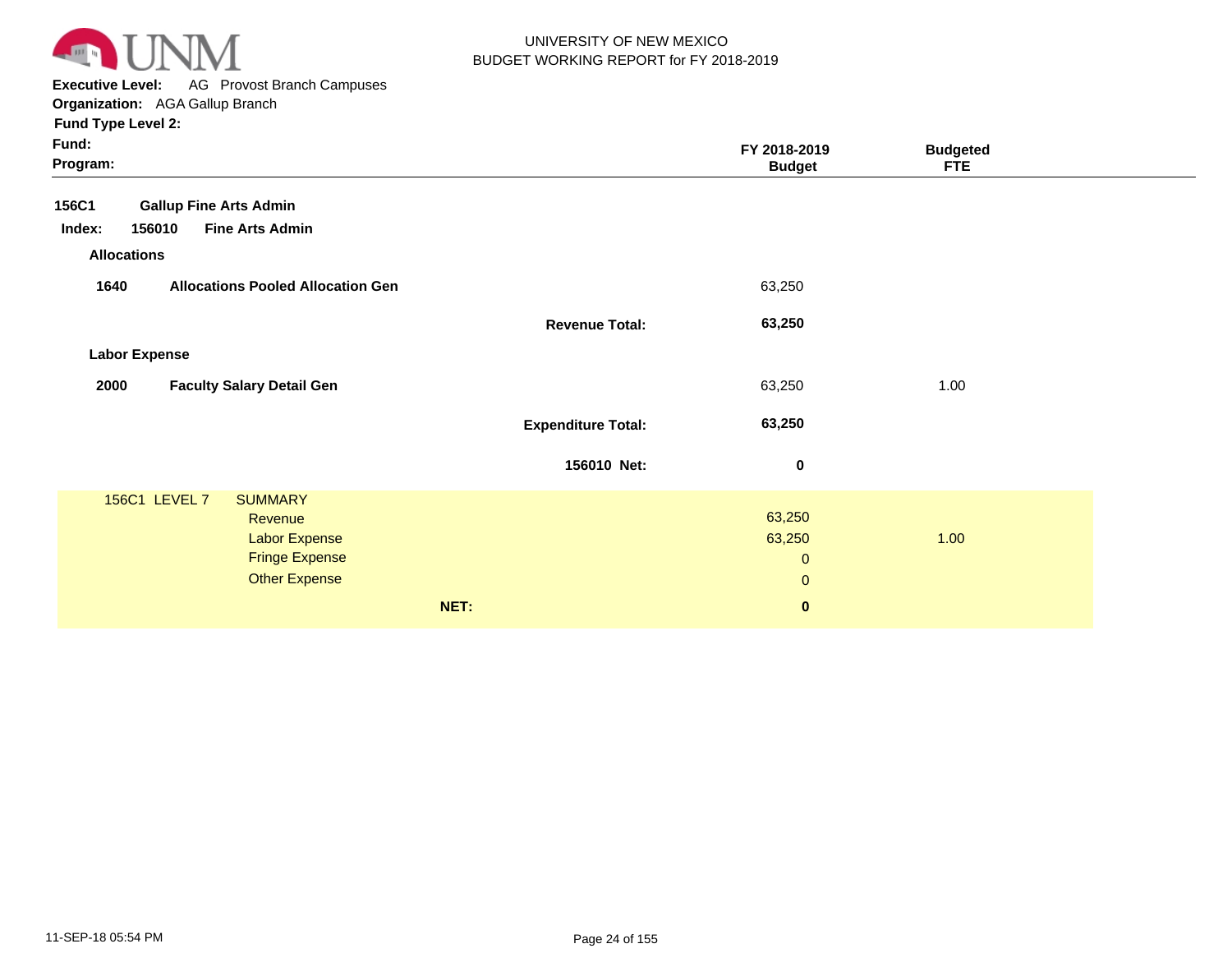UNIVERSITY OF NEW MEXICO
BUDGET WORKING REPORT for FY 2018-2019

**Executive Level:** AG Provost Branch Campuses
**Organization:** AGA Gallup Branch
**Fund Type Level 2:**
**Fund:**
**Program:**

| | | FY 2018-2019 Budget | Budgeted FTE |
|---|---|---|---|
| **156C1** | **Gallup Fine Arts Admin** | | |
| **Index: 156010** | **Fine Arts Admin** | | |
| **Allocations** | | | |
| **1640** | **Allocations Pooled Allocation Gen** | 63,250 | |
| | **Revenue Total:** | **63,250** | |
| **Labor Expense** | | | |
| **2000** | **Faculty Salary Detail Gen** | 63,250 | 1.00 |
| | **Expenditure Total:** | **63,250** | |
| | **156010 Net:** | **0** | |

| 156C1 LEVEL 7 | SUMMARY | | |
|---|---|---|---|
| | Revenue | 63,250 | |
| | Labor Expense | 63,250 | 1.00 |
| | Fringe Expense | 0 | |
| | Other Expense | 0 | |
| | **NET:** | **0** | |

11-SEP-18 05:54 PM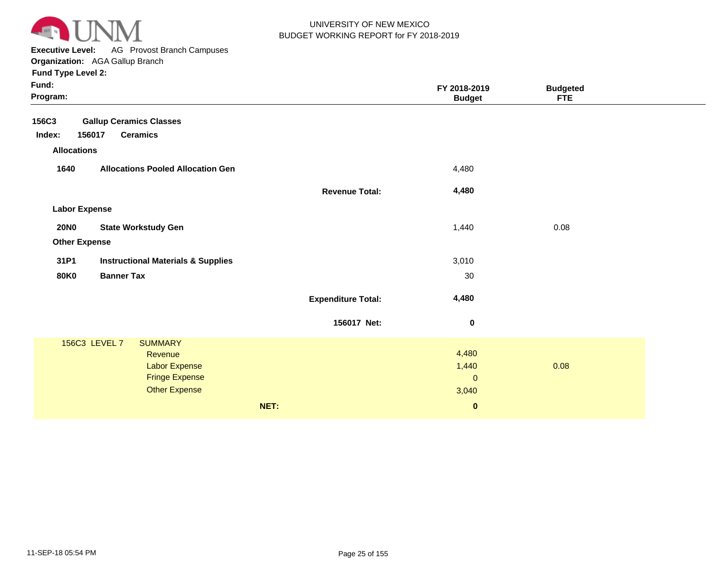UNIVERSITY OF NEW MEXICO
BUDGET WORKING REPORT for FY 2018-2019

**Executive Level:** AG Provost Branch Campuses
**Organization:** AGA Gallup Branch
**Fund Type Level 2:**
**Fund:**
**Program:**

| | | FY 2018-2019 Budget | Budgeted FTE |
|---|---|---|---|
| **156C3** | **Gallup Ceramics Classes** | | |
| **Index: 156017** | **Ceramics** | | |
| **Allocations** | | | |
| **1640** | **Allocations Pooled Allocation Gen** | 4,480 | |
| | **Revenue Total:** | **4,480** | |
| **Labor Expense** | | | |
| **20N0** | **State Workstudy Gen** | 1,440 | 0.08 |
| **Other Expense** | | | |
| **31P1** | **Instructional Materials & Supplies** | 3,010 | |
| **80K0** | **Banner Tax** | 30 | |
| | **Expenditure Total:** | **4,480** | |
| | **156017 Net:** | **0** | |

| 156C3 LEVEL 7 | SUMMARY | | |
|---|---|---|---|
| | Revenue | 4,480 | |
| | Labor Expense | 1,440 | 0.08 |
| | Fringe Expense | 0 | |
| | Other Expense | 3,040 | |
| | **NET:** | **0** | |

11-SEP-18 05:54 PM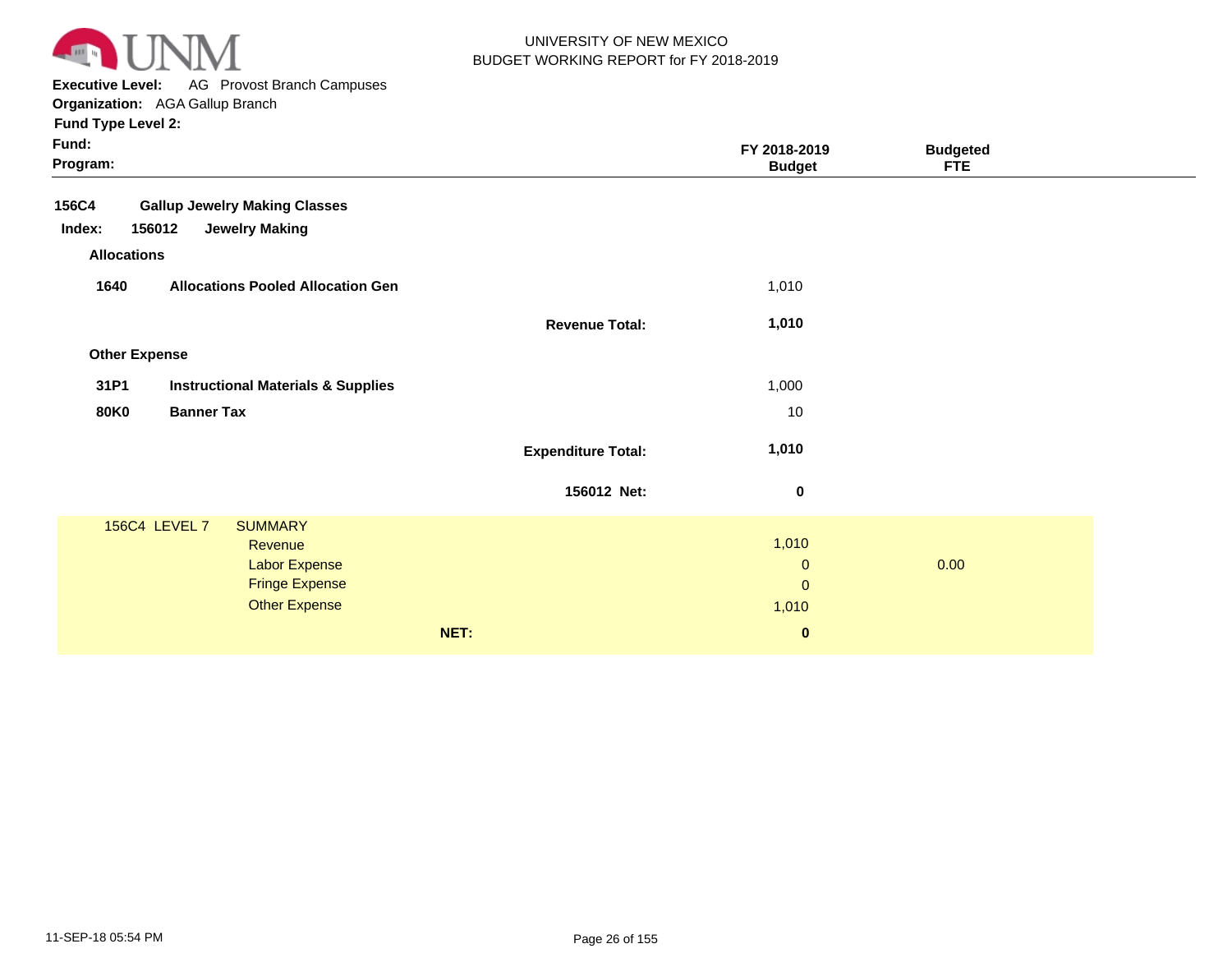UNIVERSITY OF NEW MEXICO
BUDGET WORKING REPORT for FY 2018-2019

**Executive Level:** AG Provost Branch Campuses
**Organization:** AGA Gallup Branch
**Fund Type Level 2:**
**Fund:**
**Program:**

| | | | FY 2018-2019 Budget | Budgeted FTE |
|---|---|---|---|---|
| **156C4** | **Gallup Jewelry Making Classes** | | | |
| **Index: 156012** | **Jewelry Making** | | | |
| **Allocations** | | | | |
| **1640** | **Allocations Pooled Allocation Gen** | | 1,010 | |
| | | **Revenue Total:** | **1,010** | |
| **Other Expense** | | | | |
| **31P1** | **Instructional Materials & Supplies** | | 1,000 | |
| **80K0** | **Banner Tax** | | 10 | |
| | | **Expenditure Total:** | **1,010** | |
| | | **156012 Net:** | **0** | |

| 156C4 LEVEL 7 SUMMARY | | FY 2018-2019 Budget | Budgeted FTE |
|---|---|---|---|
| | Revenue | 1,010 | |
| | Labor Expense | 0 | 0.00 |
| | Fringe Expense | 0 | |
| | Other Expense | 1,010 | |
| | **NET:** | **0** | |

11-SEP-18 05:54 PM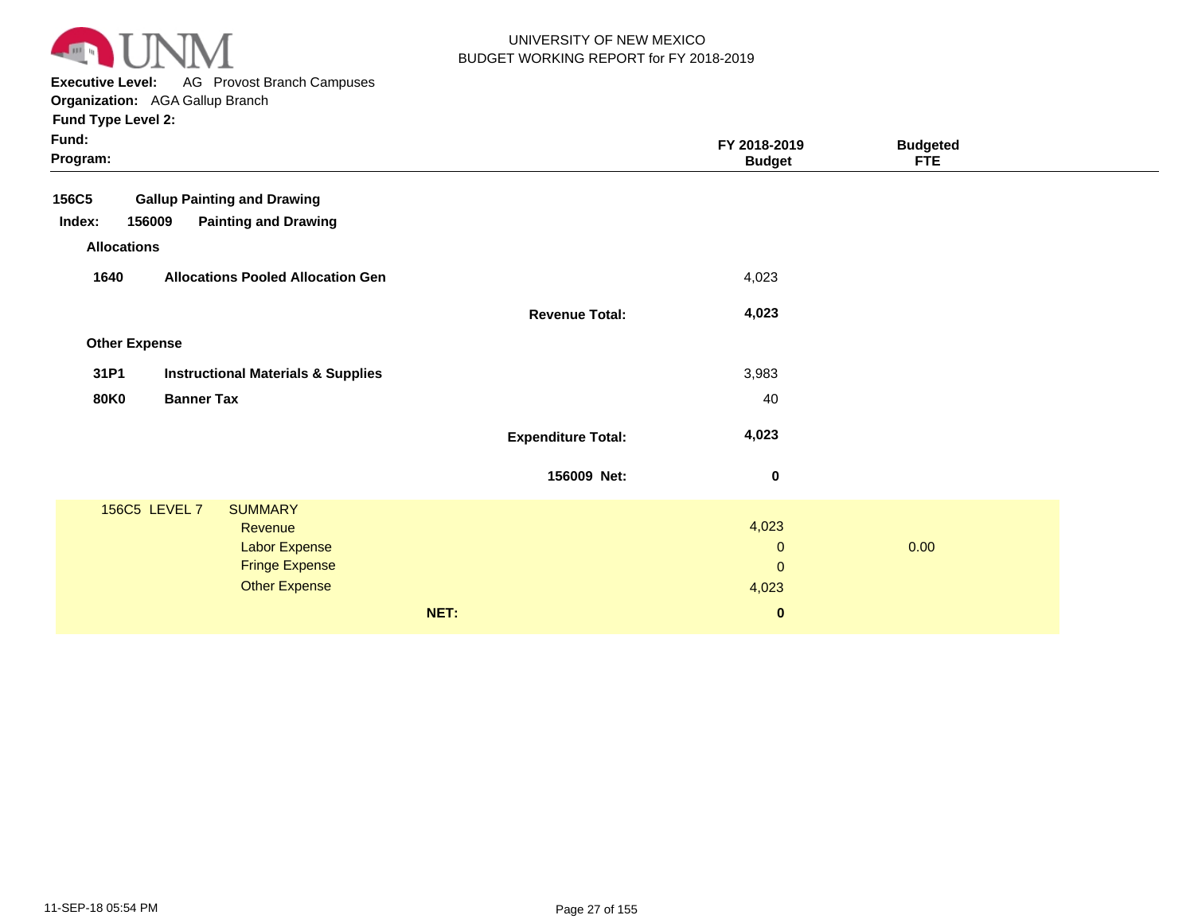UNIVERSITY OF NEW MEXICO
BUDGET WORKING REPORT for FY 2018-2019

**Executive Level:** AG Provost Branch Campuses
**Organization:** AGA Gallup Branch
**Fund Type Level 2:**
**Fund:**
**Program:**

| | | | FY 2018-2019 Budget | Budgeted FTE |
|---|---|---|---|---|
| **156C5** | **Gallup Painting and Drawing** | | | |
| **Index: 156009** | **Painting and Drawing** | | | |
| **Allocations** | | | | |
| **1640** | **Allocations Pooled Allocation Gen** | | 4,023 | |
| | | **Revenue Total:** | **4,023** | |
| **Other Expense** | | | | |
| **31P1** | **Instructional Materials & Supplies** | | 3,983 | |
| **80K0** | **Banner Tax** | | 40 | |
| | | **Expenditure Total:** | **4,023** | |
| | | **156009 Net:** | **0** | |
| 156C5 LEVEL 7 | SUMMARY | | | |
| | Revenue | | 4,023 | |
| | Labor Expense | | 0 | 0.00 |
| | Fringe Expense | | 0 | |
| | Other Expense | | 4,023 | |
| | | **NET:** | **0** | |

11-SEP-18 05:54 PM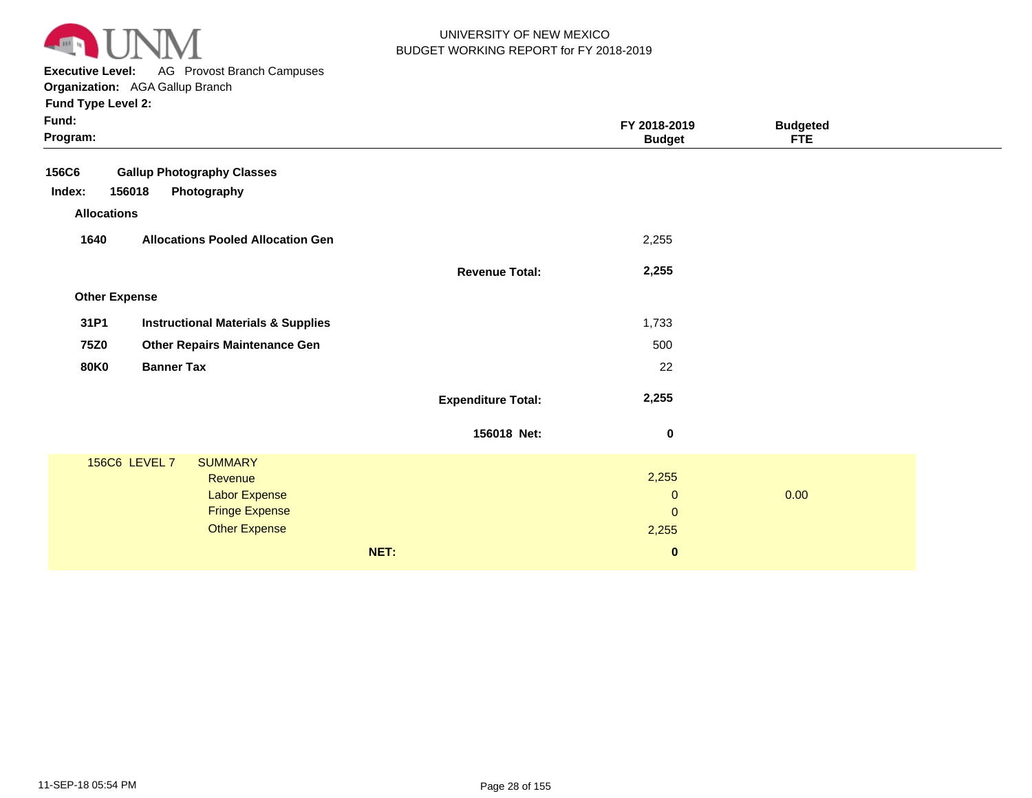UNIVERSITY OF NEW MEXICO
BUDGET WORKING REPORT for FY 2018-2019

**Executive Level:** AG Provost Branch Campuses
**Organization:** AGA Gallup Branch
**Fund Type Level 2:**
**Fund:**
**Program:**

| | | | FY 2018-2019 Budget | Budgeted FTE |
|---|---|---|---|---|
| **156C6** | **Gallup Photography Classes** | | | |
| **Index: 156018** | **Photography** | | | |
| **Allocations** | | | | |
| **1640** | **Allocations Pooled Allocation Gen** | | 2,255 | |
| | | **Revenue Total:** | **2,255** | |
| **Other Expense** | | | | |
| **31P1** | **Instructional Materials & Supplies** | | 1,733 | |
| **75Z0** | **Other Repairs Maintenance Gen** | | 500 | |
| **80K0** | **Banner Tax** | | 22 | |
| | | **Expenditure Total:** | **2,255** | |
| | | **156018 Net:** | **0** | |

| 156C6 LEVEL 7 | SUMMARY | | |
|---|---|---|---|
| | Revenue | 2,255 | |
| | Labor Expense | 0 | 0.00 |
| | Fringe Expense | 0 | |
| | Other Expense | 2,255 | |
| | **NET:** | **0** | |

11-SEP-18 05:54 PM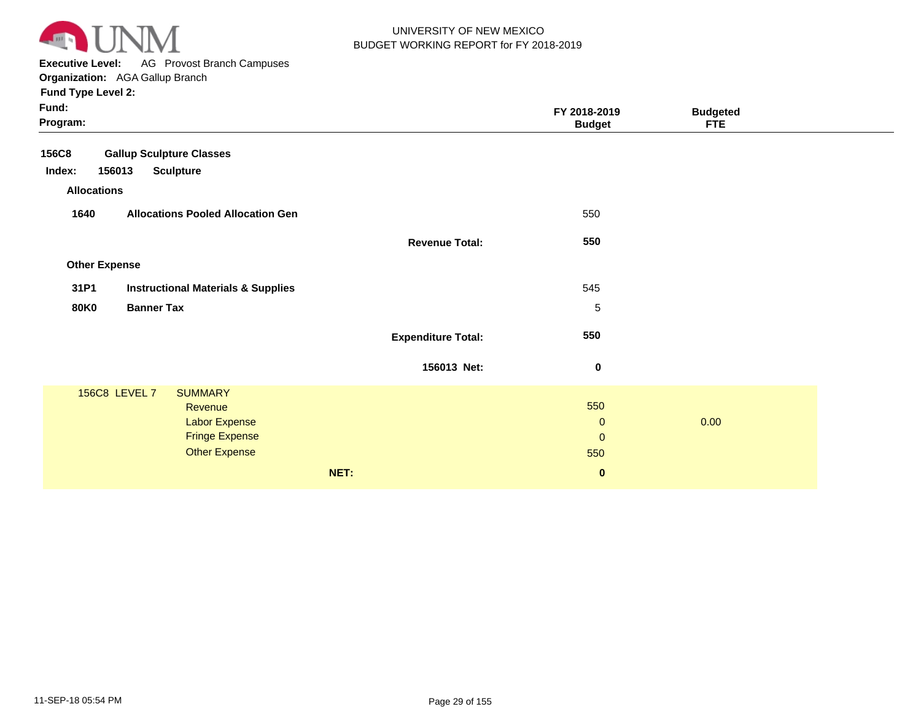UNIVERSITY OF NEW MEXICO
BUDGET WORKING REPORT for FY 2018-2019

**Executive Level:** AG Provost Branch Campuses
**Organization:** AGA Gallup Branch
**Fund Type Level 2:**
**Fund:**
**Program:**

| | | FY 2018-2019 Budget | Budgeted FTE |
|---|---|---|---|
| **156C8** | **Gallup Sculpture Classes** | | |
| **Index: 156013** | **Sculpture** | | |
| **Allocations** | | | |
| **1640** | **Allocations Pooled Allocation Gen** | 550 | |
| | **Revenue Total:** | **550** | |
| **Other Expense** | | | |
| **31P1** | **Instructional Materials & Supplies** | 545 | |
| **80K0** | **Banner Tax** | 5 | |
| | **Expenditure Total:** | **550** | |
| | **156013 Net:** | **0** | |

| 156C8 LEVEL 7 | SUMMARY | | |
|---|---|---|---|
| | Revenue | 550 | |
| | Labor Expense | 0 | 0.00 |
| | Fringe Expense | 0 | |
| | Other Expense | 550 | |
| | **NET:** | **0** | |

11-SEP-18 05:54 PM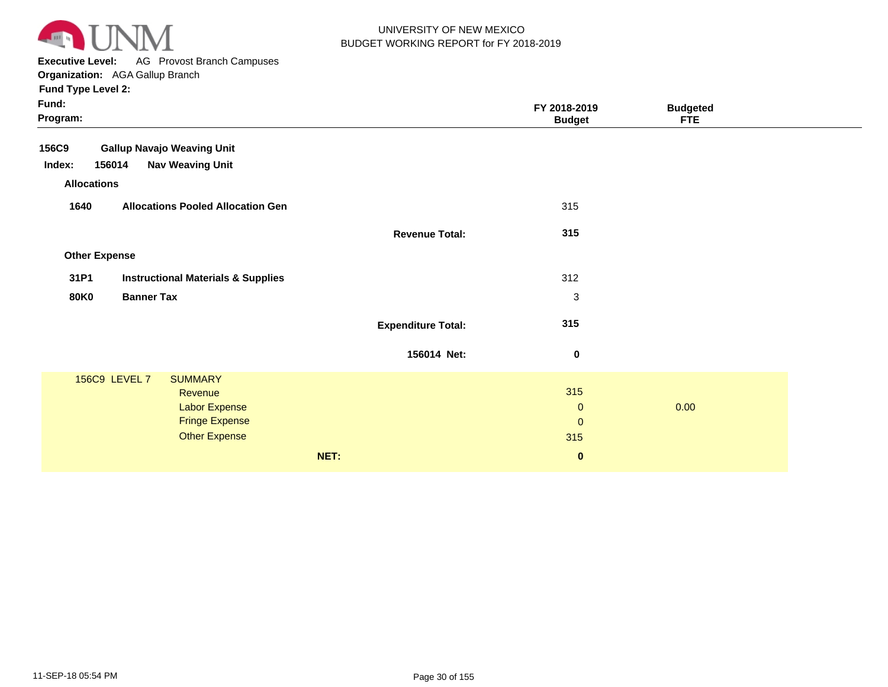UNIVERSITY OF NEW MEXICO
BUDGET WORKING REPORT for FY 2018-2019

**Executive Level:** AG Provost Branch Campuses
**Organization:** AGA Gallup Branch
**Fund Type Level 2:**
**Fund:**
**Program:**

| | | | FY 2018-2019 Budget | Budgeted FTE |
|---|---|---|---|---|
| **156C9** | **Gallup Navajo Weaving Unit** | | | |
| **Index: 156014** | **Nav Weaving Unit** | | | |
| **Allocations** | | | | |
| **1640** | **Allocations Pooled Allocation Gen** | | 315 | |
| | | **Revenue Total:** | **315** | |
| **Other Expense** | | | | |
| **31P1** | **Instructional Materials & Supplies** | | 312 | |
| **80K0** | **Banner Tax** | | 3 | |
| | | **Expenditure Total:** | **315** | |
| | | **156014 Net:** | **0** | |

| 156C9 LEVEL 7 | SUMMARY | | FY 2018-2019 Budget | Budgeted FTE |
|---|---|---|---|---|
| | Revenue | | 315 | |
| | Labor Expense | | 0 | 0.00 |
| | Fringe Expense | | 0 | |
| | Other Expense | | 315 | |
| | | **NET:** | **0** | |

11-SEP-18 05:54 PM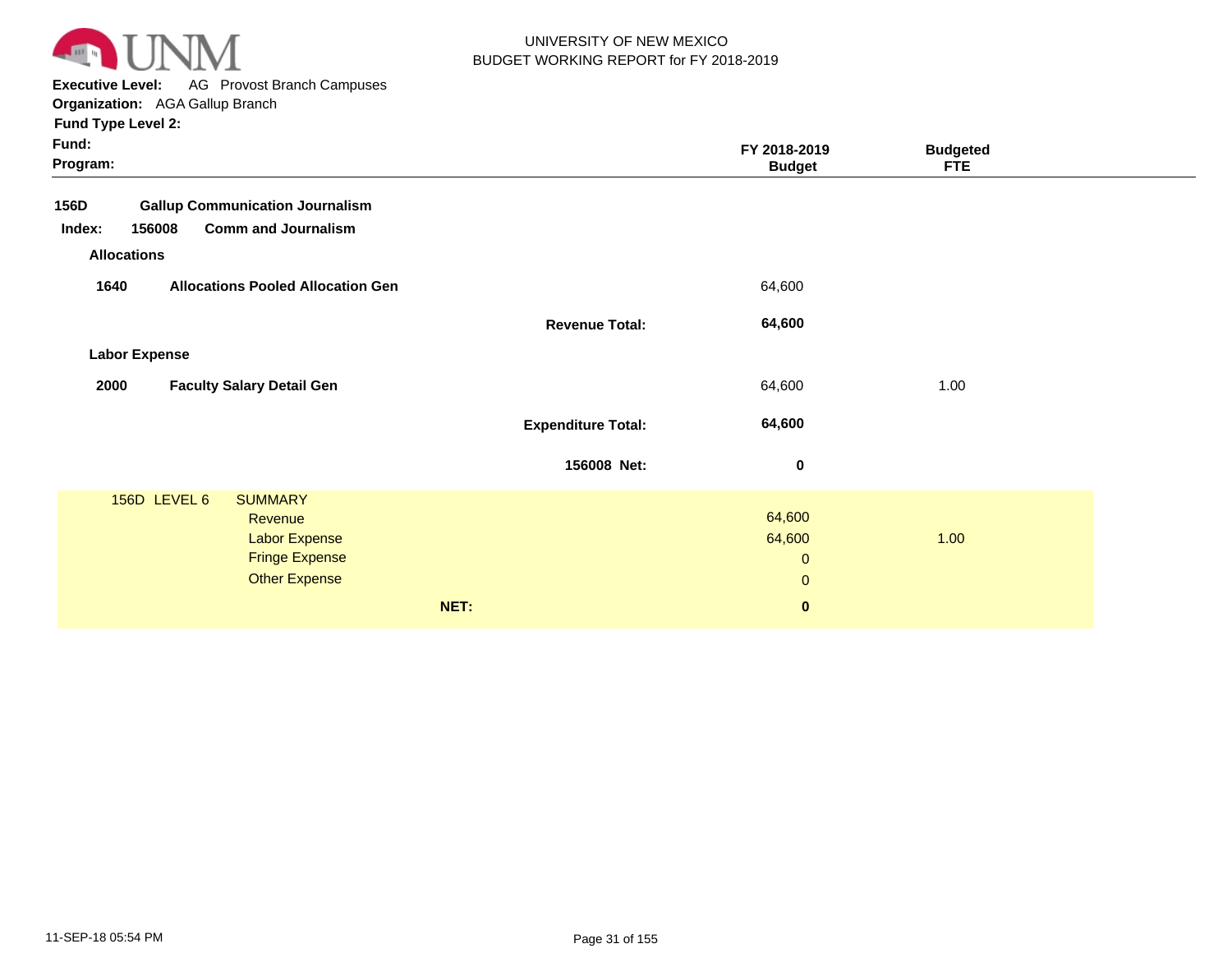UNIVERSITY OF NEW MEXICO
BUDGET WORKING REPORT for FY 2018-2019

**Executive Level:** AG Provost Branch Campuses
**Organization:** AGA Gallup Branch
**Fund Type Level 2:**
**Fund:**
**Program:**

| | | | FY 2018-2019 Budget | Budgeted FTE |
|---|---|---|---|---|
| **156D** | **Gallup Communication Journalism** | | | |
| **Index: 156008** | **Comm and Journalism** | | | |
| **Allocations** | | | | |
| **1640** | **Allocations Pooled Allocation Gen** | | 64,600 | |
| | | **Revenue Total:** | **64,600** | |
| **Labor Expense** | | | | |
| **2000** | **Faculty Salary Detail Gen** | | 64,600 | 1.00 |
| | | **Expenditure Total:** | **64,600** | |
| | | **156008 Net:** | **0** | |

| 156D LEVEL 6 | SUMMARY | | |
|---|---|---|---|
| | Revenue | 64,600 | |
| | Labor Expense | 64,600 | 1.00 |
| | Fringe Expense | 0 | |
| | Other Expense | 0 | |
| | **NET:** | **0** | |

11-SEP-18 05:54 PM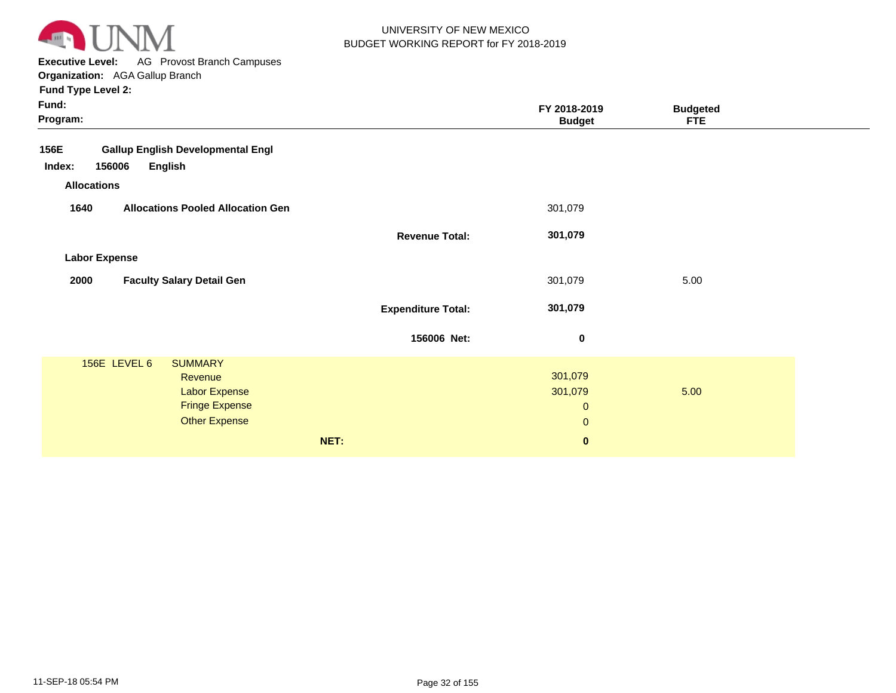UNIVERSITY OF NEW MEXICO
BUDGET WORKING REPORT for FY 2018-2019

**Executive Level:** AG Provost Branch Campuses
**Organization:** AGA Gallup Branch
**Fund Type Level 2:**
**Fund:**
**Program:**

| | | | FY 2018-2019 Budget | Budgeted FTE |
|---|---|---|---|---|
| **156E** | **Gallup English Developmental Engl** | | | |
| **Index: 156006** | **English** | | | |
| **Allocations** | | | | |
| **1640** | **Allocations Pooled Allocation Gen** | | 301,079 | |
| | | **Revenue Total:** | **301,079** | |
| **Labor Expense** | | | | |
| **2000** | **Faculty Salary Detail Gen** | | 301,079 | 5.00 |
| | | **Expenditure Total:** | **301,079** | |
| | | **156006 Net:** | **0** | |

| 156E LEVEL 6 | SUMMARY | | |
|---|---|---|---|
| | Revenue | 301,079 | |
| | Labor Expense | 301,079 | 5.00 |
| | Fringe Expense | 0 | |
| | Other Expense | 0 | |
| | **NET:** | **0** | |

11-SEP-18 05:54 PM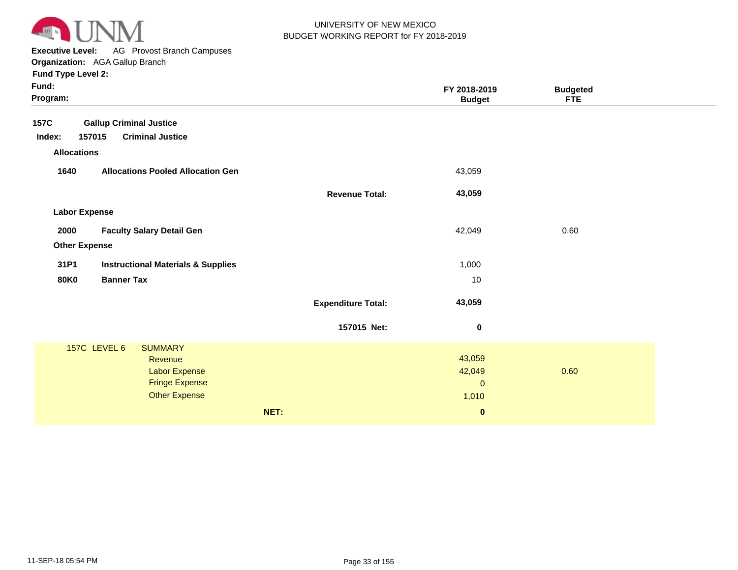UNIVERSITY OF NEW MEXICO
BUDGET WORKING REPORT for FY 2018-2019

**Executive Level:** AG Provost Branch Campuses
**Organization:** AGA Gallup Branch
**Fund Type Level 2:**
**Fund:**
**Program:**

| | | | FY 2018-2019 Budget | Budgeted FTE |
|---|---|---|---|---|
| **157C** | **Gallup Criminal Justice** | | | |
| **Index: 157015** | **Criminal Justice** | | | |
| **Allocations** | | | | |
| **1640** | **Allocations Pooled Allocation Gen** | | 43,059 | |
| | | **Revenue Total:** | **43,059** | |
| **Labor Expense** | | | | |
| **2000** | **Faculty Salary Detail Gen** | | 42,049 | 0.60 |
| **Other Expense** | | | | |
| **31P1** | **Instructional Materials & Supplies** | | 1,000 | |
| **80K0** | **Banner Tax** | | 10 | |
| | | **Expenditure Total:** | **43,059** | |
| | | **157015 Net:** | **0** | |

| 157C LEVEL 6 | SUMMARY | | |
|---|---|---|---|
| | Revenue | 43,059 | |
| | Labor Expense | 42,049 | 0.60 |
| | Fringe Expense | 0 | |
| | Other Expense | 1,010 | |
| | **NET:** | **0** | |

11-SEP-18 05:54 PM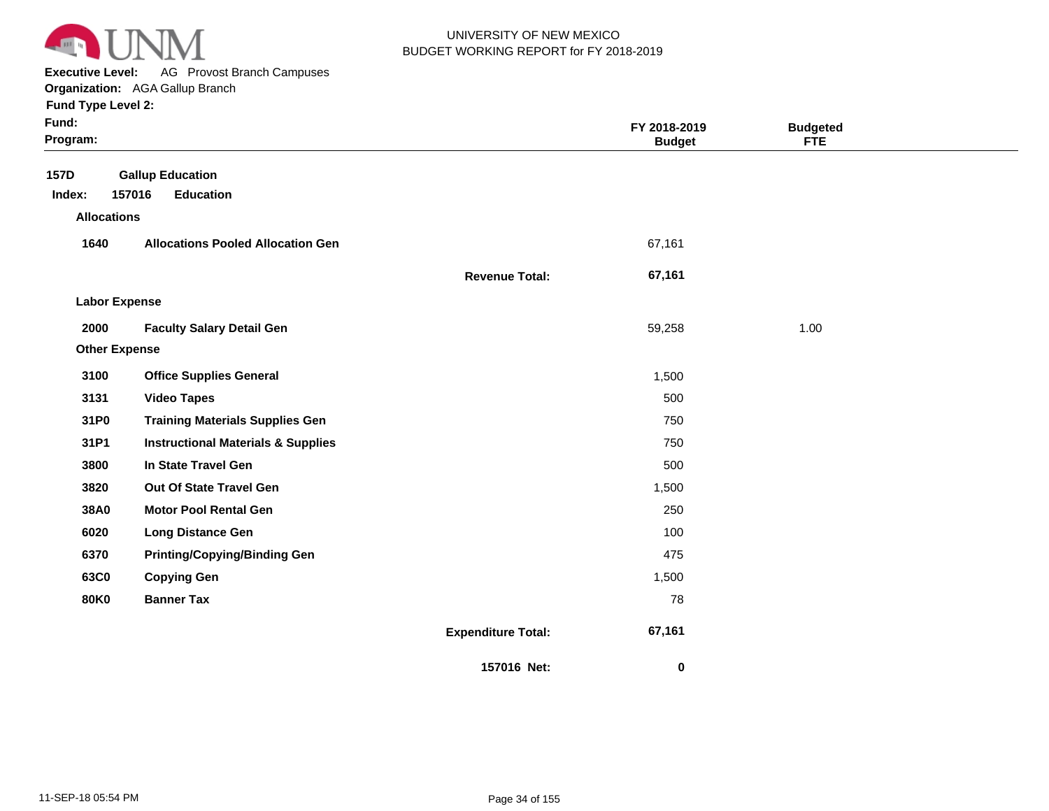UNIVERSITY OF NEW MEXICO
BUDGET WORKING REPORT for FY 2018-2019

**Executive Level:** AG Provost Branch Campuses
**Organization:** AGA Gallup Branch
**Fund Type Level 2:**
**Fund:**
**Program:**

| | | | FY 2018-2019 Budget | Budgeted FTE |
|---|---|---|---|---|
| **157D** | **Gallup Education** | | | |
| **Index: 157016** | **Education** | | | |
| **Allocations** | | | | |
| **1640** | **Allocations Pooled Allocation Gen** | | 67,161 | |
| | | **Revenue Total:** | **67,161** | |
| **Labor Expense** | | | | |
| **2000** | **Faculty Salary Detail Gen** | | 59,258 | 1.00 |
| **Other Expense** | | | | |
| **3100** | **Office Supplies General** | | 1,500 | |
| **3131** | **Video Tapes** | | 500 | |
| **31P0** | **Training Materials Supplies Gen** | | 750 | |
| **31P1** | **Instructional Materials & Supplies** | | 750 | |
| **3800** | **In State Travel Gen** | | 500 | |
| **3820** | **Out Of State Travel Gen** | | 1,500 | |
| **38A0** | **Motor Pool Rental Gen** | | 250 | |
| **6020** | **Long Distance Gen** | | 100 | |
| **6370** | **Printing/Copying/Binding Gen** | | 475 | |
| **63C0** | **Copying Gen** | | 1,500 | |
| **80K0** | **Banner Tax** | | 78 | |
| | | **Expenditure Total:** | **67,161** | |
| | | **157016 Net:** | **0** | |

11-SEP-18 05:54 PM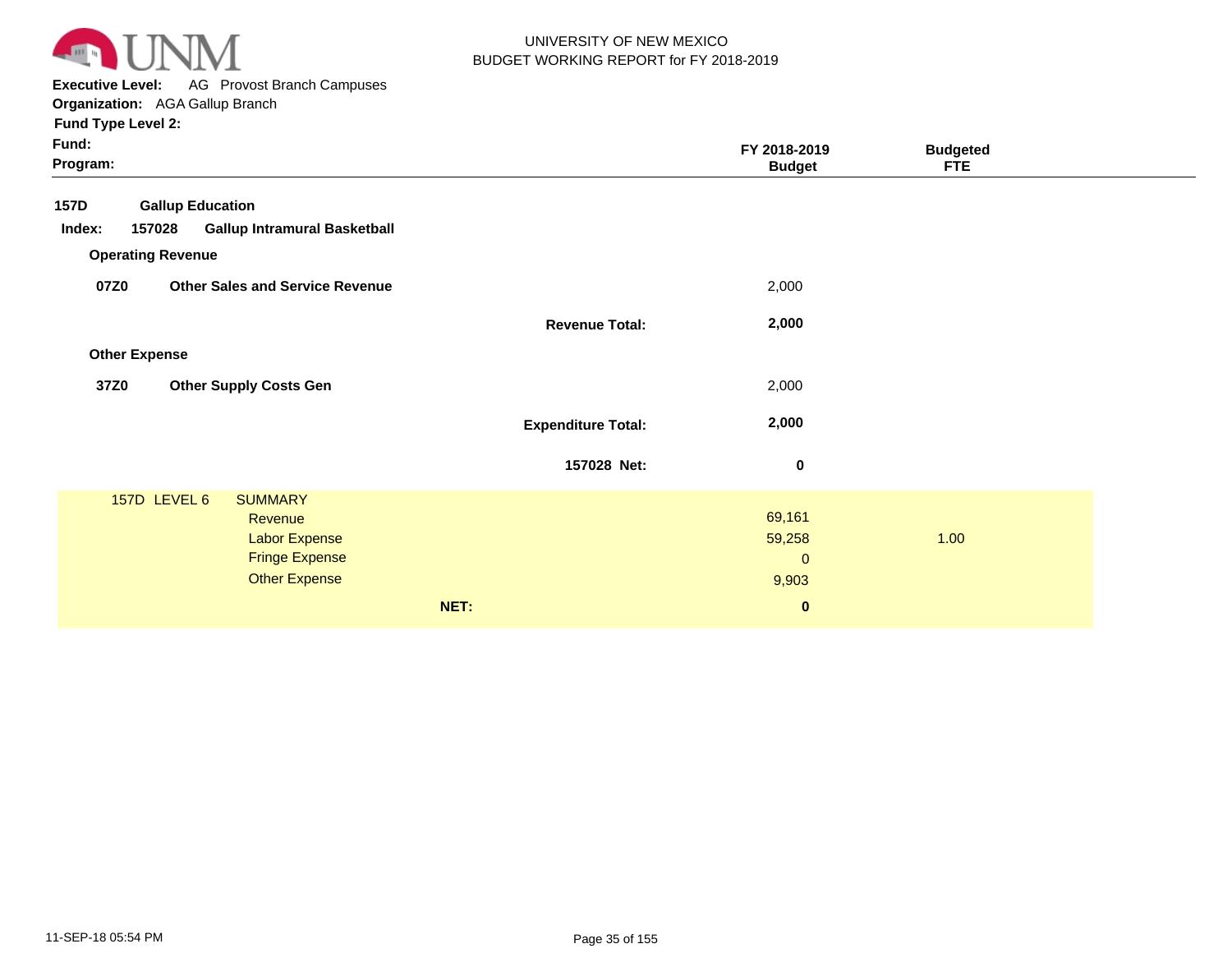UNIVERSITY OF NEW MEXICO
BUDGET WORKING REPORT for FY 2018-2019

**Executive Level:** AG Provost Branch Campuses
**Organization:** AGA Gallup Branch
**Fund Type Level 2:**
**Fund:**
**Program:**

| | | | FY 2018-2019 Budget | Budgeted FTE |
|---|---|---|---|---|
| **157D** | **Gallup Education** | | | |
| **Index: 157028** | **Gallup Intramural Basketball** | | | |
| **Operating Revenue** | | | | |
| **07Z0** | **Other Sales and Service Revenue** | | 2,000 | |
| | | **Revenue Total:** | **2,000** | |
| **Other Expense** | | | | |
| **37Z0** | **Other Supply Costs Gen** | | 2,000 | |
| | | **Expenditure Total:** | **2,000** | |
| | | **157028 Net:** | **0** | |

| 157D LEVEL 6 | SUMMARY | | |
|---|---|---|---|
| | Revenue | 69,161 | |
| | Labor Expense | 59,258 | 1.00 |
| | Fringe Expense | 0 | |
| | Other Expense | 9,903 | |
| | **NET:** | **0** | |

11-SEP-18 05:54 PM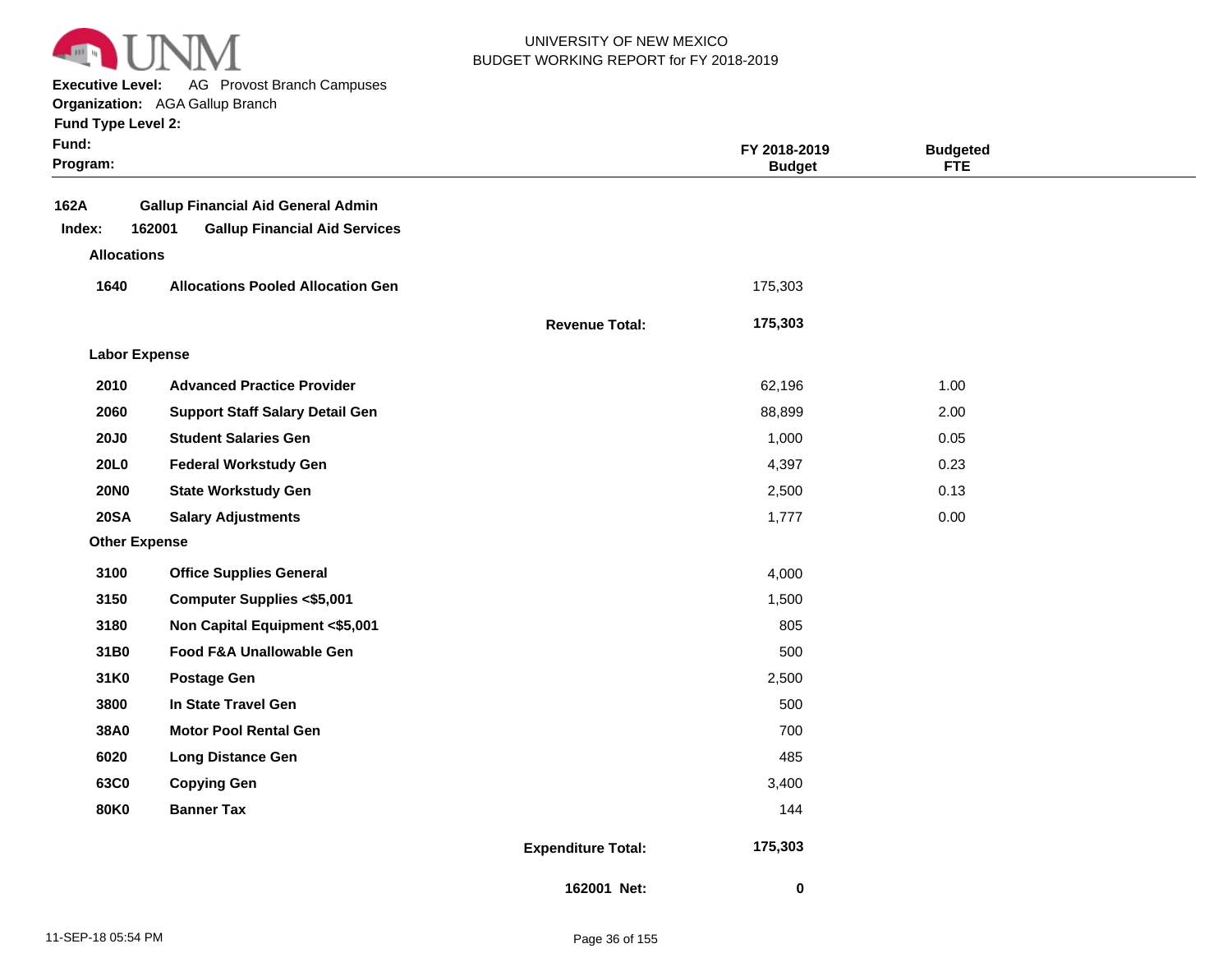UNIVERSITY OF NEW MEXICO
BUDGET WORKING REPORT for FY 2018-2019

**Executive Level:** AG Provost Branch Campuses
**Organization:** AGA Gallup Branch
**Fund Type Level 2:**
**Fund:**
**Program:**

| | | | FY 2018-2019 Budget | Budgeted FTE |
|---|---|---|---|---|
| **162A** | **Gallup Financial Aid General Admin** | | | |
| **Index:** | **162001 Gallup Financial Aid Services** | | | |
| **Allocations** | | | | |
| **1640** | **Allocations Pooled Allocation Gen** | | 175,303 | |
| | | **Revenue Total:** | **175,303** | |
| **Labor Expense** | | | | |
| **2010** | **Advanced Practice Provider** | | 62,196 | 1.00 |
| **2060** | **Support Staff Salary Detail Gen** | | 88,899 | 2.00 |
| **20J0** | **Student Salaries Gen** | | 1,000 | 0.05 |
| **20L0** | **Federal Workstudy Gen** | | 4,397 | 0.23 |
| **20N0** | **State Workstudy Gen** | | 2,500 | 0.13 |
| **20SA** | **Salary Adjustments** | | 1,777 | 0.00 |
| **Other Expense** | | | | |
| **3100** | **Office Supplies General** | | 4,000 | |
| **3150** | **Computer Supplies <$5,001** | | 1,500 | |
| **3180** | **Non Capital Equipment <$5,001** | | 805 | |
| **31B0** | **Food F&A Unallowable Gen** | | 500 | |
| **31K0** | **Postage Gen** | | 2,500 | |
| **3800** | **In State Travel Gen** | | 500 | |
| **38A0** | **Motor Pool Rental Gen** | | 700 | |
| **6020** | **Long Distance Gen** | | 485 | |
| **63C0** | **Copying Gen** | | 3,400 | |
| **80K0** | **Banner Tax** | | 144 | |
| | | **Expenditure Total:** | **175,303** | |
| | | **162001 Net:** | **0** | |

11-SEP-18 05:54 PM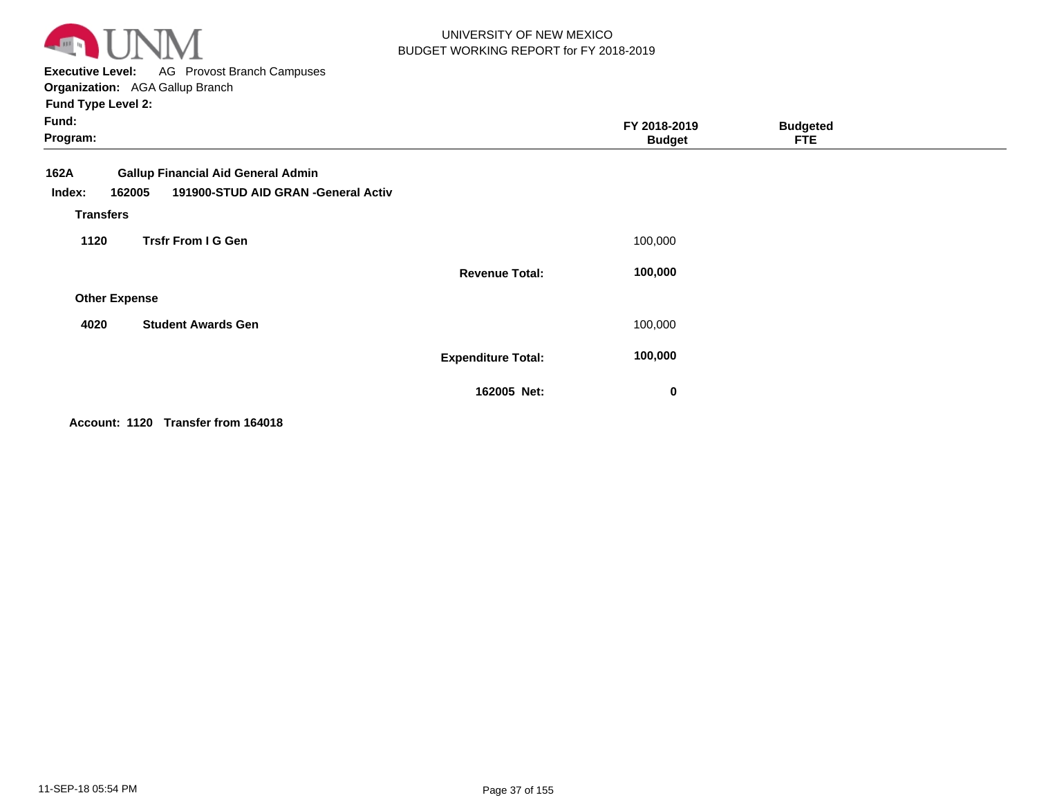UNIVERSITY OF NEW MEXICO
BUDGET WORKING REPORT for FY 2018-2019

**Executive Level:** AG Provost Branch Campuses
**Organization:** AGA Gallup Branch
**Fund Type Level 2:**
**Fund:**
**Program:**

| | | | FY 2018-2019 Budget | Budgeted FTE |
|---|---|---|---|---|
| **162A** | **Gallup Financial Aid General Admin** | | | |
| **Index: 162005** | **191900-STUD AID GRAN -General Activ** | | | |
| **Transfers** | | | | |
| **1120** | **Trsfr From I G Gen** | | 100,000 | |
| | | **Revenue Total:** | **100,000** | |
| **Other Expense** | | | | |
| **4020** | **Student Awards Gen** | | 100,000 | |
| | | **Expenditure Total:** | **100,000** | |
| | | **162005 Net:** | **0** | |

**Account: 1120 Transfer from 164018**

11-SEP-18 05:54 PM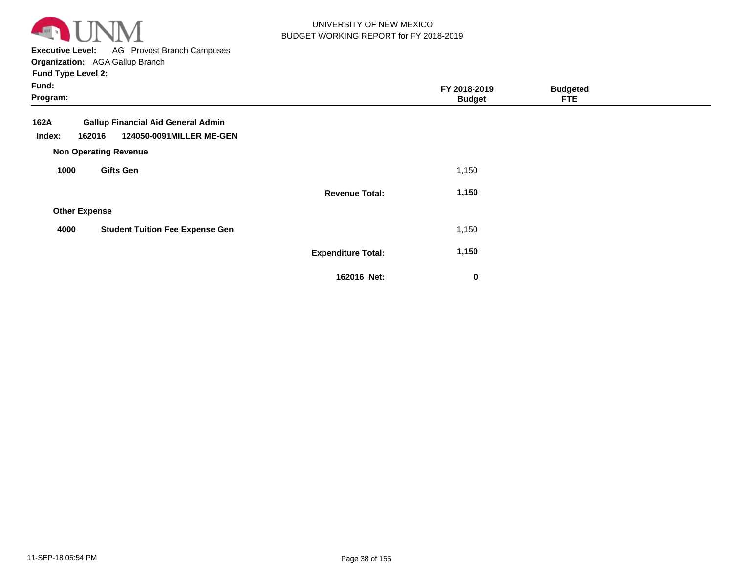UNIVERSITY OF NEW MEXICO
BUDGET WORKING REPORT for FY 2018-2019

**Executive Level:** AG Provost Branch Campuses
**Organization:** AGA Gallup Branch
**Fund Type Level 2:**
**Fund:**
**Program:**

| | | | FY 2018-2019 Budget | Budgeted FTE |
|---|---|---|---|---|
| **162A** | **Gallup Financial Aid General Admin** | | | |
| **Index: 162016** | **124050-0091MILLER ME-GEN** | | | |
| **Non Operating Revenue** | | | | |
| **1000** | **Gifts Gen** | | 1,150 | |
| | | **Revenue Total:** | **1,150** | |
| **Other Expense** | | | | |
| **4000** | **Student Tuition Fee Expense Gen** | | 1,150 | |
| | | **Expenditure Total:** | **1,150** | |
| | | **162016 Net:** | **0** | |

11-SEP-18 05:54 PM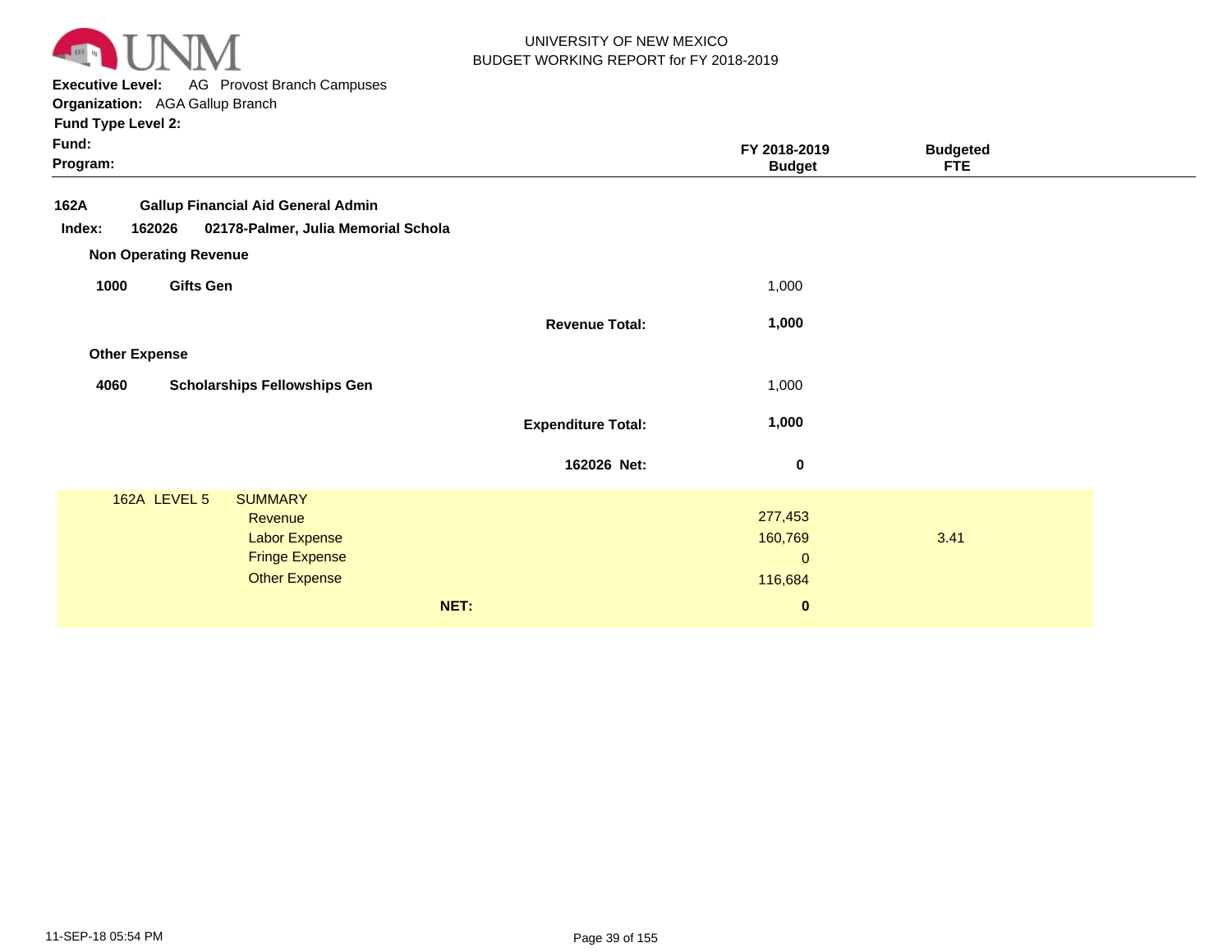UNIVERSITY OF NEW MEXICO
BUDGET WORKING REPORT for FY 2018-2019

**Executive Level:** AG Provost Branch Campuses
**Organization:** AGA Gallup Branch
**Fund Type Level 2:**
**Fund:**
**Program:**

| | | | FY 2018-2019 Budget | Budgeted FTE |
|---|---|---|---|---|
| **162A** | **Gallup Financial Aid General Admin** | | | |
| **Index: 162026** | **02178-Palmer, Julia Memorial Schola** | | | |
| **Non Operating Revenue** | | | | |
| **1000** | **Gifts Gen** | | 1,000 | |
| | | **Revenue Total:** | **1,000** | |
| **Other Expense** | | | | |
| **4060** | **Scholarships Fellowships Gen** | | 1,000 | |
| | | **Expenditure Total:** | **1,000** | |
| | | **162026 Net:** | **0** | |

| 162A LEVEL 5 | SUMMARY | FY 2018-2019 Budget | Budgeted FTE |
|---|---|---|---|
| | Revenue | 277,453 | |
| | Labor Expense | 160,769 | 3.41 |
| | Fringe Expense | 0 | |
| | Other Expense | 116,684 | |
| | **NET:** | **0** | |

11-SEP-18 05:54 PM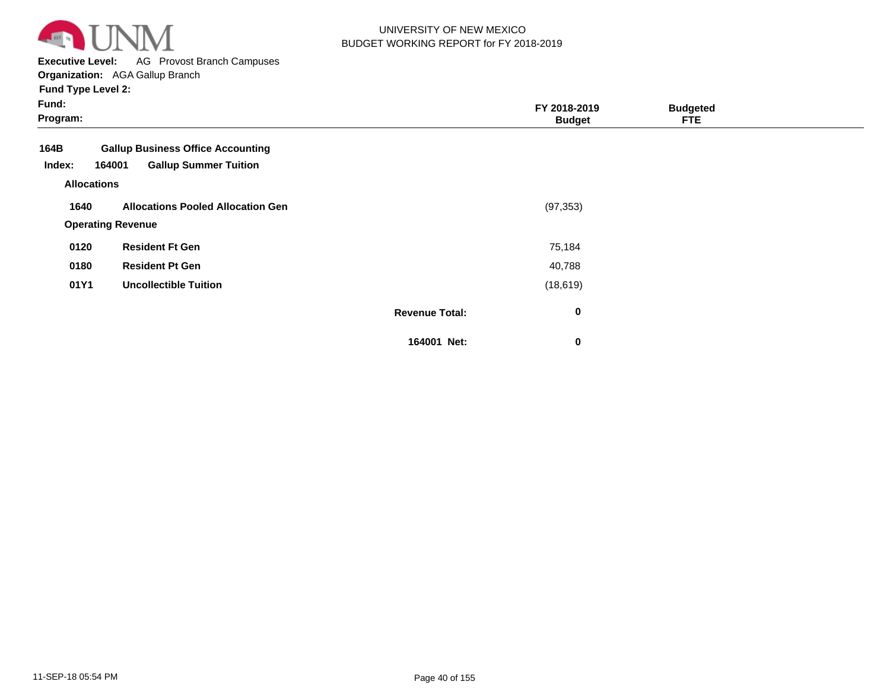UNIVERSITY OF NEW MEXICO
BUDGET WORKING REPORT for FY 2018-2019

**Executive Level:** AG Provost Branch Campuses
**Organization:** AGA Gallup Branch
**Fund Type Level 2:**
**Fund:**
**Program:**

| | | FY 2018-2019 Budget | Budgeted FTE |
|---|---|---|---|
| **164B** | **Gallup Business Office Accounting** | | |
| **Index: 164001** | **Gallup Summer Tuition** | | |
| **Allocations** | | | |
| **1640** | **Allocations Pooled Allocation Gen** | (97,353) | |
| **Operating Revenue** | | | |
| **0120** | **Resident Ft Gen** | 75,184 | |
| **0180** | **Resident Pt Gen** | 40,788 | |
| **01Y1** | **Uncollectible Tuition** | (18,619) | |
| | **Revenue Total:** | **0** | |
| | **164001 Net:** | **0** | |

11-SEP-18 05:54 PM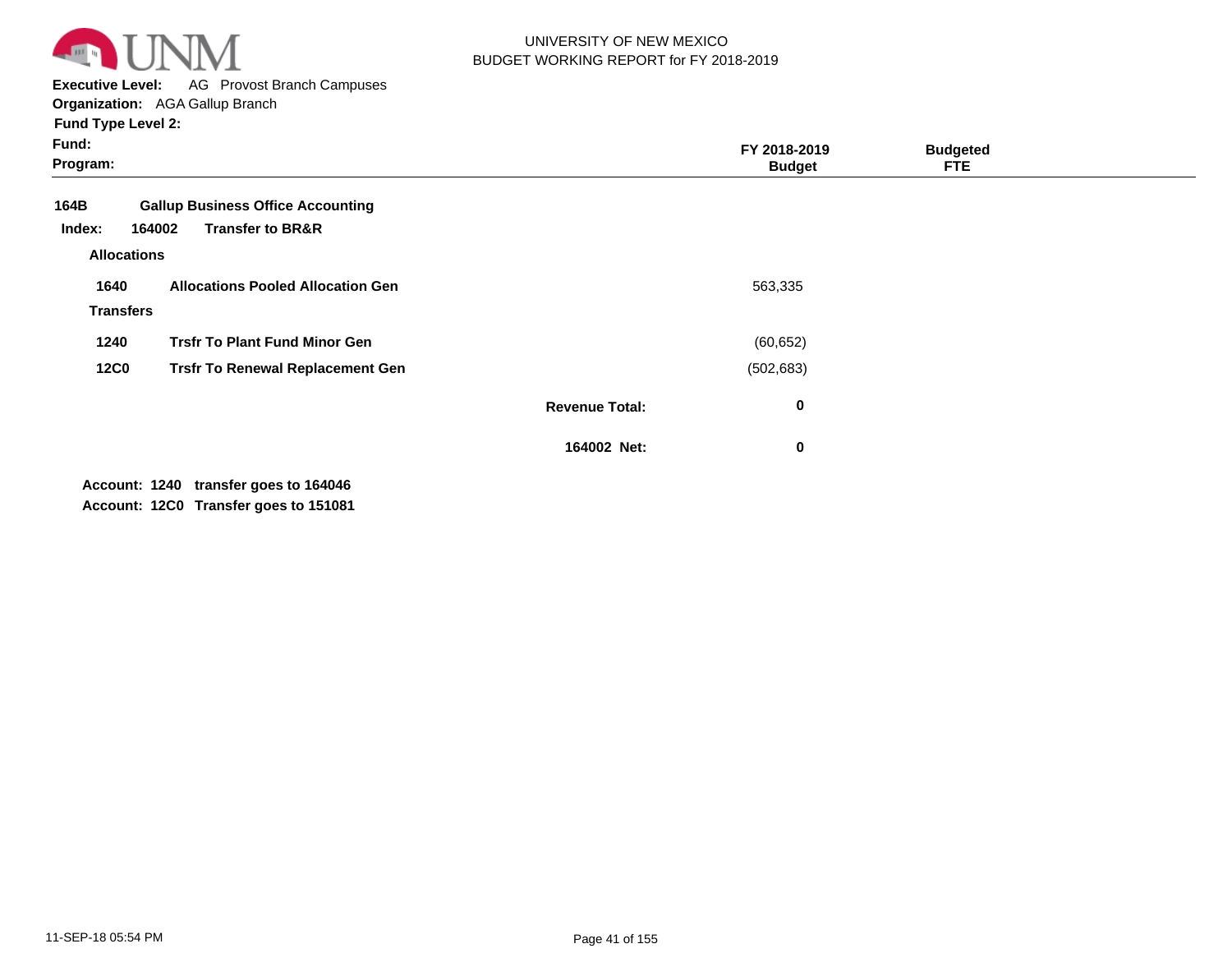UNIVERSITY OF NEW MEXICO
BUDGET WORKING REPORT for FY 2018-2019

**Executive Level:** AG Provost Branch Campuses
**Organization:** AGA Gallup Branch
**Fund Type Level 2:**
**Fund:**
**Program:**

| | | | FY 2018-2019 Budget | Budgeted FTE |
|---|---|---|---|---|
| **164B** | **Gallup Business Office Accounting** | | | |
| **Index: 164002** | **Transfer to BR&R** | | | |
| **Allocations** | | | | |
| **1640** | **Allocations Pooled Allocation Gen** | | 563,335 | |
| **Transfers** | | | | |
| **1240** | **Trsfr To Plant Fund Minor Gen** | | (60,652) | |
| **12C0** | **Trsfr To Renewal Replacement Gen** | | (502,683) | |
| | | **Revenue Total:** | **0** | |
| | | **164002 Net:** | **0** | |

**Account: 1240 transfer goes to 164046**
**Account: 12C0 Transfer goes to 151081**

11-SEP-18 05:54 PM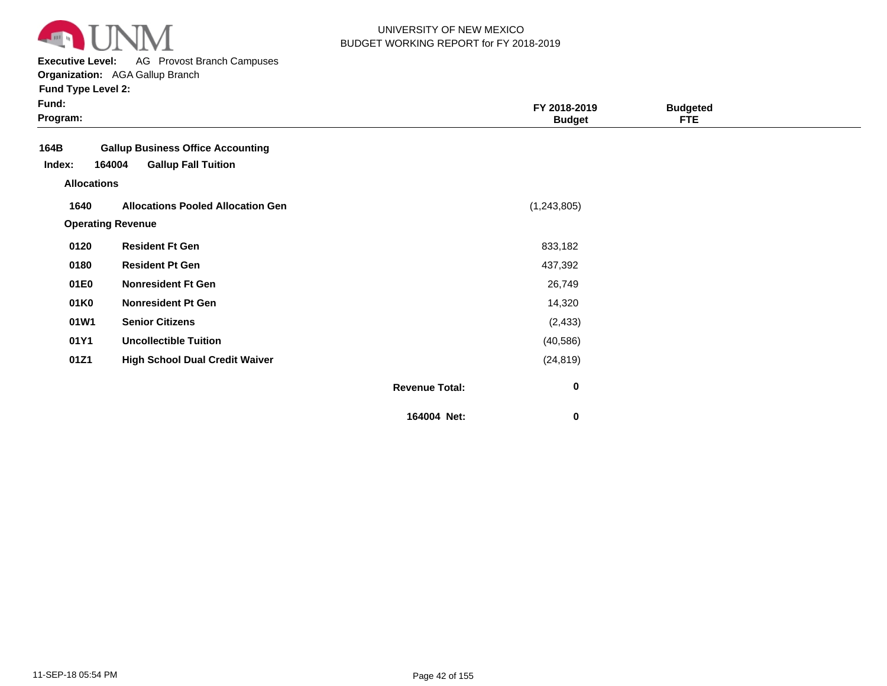UNIVERSITY OF NEW MEXICO
BUDGET WORKING REPORT for FY 2018-2019

**Executive Level:** AG Provost Branch Campuses
**Organization:** AGA Gallup Branch
**Fund Type Level 2:**
**Fund:**
**Program:**

| | | | FY 2018-2019 Budget | Budgeted FTE |
|---|---|---|---|---|
| **164B** | **Gallup Business Office Accounting** | | | |
| **Index: 164004** | **Gallup Fall Tuition** | | | |
| **Allocations** | | | | |
| **1640** | **Allocations Pooled Allocation Gen** | | (1,243,805) | |
| **Operating Revenue** | | | | |
| **0120** | **Resident Ft Gen** | | 833,182 | |
| **0180** | **Resident Pt Gen** | | 437,392 | |
| **01E0** | **Nonresident Ft Gen** | | 26,749 | |
| **01K0** | **Nonresident Pt Gen** | | 14,320 | |
| **01W1** | **Senior Citizens** | | (2,433) | |
| **01Y1** | **Uncollectible Tuition** | | (40,586) | |
| **01Z1** | **High School Dual Credit Waiver** | | (24,819) | |
| | | **Revenue Total:** | **0** | |
| | | **164004 Net:** | **0** | |

11-SEP-18 05:54 PM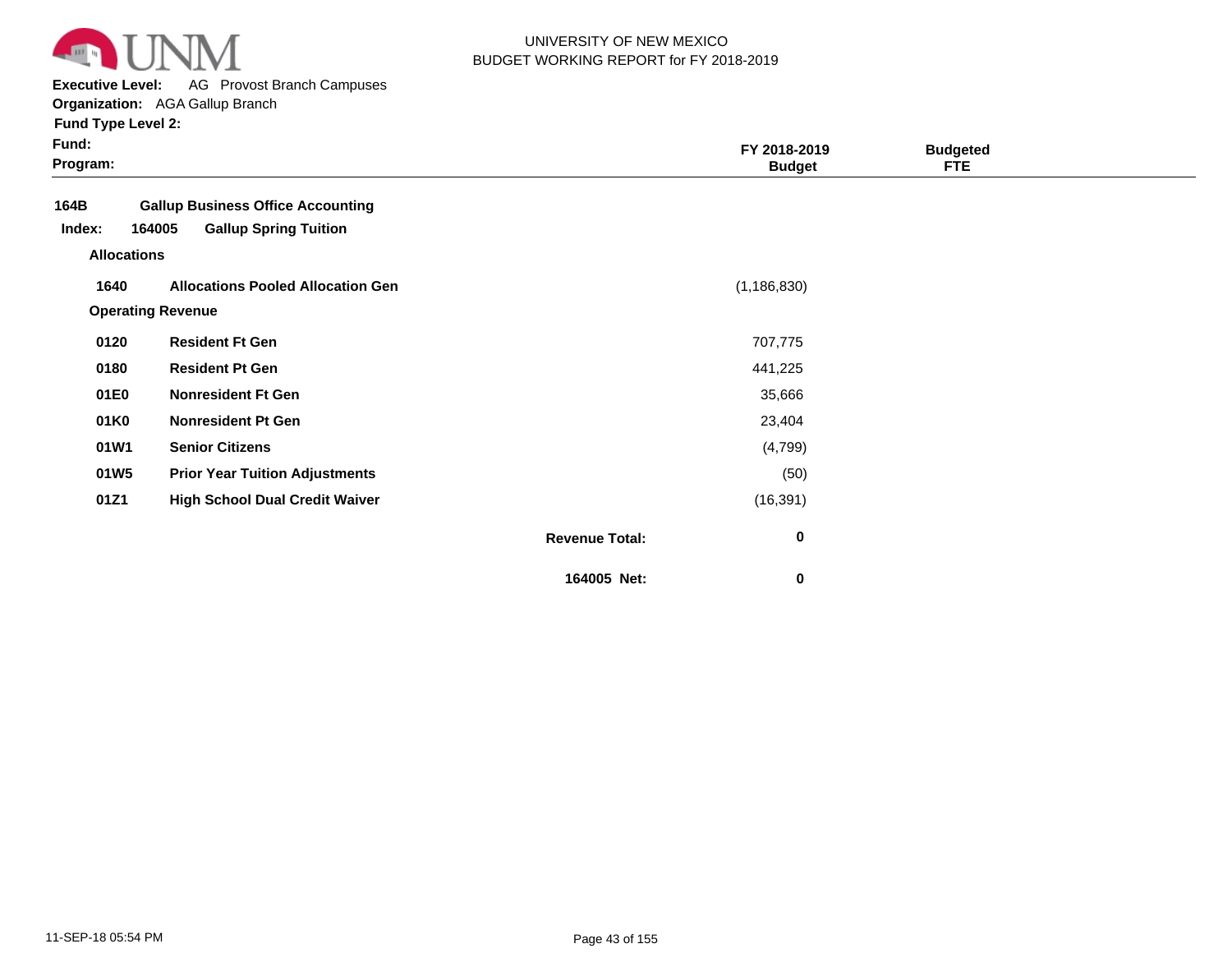UNIVERSITY OF NEW MEXICO
BUDGET WORKING REPORT for FY 2018-2019

**Executive Level:** AG Provost Branch Campuses
**Organization:** AGA Gallup Branch
**Fund Type Level 2:**
**Fund:**
**Program:**

| | | FY 2018-2019 Budget | Budgeted FTE |
|---|---|---|---|
| **164B** | **Gallup Business Office Accounting** | | |
| **Index: 164005** | **Gallup Spring Tuition** | | |
| **Allocations** | | | |
| **1640** | **Allocations Pooled Allocation Gen** | (1,186,830) | |
| **Operating Revenue** | | | |
| **0120** | **Resident Ft Gen** | 707,775 | |
| **0180** | **Resident Pt Gen** | 441,225 | |
| **01E0** | **Nonresident Ft Gen** | 35,666 | |
| **01K0** | **Nonresident Pt Gen** | 23,404 | |
| **01W1** | **Senior Citizens** | (4,799) | |
| **01W5** | **Prior Year Tuition Adjustments** | (50) | |
| **01Z1** | **High School Dual Credit Waiver** | (16,391) | |
| | **Revenue Total:** | **0** | |
| | **164005 Net:** | **0** | |

11-SEP-18 05:54 PM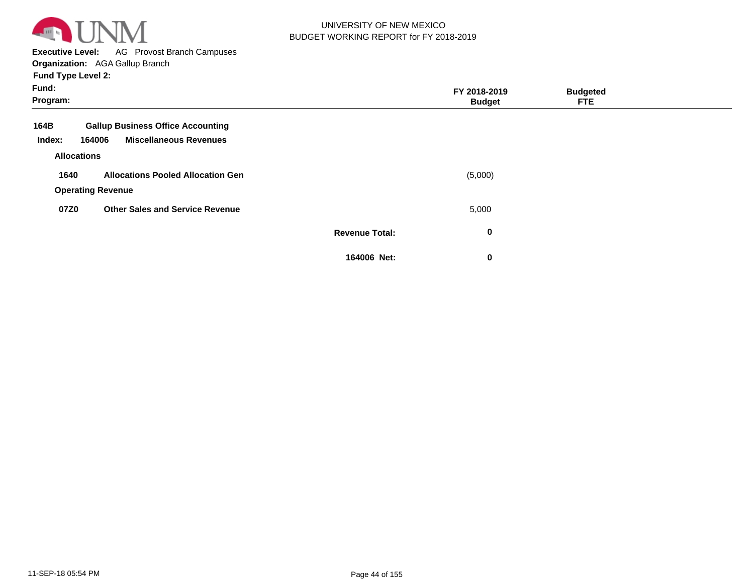UNIVERSITY OF NEW MEXICO
BUDGET WORKING REPORT for FY 2018-2019

**Executive Level:** AG Provost Branch Campuses
**Organization:** AGA Gallup Branch
**Fund Type Level 2:**
**Fund:**
**Program:**

| | | | FY 2018-2019 Budget | Budgeted FTE |
|---|---|---|---|---|
| **164B** | **Gallup Business Office Accounting** | | | |
| **Index: 164006** | **Miscellaneous Revenues** | | | |
| **Allocations** | | | | |
| **1640** | **Allocations Pooled Allocation Gen** | | (5,000) | |
| **Operating Revenue** | | | | |
| **07Z0** | **Other Sales and Service Revenue** | | 5,000 | |
| | | **Revenue Total:** | **0** | |
| | | **164006 Net:** | **0** | |

11-SEP-18 05:54 PM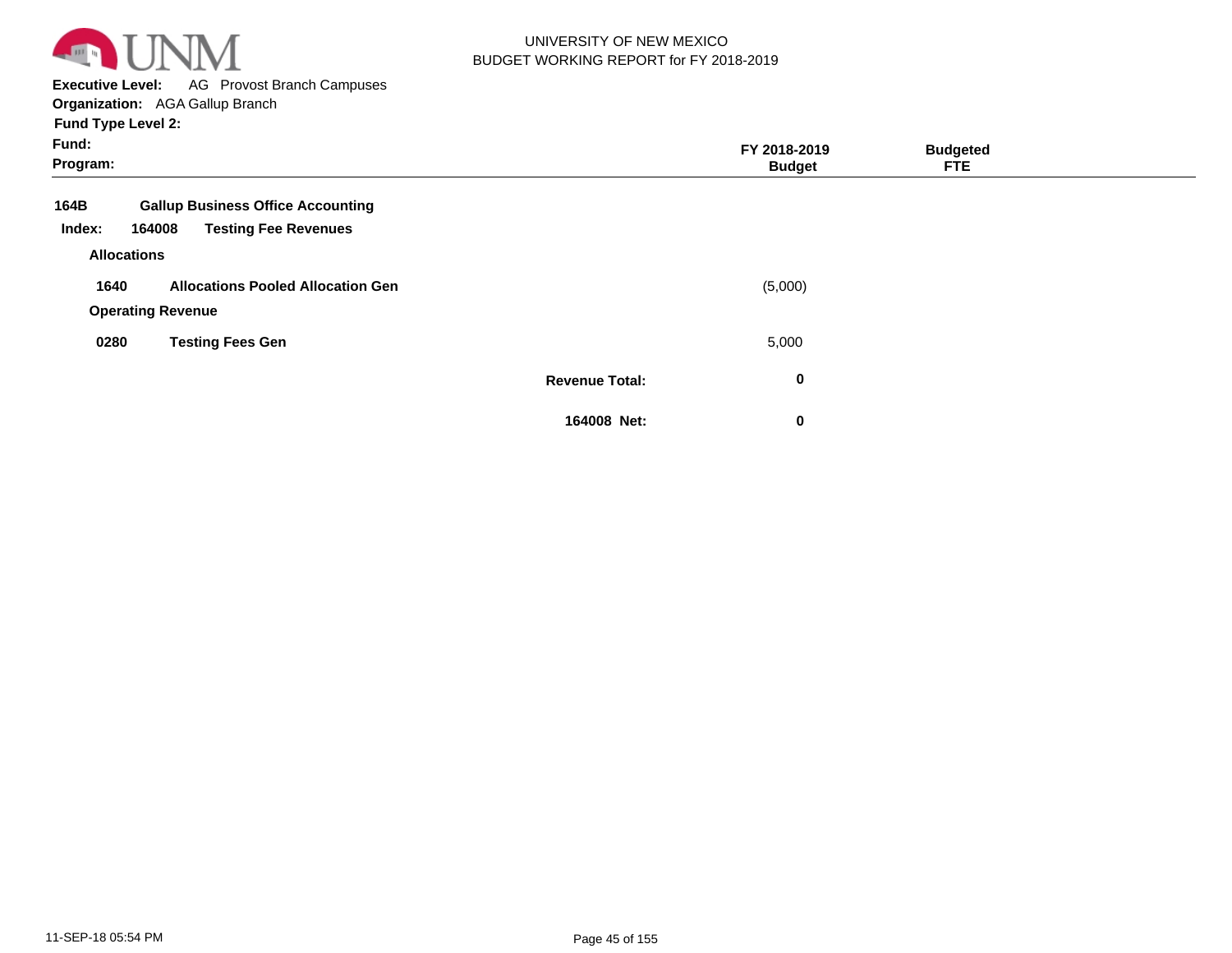UNIVERSITY OF NEW MEXICO
BUDGET WORKING REPORT for FY 2018-2019

**Executive Level:** AG Provost Branch Campuses
**Organization:** AGA Gallup Branch
**Fund Type Level 2:**
**Fund:**
**Program:**

| | | | FY 2018-2019 Budget | Budgeted FTE |
|---|---|---|---|---|
| **164B** | **Gallup Business Office Accounting** | | | |
| **Index: 164008** | **Testing Fee Revenues** | | | |
| **Allocations** | | | | |
| **1640** | **Allocations Pooled Allocation Gen** | | (5,000) | |
| **Operating Revenue** | | | | |
| **0280** | **Testing Fees Gen** | | 5,000 | |
| | | **Revenue Total:** | **0** | |
| | | **164008 Net:** | **0** | |

11-SEP-18 05:54 PM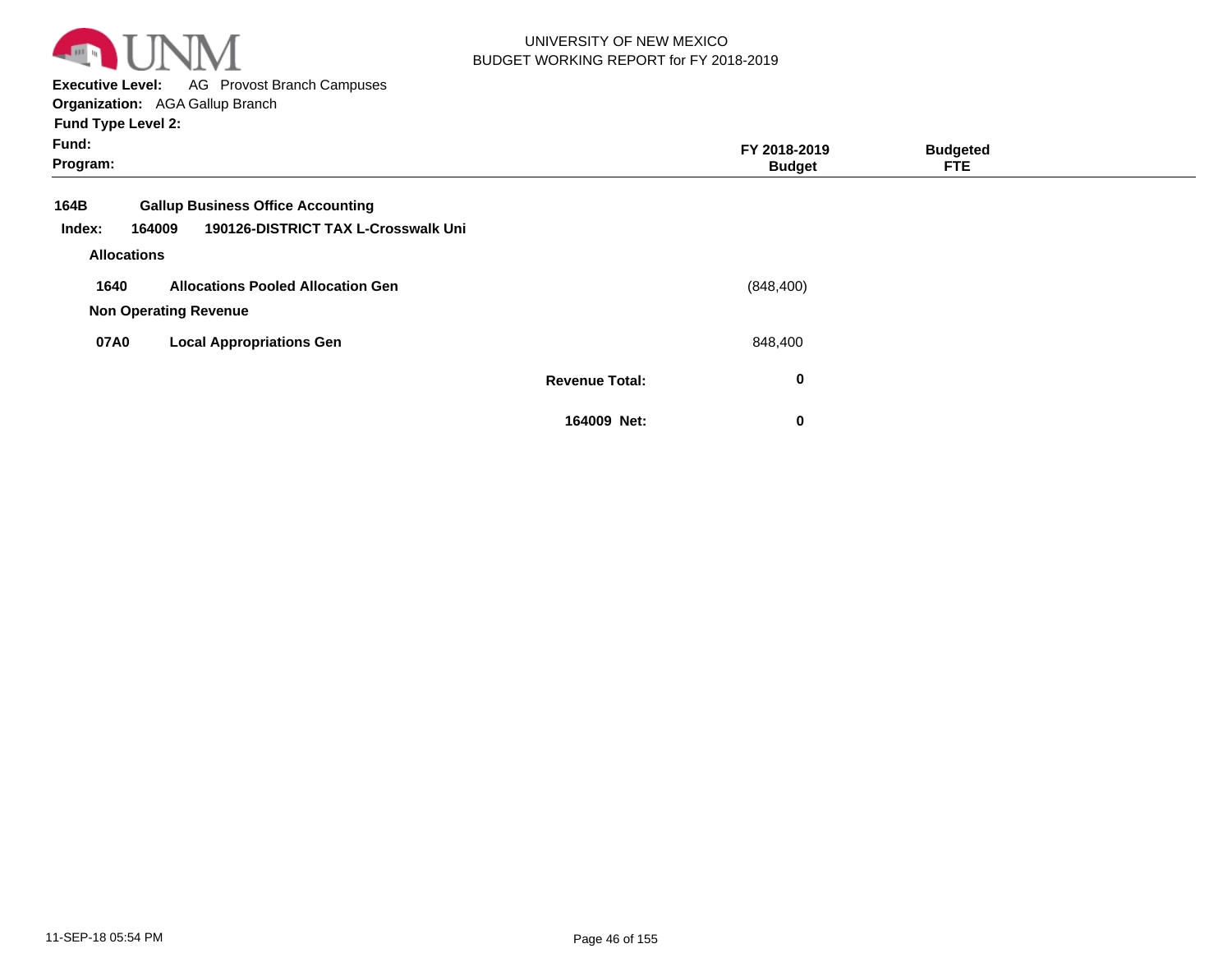UNIVERSITY OF NEW MEXICO
BUDGET WORKING REPORT for FY 2018-2019

**Executive Level:** AG Provost Branch Campuses
**Organization:** AGA Gallup Branch
**Fund Type Level 2:**
**Fund:**
**Program:**

| | | FY 2018-2019 Budget | Budgeted FTE |
|---|---|---|---|
| **164B** | **Gallup Business Office Accounting** | | |
| **Index: 164009** | **190126-DISTRICT TAX L-Crosswalk Uni** | | |
| **Allocations** | | | |
| **1640** | **Allocations Pooled Allocation Gen** | (848,400) | |
| **Non Operating Revenue** | | | |
| **07A0** | **Local Appropriations Gen** | 848,400 | |
| | **Revenue Total:** | **0** | |
| | **164009 Net:** | **0** | |

11-SEP-18 05:54 PM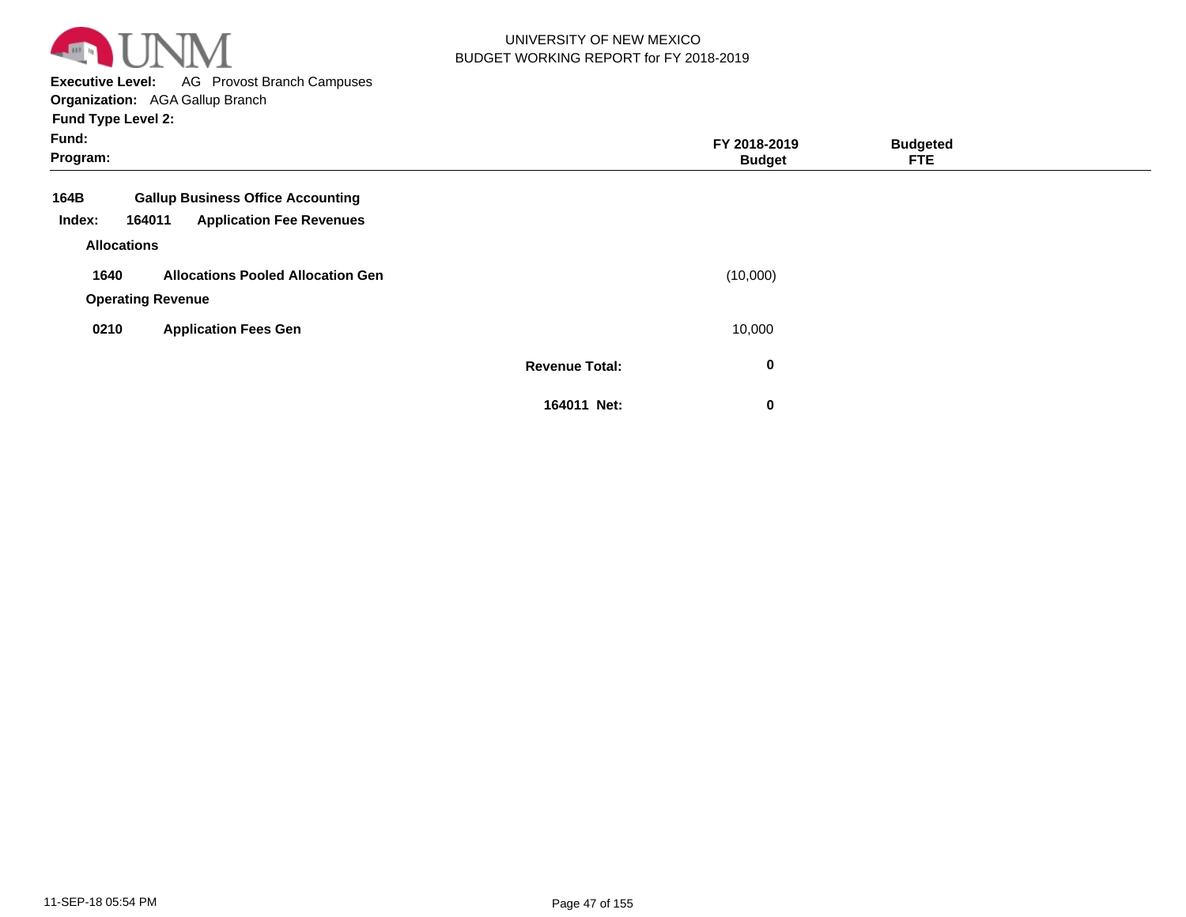UNIVERSITY OF NEW MEXICO
BUDGET WORKING REPORT for FY 2018-2019

**Executive Level:** AG Provost Branch Campuses
**Organization:** AGA Gallup Branch
**Fund Type Level 2:**
**Fund:**
**Program:**

| | | FY 2018-2019 Budget | Budgeted FTE |
|---|---|---|---|
| **164B** | **Gallup Business Office Accounting** | | |
| **Index: 164011** | **Application Fee Revenues** | | |
| **Allocations** | | | |
| **1640** | **Allocations Pooled Allocation Gen** | (10,000) | |
| **Operating Revenue** | | | |
| **0210** | **Application Fees Gen** | 10,000 | |
| | **Revenue Total:** | **0** | |
| | **164011 Net:** | **0** | |

11-SEP-18 05:54 PM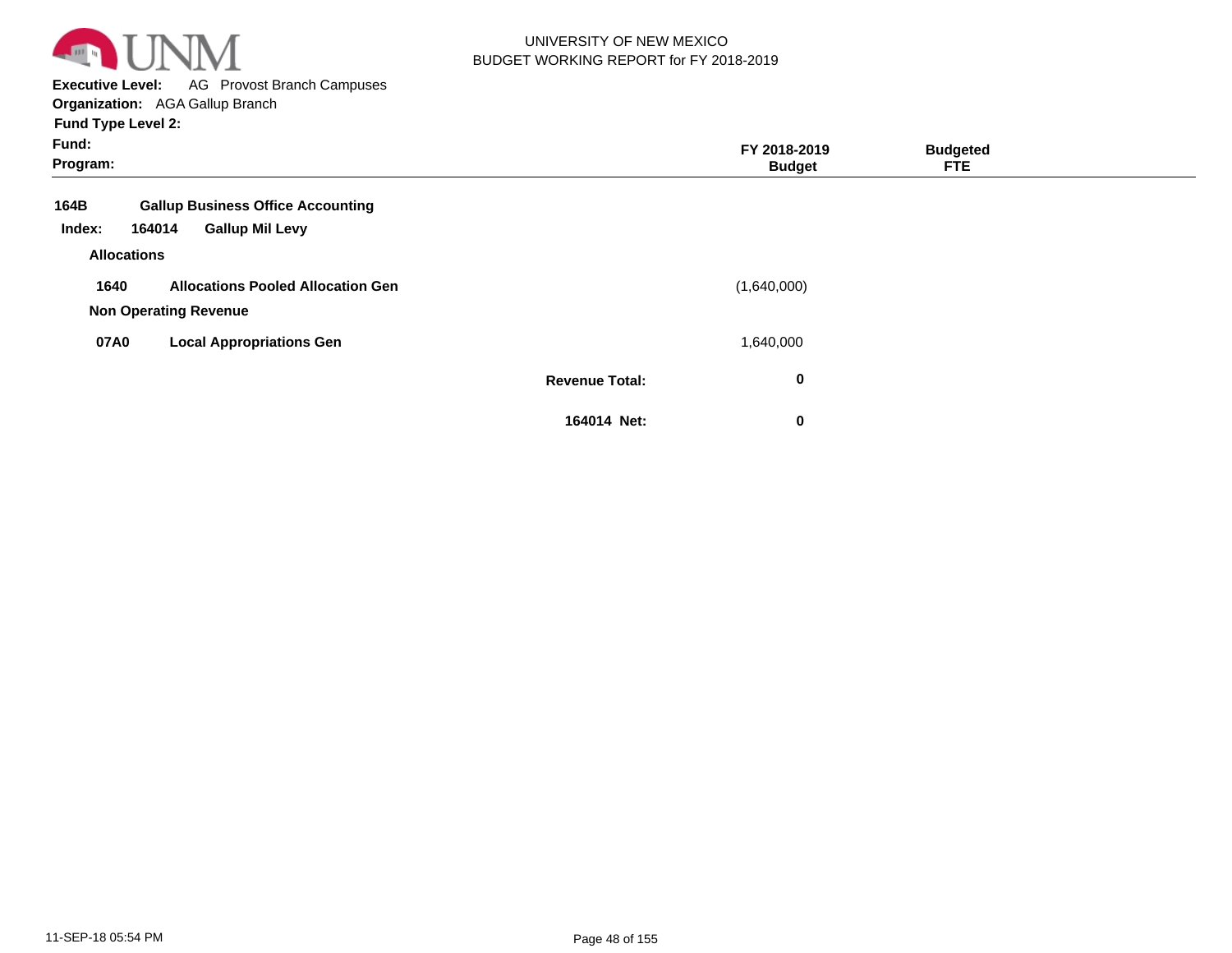UNIVERSITY OF NEW MEXICO
BUDGET WORKING REPORT for FY 2018-2019

**Executive Level:** AG Provost Branch Campuses
**Organization:** AGA Gallup Branch
**Fund Type Level 2:**
**Fund:**
**Program:**

| | | FY 2018-2019 Budget | Budgeted FTE |
|---|---|---|---|
| **164B** | **Gallup Business Office Accounting** | | |
| **Index: 164014** | **Gallup Mil Levy** | | |
| **Allocations** | | | |
| **1640** | **Allocations Pooled Allocation Gen** | (1,640,000) | |
| **Non Operating Revenue** | | | |
| **07A0** | **Local Appropriations Gen** | 1,640,000 | |
| | **Revenue Total:** | **0** | |
| | **164014 Net:** | **0** | |

11-SEP-18 05:54 PM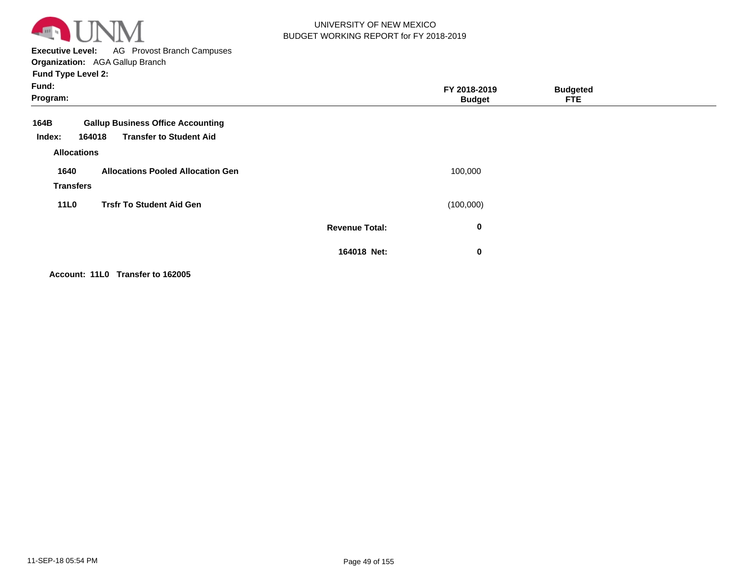UNIVERSITY OF NEW MEXICO
BUDGET WORKING REPORT for FY 2018-2019

**Executive Level:** AG Provost Branch Campuses
**Organization:** AGA Gallup Branch
**Fund Type Level 2:**
**Fund:**
**Program:**

| | | | FY 2018-2019 Budget | Budgeted FTE |
|---|---|---|---|---|
| **164B** | **Gallup Business Office Accounting** | | | |
| **Index: 164018** | **Transfer to Student Aid** | | | |
| **Allocations** | | | | |
| **1640** | **Allocations Pooled Allocation Gen** | | 100,000 | |
| **Transfers** | | | | |
| **11L0** | **Trsfr To Student Aid Gen** | | (100,000) | |
| | | **Revenue Total:** | **0** | |
| | | **164018 Net:** | **0** | |

**Account: 11L0 Transfer to 162005**

11-SEP-18 05:54 PM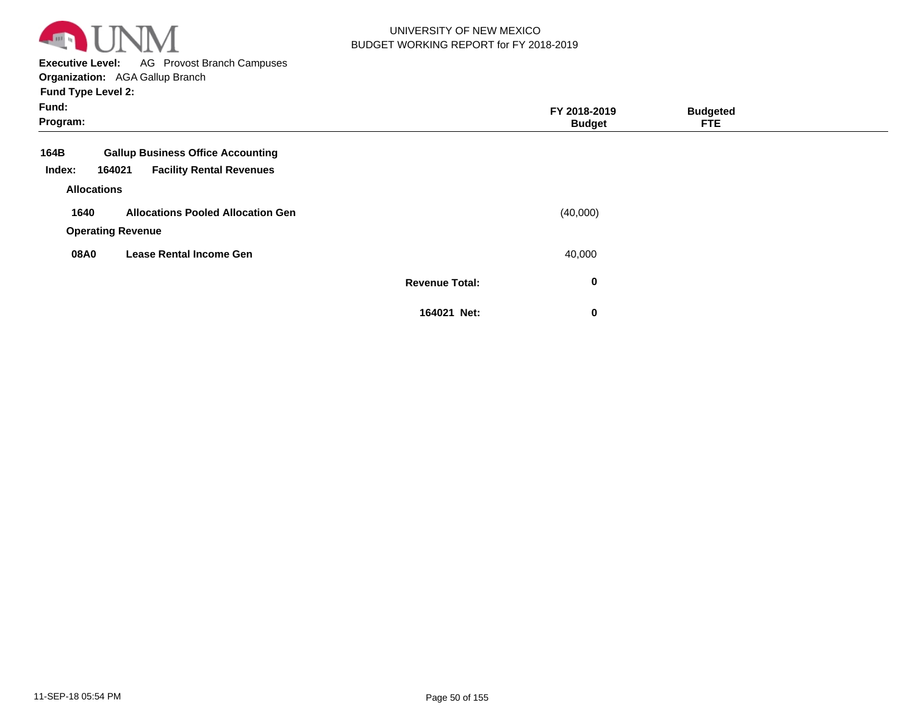UNIVERSITY OF NEW MEXICO
BUDGET WORKING REPORT for FY 2018-2019

**Executive Level:** AG Provost Branch Campuses
**Organization:** AGA Gallup Branch
**Fund Type Level 2:**
**Fund:**
**Program:**

| | | FY 2018-2019 Budget | Budgeted FTE |
|---|---|---|---|
| **164B** | **Gallup Business Office Accounting** | | |
| **Index: 164021** | **Facility Rental Revenues** | | |
| **Allocations** | | | |
| **1640** | **Allocations Pooled Allocation Gen** | (40,000) | |
| **Operating Revenue** | | | |
| **08A0** | **Lease Rental Income Gen** | 40,000 | |
| | **Revenue Total:** | **0** | |
| | **164021 Net:** | **0** | |

11-SEP-18 05:54 PM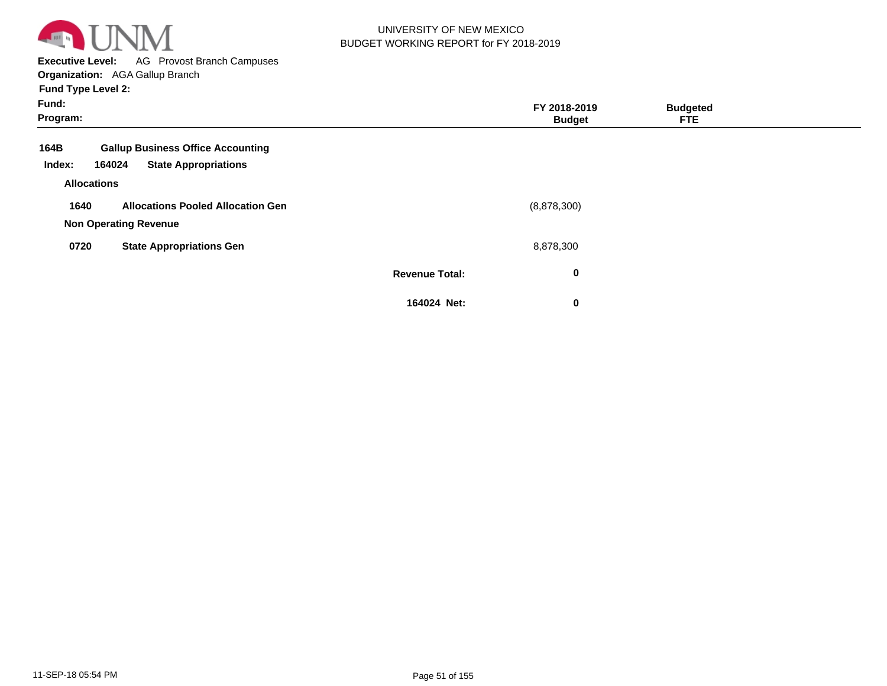UNIVERSITY OF NEW MEXICO
BUDGET WORKING REPORT for FY 2018-2019

**Executive Level:** AG Provost Branch Campuses
**Organization:** AGA Gallup Branch
**Fund Type Level 2:**
**Fund:**
**Program:**

| | | | FY 2018-2019 Budget | Budgeted FTE |
|---|---|---|---|---|
| **164B** | **Gallup Business Office Accounting** | | | |
| **Index: 164024** | **State Appropriations** | | | |
| **Allocations** | | | | |
| **1640** | **Allocations Pooled Allocation Gen** | | (8,878,300) | |
| **Non Operating Revenue** | | | | |
| **0720** | **State Appropriations Gen** | | 8,878,300 | |
| | | **Revenue Total:** | **0** | |
| | | **164024 Net:** | **0** | |

11-SEP-18 05:54 PM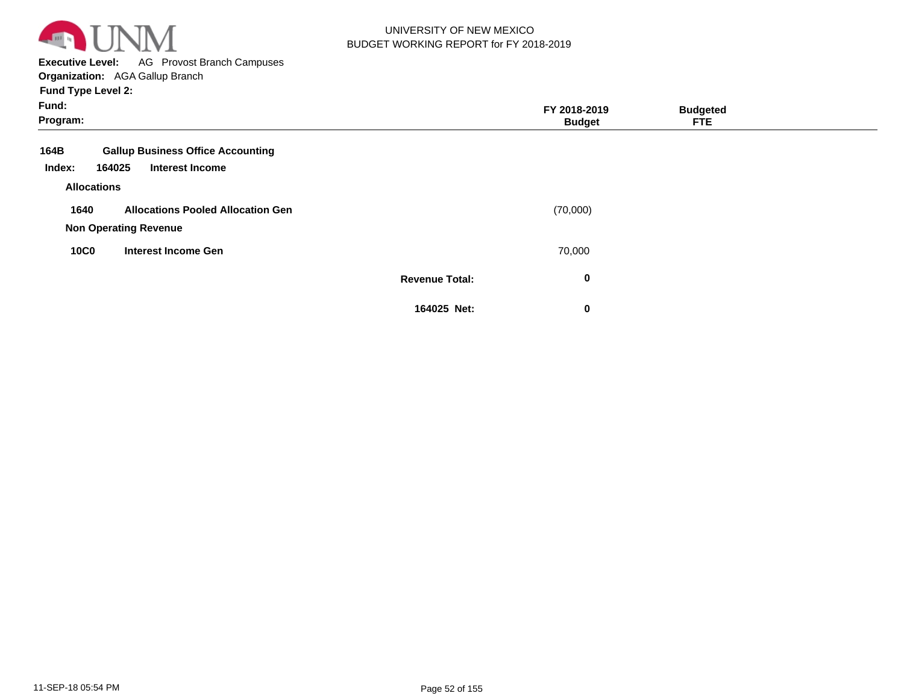UNIVERSITY OF NEW MEXICO
BUDGET WORKING REPORT for FY 2018-2019

**Executive Level:** AG Provost Branch Campuses
**Organization:** AGA Gallup Branch
**Fund Type Level 2:**
**Fund:**
**Program:**

| | | FY 2018-2019 Budget | Budgeted FTE |
|---|---|---|---|
| **164B** | **Gallup Business Office Accounting** | | |
| **Index: 164025** | **Interest Income** | | |
| **Allocations** | | | |
| **1640** | **Allocations Pooled Allocation Gen** | (70,000) | |
| **Non Operating Revenue** | | | |
| **10C0** | **Interest Income Gen** | 70,000 | |
| | **Revenue Total:** | **0** | |
| | **164025 Net:** | **0** | |

11-SEP-18 05:54 PM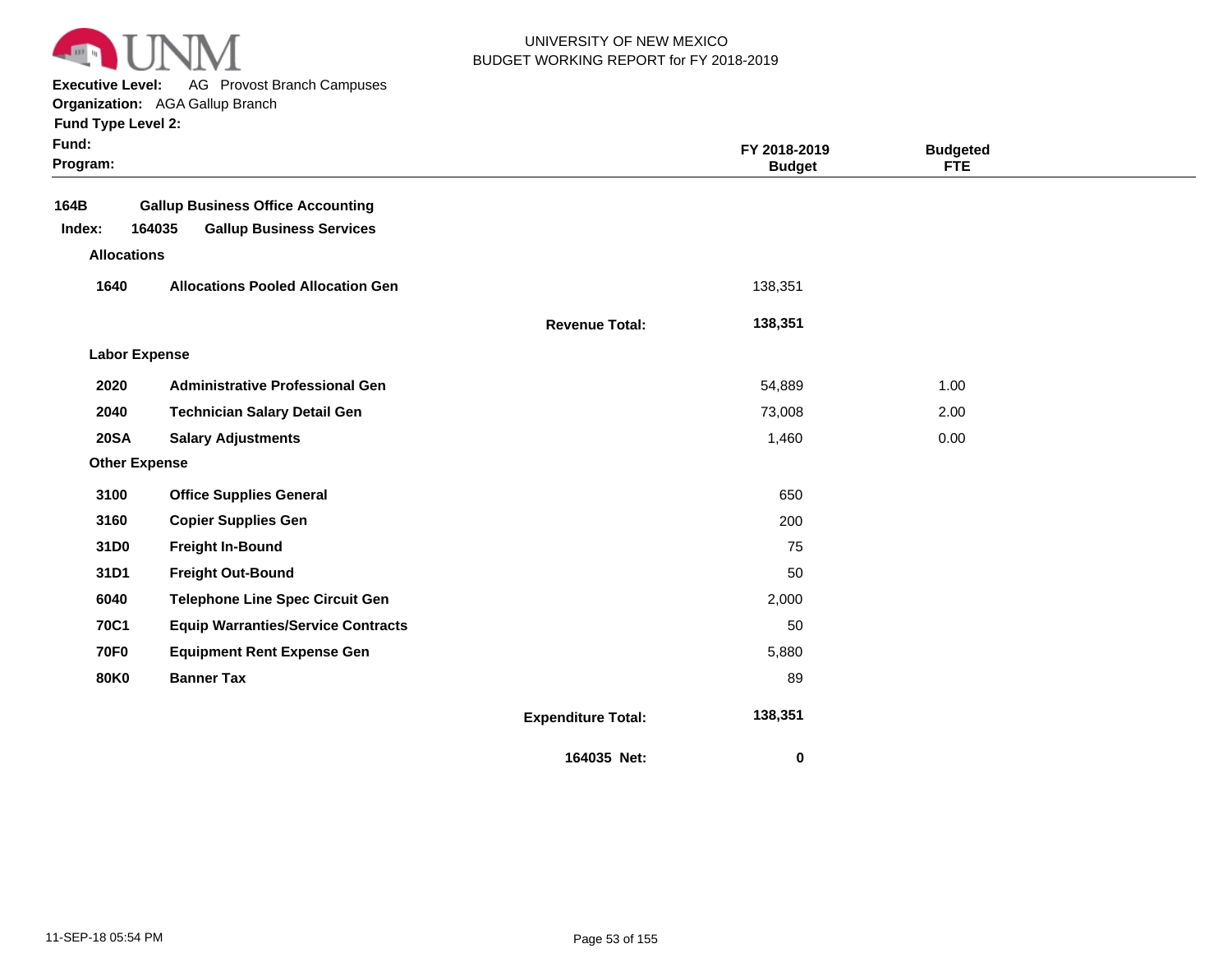UNIVERSITY OF NEW MEXICO
BUDGET WORKING REPORT for FY 2018-2019

**Executive Level:** AG Provost Branch Campuses
**Organization:** AGA Gallup Branch
**Fund Type Level 2:**
**Fund:**
**Program:**

| | | | FY 2018-2019 Budget | Budgeted FTE |
|---|---|---|---|---|
| **164B** | **Gallup Business Office Accounting** | | | |
| **Index: 164035** | **Gallup Business Services** | | | |
| **Allocations** | | | | |
| **1640** | **Allocations Pooled Allocation Gen** | | 138,351 | |
| | | **Revenue Total:** | **138,351** | |
| **Labor Expense** | | | | |
| **2020** | **Administrative Professional Gen** | | 54,889 | 1.00 |
| **2040** | **Technician Salary Detail Gen** | | 73,008 | 2.00 |
| **20SA** | **Salary Adjustments** | | 1,460 | 0.00 |
| **Other Expense** | | | | |
| **3100** | **Office Supplies General** | | 650 | |
| **3160** | **Copier Supplies Gen** | | 200 | |
| **31D0** | **Freight In-Bound** | | 75 | |
| **31D1** | **Freight Out-Bound** | | 50 | |
| **6040** | **Telephone Line Spec Circuit Gen** | | 2,000 | |
| **70C1** | **Equip Warranties/Service Contracts** | | 50 | |
| **70F0** | **Equipment Rent Expense Gen** | | 5,880 | |
| **80K0** | **Banner Tax** | | 89 | |
| | | **Expenditure Total:** | **138,351** | |
| | | **164035 Net:** | **0** | |

11-SEP-18 05:54 PM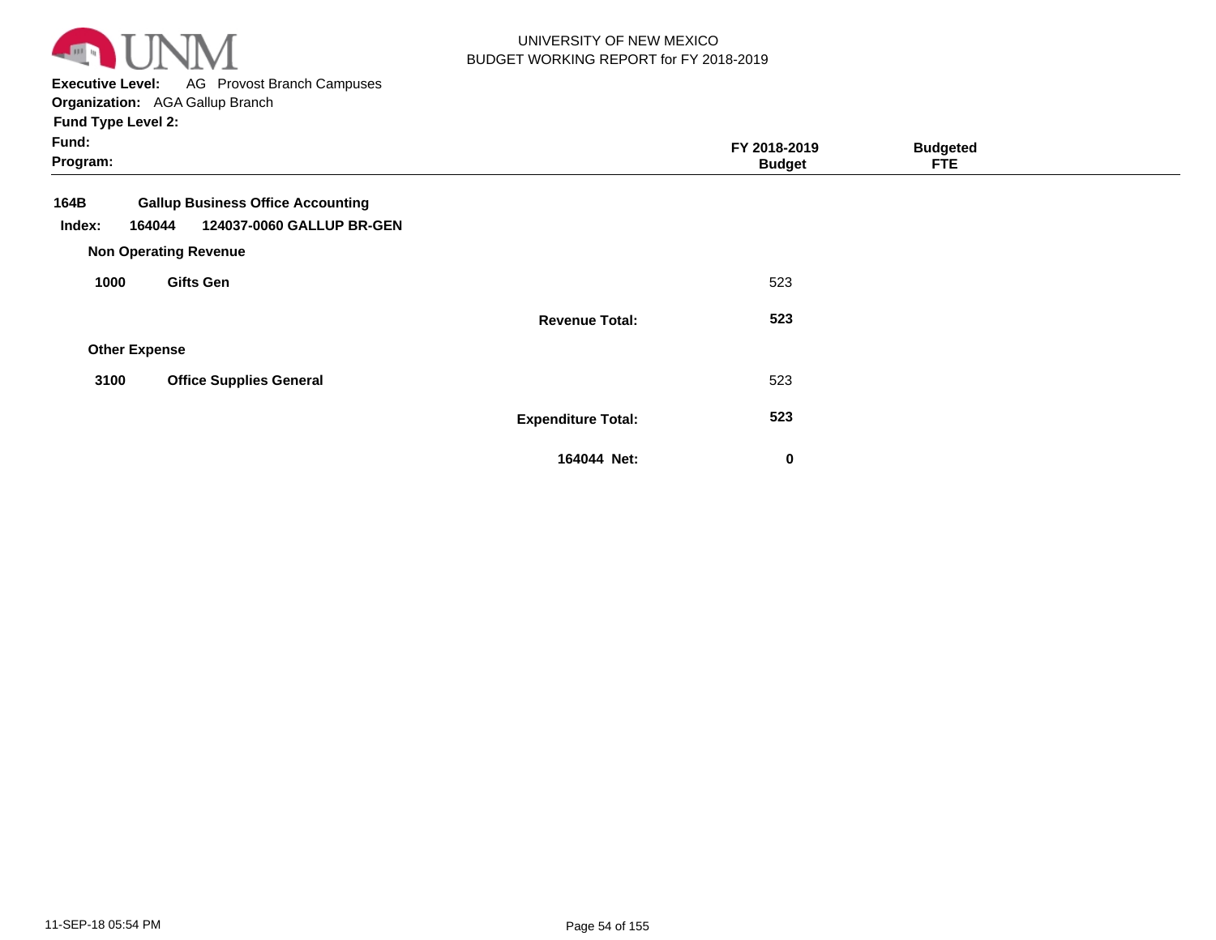UNIVERSITY OF NEW MEXICO
BUDGET WORKING REPORT for FY 2018-2019

**Executive Level:** AG Provost Branch Campuses
**Organization:** AGA Gallup Branch
**Fund Type Level 2:**
**Fund:**
**Program:**

| | | FY 2018-2019 Budget | Budgeted FTE |
|---|---|---|---|
| **164B** | **Gallup Business Office Accounting** | | |
| **Index: 164044** | **124037-0060 GALLUP BR-GEN** | | |
| **Non Operating Revenue** | | | |
| **1000** | **Gifts Gen** | 523 | |
| | **Revenue Total:** | **523** | |
| **Other Expense** | | | |
| **3100** | **Office Supplies General** | 523 | |
| | **Expenditure Total:** | **523** | |
| | **164044 Net:** | **0** | |

11-SEP-18 05:54 PM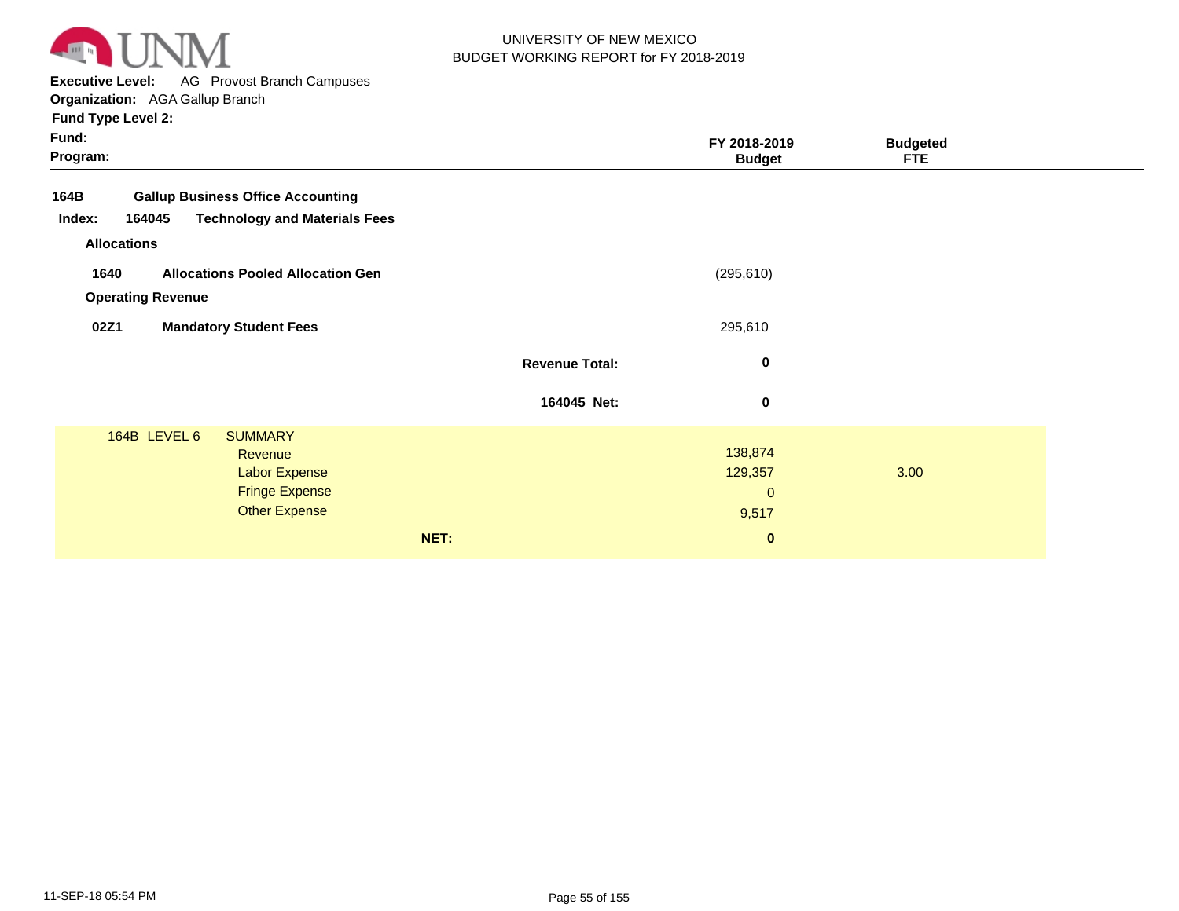UNIVERSITY OF NEW MEXICO
BUDGET WORKING REPORT for FY 2018-2019

**Executive Level:** AG Provost Branch Campuses
**Organization:** AGA Gallup Branch
**Fund Type Level 2:**
**Fund:**
**Program:**

| | | FY 2018-2019 Budget | Budgeted FTE |
|---|---|---|---|
| **164B** | **Gallup Business Office Accounting** | | |
| **Index: 164045** | **Technology and Materials Fees** | | |
| **Allocations** | | | |
| **1640** | **Allocations Pooled Allocation Gen** | (295,610) | |
| **Operating Revenue** | | | |
| **02Z1** | **Mandatory Student Fees** | 295,610 | |
| | **Revenue Total:** | **0** | |
| | **164045 Net:** | **0** | |

| 164B LEVEL 6 | SUMMARY | | |
|---|---|---|---|
| | Revenue | 138,874 | |
| | Labor Expense | 129,357 | 3.00 |
| | Fringe Expense | 0 | |
| | Other Expense | 9,517 | |
| | **NET:** | **0** | |

11-SEP-18 05:54 PM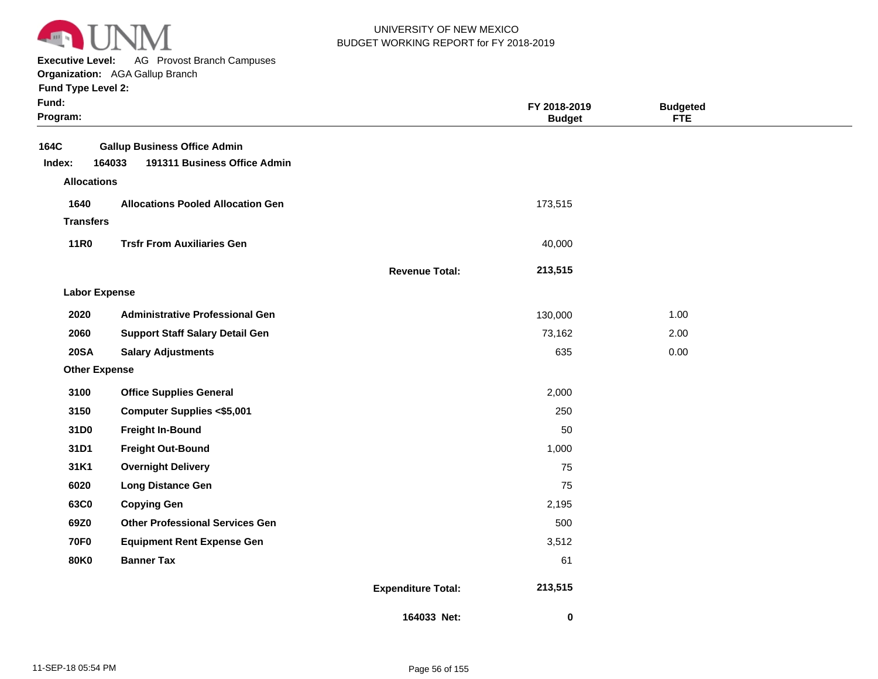UNIVERSITY OF NEW MEXICO
BUDGET WORKING REPORT for FY 2018-2019

**Executive Level:** AG Provost Branch Campuses
**Organization:** AGA Gallup Branch
**Fund Type Level 2:**
**Fund:**
**Program:**

| | | | FY 2018-2019 Budget | Budgeted FTE |
|---|---|---|---|---|
| **164C** | **Gallup Business Office Admin** | | | |
| **Index: 164033** | **191311 Business Office Admin** | | | |
| **Allocations** | | | | |
| **1640** | **Allocations Pooled Allocation Gen** | | 173,515 | |
| **Transfers** | | | | |
| **11R0** | **Trsfr From Auxiliaries Gen** | | 40,000 | |
| | | **Revenue Total:** | **213,515** | |
| **Labor Expense** | | | | |
| **2020** | **Administrative Professional Gen** | | 130,000 | 1.00 |
| **2060** | **Support Staff Salary Detail Gen** | | 73,162 | 2.00 |
| **20SA** | **Salary Adjustments** | | 635 | 0.00 |
| **Other Expense** | | | | |
| **3100** | **Office Supplies General** | | 2,000 | |
| **3150** | **Computer Supplies <$5,001** | | 250 | |
| **31D0** | **Freight In-Bound** | | 50 | |
| **31D1** | **Freight Out-Bound** | | 1,000 | |
| **31K1** | **Overnight Delivery** | | 75 | |
| **6020** | **Long Distance Gen** | | 75 | |
| **63C0** | **Copying Gen** | | 2,195 | |
| **69Z0** | **Other Professional Services Gen** | | 500 | |
| **70F0** | **Equipment Rent Expense Gen** | | 3,512 | |
| **80K0** | **Banner Tax** | | 61 | |
| | | **Expenditure Total:** | **213,515** | |
| | | **164033 Net:** | **0** | |

11-SEP-18 05:54 PM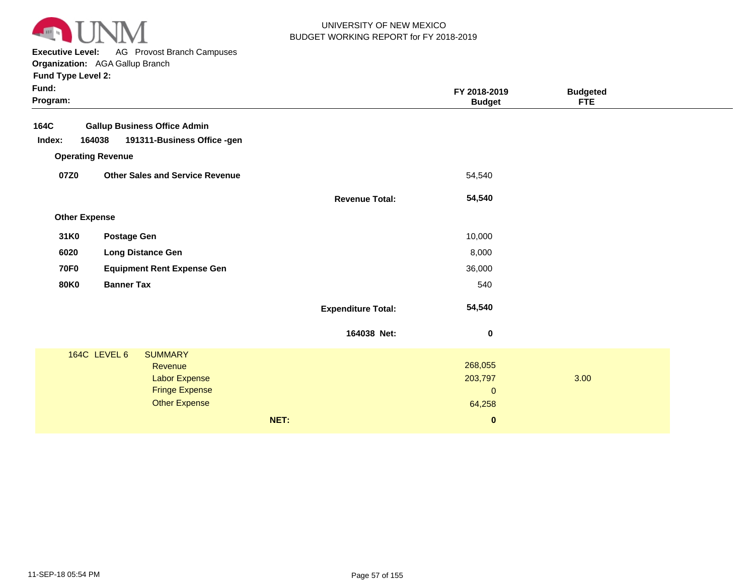UNIVERSITY OF NEW MEXICO
BUDGET WORKING REPORT for FY 2018-2019

**Executive Level:** AG Provost Branch Campuses
**Organization:** AGA Gallup Branch
**Fund Type Level 2:**
**Fund:**
**Program:**

| | | | FY 2018-2019 Budget | Budgeted FTE |
|---|---|---|---|---|
| **164C** | **Gallup Business Office Admin** | | | |
| **Index: 164038** | **191311-Business Office -gen** | | | |
| **Operating Revenue** | | | | |
| **07Z0** | **Other Sales and Service Revenue** | | 54,540 | |
| | | **Revenue Total:** | **54,540** | |
| **Other Expense** | | | | |
| **31K0** | **Postage Gen** | | 10,000 | |
| **6020** | **Long Distance Gen** | | 8,000 | |
| **70F0** | **Equipment Rent Expense Gen** | | 36,000 | |
| **80K0** | **Banner Tax** | | 540 | |
| | | **Expenditure Total:** | **54,540** | |
| | | **164038 Net:** | **0** | |

| 164C LEVEL 6 | SUMMARY | | |
|---|---|---|---|
| | Revenue | 268,055 | |
| | Labor Expense | 203,797 | 3.00 |
| | Fringe Expense | 0 | |
| | Other Expense | 64,258 | |
| | **NET:** | **0** | |

11-SEP-18 05:54 PM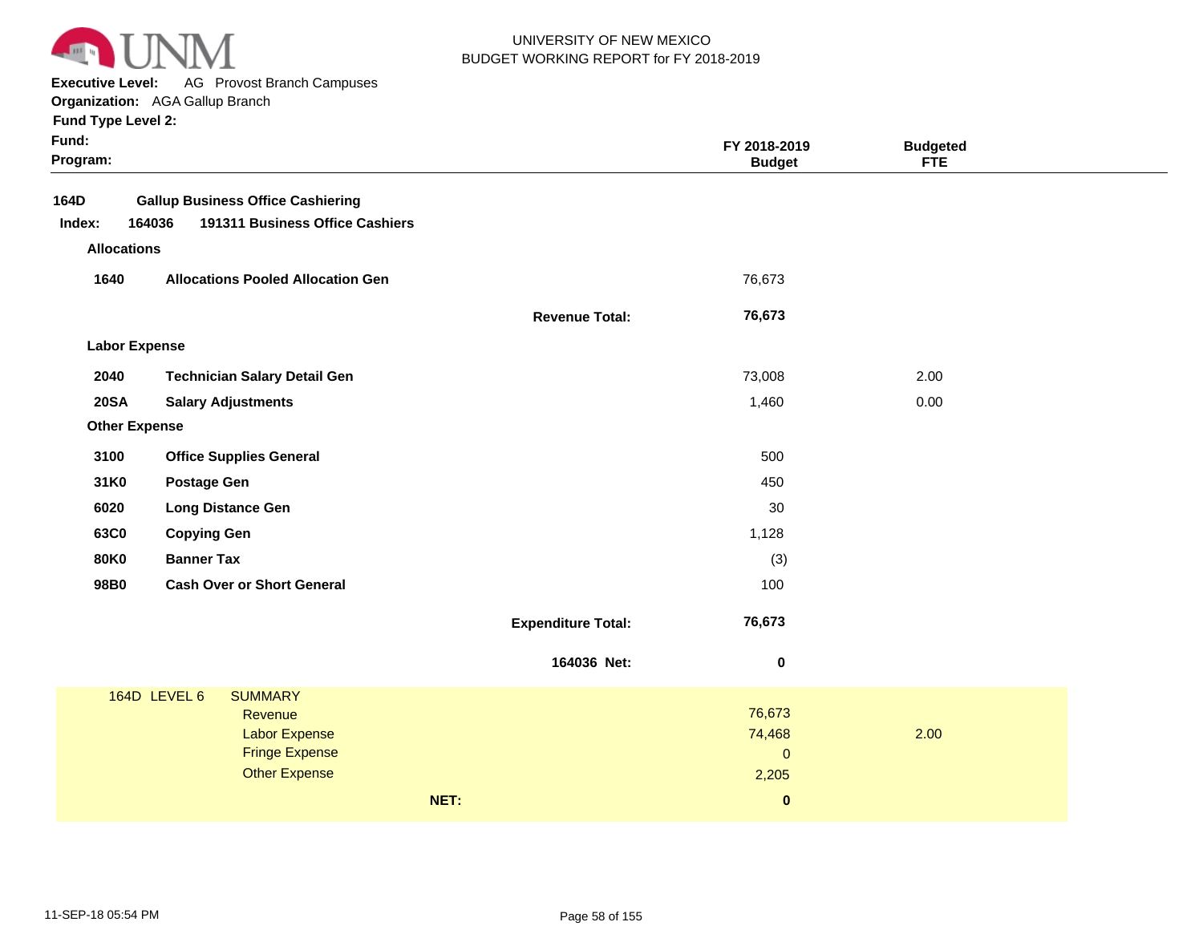UNIVERSITY OF NEW MEXICO
BUDGET WORKING REPORT for FY 2018-2019

**Executive Level:** AG Provost Branch Campuses
**Organization:** AGA Gallup Branch
**Fund Type Level 2:**
**Fund:**
**Program:**

| | | | FY 2018-2019 Budget | Budgeted FTE |
|---|---|---|---|---|
| **164D** | **Gallup Business Office Cashiering** | | | |
| **Index: 164036** | **191311 Business Office Cashiers** | | | |
| **Allocations** | | | | |
| **1640** | **Allocations Pooled Allocation Gen** | | 76,673 | |
| | | **Revenue Total:** | **76,673** | |
| **Labor Expense** | | | | |
| **2040** | **Technician Salary Detail Gen** | | 73,008 | 2.00 |
| **20SA** | **Salary Adjustments** | | 1,460 | 0.00 |
| **Other Expense** | | | | |
| **3100** | **Office Supplies General** | | 500 | |
| **31K0** | **Postage Gen** | | 450 | |
| **6020** | **Long Distance Gen** | | 30 | |
| **63C0** | **Copying Gen** | | 1,128 | |
| **80K0** | **Banner Tax** | | (3) | |
| **98B0** | **Cash Over or Short General** | | 100 | |
| | | **Expenditure Total:** | **76,673** | |
| | | **164036 Net:** | **0** | |

| 164D LEVEL 6 | SUMMARY | | |
|---|---|---|---|
| | Revenue | 76,673 | |
| | Labor Expense | 74,468 | 2.00 |
| | Fringe Expense | 0 | |
| | Other Expense | 2,205 | |
| | **NET:** | **0** | |

11-SEP-18 05:54 PM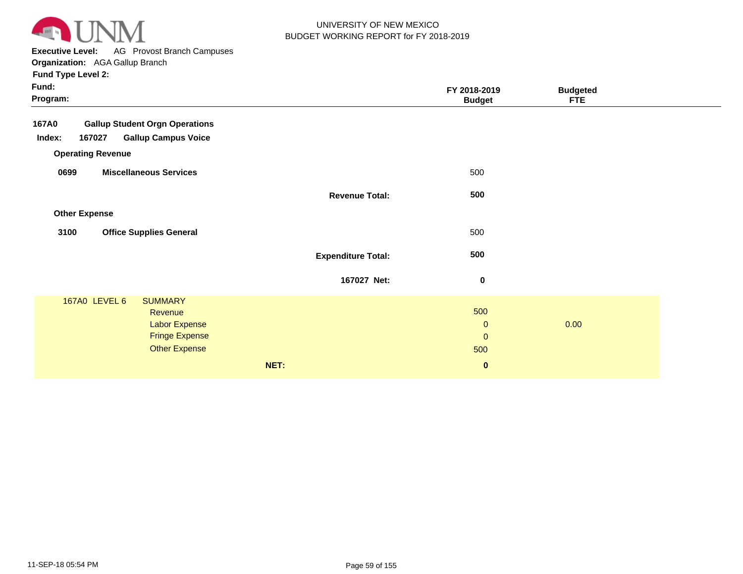UNIVERSITY OF NEW MEXICO
BUDGET WORKING REPORT for FY 2018-2019

**Executive Level:** AG Provost Branch Campuses
**Organization:** AGA Gallup Branch
**Fund Type Level 2:**
**Fund:**
**Program:**

| | | FY 2018-2019 Budget | Budgeted FTE |
|---|---|---|---|
| **167A0** | **Gallup Student Orgn Operations** | | |
| **Index: 167027** | **Gallup Campus Voice** | | |
| **Operating Revenue** | | | |
| **0699** | **Miscellaneous Services** | 500 | |
| | **Revenue Total:** | **500** | |
| **Other Expense** | | | |
| **3100** | **Office Supplies General** | 500 | |
| | **Expenditure Total:** | **500** | |
| | **167027 Net:** | **0** | |

| 167A0 LEVEL 6 | SUMMARY | | |
|---|---|---|---|
| | Revenue | 500 | |
| | Labor Expense | 0 | 0.00 |
| | Fringe Expense | 0 | |
| | Other Expense | 500 | |
| | **NET:** | **0** | |

11-SEP-18 05:54 PM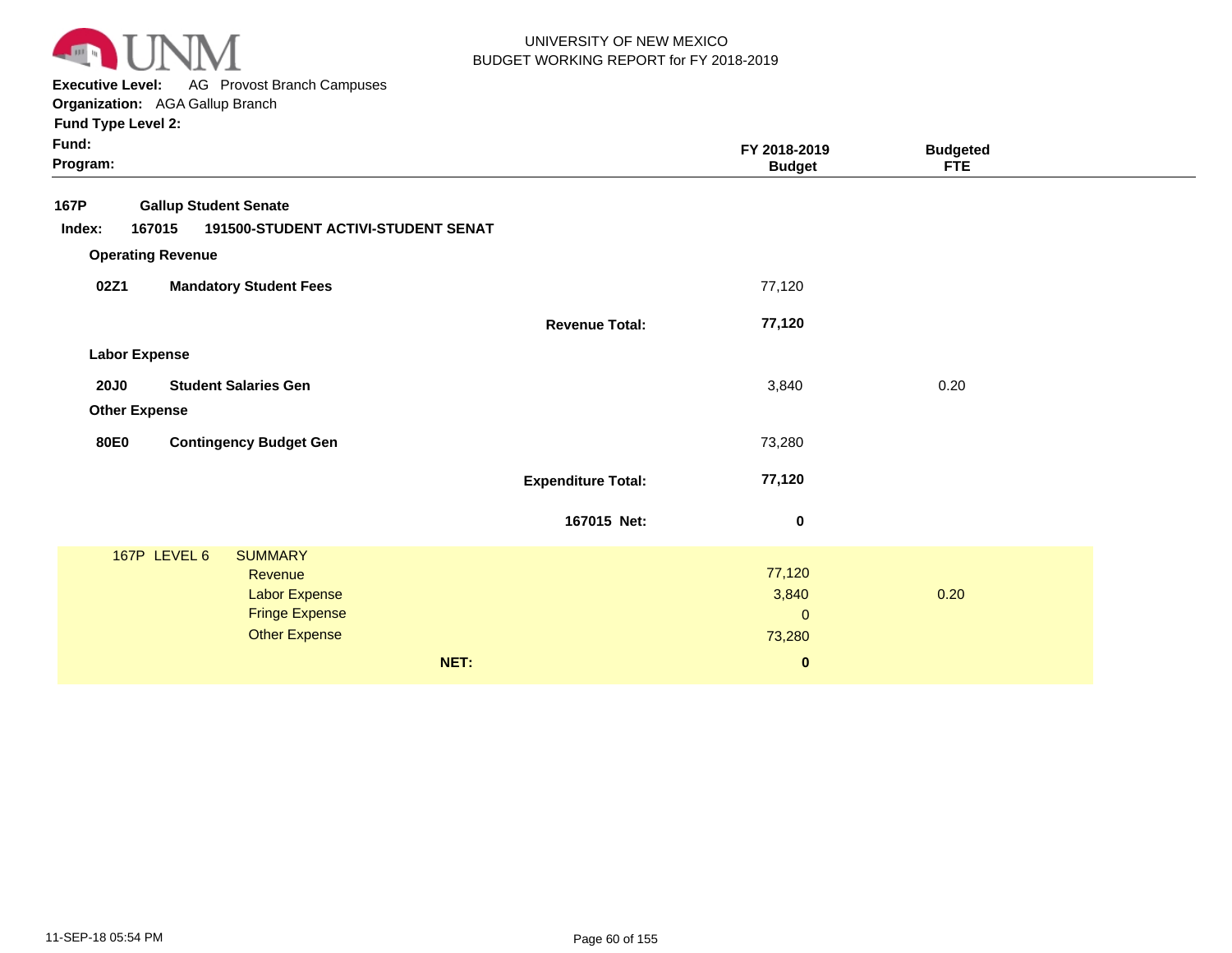UNIVERSITY OF NEW MEXICO
BUDGET WORKING REPORT for FY 2018-2019

**Executive Level:** AG Provost Branch Campuses
**Organization:** AGA Gallup Branch
**Fund Type Level 2:**
**Fund:**
**Program:**

| | | FY 2018-2019 Budget | Budgeted FTE |
|---|---|---|---|
| **167P** | **Gallup Student Senate** | | |
| **Index: 167015** | **191500-STUDENT ACTIVI-STUDENT SENAT** | | |
| **Operating Revenue** | | | |
| **02Z1** | **Mandatory Student Fees** | 77,120 | |
| | **Revenue Total:** | **77,120** | |
| **Labor Expense** | | | |
| **20J0** | **Student Salaries Gen** | 3,840 | 0.20 |
| **Other Expense** | | | |
| **80E0** | **Contingency Budget Gen** | 73,280 | |
| | **Expenditure Total:** | **77,120** | |
| | **167015 Net:** | **0** | |

| 167P LEVEL 6 SUMMARY | | |
|---|---|---|
| Revenue | 77,120 | |
| Labor Expense | 3,840 | 0.20 |
| Fringe Expense | 0 | |
| Other Expense | 73,280 | |
| **NET:** | **0** | |

11-SEP-18 05:54 PM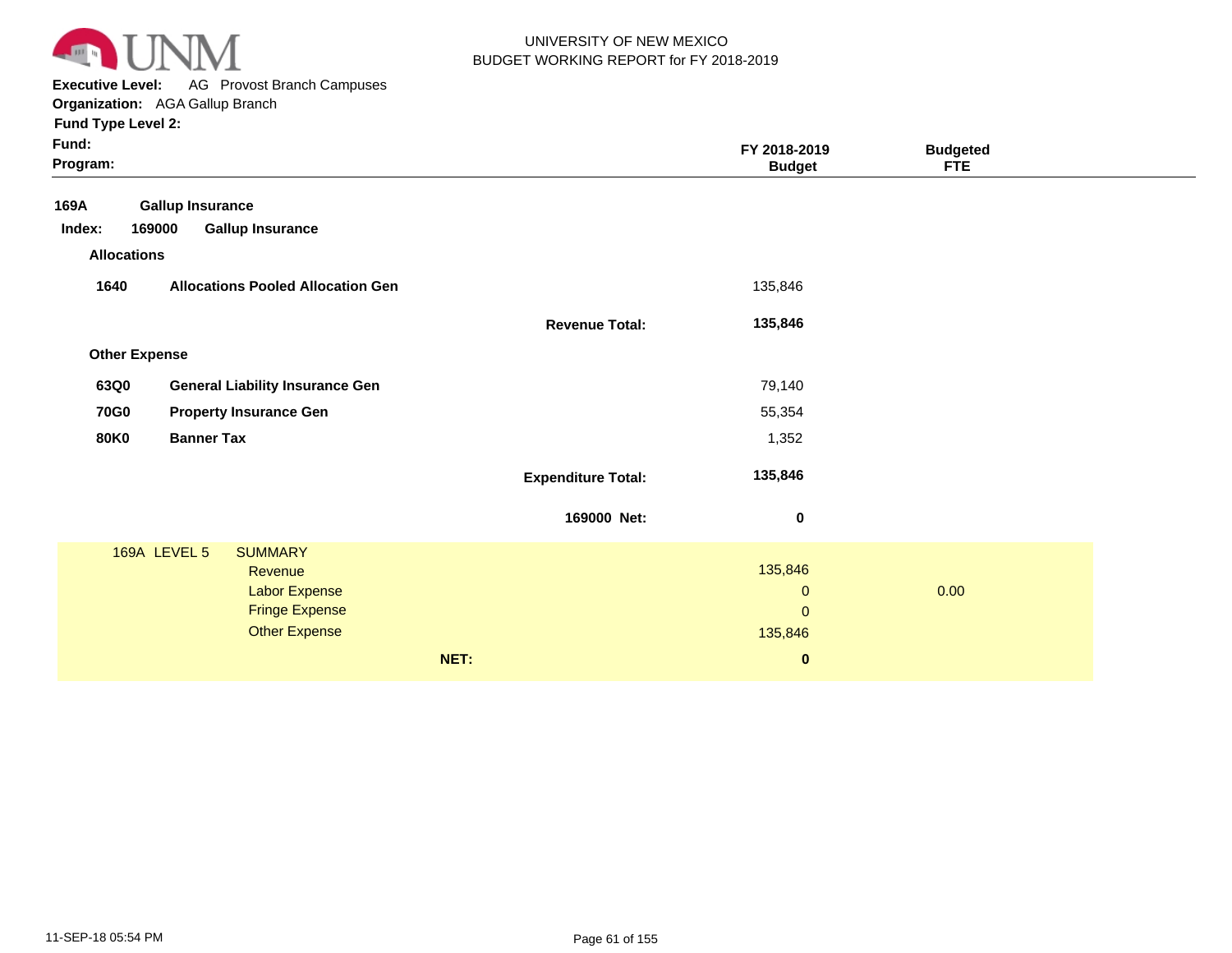UNIVERSITY OF NEW MEXICO
BUDGET WORKING REPORT for FY 2018-2019

**Executive Level:** AG Provost Branch Campuses
**Organization:** AGA Gallup Branch
**Fund Type Level 2:**
**Fund:**
**Program:**

| | | FY 2018-2019 Budget | Budgeted FTE |
|---|---|---|---|
| **169A** | **Gallup Insurance** | | |
| **Index: 169000** | **Gallup Insurance** | | |
| **Allocations** | | | |
| **1640** | **Allocations Pooled Allocation Gen** | 135,846 | |
| | **Revenue Total:** | **135,846** | |
| **Other Expense** | | | |
| **63Q0** | **General Liability Insurance Gen** | 79,140 | |
| **70G0** | **Property Insurance Gen** | 55,354 | |
| **80K0** | **Banner Tax** | 1,352 | |
| | **Expenditure Total:** | **135,846** | |
| | **169000 Net:** | **0** | |

| 169A LEVEL 5 | SUMMARY | FY 2018-2019 Budget | Budgeted FTE |
|---|---|---|---|
| | Revenue | 135,846 | |
| | Labor Expense | 0 | 0.00 |
| | Fringe Expense | 0 | |
| | Other Expense | 135,846 | |
| | **NET:** | **0** | |

11-SEP-18 05:54 PM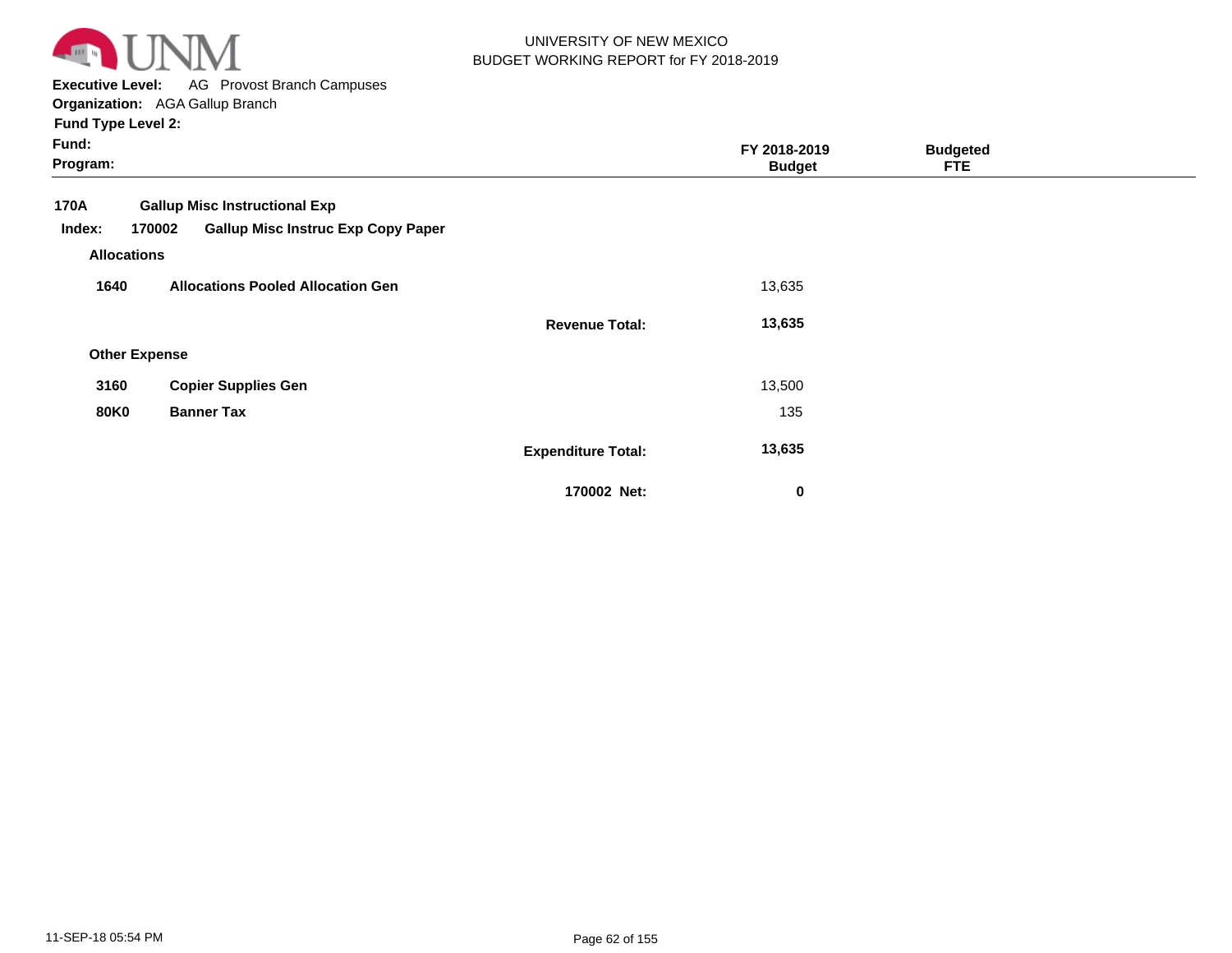UNIVERSITY OF NEW MEXICO
BUDGET WORKING REPORT for FY 2018-2019

**Executive Level:** AG Provost Branch Campuses
**Organization:** AGA Gallup Branch
**Fund Type Level 2:**
**Fund:**
**Program:**

| | | | FY 2018-2019 Budget | Budgeted FTE |
|---|---|---|---|---|
| **170A** | **Gallup Misc Instructional Exp** | | | |
| **Index: 170002** | **Gallup Misc Instruc Exp Copy Paper** | | | |
| **Allocations** | | | | |
| **1640** | **Allocations Pooled Allocation Gen** | | 13,635 | |
| | | **Revenue Total:** | **13,635** | |
| **Other Expense** | | | | |
| **3160** | **Copier Supplies Gen** | | 13,500 | |
| **80K0** | **Banner Tax** | | 135 | |
| | | **Expenditure Total:** | **13,635** | |
| | | **170002 Net:** | **0** | |

11-SEP-18 05:54 PM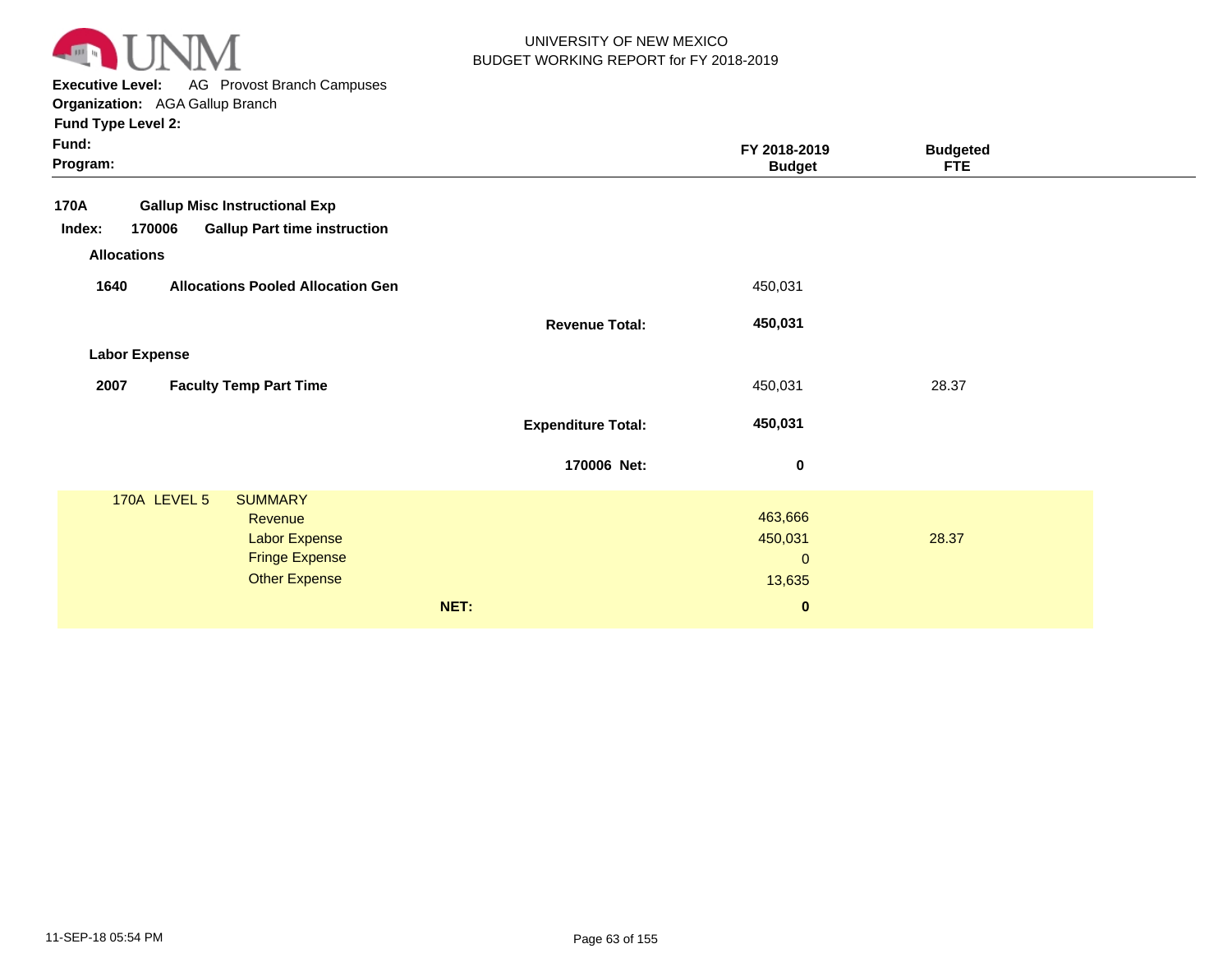UNIVERSITY OF NEW MEXICO
BUDGET WORKING REPORT for FY 2018-2019

**Executive Level:** AG Provost Branch Campuses
**Organization:** AGA Gallup Branch
**Fund Type Level 2:**
**Fund:**
**Program:**

| | | FY 2018-2019 Budget | Budgeted FTE |
|---|---|---|---|
| **170A** | **Gallup Misc Instructional Exp** | | |
| **Index: 170006** | **Gallup Part time instruction** | | |
| **Allocations** | | | |
| **1640** | **Allocations Pooled Allocation Gen** | 450,031 | |
| | **Revenue Total:** | **450,031** | |
| **Labor Expense** | | | |
| **2007** | **Faculty Temp Part Time** | 450,031 | 28.37 |
| | **Expenditure Total:** | **450,031** | |
| | **170006 Net:** | **0** | |

| 170A LEVEL 5 SUMMARY | FY 2018-2019 Budget | Budgeted FTE |
|---|---|---|
| Revenue | 463,666 | |
| Labor Expense | 450,031 | 28.37 |
| Fringe Expense | 0 | |
| Other Expense | 13,635 | |
| **NET:** | **0** | |

11-SEP-18 05:54 PM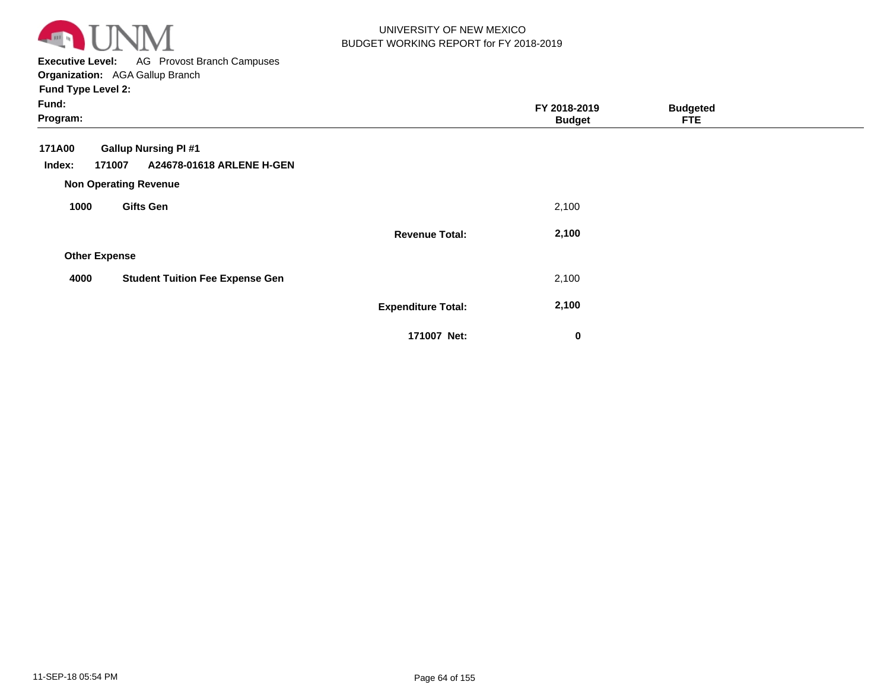UNIVERSITY OF NEW MEXICO
BUDGET WORKING REPORT for FY 2018-2019

**Executive Level:** AG Provost Branch Campuses
**Organization:** AGA Gallup Branch
**Fund Type Level 2:**
**Fund:**
**Program:**

| | | | FY 2018-2019 Budget | Budgeted FTE |
|---|---|---|---|---|
| **171A00** | **Gallup Nursing PI #1** | | | |
| **Index: 171007** | **A24678-01618 ARLENE H-GEN** | | | |
| **Non Operating Revenue** | | | | |
| **1000** | **Gifts Gen** | | 2,100 | |
| | | **Revenue Total:** | **2,100** | |
| **Other Expense** | | | | |
| **4000** | **Student Tuition Fee Expense Gen** | | 2,100 | |
| | | **Expenditure Total:** | **2,100** | |
| | | **171007 Net:** | **0** | |

11-SEP-18 05:54 PM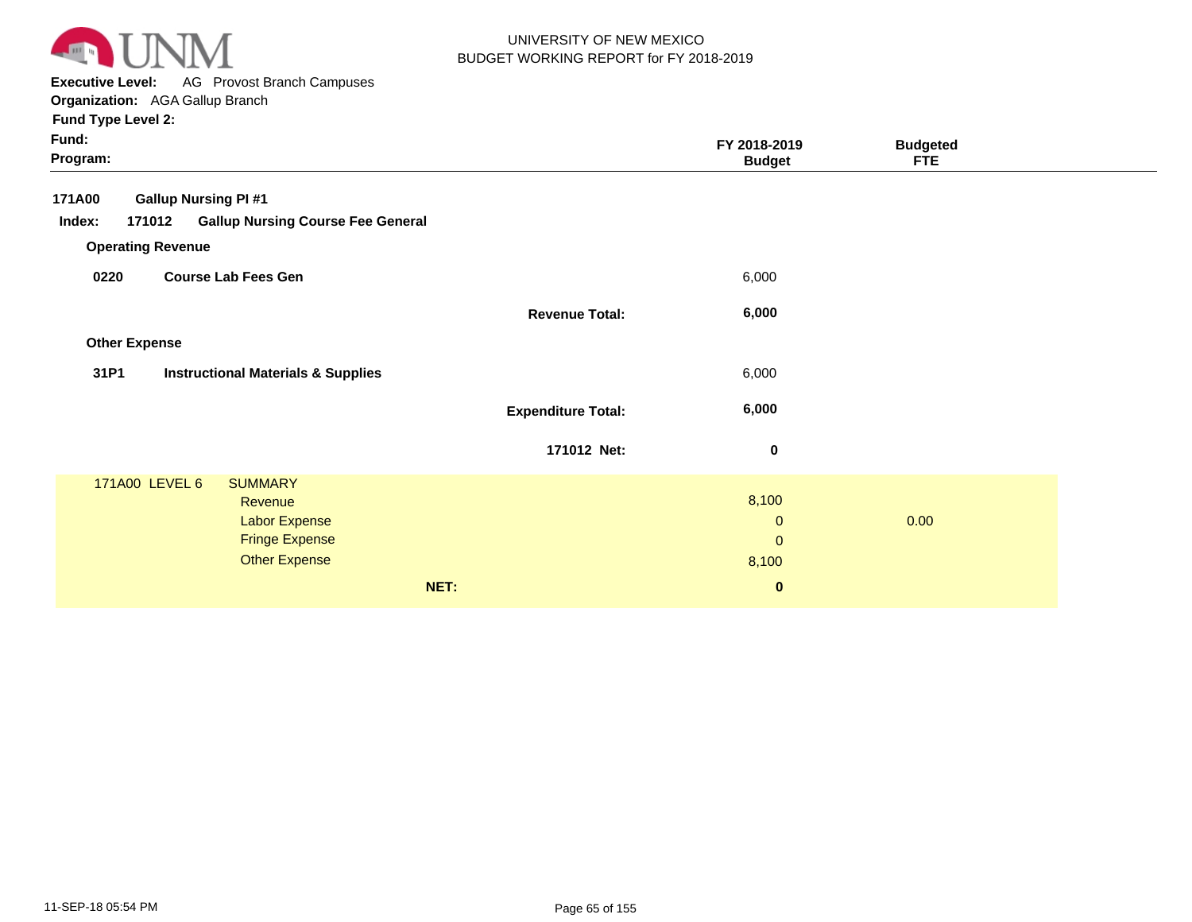UNIVERSITY OF NEW MEXICO
BUDGET WORKING REPORT for FY 2018-2019

**Executive Level:** AG Provost Branch Campuses
**Organization:** AGA Gallup Branch
**Fund Type Level 2:**
**Fund:**
**Program:**

| | | | FY 2018-2019 Budget | Budgeted FTE |
|---|---|---|---|---|
| **171A00** | **Gallup Nursing PI #1** | | | |
| **Index: 171012** | **Gallup Nursing Course Fee General** | | | |
| **Operating Revenue** | | | | |
| **0220** | **Course Lab Fees Gen** | | 6,000 | |
| | | **Revenue Total:** | **6,000** | |
| **Other Expense** | | | | |
| **31P1** | **Instructional Materials & Supplies** | | 6,000 | |
| | | **Expenditure Total:** | **6,000** | |
| | | **171012 Net:** | **0** | |

| 171A00 LEVEL 6 | SUMMARY | FY 2018-2019 Budget | Budgeted FTE |
|---|---|---|---|
| | Revenue | 8,100 | |
| | Labor Expense | 0 | 0.00 |
| | Fringe Expense | 0 | |
| | Other Expense | 8,100 | |
| | **NET:** | **0** | |

11-SEP-18 05:54 PM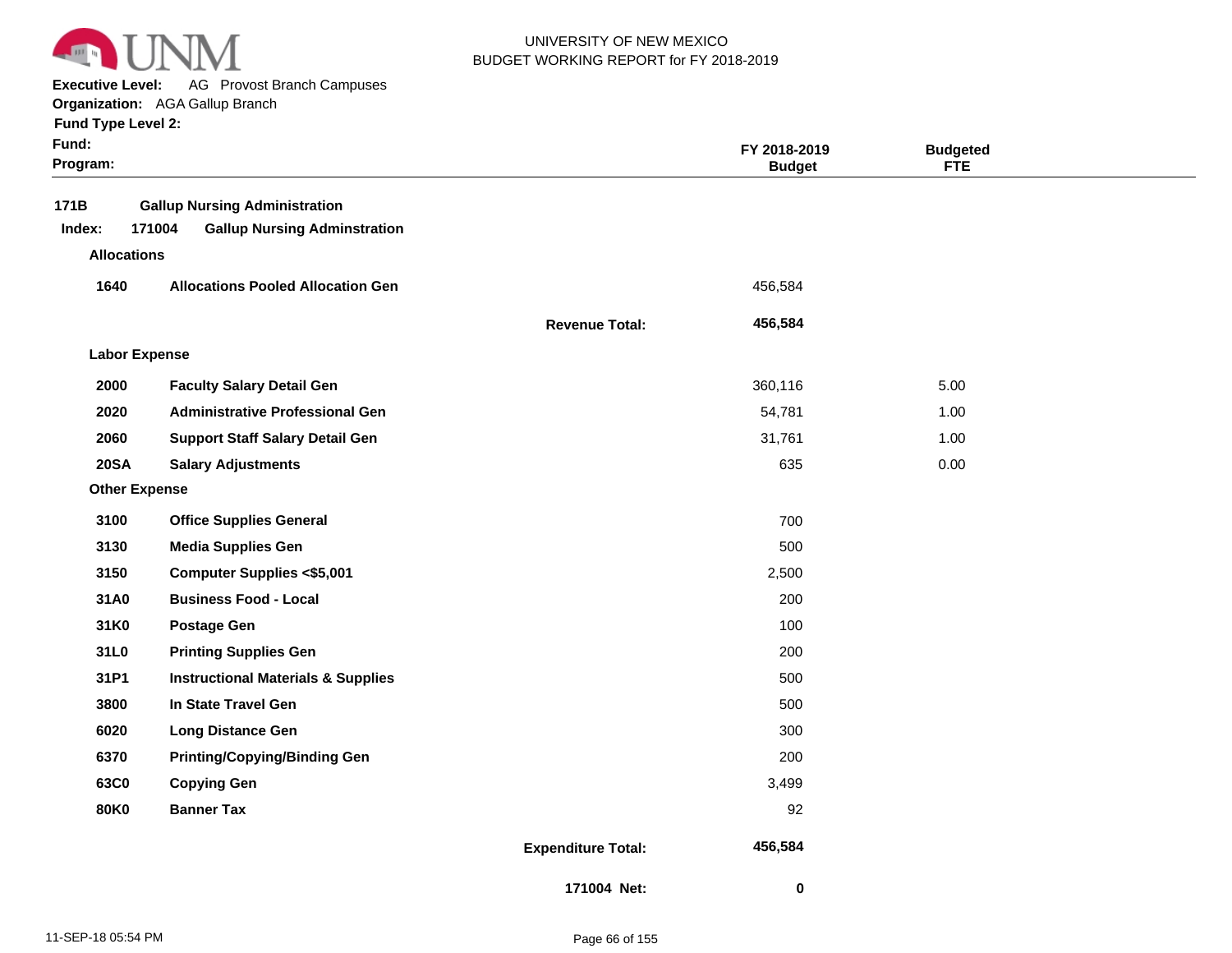UNIVERSITY OF NEW MEXICO
BUDGET WORKING REPORT for FY 2018-2019

**Executive Level:** AG Provost Branch Campuses
**Organization:** AGA Gallup Branch
**Fund Type Level 2:**
**Fund:**
**Program:**

| | | | FY 2018-2019 Budget | Budgeted FTE |
|---|---|---|---|---|
| **171B** | **Gallup Nursing Administration** | | | |
| **Index: 171004** | **Gallup Nursing Adminstration** | | | |
| **Allocations** | | | | |
| **1640** | **Allocations Pooled Allocation Gen** | | 456,584 | |
| | | **Revenue Total:** | **456,584** | |
| **Labor Expense** | | | | |
| **2000** | **Faculty Salary Detail Gen** | | 360,116 | 5.00 |
| **2020** | **Administrative Professional Gen** | | 54,781 | 1.00 |
| **2060** | **Support Staff Salary Detail Gen** | | 31,761 | 1.00 |
| **20SA** | **Salary Adjustments** | | 635 | 0.00 |
| **Other Expense** | | | | |
| **3100** | **Office Supplies General** | | 700 | |
| **3130** | **Media Supplies Gen** | | 500 | |
| **3150** | **Computer Supplies <$5,001** | | 2,500 | |
| **31A0** | **Business Food - Local** | | 200 | |
| **31K0** | **Postage Gen** | | 100 | |
| **31L0** | **Printing Supplies Gen** | | 200 | |
| **31P1** | **Instructional Materials & Supplies** | | 500 | |
| **3800** | **In State Travel Gen** | | 500 | |
| **6020** | **Long Distance Gen** | | 300 | |
| **6370** | **Printing/Copying/Binding Gen** | | 200 | |
| **63C0** | **Copying Gen** | | 3,499 | |
| **80K0** | **Banner Tax** | | 92 | |
| | | **Expenditure Total:** | **456,584** | |
| | | **171004 Net:** | **0** | |

11-SEP-18 05:54 PM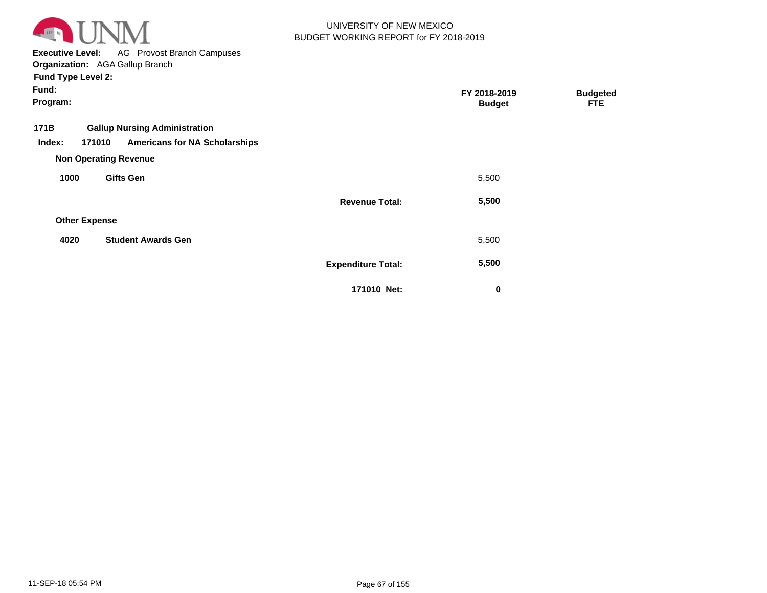UNIVERSITY OF NEW MEXICO
BUDGET WORKING REPORT for FY 2018-2019

**Executive Level:** AG Provost Branch Campuses
**Organization:** AGA Gallup Branch
**Fund Type Level 2:**
**Fund:**
**Program:**

| | | | FY 2018-2019 Budget | Budgeted FTE |
|---|---|---|---|---|
| **171B** | **Gallup Nursing Administration** | | | |
| **Index: 171010** | **Americans for NA Scholarships** | | | |
| **Non Operating Revenue** | | | | |
| **1000** | **Gifts Gen** | | 5,500 | |
| | | **Revenue Total:** | **5,500** | |
| **Other Expense** | | | | |
| **4020** | **Student Awards Gen** | | 5,500 | |
| | | **Expenditure Total:** | **5,500** | |
| | | **171010 Net:** | **0** | |

11-SEP-18 05:54 PM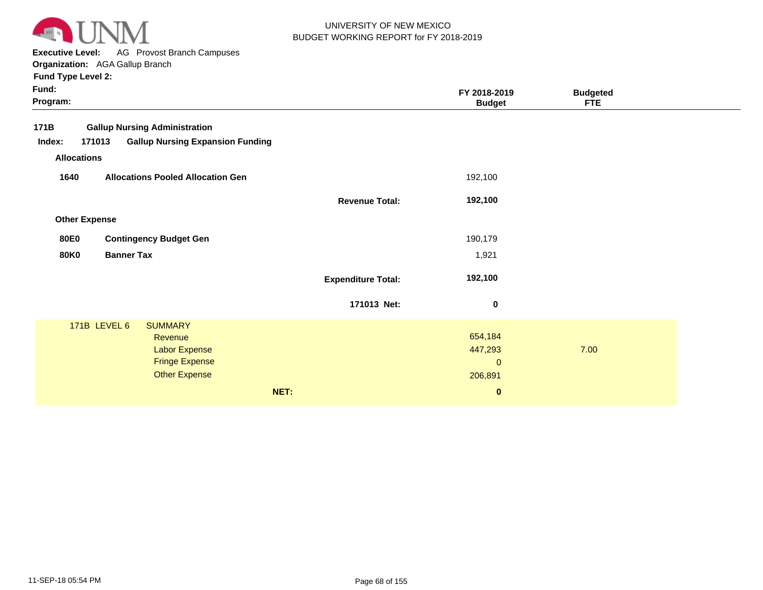UNIVERSITY OF NEW MEXICO
BUDGET WORKING REPORT for FY 2018-2019

**Executive Level:** AG Provost Branch Campuses
**Organization:** AGA Gallup Branch
**Fund Type Level 2:**
**Fund:**
**Program:**

| | | | FY 2018-2019 Budget | Budgeted FTE |
|---|---|---|---|---|
| **171B** | **Gallup Nursing Administration** | | | |
| **Index: 171013** | **Gallup Nursing Expansion Funding** | | | |
| **Allocations** | | | | |
| **1640** | **Allocations Pooled Allocation Gen** | | 192,100 | |
| | | **Revenue Total:** | **192,100** | |
| **Other Expense** | | | | |
| **80E0** | **Contingency Budget Gen** | | 190,179 | |
| **80K0** | **Banner Tax** | | 1,921 | |
| | | **Expenditure Total:** | **192,100** | |
| | | **171013 Net:** | **0** | |

| 171B LEVEL 6 | SUMMARY | FY 2018-2019 Budget | Budgeted FTE |
|---|---|---|---|
| | Revenue | 654,184 | |
| | Labor Expense | 447,293 | 7.00 |
| | Fringe Expense | 0 | |
| | Other Expense | 206,891 | |
| | **NET:** | **0** | |

11-SEP-18 05:54 PM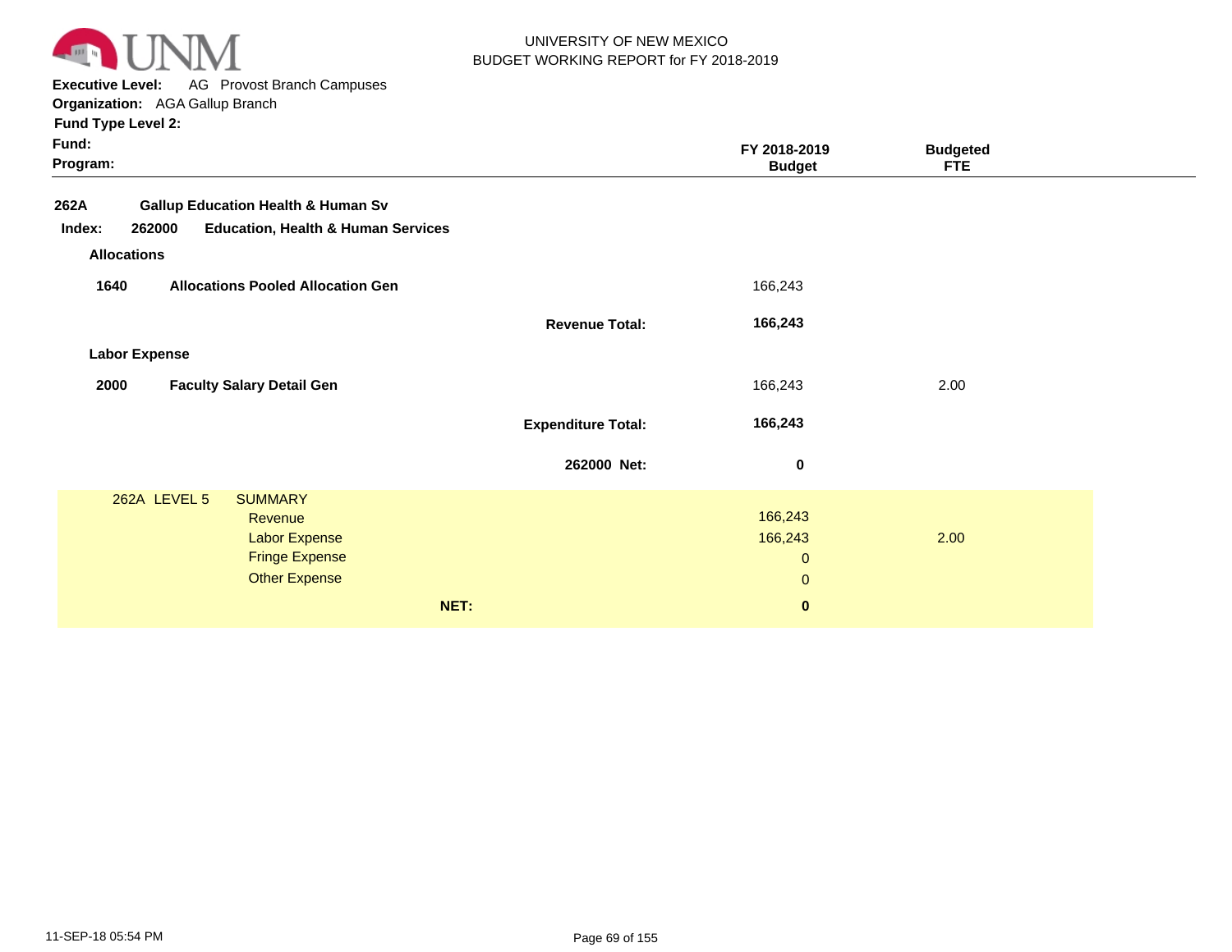UNIVERSITY OF NEW MEXICO
BUDGET WORKING REPORT for FY 2018-2019

**Executive Level:** AG Provost Branch Campuses
**Organization:** AGA Gallup Branch
**Fund Type Level 2:**
**Fund:**
**Program:**

| | | FY 2018-2019 Budget | Budgeted FTE |
|---|---|---|---|
| **262A** | **Gallup Education Health & Human Sv** | | |
| **Index: 262000** | **Education, Health & Human Services** | | |
| **Allocations** | | | |
| **1640** | **Allocations Pooled Allocation Gen** | 166,243 | |
| | **Revenue Total:** | **166,243** | |
| **Labor Expense** | | | |
| **2000** | **Faculty Salary Detail Gen** | 166,243 | 2.00 |
| | **Expenditure Total:** | **166,243** | |
| | **262000 Net:** | **0** | |

| 262A LEVEL 5 | SUMMARY | | |
|---|---|---|---|
| | Revenue | 166,243 | |
| | Labor Expense | 166,243 | 2.00 |
| | Fringe Expense | 0 | |
| | Other Expense | 0 | |
| | **NET:** | **0** | |

11-SEP-18 05:54 PM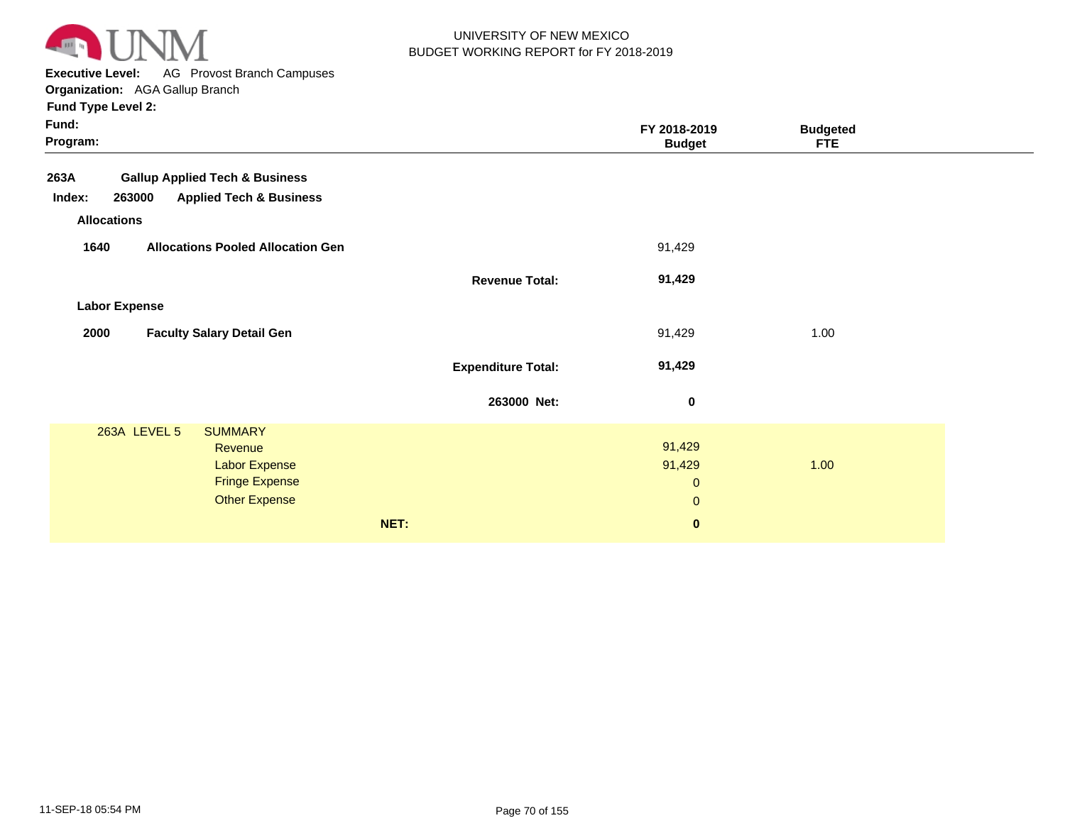UNIVERSITY OF NEW MEXICO
BUDGET WORKING REPORT for FY 2018-2019

**Executive Level:** AG Provost Branch Campuses
**Organization:** AGA Gallup Branch
**Fund Type Level 2:**
**Fund:**
**Program:**

| | | | FY 2018-2019 Budget | Budgeted FTE |
|---|---|---|---|---|
| **263A** | **Gallup Applied Tech & Business** | | | |
| **Index: 263000** | **Applied Tech & Business** | | | |
| **Allocations** | | | | |
| **1640** | **Allocations Pooled Allocation Gen** | | 91,429 | |
| | | **Revenue Total:** | **91,429** | |
| **Labor Expense** | | | | |
| **2000** | **Faculty Salary Detail Gen** | | 91,429 | 1.00 |
| | | **Expenditure Total:** | **91,429** | |
| | | **263000 Net:** | **0** | |

| 263A LEVEL 5 | SUMMARY | FY 2018-2019 Budget | Budgeted FTE |
|---|---|---|---|
| | Revenue | 91,429 | |
| | Labor Expense | 91,429 | 1.00 |
| | Fringe Expense | 0 | |
| | Other Expense | 0 | |
| | **NET:** | **0** | |

11-SEP-18 05:54 PM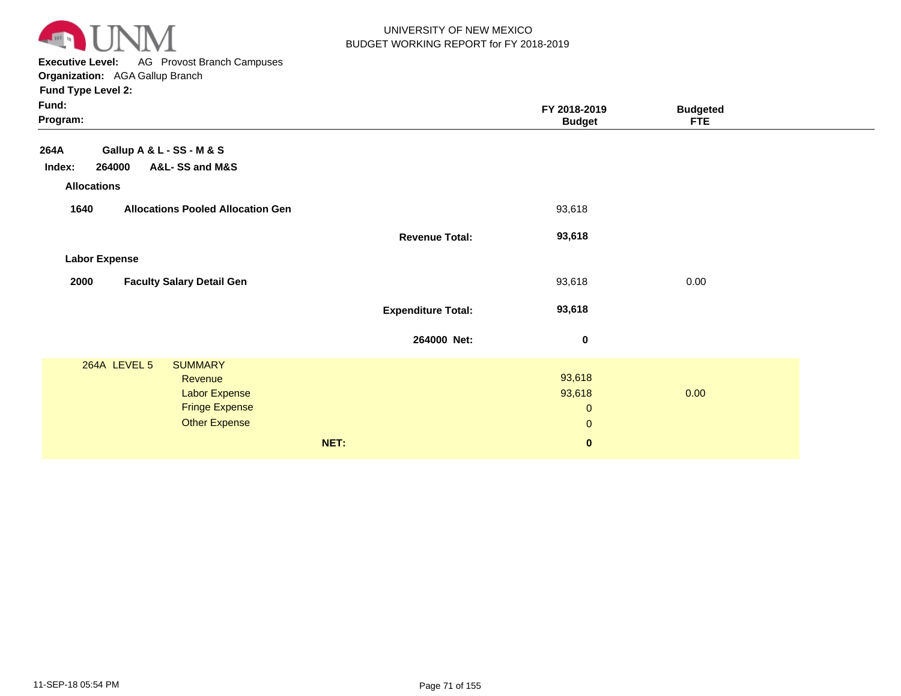UNIVERSITY OF NEW MEXICO
BUDGET WORKING REPORT for FY 2018-2019

**Executive Level:** AG Provost Branch Campuses
**Organization:** AGA Gallup Branch
**Fund Type Level 2:**
**Fund:**
**Program:**

| | | FY 2018-2019 Budget | Budgeted FTE |
|---|---|---|---|
| **264A** | **Gallup A & L - SS - M & S** | | |
| **Index: 264000** | **A&L- SS and M&S** | | |
| **Allocations** | | | |
| **1640** | **Allocations Pooled Allocation Gen** | 93,618 | |
| | **Revenue Total:** | **93,618** | |
| **Labor Expense** | | | |
| **2000** | **Faculty Salary Detail Gen** | 93,618 | 0.00 |
| | **Expenditure Total:** | **93,618** | |
| | **264000 Net:** | **0** | |

| 264A LEVEL 5 | SUMMARY | | |
|---|---|---|---|
| | Revenue | 93,618 | |
| | Labor Expense | 93,618 | 0.00 |
| | Fringe Expense | 0 | |
| | Other Expense | 0 | |
| | **NET:** | **0** | |

11-SEP-18 05:54 PM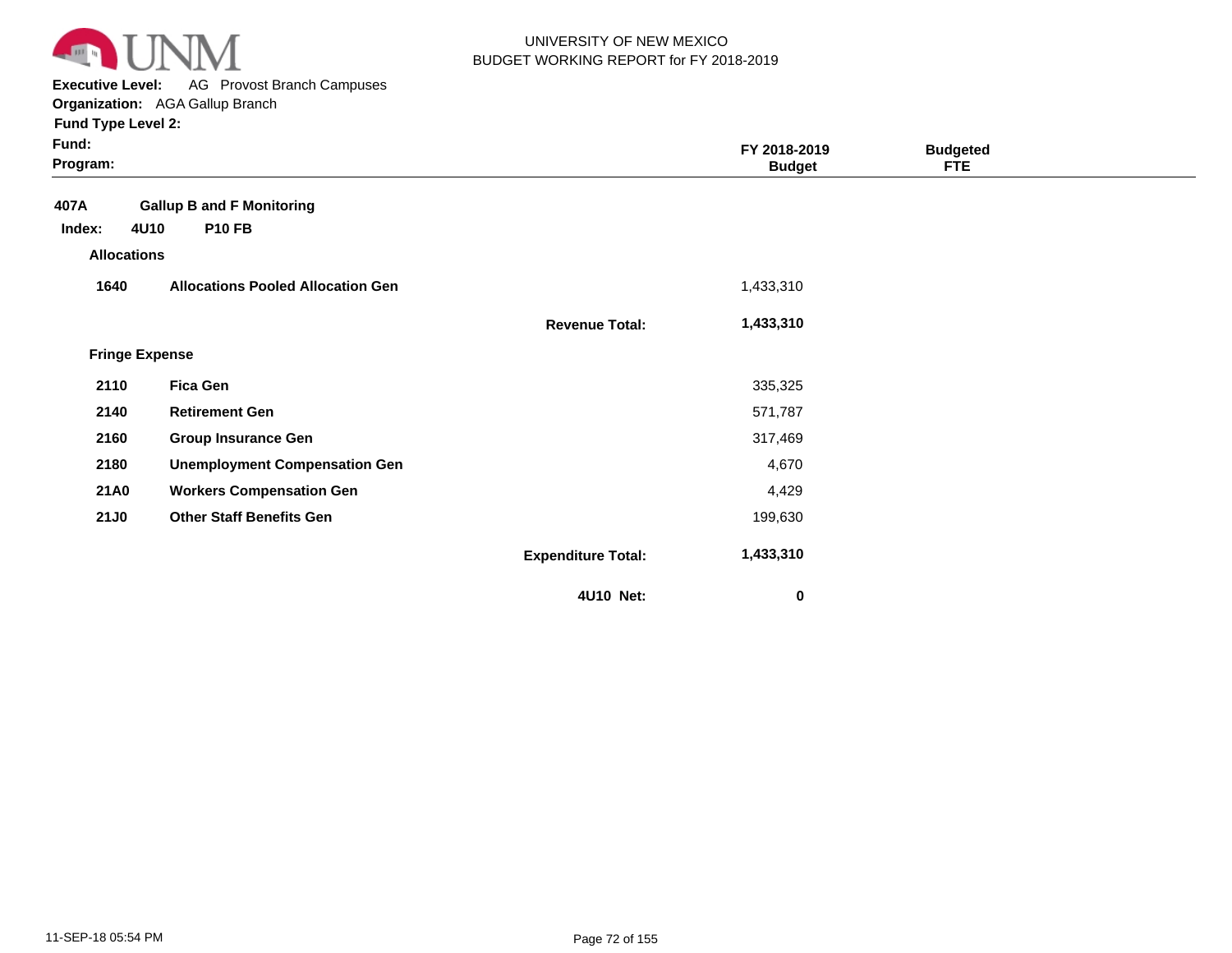UNIVERSITY OF NEW MEXICO
BUDGET WORKING REPORT for FY 2018-2019

**Executive Level:** AG Provost Branch Campuses
**Organization:** AGA Gallup Branch
**Fund Type Level 2:**
**Fund:**
**Program:**

| | | | FY 2018-2019 Budget | Budgeted FTE |
|---|---|---|---|---|
| **407A** | **Gallup B and F Monitoring** | | | |
| **Index: 4U10** | **P10 FB** | | | |
| **Allocations** | | | | |
| **1640** | **Allocations Pooled Allocation Gen** | | 1,433,310 | |
| | | **Revenue Total:** | **1,433,310** | |
| **Fringe Expense** | | | | |
| **2110** | **Fica Gen** | | 335,325 | |
| **2140** | **Retirement Gen** | | 571,787 | |
| **2160** | **Group Insurance Gen** | | 317,469 | |
| **2180** | **Unemployment Compensation Gen** | | 4,670 | |
| **21A0** | **Workers Compensation Gen** | | 4,429 | |
| **21J0** | **Other Staff Benefits Gen** | | 199,630 | |
| | | **Expenditure Total:** | **1,433,310** | |
| | | **4U10 Net:** | **0** | |

11-SEP-18 05:54 PM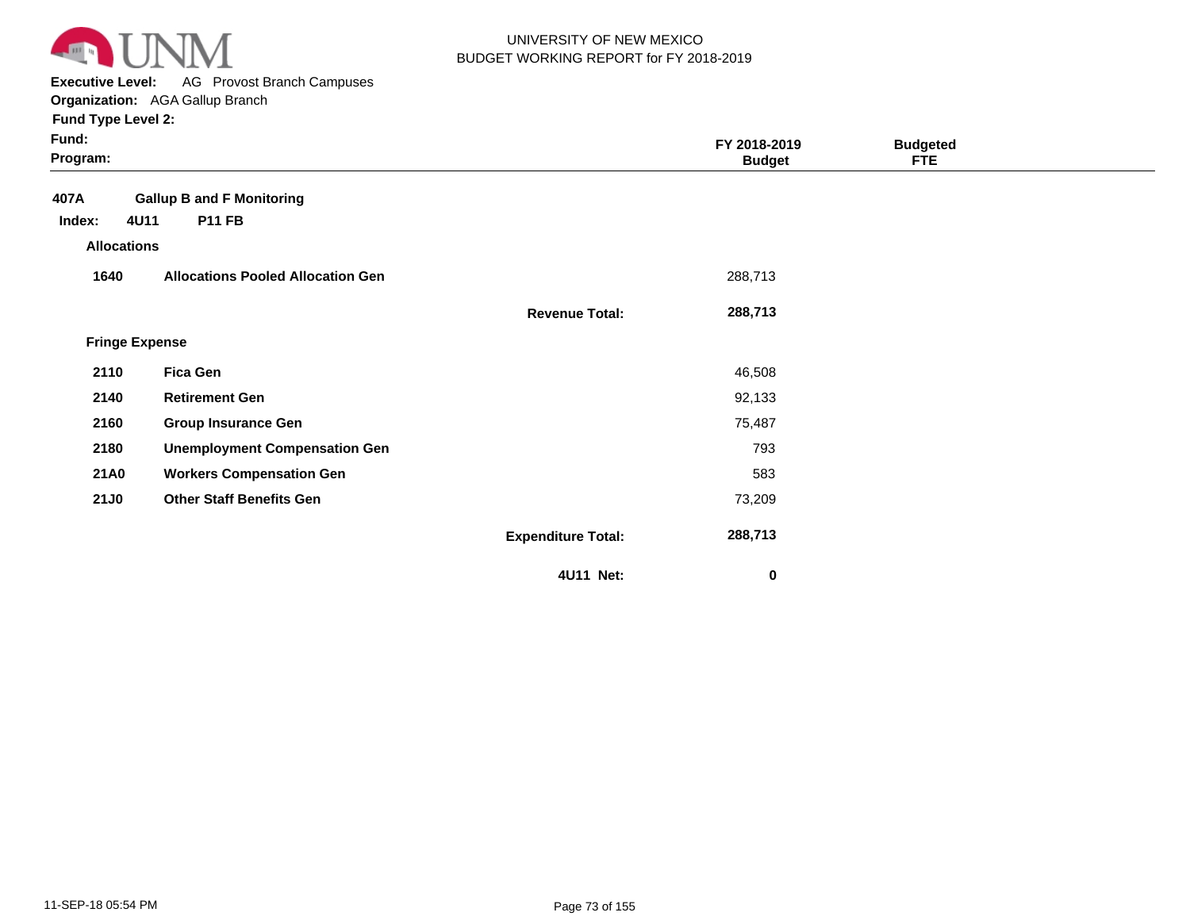UNIVERSITY OF NEW MEXICO
BUDGET WORKING REPORT for FY 2018-2019

**Executive Level:** AG Provost Branch Campuses
**Organization:** AGA Gallup Branch
**Fund Type Level 2:**
**Fund:**
**Program:**

| | | | FY 2018-2019 Budget | Budgeted FTE |
|---|---|---|---|---|
| **407A** | **Gallup B and F Monitoring** | | | |
| **Index: 4U11** | **P11 FB** | | | |
| **Allocations** | | | | |
| **1640** | **Allocations Pooled Allocation Gen** | | 288,713 | |
| | | **Revenue Total:** | **288,713** | |
| **Fringe Expense** | | | | |
| **2110** | **Fica Gen** | | 46,508 | |
| **2140** | **Retirement Gen** | | 92,133 | |
| **2160** | **Group Insurance Gen** | | 75,487 | |
| **2180** | **Unemployment Compensation Gen** | | 793 | |
| **21A0** | **Workers Compensation Gen** | | 583 | |
| **21J0** | **Other Staff Benefits Gen** | | 73,209 | |
| | | **Expenditure Total:** | **288,713** | |
| | | **4U11 Net:** | **0** | |

11-SEP-18 05:54 PM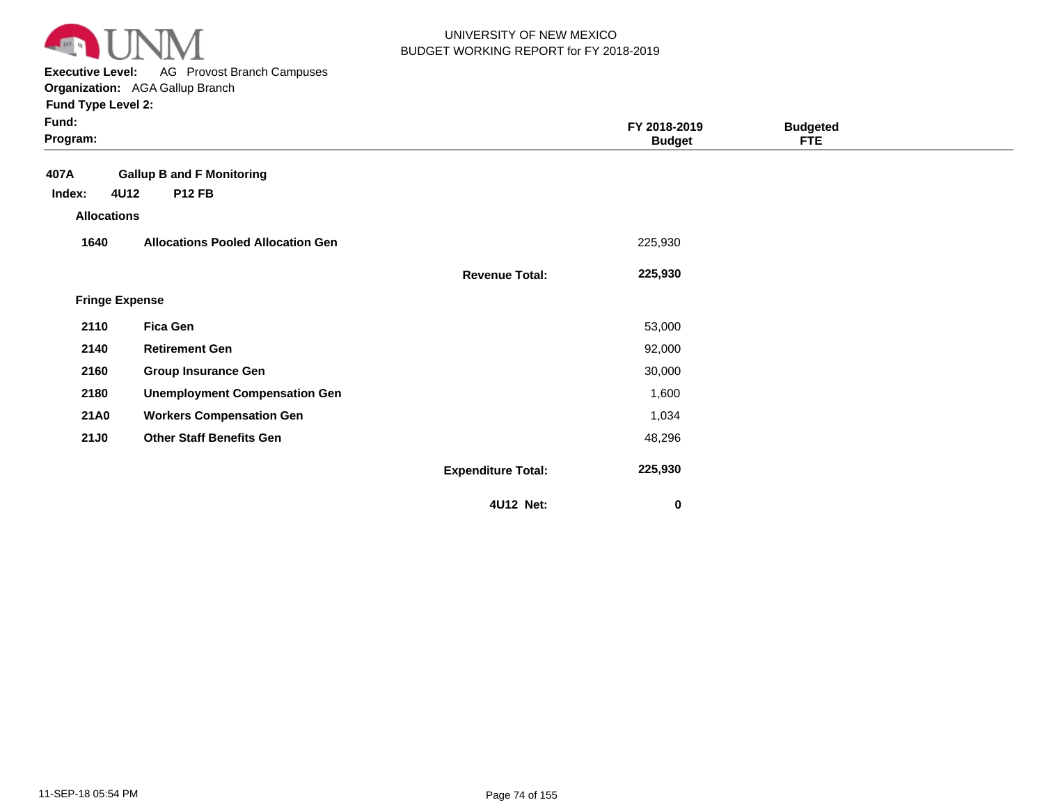UNIVERSITY OF NEW MEXICO
BUDGET WORKING REPORT for FY 2018-2019

**Executive Level:** AG Provost Branch Campuses
**Organization:** AGA Gallup Branch
**Fund Type Level 2:**
**Fund:**
**Program:**

| | | | FY 2018-2019 Budget | Budgeted FTE |
|---|---|---|---|---|
| **407A** | **Gallup B and F Monitoring** | | | |
| **Index: 4U12** | **P12 FB** | | | |
| **Allocations** | | | | |
| **1640** | **Allocations Pooled Allocation Gen** | | 225,930 | |
| | | **Revenue Total:** | **225,930** | |
| **Fringe Expense** | | | | |
| **2110** | **Fica Gen** | | 53,000 | |
| **2140** | **Retirement Gen** | | 92,000 | |
| **2160** | **Group Insurance Gen** | | 30,000 | |
| **2180** | **Unemployment Compensation Gen** | | 1,600 | |
| **21A0** | **Workers Compensation Gen** | | 1,034 | |
| **21J0** | **Other Staff Benefits Gen** | | 48,296 | |
| | | **Expenditure Total:** | **225,930** | |
| | | **4U12 Net:** | **0** | |

11-SEP-18 05:54 PM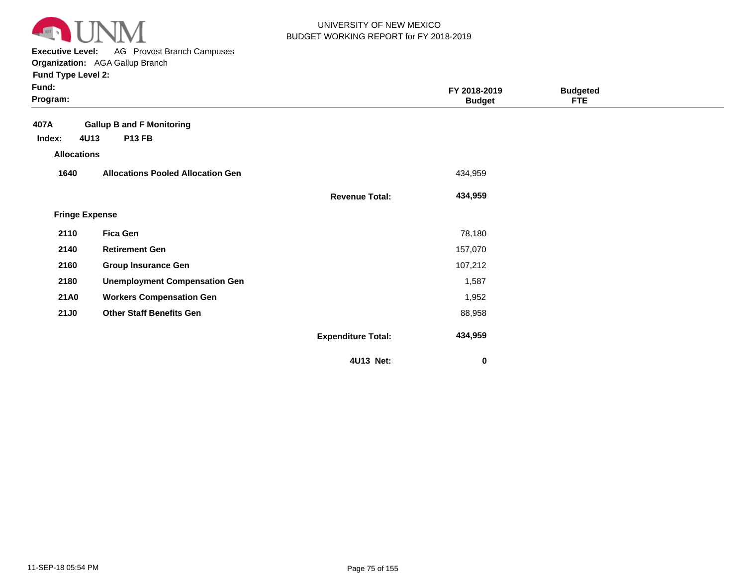UNIVERSITY OF NEW MEXICO
BUDGET WORKING REPORT for FY 2018-2019

**Executive Level:** AG Provost Branch Campuses
**Organization:** AGA Gallup Branch
**Fund Type Level 2:**
**Fund:**
**Program:**

| | | | FY 2018-2019 Budget | Budgeted FTE |
|---|---|---|---|---|
| **407A** | **Gallup B and F Monitoring** | | | |
| **Index: 4U13** | **P13 FB** | | | |
| **Allocations** | | | | |
| **1640** | **Allocations Pooled Allocation Gen** | | 434,959 | |
| | | **Revenue Total:** | **434,959** | |
| **Fringe Expense** | | | | |
| **2110** | **Fica Gen** | | 78,180 | |
| **2140** | **Retirement Gen** | | 157,070 | |
| **2160** | **Group Insurance Gen** | | 107,212 | |
| **2180** | **Unemployment Compensation Gen** | | 1,587 | |
| **21A0** | **Workers Compensation Gen** | | 1,952 | |
| **21J0** | **Other Staff Benefits Gen** | | 88,958 | |
| | | **Expenditure Total:** | **434,959** | |
| | | **4U13 Net:** | **0** | |

11-SEP-18 05:54 PM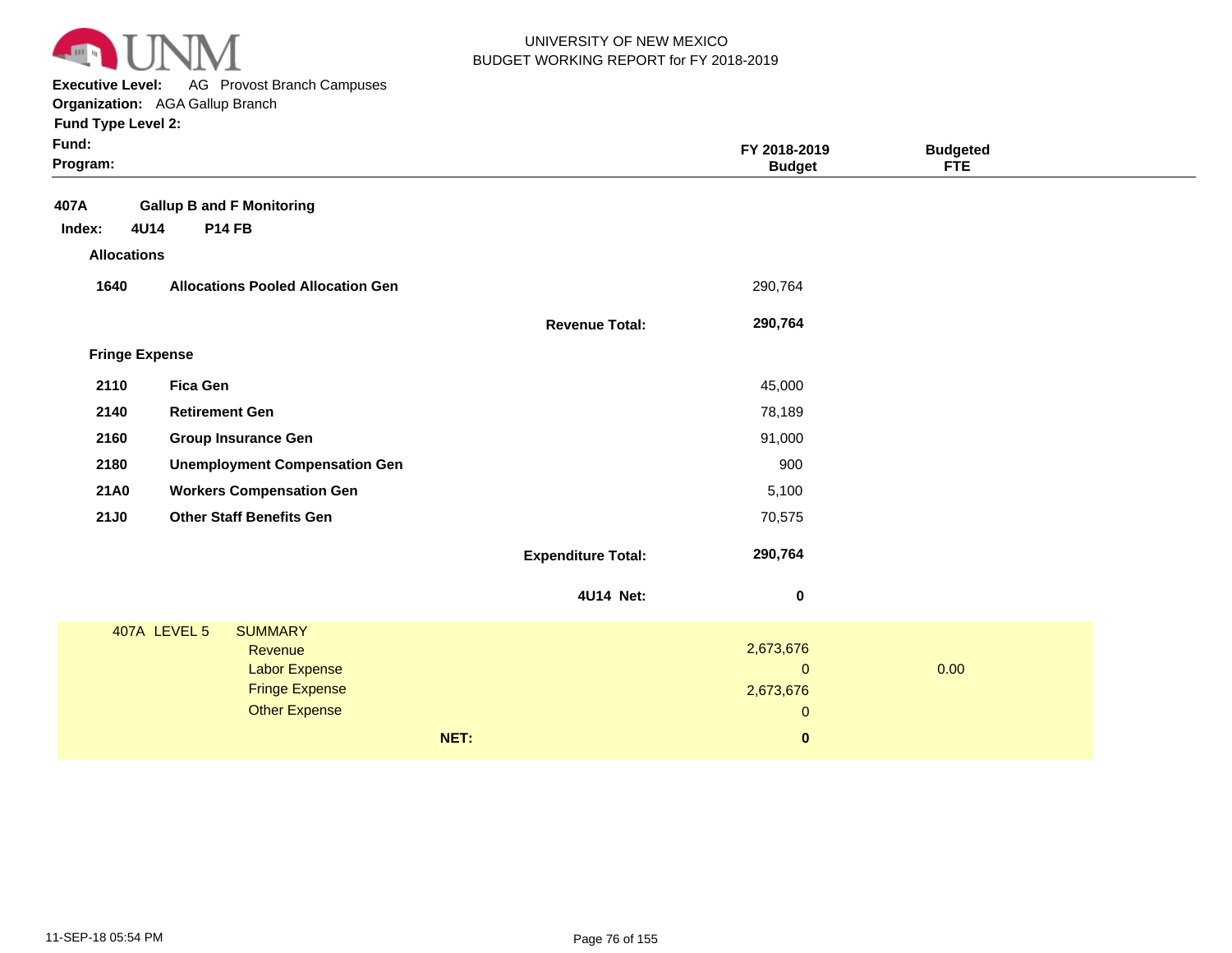UNIVERSITY OF NEW MEXICO
BUDGET WORKING REPORT for FY 2018-2019

**Executive Level:** AG Provost Branch Campuses
**Organization:** AGA Gallup Branch
**Fund Type Level 2:**
**Fund:**
**Program:**

| | | | FY 2018-2019 Budget | Budgeted FTE |
|---|---|---|---|---|
| **407A** | **Gallup B and F Monitoring** | | | |
| **Index: 4U14** | **P14 FB** | | | |
| **Allocations** | | | | |
| **1640** | **Allocations Pooled Allocation Gen** | | 290,764 | |
| | | **Revenue Total:** | **290,764** | |
| **Fringe Expense** | | | | |
| **2110** | **Fica Gen** | | 45,000 | |
| **2140** | **Retirement Gen** | | 78,189 | |
| **2160** | **Group Insurance Gen** | | 91,000 | |
| **2180** | **Unemployment Compensation Gen** | | 900 | |
| **21A0** | **Workers Compensation Gen** | | 5,100 | |
| **21J0** | **Other Staff Benefits Gen** | | 70,575 | |
| | | **Expenditure Total:** | **290,764** | |
| | | **4U14 Net:** | **0** | |

| 407A LEVEL 5 | SUMMARY | | |
|---|---|---|---|
| | Revenue | 2,673,676 | |
| | Labor Expense | 0 | 0.00 |
| | Fringe Expense | 2,673,676 | |
| | Other Expense | 0 | |
| | **NET:** | **0** | |

11-SEP-18 05:54 PM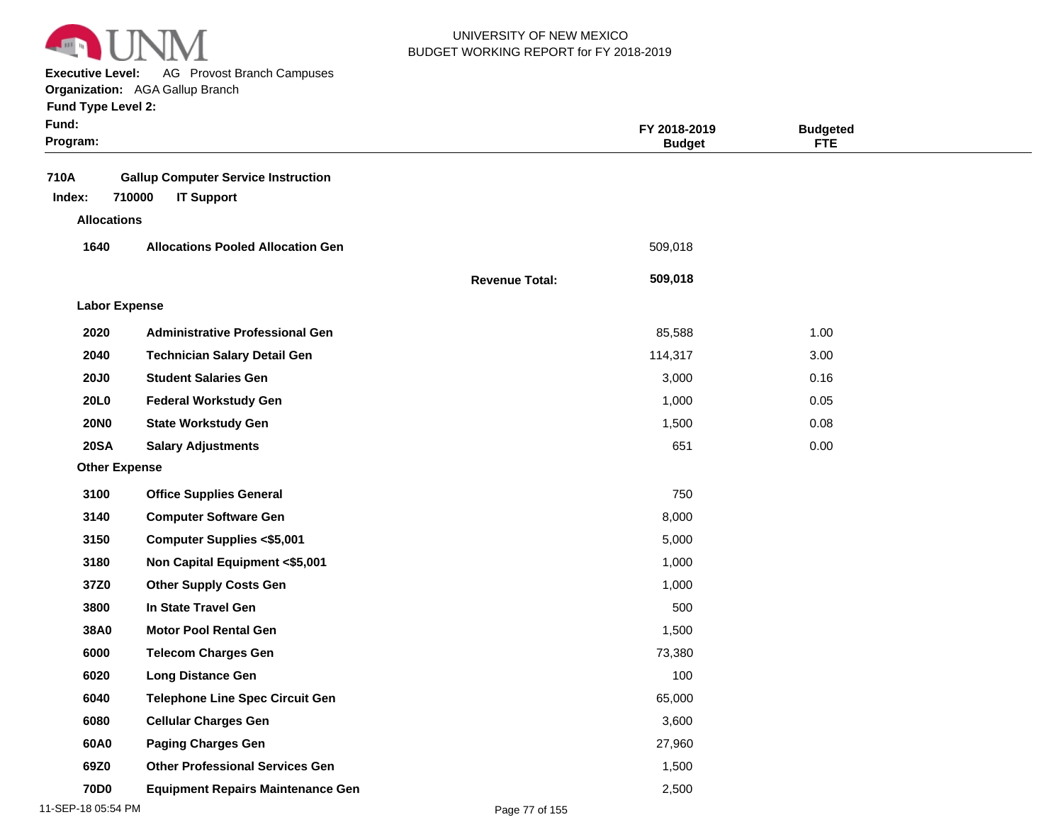UNIVERSITY OF NEW MEXICO
BUDGET WORKING REPORT for FY 2018-2019

**Executive Level:** AG Provost Branch Campuses
**Organization:** AGA Gallup Branch
**Fund Type Level 2:**
**Fund:**
**Program:**

| | | | FY 2018-2019 Budget | Budgeted FTE |
|---|---|---|---|---|
| **710A** | **Gallup Computer Service Instruction** | | | |
| **Index: 710000** | **IT Support** | | | |
| **Allocations** | | | | |
| **1640** | **Allocations Pooled Allocation Gen** | | 509,018 | |
| | | **Revenue Total:** | **509,018** | |
| **Labor Expense** | | | | |
| **2020** | **Administrative Professional Gen** | | 85,588 | 1.00 |
| **2040** | **Technician Salary Detail Gen** | | 114,317 | 3.00 |
| **20J0** | **Student Salaries Gen** | | 3,000 | 0.16 |
| **20L0** | **Federal Workstudy Gen** | | 1,000 | 0.05 |
| **20N0** | **State Workstudy Gen** | | 1,500 | 0.08 |
| **20SA** | **Salary Adjustments** | | 651 | 0.00 |
| **Other Expense** | | | | |
| **3100** | **Office Supplies General** | | 750 | |
| **3140** | **Computer Software Gen** | | 8,000 | |
| **3150** | **Computer Supplies <$5,001** | | 5,000 | |
| **3180** | **Non Capital Equipment <$5,001** | | 1,000 | |
| **37Z0** | **Other Supply Costs Gen** | | 1,000 | |
| **3800** | **In State Travel Gen** | | 500 | |
| **38A0** | **Motor Pool Rental Gen** | | 1,500 | |
| **6000** | **Telecom Charges Gen** | | 73,380 | |
| **6020** | **Long Distance Gen** | | 100 | |
| **6040** | **Telephone Line Spec Circuit Gen** | | 65,000 | |
| **6080** | **Cellular Charges Gen** | | 3,600 | |
| **60A0** | **Paging Charges Gen** | | 27,960 | |
| **69Z0** | **Other Professional Services Gen** | | 1,500 | |
| **70D0** | **Equipment Repairs Maintenance Gen** | | 2,500 | |

11-SEP-18 05:54 PM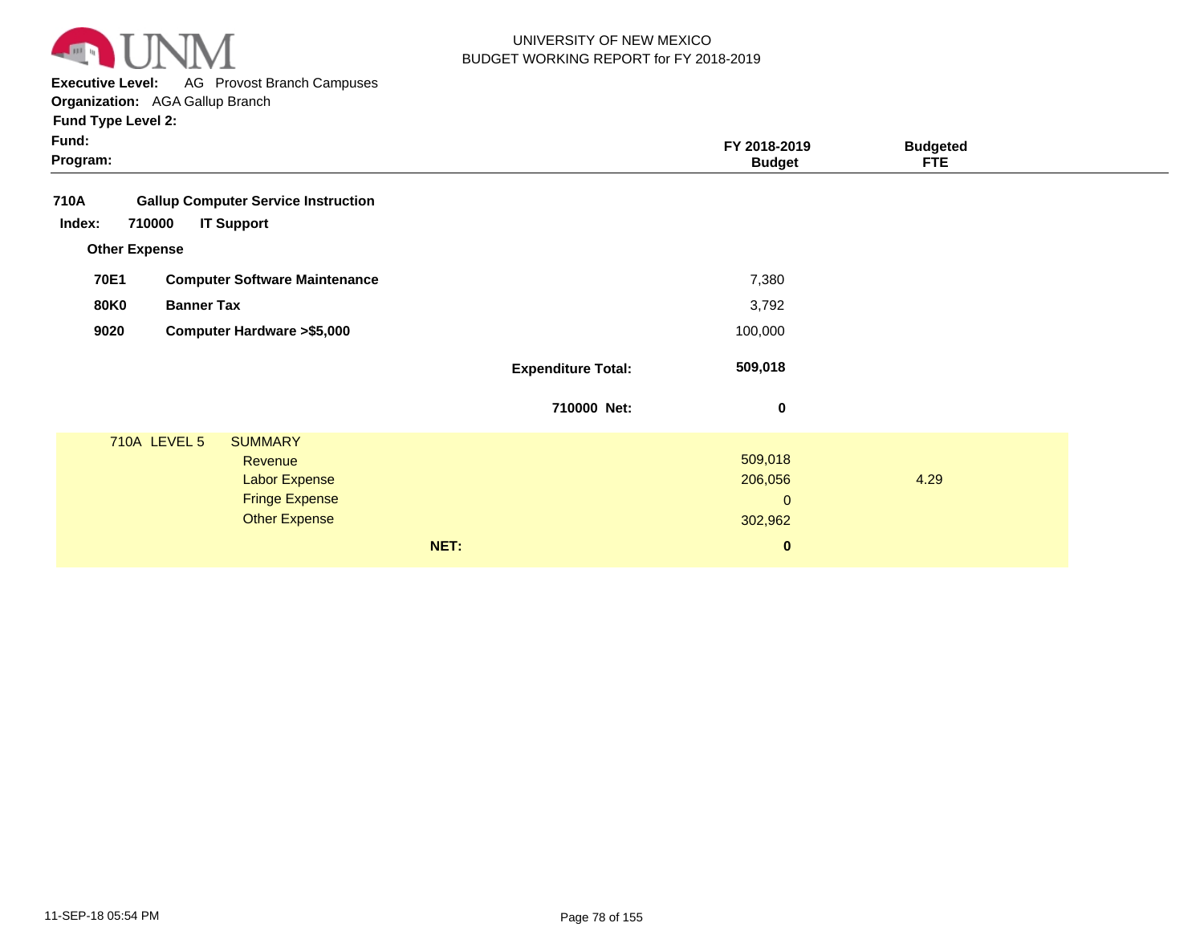UNIVERSITY OF NEW MEXICO
BUDGET WORKING REPORT for FY 2018-2019

**Executive Level:** AG Provost Branch Campuses
**Organization:** AGA Gallup Branch
**Fund Type Level 2:**
**Fund:**
**Program:**

| | | | FY 2018-2019 Budget | Budgeted FTE |
|---|---|---|---|---|
| **710A** | **Gallup Computer Service Instruction** | | | |
| **Index: 710000** | **IT Support** | | | |
| **Other Expense** | | | | |
| **70E1** | **Computer Software Maintenance** | | 7,380 | |
| **80K0** | **Banner Tax** | | 3,792 | |
| **9020** | **Computer Hardware >$5,000** | | 100,000 | |
| | | **Expenditure Total:** | **509,018** | |
| | | **710000 Net:** | **0** | |

| 710A LEVEL 5 | SUMMARY | | |
|---|---|---|---|
| | Revenue | 509,018 | |
| | Labor Expense | 206,056 | 4.29 |
| | Fringe Expense | 0 | |
| | Other Expense | 302,962 | |
| | **NET:** | **0** | |

11-SEP-18 05:54 PM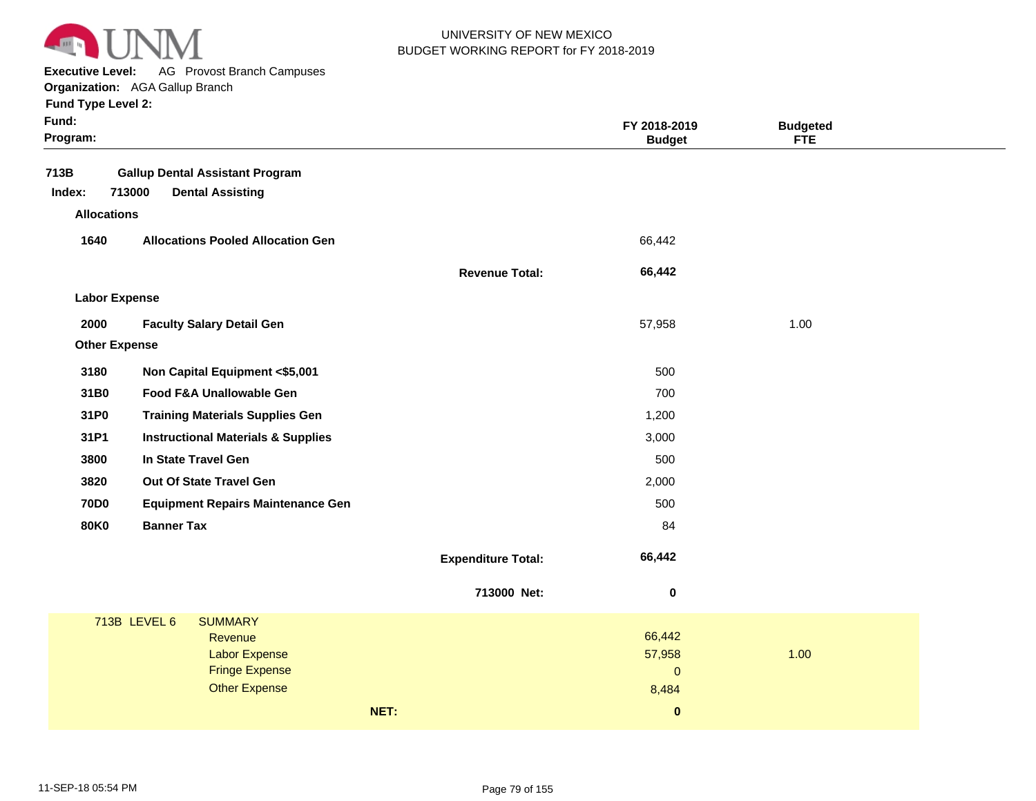UNIVERSITY OF NEW MEXICO
BUDGET WORKING REPORT for FY 2018-2019

**Executive Level:** AG Provost Branch Campuses
**Organization:** AGA Gallup Branch
**Fund Type Level 2:**
**Fund:**
**Program:**

| | | | FY 2018-2019 Budget | Budgeted FTE |
|---|---|---|---|---|
| **713B** | **Gallup Dental Assistant Program** | | | |
| **Index: 713000** | **Dental Assisting** | | | |
| **Allocations** | | | | |
| **1640** | **Allocations Pooled Allocation Gen** | | 66,442 | |
| | | **Revenue Total:** | **66,442** | |
| **Labor Expense** | | | | |
| **2000** | **Faculty Salary Detail Gen** | | 57,958 | 1.00 |
| **Other Expense** | | | | |
| **3180** | **Non Capital Equipment <$5,001** | | 500 | |
| **31B0** | **Food F&A Unallowable Gen** | | 700 | |
| **31P0** | **Training Materials Supplies Gen** | | 1,200 | |
| **31P1** | **Instructional Materials & Supplies** | | 3,000 | |
| **3800** | **In State Travel Gen** | | 500 | |
| **3820** | **Out Of State Travel Gen** | | 2,000 | |
| **70D0** | **Equipment Repairs Maintenance Gen** | | 500 | |
| **80K0** | **Banner Tax** | | 84 | |
| | | **Expenditure Total:** | **66,442** | |
| | | **713000 Net:** | **0** | |

| 713B LEVEL 6 | SUMMARY | | |
|---|---|---|---|
| | Revenue | 66,442 | |
| | Labor Expense | 57,958 | 1.00 |
| | Fringe Expense | 0 | |
| | Other Expense | 8,484 | |
| | **NET:** | **0** | |

11-SEP-18 05:54 PM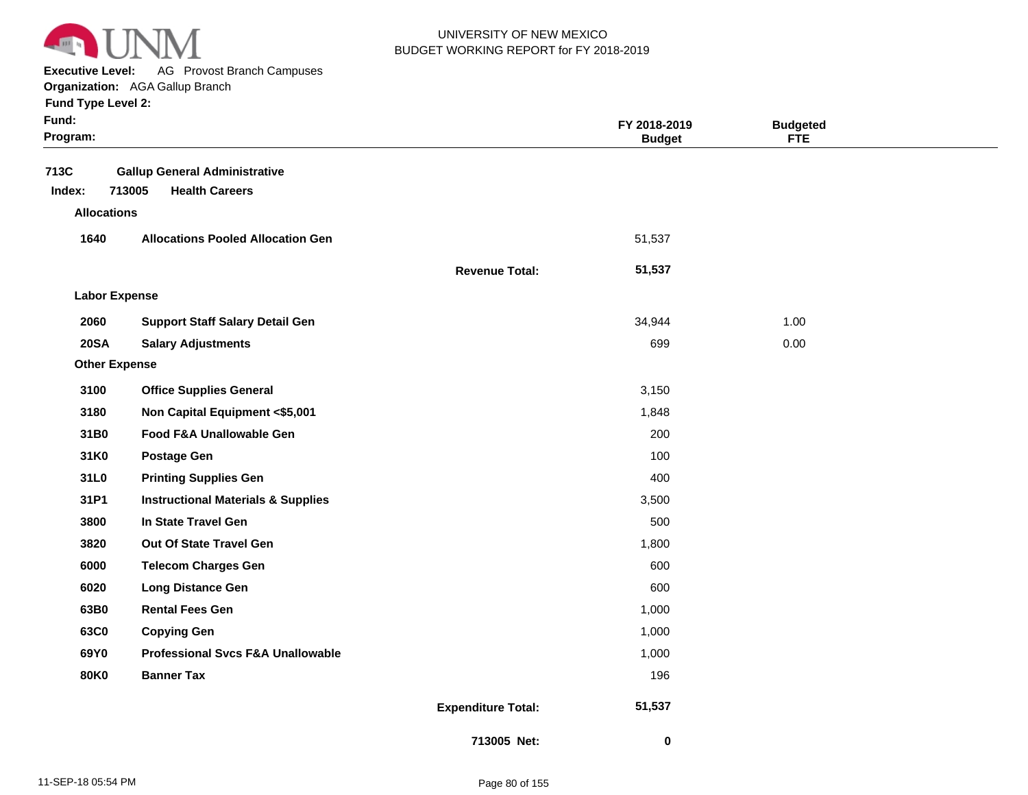UNIVERSITY OF NEW MEXICO
BUDGET WORKING REPORT for FY 2018-2019

**Executive Level:** AG Provost Branch Campuses
**Organization:** AGA Gallup Branch
**Fund Type Level 2:**
**Fund:**
**Program:**

| | | | FY 2018-2019 Budget | Budgeted FTE |
|---|---|---|---|---|
| **713C** | **Gallup General Administrative** | | | |
| **Index: 713005** | **Health Careers** | | | |
| **Allocations** | | | | |
| **1640** | **Allocations Pooled Allocation Gen** | | 51,537 | |
| | | **Revenue Total:** | **51,537** | |
| **Labor Expense** | | | | |
| **2060** | **Support Staff Salary Detail Gen** | | 34,944 | 1.00 |
| **20SA** | **Salary Adjustments** | | 699 | 0.00 |
| **Other Expense** | | | | |
| **3100** | **Office Supplies General** | | 3,150 | |
| **3180** | **Non Capital Equipment <$5,001** | | 1,848 | |
| **31B0** | **Food F&A Unallowable Gen** | | 200 | |
| **31K0** | **Postage Gen** | | 100 | |
| **31L0** | **Printing Supplies Gen** | | 400 | |
| **31P1** | **Instructional Materials & Supplies** | | 3,500 | |
| **3800** | **In State Travel Gen** | | 500 | |
| **3820** | **Out Of State Travel Gen** | | 1,800 | |
| **6000** | **Telecom Charges Gen** | | 600 | |
| **6020** | **Long Distance Gen** | | 600 | |
| **63B0** | **Rental Fees Gen** | | 1,000 | |
| **63C0** | **Copying Gen** | | 1,000 | |
| **69Y0** | **Professional Svcs F&A Unallowable** | | 1,000 | |
| **80K0** | **Banner Tax** | | 196 | |
| | | **Expenditure Total:** | **51,537** | |
| | | **713005 Net:** | **0** | |

11-SEP-18 05:54 PM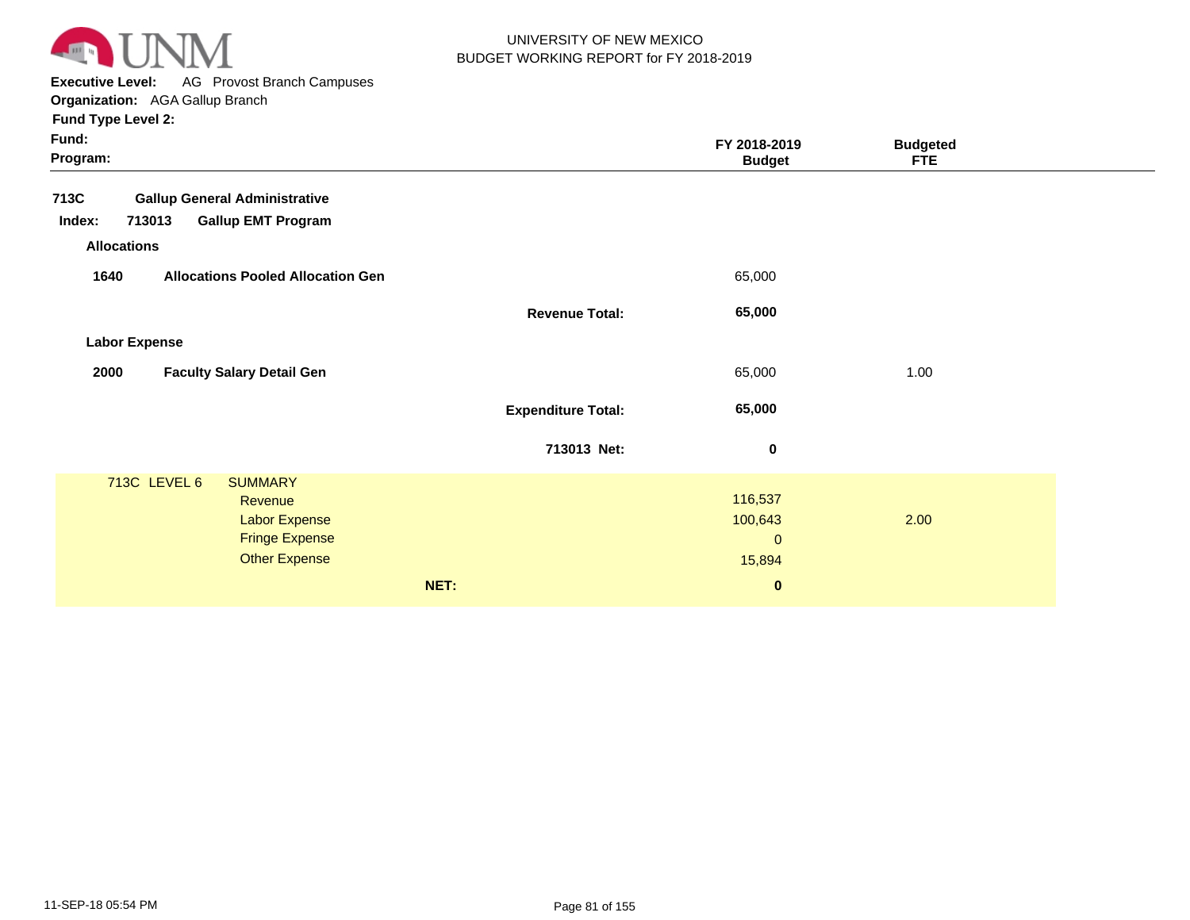UNIVERSITY OF NEW MEXICO
BUDGET WORKING REPORT for FY 2018-2019

**Executive Level:** AG Provost Branch Campuses
**Organization:** AGA Gallup Branch
**Fund Type Level 2:**
**Fund:**
**Program:**

| | | | FY 2018-2019 Budget | Budgeted FTE |
|---|---|---|---|---|
| **713C** | **Gallup General Administrative** | | | |
| **Index: 713013** | **Gallup EMT Program** | | | |
| **Allocations** | | | | |
| **1640** | **Allocations Pooled Allocation Gen** | | 65,000 | |
| | | **Revenue Total:** | **65,000** | |
| **Labor Expense** | | | | |
| **2000** | **Faculty Salary Detail Gen** | | 65,000 | 1.00 |
| | | **Expenditure Total:** | **65,000** | |
| | | **713013 Net:** | **0** | |

| 713C LEVEL 6 | SUMMARY | | |
|---|---|---|---|
| | Revenue | 116,537 | |
| | Labor Expense | 100,643 | 2.00 |
| | Fringe Expense | 0 | |
| | Other Expense | 15,894 | |
| | **NET:** | **0** | |

11-SEP-18 05:54 PM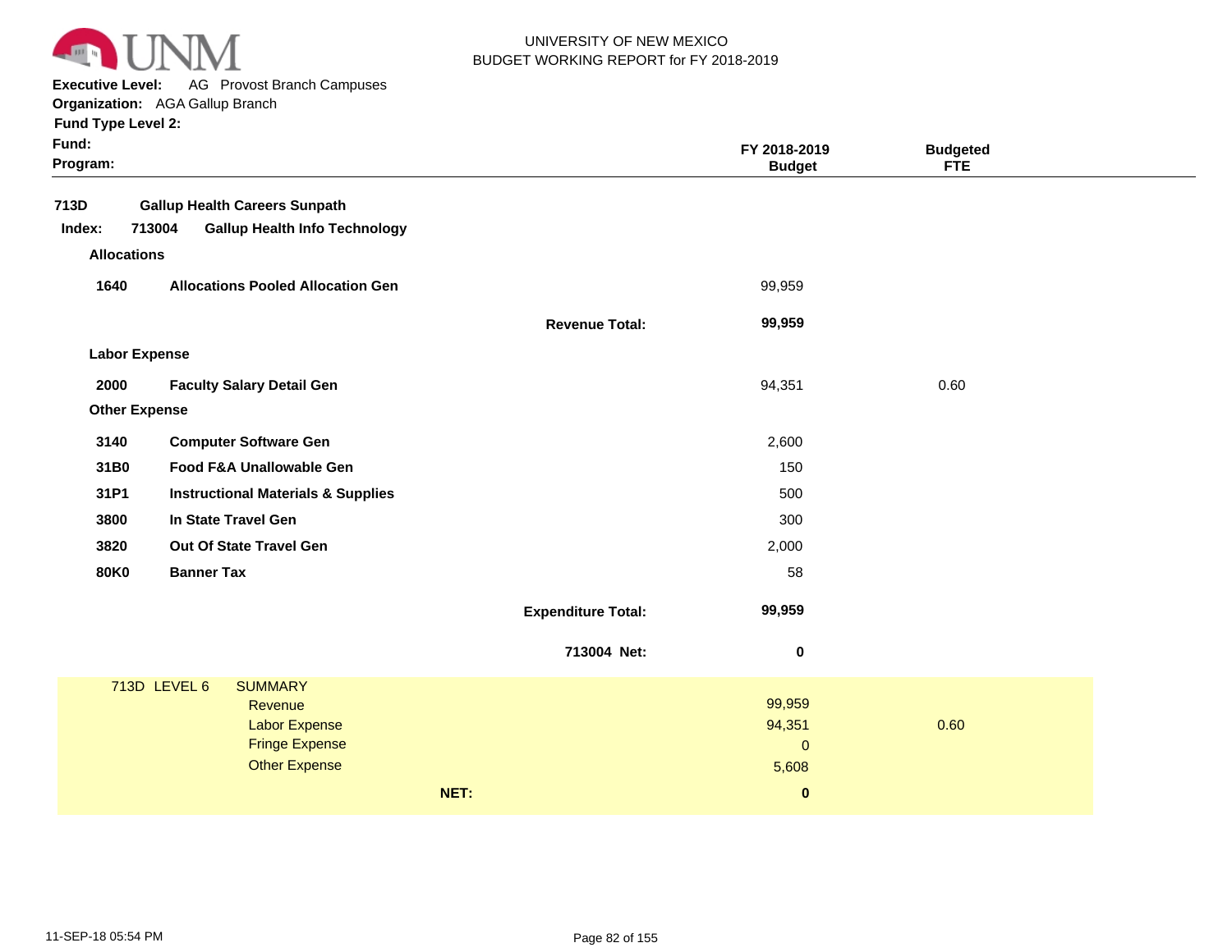UNIVERSITY OF NEW MEXICO
BUDGET WORKING REPORT for FY 2018-2019

**Executive Level:** AG Provost Branch Campuses
**Organization:** AGA Gallup Branch
**Fund Type Level 2:**
**Fund:**
**Program:**

| | | | FY 2018-2019 Budget | Budgeted FTE |
|---|---|---|---|---|
| **713D** | **Gallup Health Careers Sunpath** | | | |
| **Index: 713004** | **Gallup Health Info Technology** | | | |
| **Allocations** | | | | |
| **1640** | **Allocations Pooled Allocation Gen** | | 99,959 | |
| | | **Revenue Total:** | **99,959** | |
| **Labor Expense** | | | | |
| **2000** | **Faculty Salary Detail Gen** | | 94,351 | 0.60 |
| **Other Expense** | | | | |
| **3140** | **Computer Software Gen** | | 2,600 | |
| **31B0** | **Food F&A Unallowable Gen** | | 150 | |
| **31P1** | **Instructional Materials & Supplies** | | 500 | |
| **3800** | **In State Travel Gen** | | 300 | |
| **3820** | **Out Of State Travel Gen** | | 2,000 | |
| **80K0** | **Banner Tax** | | 58 | |
| | | **Expenditure Total:** | **99,959** | |
| | | **713004 Net:** | **0** | |

| 713D LEVEL 6 | SUMMARY | | |
|---|---|---|---|
| | Revenue | 99,959 | |
| | Labor Expense | 94,351 | 0.60 |
| | Fringe Expense | 0 | |
| | Other Expense | 5,608 | |
| | **NET:** | **0** | |

11-SEP-18 05:54 PM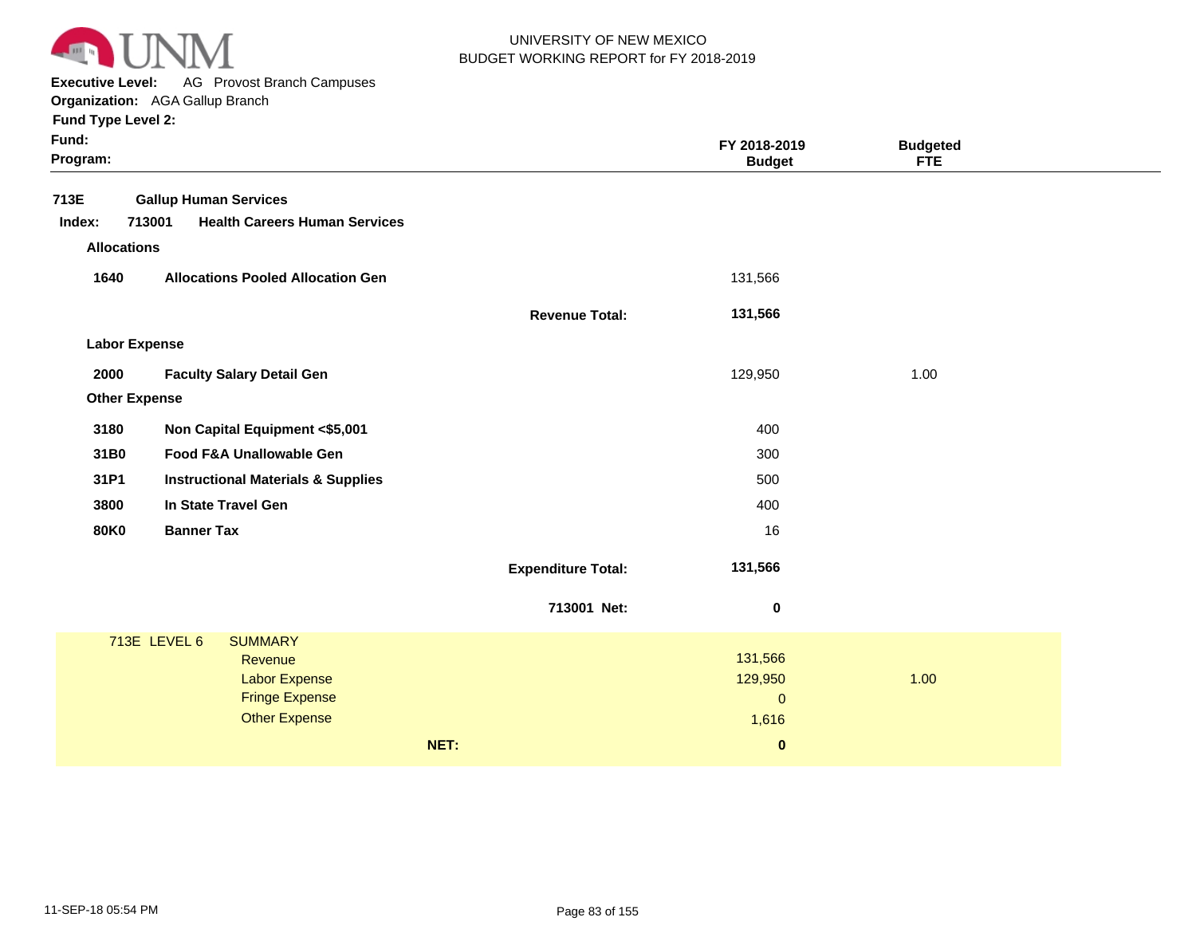UNIVERSITY OF NEW MEXICO
BUDGET WORKING REPORT for FY 2018-2019

**Executive Level:** AG Provost Branch Campuses
**Organization:** AGA Gallup Branch
**Fund Type Level 2:**
**Fund:**
**Program:**

| | | | FY 2018-2019 Budget | Budgeted FTE |
|---|---|---|---|---|
| **713E** | **Gallup Human Services** | | | |
| **Index: 713001** | **Health Careers Human Services** | | | |
| **Allocations** | | | | |
| **1640** | **Allocations Pooled Allocation Gen** | | 131,566 | |
| | | **Revenue Total:** | **131,566** | |
| **Labor Expense** | | | | |
| **2000** | **Faculty Salary Detail Gen** | | 129,950 | 1.00 |
| **Other Expense** | | | | |
| **3180** | **Non Capital Equipment <$5,001** | | 400 | |
| **31B0** | **Food F&A Unallowable Gen** | | 300 | |
| **31P1** | **Instructional Materials & Supplies** | | 500 | |
| **3800** | **In State Travel Gen** | | 400 | |
| **80K0** | **Banner Tax** | | 16 | |
| | | **Expenditure Total:** | **131,566** | |
| | | **713001 Net:** | **0** | |

| 713E LEVEL 6 | SUMMARY | | |
|---|---|---|---|
| | Revenue | 131,566 | |
| | Labor Expense | 129,950 | 1.00 |
| | Fringe Expense | 0 | |
| | Other Expense | 1,616 | |
| | **NET:** | **0** | |

11-SEP-18 05:54 PM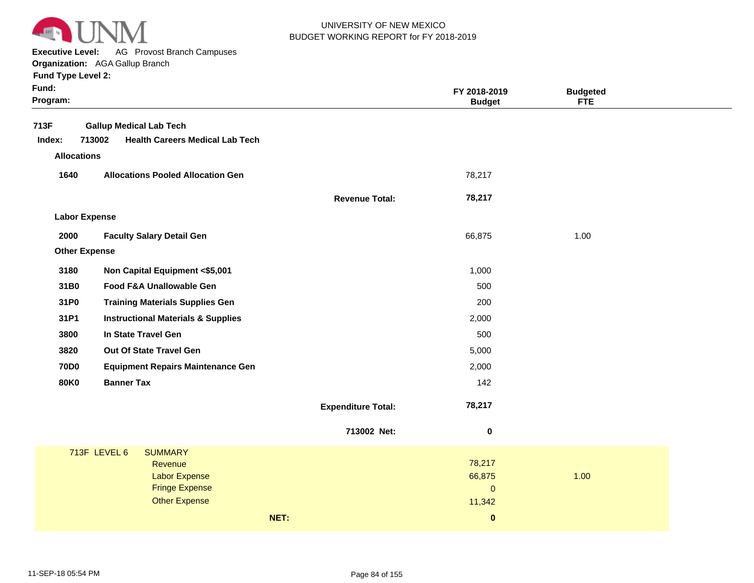UNIVERSITY OF NEW MEXICO
BUDGET WORKING REPORT for FY 2018-2019

**Executive Level:** AG Provost Branch Campuses
**Organization:** AGA Gallup Branch
**Fund Type Level 2:**
**Fund:**
**Program:**

| | | | FY 2018-2019 Budget | Budgeted FTE |
|---|---|---|---|---|
| **713F** | **Gallup Medical Lab Tech** | | | |
| **Index: 713002** | **Health Careers Medical Lab Tech** | | | |
| **Allocations** | | | | |
| **1640** | **Allocations Pooled Allocation Gen** | | 78,217 | |
| | | **Revenue Total:** | **78,217** | |
| **Labor Expense** | | | | |
| **2000** | **Faculty Salary Detail Gen** | | 66,875 | 1.00 |
| **Other Expense** | | | | |
| **3180** | **Non Capital Equipment <$5,001** | | 1,000 | |
| **31B0** | **Food F&A Unallowable Gen** | | 500 | |
| **31P0** | **Training Materials Supplies Gen** | | 200 | |
| **31P1** | **Instructional Materials & Supplies** | | 2,000 | |
| **3800** | **In State Travel Gen** | | 500 | |
| **3820** | **Out Of State Travel Gen** | | 5,000 | |
| **70D0** | **Equipment Repairs Maintenance Gen** | | 2,000 | |
| **80K0** | **Banner Tax** | | 142 | |
| | | **Expenditure Total:** | **78,217** | |
| | | **713002 Net:** | **0** | |

| 713F LEVEL 6 | SUMMARY | | |
|---|---|---|---|
| | Revenue | 78,217 | |
| | Labor Expense | 66,875 | 1.00 |
| | Fringe Expense | 0 | |
| | Other Expense | 11,342 | |
| | **NET:** | **0** | |

11-SEP-18 05:54 PM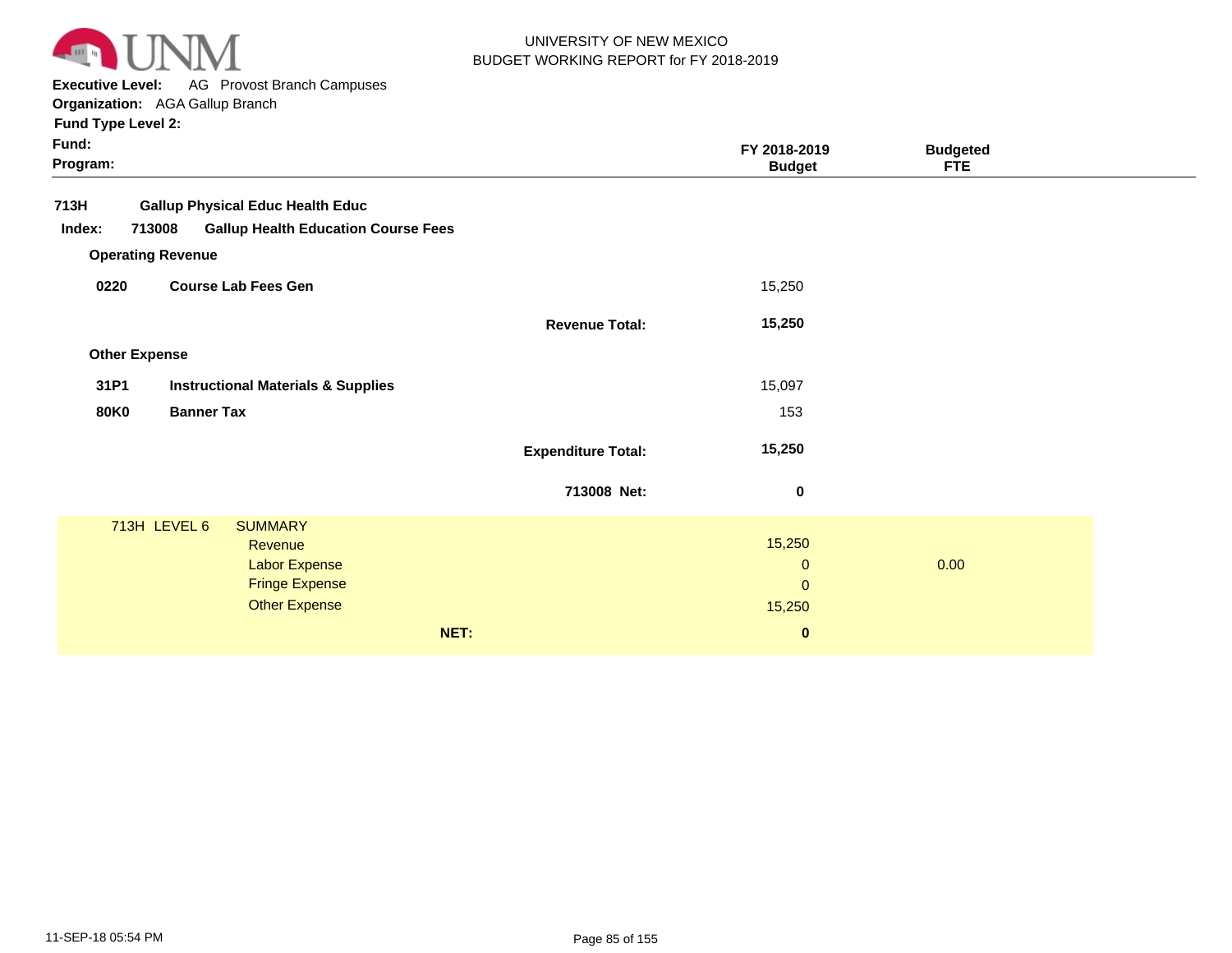UNIVERSITY OF NEW MEXICO
BUDGET WORKING REPORT for FY 2018-2019

**Executive Level:** AG Provost Branch Campuses
**Organization:** AGA Gallup Branch
**Fund Type Level 2:**
**Fund:**
**Program:**

| | | | FY 2018-2019 Budget | Budgeted FTE |
|---|---|---|---|---|
| **713H** | **Gallup Physical Educ Health Educ** | | | |
| **Index: 713008** | **Gallup Health Education Course Fees** | | | |
| **Operating Revenue** | | | | |
| **0220** | **Course Lab Fees Gen** | | 15,250 | |
| | | **Revenue Total:** | **15,250** | |
| **Other Expense** | | | | |
| **31P1** | **Instructional Materials & Supplies** | | 15,097 | |
| **80K0** | **Banner Tax** | | 153 | |
| | | **Expenditure Total:** | **15,250** | |
| | | **713008 Net:** | **0** | |

| 713H LEVEL 6 | SUMMARY | | |
|---|---|---|---|
| | Revenue | 15,250 | |
| | Labor Expense | 0 | 0.00 |
| | Fringe Expense | 0 | |
| | Other Expense | 15,250 | |
| | **NET:** | **0** | |

11-SEP-18 05:54 PM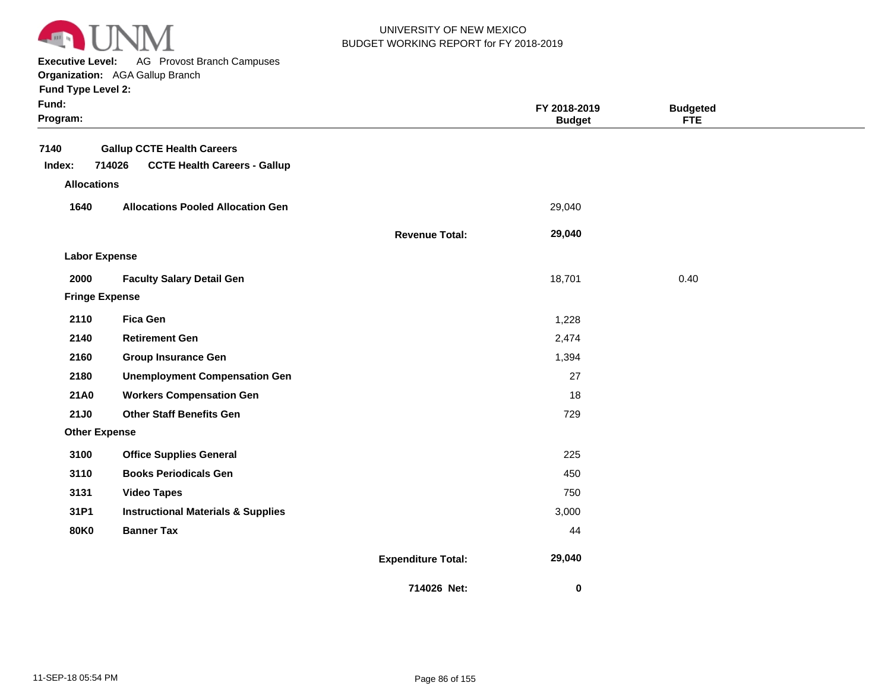UNIVERSITY OF NEW MEXICO
BUDGET WORKING REPORT for FY 2018-2019

**Executive Level:** AG Provost Branch Campuses
**Organization:** AGA Gallup Branch
**Fund Type Level 2:**
**Fund:**
**Program:**

| | | | FY 2018-2019 Budget | Budgeted FTE |
|---|---|---|---|---|
| **7140** | **Gallup CCTE Health Careers** | | | |
| **Index: 714026** | **CCTE Health Careers - Gallup** | | | |
| **Allocations** | | | | |
| **1640** | **Allocations Pooled Allocation Gen** | | 29,040 | |
| | | **Revenue Total:** | **29,040** | |
| **Labor Expense** | | | | |
| **2000** | **Faculty Salary Detail Gen** | | 18,701 | 0.40 |
| **Fringe Expense** | | | | |
| **2110** | **Fica Gen** | | 1,228 | |
| **2140** | **Retirement Gen** | | 2,474 | |
| **2160** | **Group Insurance Gen** | | 1,394 | |
| **2180** | **Unemployment Compensation Gen** | | 27 | |
| **21A0** | **Workers Compensation Gen** | | 18 | |
| **21J0** | **Other Staff Benefits Gen** | | 729 | |
| **Other Expense** | | | | |
| **3100** | **Office Supplies General** | | 225 | |
| **3110** | **Books Periodicals Gen** | | 450 | |
| **3131** | **Video Tapes** | | 750 | |
| **31P1** | **Instructional Materials & Supplies** | | 3,000 | |
| **80K0** | **Banner Tax** | | 44 | |
| | | **Expenditure Total:** | **29,040** | |
| | | **714026 Net:** | **0** | |

11-SEP-18 05:54 PM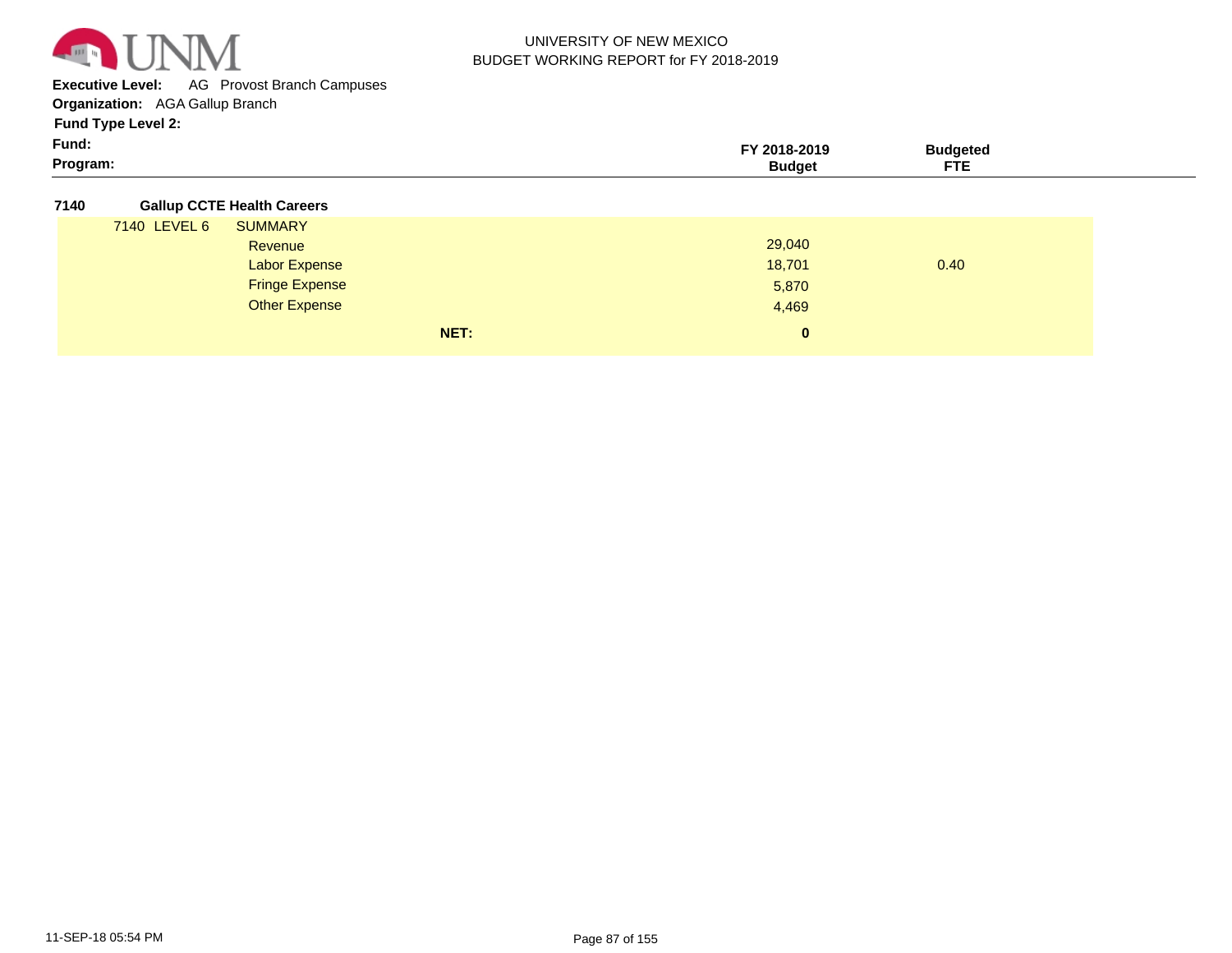**Executive Level:** AG Provost Branch Campuses

**Organization:** AGA Gallup Branch

**Fund Type Level 2:**

**Fund:**

**Program:**

| | | FY 2018-2019 Budget | Budgeted FTE |
|---|---|---|---|
| **7140** | **Gallup CCTE Health Careers** | | |
| 7140 LEVEL 6 | SUMMARY | | |
| | Revenue | 29,040 | |
| | Labor Expense | 18,701 | 0.40 |
| | Fringe Expense | 5,870 | |
| | Other Expense | 4,469 | |
| | **NET:** | **0** | |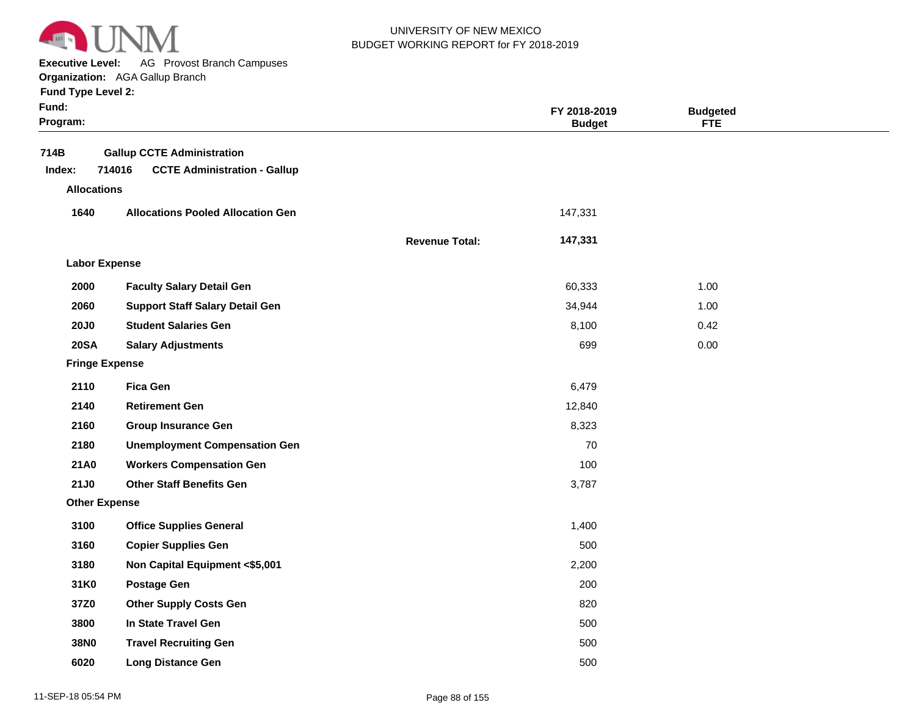UNIVERSITY OF NEW MEXICO
BUDGET WORKING REPORT for FY 2018-2019

**Executive Level:** AG Provost Branch Campuses
**Organization:** AGA Gallup Branch
**Fund Type Level 2:**
**Fund:**
**Program:**

| | | | FY 2018-2019 Budget | Budgeted FTE |
|---|---|---|---|---|
| **714B** | **Gallup CCTE Administration** | | | |
| **Index: 714016** | **CCTE Administration - Gallup** | | | |
| **Allocations** | | | | |
| **1640** | **Allocations Pooled Allocation Gen** | | 147,331 | |
| | | **Revenue Total:** | **147,331** | |
| **Labor Expense** | | | | |
| **2000** | **Faculty Salary Detail Gen** | | 60,333 | 1.00 |
| **2060** | **Support Staff Salary Detail Gen** | | 34,944 | 1.00 |
| **20J0** | **Student Salaries Gen** | | 8,100 | 0.42 |
| **20SA** | **Salary Adjustments** | | 699 | 0.00 |
| **Fringe Expense** | | | | |
| **2110** | **Fica Gen** | | 6,479 | |
| **2140** | **Retirement Gen** | | 12,840 | |
| **2160** | **Group Insurance Gen** | | 8,323 | |
| **2180** | **Unemployment Compensation Gen** | | 70 | |
| **21A0** | **Workers Compensation Gen** | | 100 | |
| **21J0** | **Other Staff Benefits Gen** | | 3,787 | |
| **Other Expense** | | | | |
| **3100** | **Office Supplies General** | | 1,400 | |
| **3160** | **Copier Supplies Gen** | | 500 | |
| **3180** | **Non Capital Equipment <$5,001** | | 2,200 | |
| **31K0** | **Postage Gen** | | 200 | |
| **37Z0** | **Other Supply Costs Gen** | | 820 | |
| **3800** | **In State Travel Gen** | | 500 | |
| **38N0** | **Travel Recruiting Gen** | | 500 | |
| **6020** | **Long Distance Gen** | | 500 | |

11-SEP-18 05:54 PM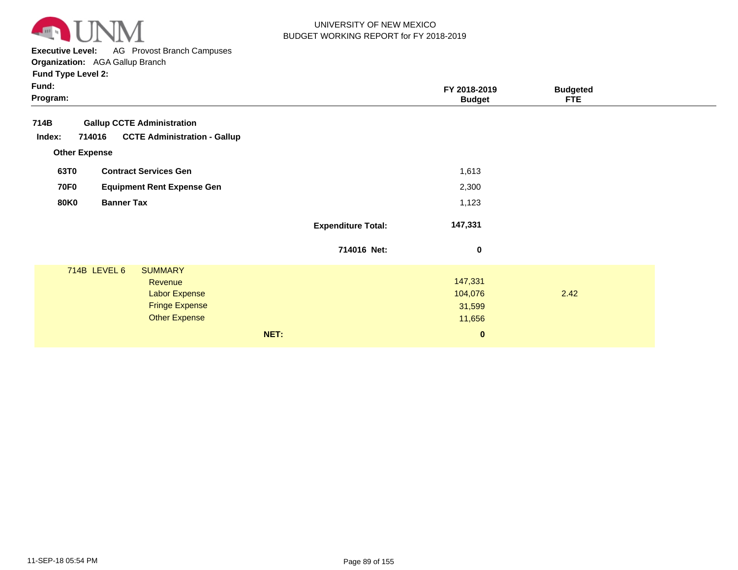UNIVERSITY OF NEW MEXICO
BUDGET WORKING REPORT for FY 2018-2019

**Executive Level:** AG Provost Branch Campuses
**Organization:** AGA Gallup Branch
**Fund Type Level 2:**
**Fund:**
**Program:**

| | | | FY 2018-2019 Budget | Budgeted FTE |
|---|---|---|---|---|
| **714B** | **Gallup CCTE Administration** | | | |
| **Index: 714016** | **CCTE Administration - Gallup** | | | |
| **Other Expense** | | | | |
| **63T0** | **Contract Services Gen** | | 1,613 | |
| **70F0** | **Equipment Rent Expense Gen** | | 2,300 | |
| **80K0** | **Banner Tax** | | 1,123 | |
| | | **Expenditure Total:** | **147,331** | |
| | | **714016 Net:** | **0** | |

| 714B LEVEL 6 | SUMMARY | | |
|---|---|---|---|
| | Revenue | 147,331 | |
| | Labor Expense | 104,076 | 2.42 |
| | Fringe Expense | 31,599 | |
| | Other Expense | 11,656 | |
| | **NET:** | **0** | |

11-SEP-18 05:54 PM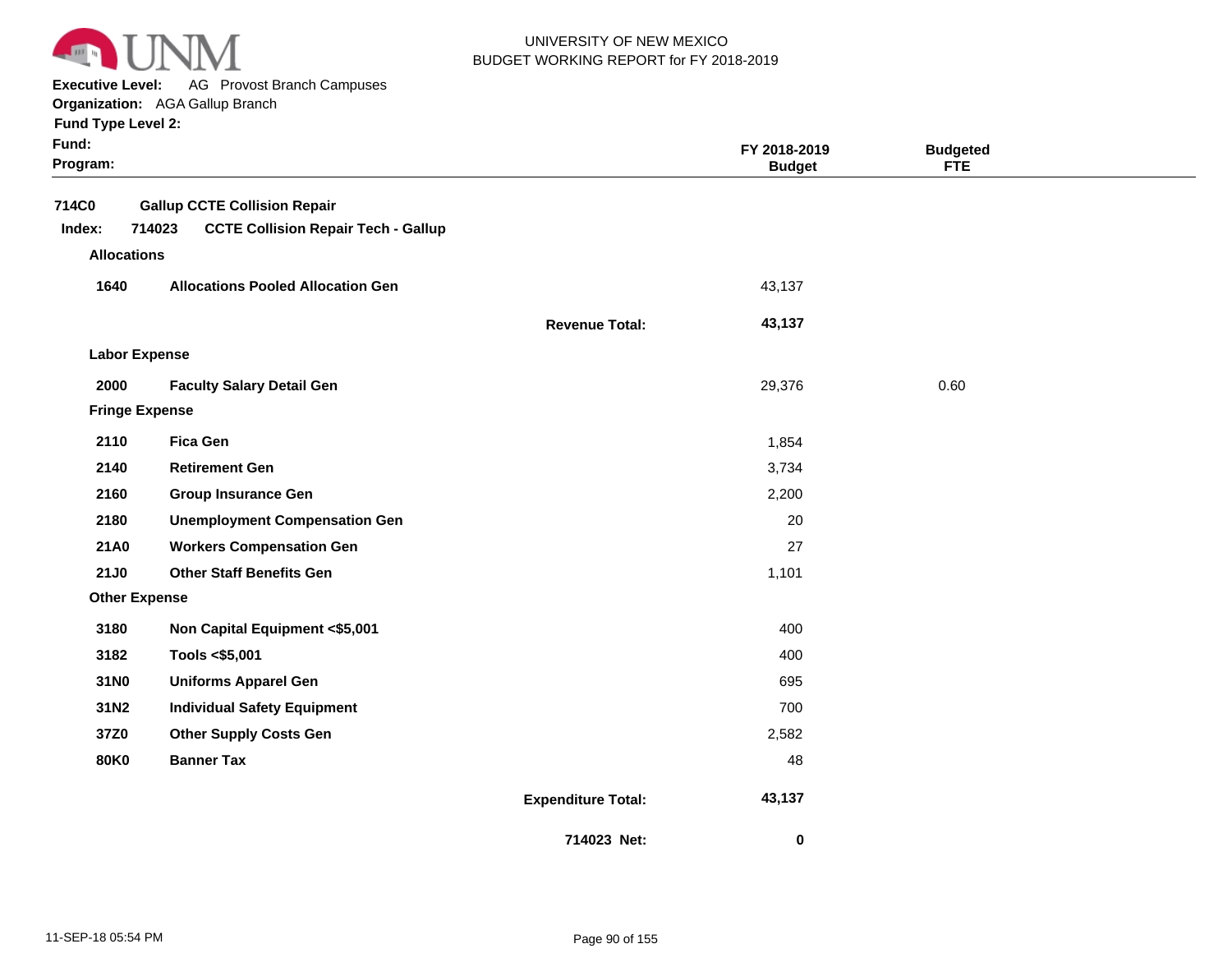UNIVERSITY OF NEW MEXICO
BUDGET WORKING REPORT for FY 2018-2019

**Executive Level:** AG Provost Branch Campuses
**Organization:** AGA Gallup Branch
**Fund Type Level 2:**
**Fund:**
**Program:**

| | | | FY 2018-2019 Budget | Budgeted FTE |
|---|---|---|---|---|
| **714C0** | **Gallup CCTE Collision Repair** | | | |
| **Index: 714023** | **CCTE Collision Repair Tech - Gallup** | | | |
| **Allocations** | | | | |
| **1640** | **Allocations Pooled Allocation Gen** | | 43,137 | |
| | | **Revenue Total:** | **43,137** | |
| **Labor Expense** | | | | |
| **2000** | **Faculty Salary Detail Gen** | | 29,376 | 0.60 |
| **Fringe Expense** | | | | |
| **2110** | **Fica Gen** | | 1,854 | |
| **2140** | **Retirement Gen** | | 3,734 | |
| **2160** | **Group Insurance Gen** | | 2,200 | |
| **2180** | **Unemployment Compensation Gen** | | 20 | |
| **21A0** | **Workers Compensation Gen** | | 27 | |
| **21J0** | **Other Staff Benefits Gen** | | 1,101 | |
| **Other Expense** | | | | |
| **3180** | **Non Capital Equipment <$5,001** | | 400 | |
| **3182** | **Tools <$5,001** | | 400 | |
| **31N0** | **Uniforms Apparel Gen** | | 695 | |
| **31N2** | **Individual Safety Equipment** | | 700 | |
| **37Z0** | **Other Supply Costs Gen** | | 2,582 | |
| **80K0** | **Banner Tax** | | 48 | |
| | | **Expenditure Total:** | **43,137** | |
| | | **714023 Net:** | **0** | |

11-SEP-18 05:54 PM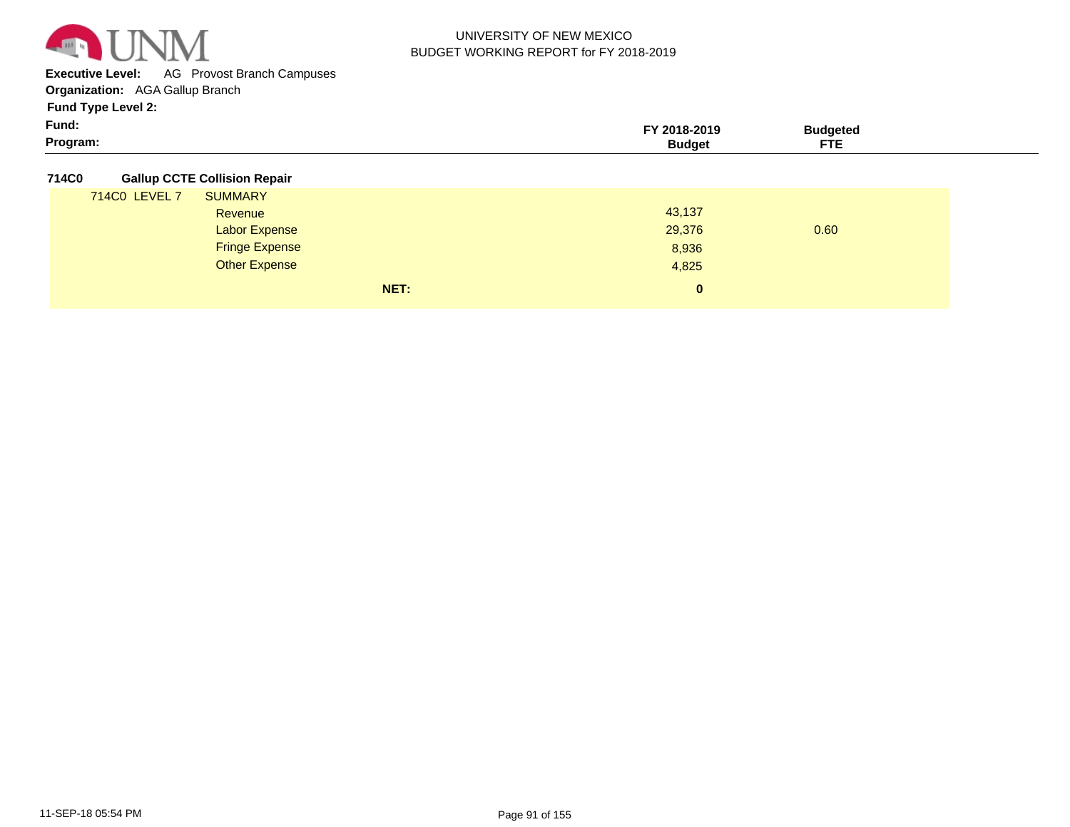UNIVERSITY OF NEW MEXICO
BUDGET WORKING REPORT for FY 2018-2019

**Executive Level:** AG Provost Branch Campuses
**Organization:** AGA Gallup Branch
**Fund Type Level 2:**
**Fund:**
**Program:**

| | | FY 2018-2019 Budget | Budgeted FTE |
|---|---|---|---|
| **714C0** | **Gallup CCTE Collision Repair** | | |
| 714C0 LEVEL 7 | SUMMARY | | |
| | Revenue | 43,137 | |
| | Labor Expense | 29,376 | 0.60 |
| | Fringe Expense | 8,936 | |
| | Other Expense | 4,825 | |
| | **NET:** | **0** | |

11-SEP-18 05:54 PM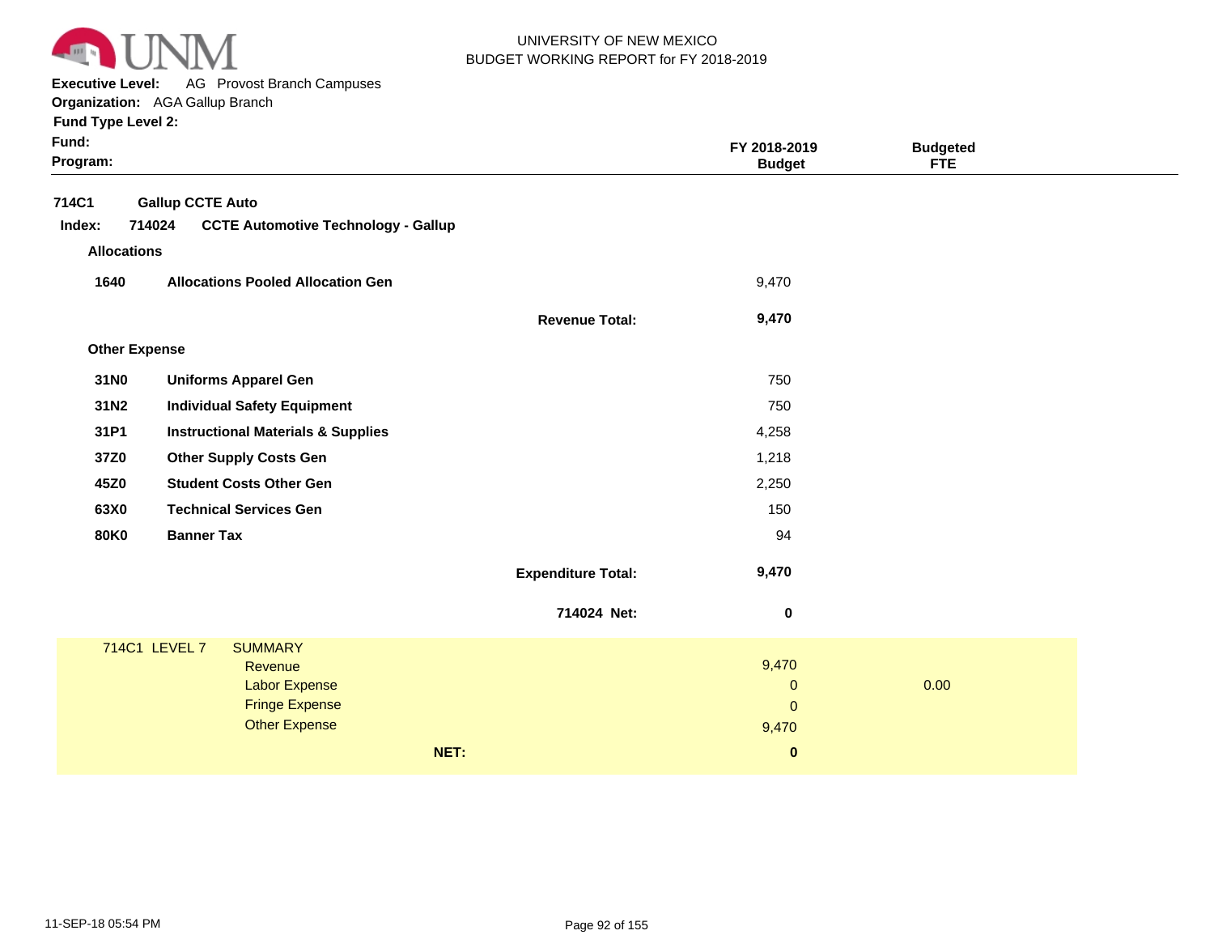UNIVERSITY OF NEW MEXICO
BUDGET WORKING REPORT for FY 2018-2019

**Executive Level:** AG Provost Branch Campuses
**Organization:** AGA Gallup Branch
**Fund Type Level 2:**
**Fund:**
**Program:**

| | | FY 2018-2019 Budget | Budgeted FTE |
|---|---|---|---|
| **714C1** | **Gallup CCTE Auto** | | |
| **Index: 714024** | **CCTE Automotive Technology - Gallup** | | |
| **Allocations** | | | |
| **1640** | **Allocations Pooled Allocation Gen** | 9,470 | |
| | **Revenue Total:** | **9,470** | |
| **Other Expense** | | | |
| **31N0** | **Uniforms Apparel Gen** | 750 | |
| **31N2** | **Individual Safety Equipment** | 750 | |
| **31P1** | **Instructional Materials & Supplies** | 4,258 | |
| **37Z0** | **Other Supply Costs Gen** | 1,218 | |
| **45Z0** | **Student Costs Other Gen** | 2,250 | |
| **63X0** | **Technical Services Gen** | 150 | |
| **80K0** | **Banner Tax** | 94 | |
| | **Expenditure Total:** | **9,470** | |
| | **714024 Net:** | **0** | |

| 714C1 LEVEL 7 | SUMMARY | | |
|---|---|---|---|
| | Revenue | 9,470 | |
| | Labor Expense | 0 | 0.00 |
| | Fringe Expense | 0 | |
| | Other Expense | 9,470 | |
| | **NET:** | **0** | |

11-SEP-18 05:54 PM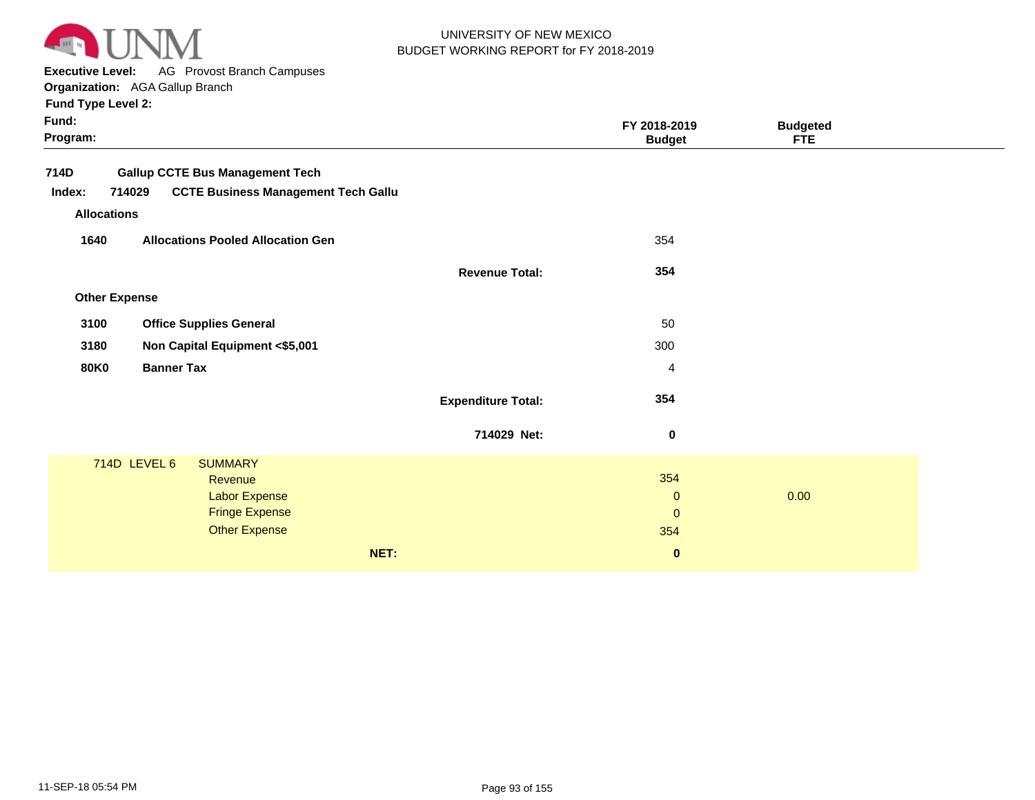UNIVERSITY OF NEW MEXICO
BUDGET WORKING REPORT for FY 2018-2019

**Executive Level:** AG Provost Branch Campuses
**Organization:** AGA Gallup Branch
**Fund Type Level 2:**
**Fund:**
**Program:**

| | | | FY 2018-2019 Budget | Budgeted FTE |
|---|---|---|---|---|
| **714D** | **Gallup CCTE Bus Management Tech** | | | |
| **Index: 714029** | **CCTE Business Management Tech Gallu** | | | |
| **Allocations** | | | | |
| **1640** | **Allocations Pooled Allocation Gen** | | 354 | |
| | | **Revenue Total:** | **354** | |
| **Other Expense** | | | | |
| **3100** | **Office Supplies General** | | 50 | |
| **3180** | **Non Capital Equipment <$5,001** | | 300 | |
| **80K0** | **Banner Tax** | | 4 | |
| | | **Expenditure Total:** | **354** | |
| | | **714029 Net:** | **0** | |

| 714D LEVEL 6 | SUMMARY | | |
|---|---|---|---|
| | Revenue | 354 | |
| | Labor Expense | 0 | 0.00 |
| | Fringe Expense | 0 | |
| | Other Expense | 354 | |
| | **NET:** | **0** | |

11-SEP-18 05:54 PM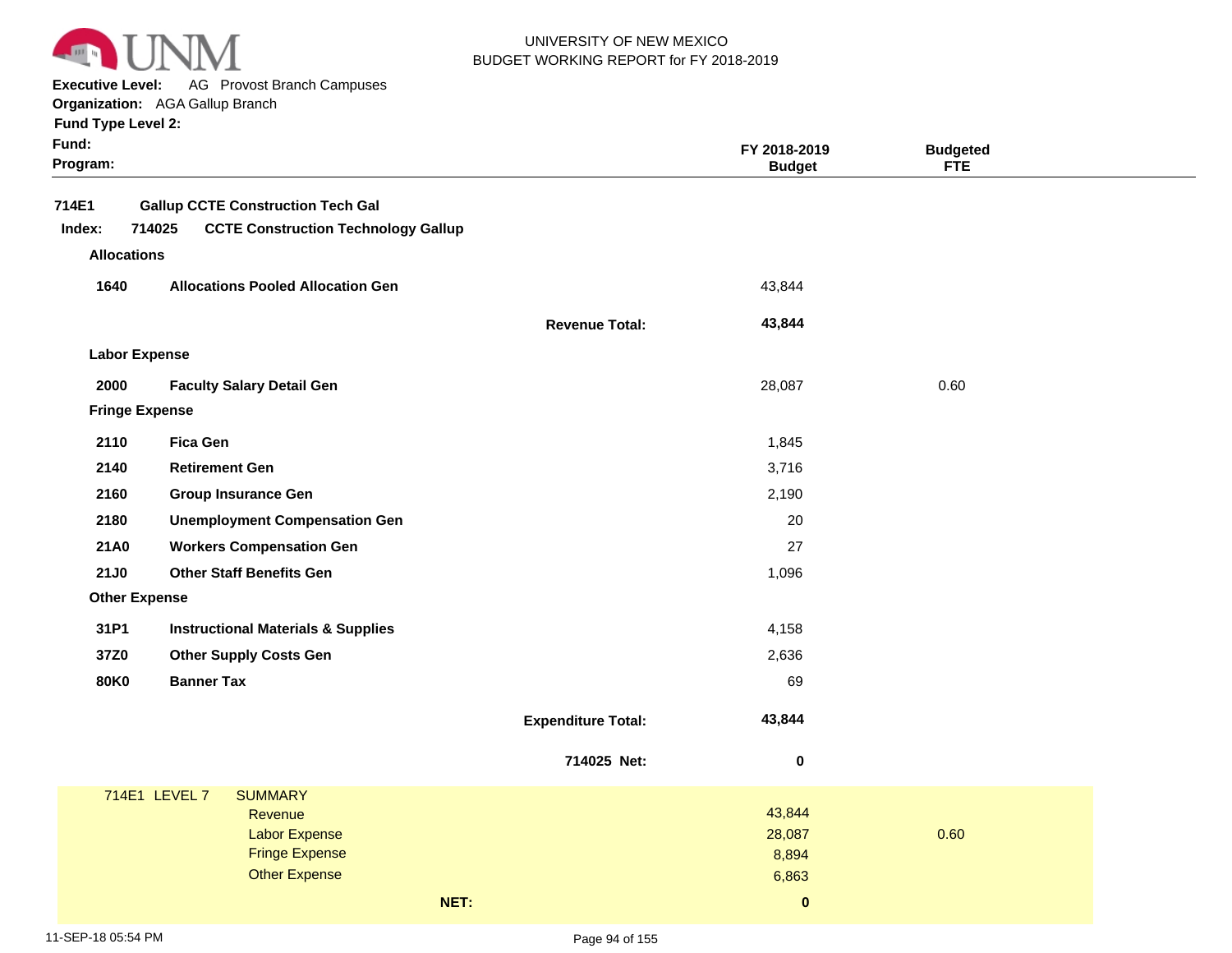UNIVERSITY OF NEW MEXICO
BUDGET WORKING REPORT for FY 2018-2019

**Executive Level:** AG Provost Branch Campuses
**Organization:** AGA Gallup Branch
**Fund Type Level 2:**
**Fund:**
**Program:**

| | | | FY 2018-2019 Budget | Budgeted FTE |
|---|---|---|---|---|
| **714E1** | **Gallup CCTE Construction Tech Gal** | | | |
| **Index: 714025** | **CCTE Construction Technology Gallup** | | | |
| **Allocations** | | | | |
| **1640** | **Allocations Pooled Allocation Gen** | | 43,844 | |
| | | **Revenue Total:** | **43,844** | |
| **Labor Expense** | | | | |
| **2000** | **Faculty Salary Detail Gen** | | 28,087 | 0.60 |
| **Fringe Expense** | | | | |
| **2110** | **Fica Gen** | | 1,845 | |
| **2140** | **Retirement Gen** | | 3,716 | |
| **2160** | **Group Insurance Gen** | | 2,190 | |
| **2180** | **Unemployment Compensation Gen** | | 20 | |
| **21A0** | **Workers Compensation Gen** | | 27 | |
| **21J0** | **Other Staff Benefits Gen** | | 1,096 | |
| **Other Expense** | | | | |
| **31P1** | **Instructional Materials & Supplies** | | 4,158 | |
| **37Z0** | **Other Supply Costs Gen** | | 2,636 | |
| **80K0** | **Banner Tax** | | 69 | |
| | | **Expenditure Total:** | **43,844** | |
| | | **714025 Net:** | **0** | |

| 714E1 LEVEL 7 | SUMMARY | | |
|---|---|---|---|
| | Revenue | 43,844 | |
| | Labor Expense | 28,087 | 0.60 |
| | Fringe Expense | 8,894 | |
| | Other Expense | 6,863 | |
| | **NET:** | **0** | |

11-SEP-18 05:54 PM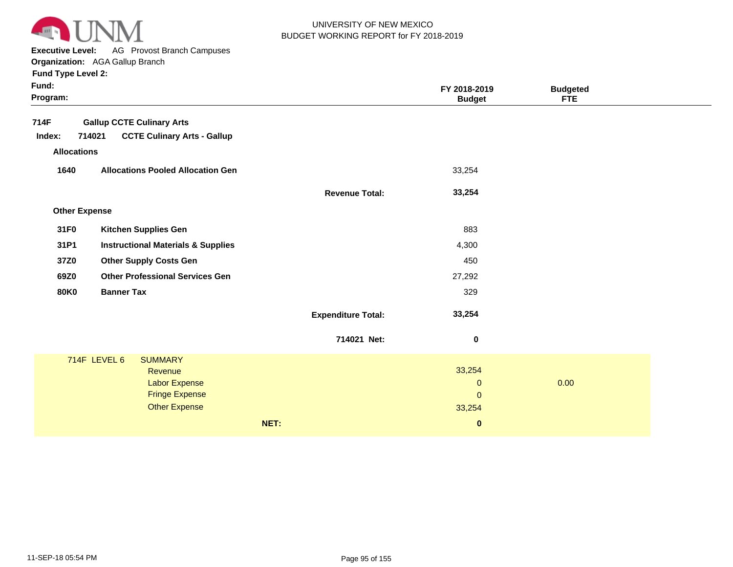UNIVERSITY OF NEW MEXICO
BUDGET WORKING REPORT for FY 2018-2019

**Executive Level:** AG Provost Branch Campuses
**Organization:** AGA Gallup Branch
**Fund Type Level 2:**
**Fund:**
**Program:**

| | | | FY 2018-2019 Budget | Budgeted FTE |
|---|---|---|---|---|
| **714F** | **Gallup CCTE Culinary Arts** | | | |
| **Index: 714021** | **CCTE Culinary Arts - Gallup** | | | |
| **Allocations** | | | | |
| **1640** | **Allocations Pooled Allocation Gen** | | 33,254 | |
| | | **Revenue Total:** | **33,254** | |
| **Other Expense** | | | | |
| **31F0** | **Kitchen Supplies Gen** | | 883 | |
| **31P1** | **Instructional Materials & Supplies** | | 4,300 | |
| **37Z0** | **Other Supply Costs Gen** | | 450 | |
| **69Z0** | **Other Professional Services Gen** | | 27,292 | |
| **80K0** | **Banner Tax** | | 329 | |
| | | **Expenditure Total:** | **33,254** | |
| | | **714021 Net:** | **0** | |

| 714F LEVEL 6 | SUMMARY | | |
|---|---|---|---|
| | Revenue | 33,254 | |
| | Labor Expense | 0 | 0.00 |
| | Fringe Expense | 0 | |
| | Other Expense | 33,254 | |
| | **NET:** | **0** | |

11-SEP-18 05:54 PM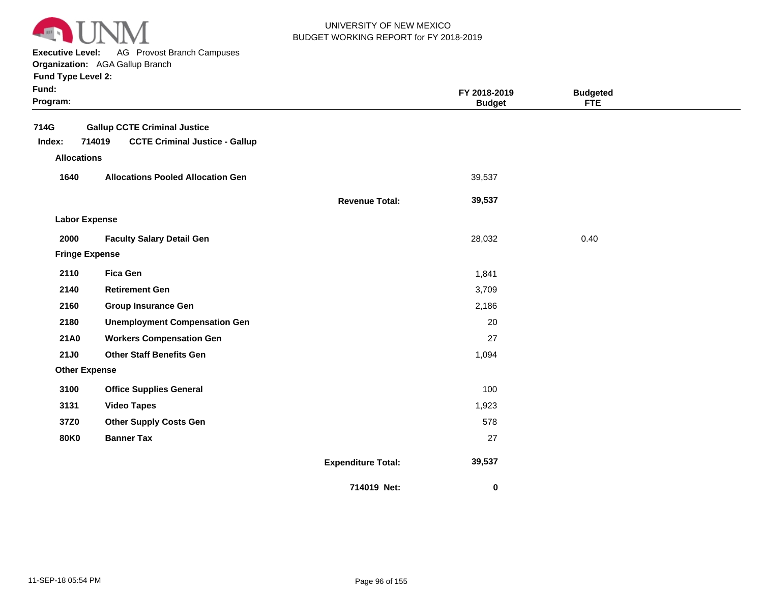UNIVERSITY OF NEW MEXICO
BUDGET WORKING REPORT for FY 2018-2019

**Executive Level:** AG Provost Branch Campuses
**Organization:** AGA Gallup Branch
**Fund Type Level 2:**
**Fund:**
**Program:**

| | | | FY 2018-2019 Budget | Budgeted FTE |
|---|---|---|---|---|
| **714G** | **Gallup CCTE Criminal Justice** | | | |
| **Index: 714019** | **CCTE Criminal Justice - Gallup** | | | |
| **Allocations** | | | | |
| **1640** | **Allocations Pooled Allocation Gen** | | 39,537 | |
| | | **Revenue Total:** | **39,537** | |
| **Labor Expense** | | | | |
| **2000** | **Faculty Salary Detail Gen** | | 28,032 | 0.40 |
| **Fringe Expense** | | | | |
| **2110** | **Fica Gen** | | 1,841 | |
| **2140** | **Retirement Gen** | | 3,709 | |
| **2160** | **Group Insurance Gen** | | 2,186 | |
| **2180** | **Unemployment Compensation Gen** | | 20 | |
| **21A0** | **Workers Compensation Gen** | | 27 | |
| **21J0** | **Other Staff Benefits Gen** | | 1,094 | |
| **Other Expense** | | | | |
| **3100** | **Office Supplies General** | | 100 | |
| **3131** | **Video Tapes** | | 1,923 | |
| **37Z0** | **Other Supply Costs Gen** | | 578 | |
| **80K0** | **Banner Tax** | | 27 | |
| | | **Expenditure Total:** | **39,537** | |
| | | **714019 Net:** | **0** | |

11-SEP-18 05:54 PM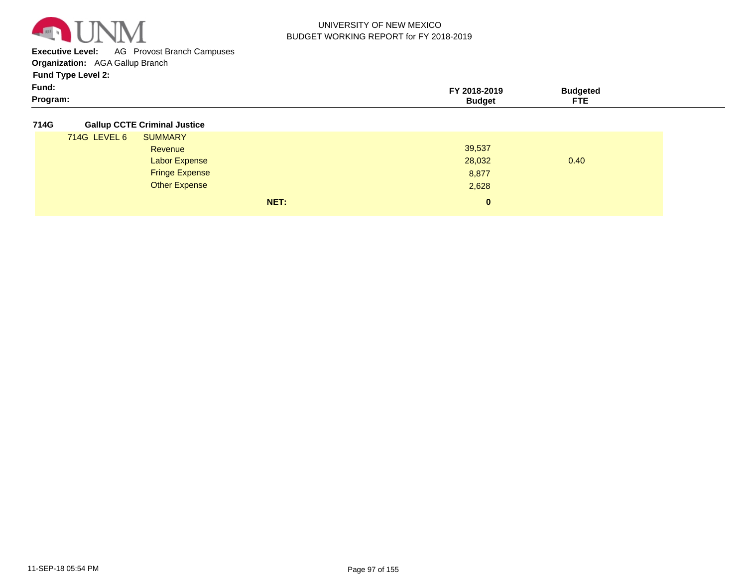UNIVERSITY OF NEW MEXICO
BUDGET WORKING REPORT for FY 2018-2019

**Executive Level:** AG Provost Branch Campuses
**Organization:** AGA Gallup Branch
**Fund Type Level 2:**
**Fund:**
**Program:**

| | | | FY 2018-2019 Budget | Budgeted FTE |
|---|---|---|---|---|
| **714G** | **Gallup CCTE Criminal Justice** | | | |
| 714G LEVEL 6 | SUMMARY | | | |
| | Revenue | | 39,537 | |
| | Labor Expense | | 28,032 | 0.40 |
| | Fringe Expense | | 8,877 | |
| | Other Expense | | 2,628 | |
| | | **NET:** | **0** | |

11-SEP-18 05:54 PM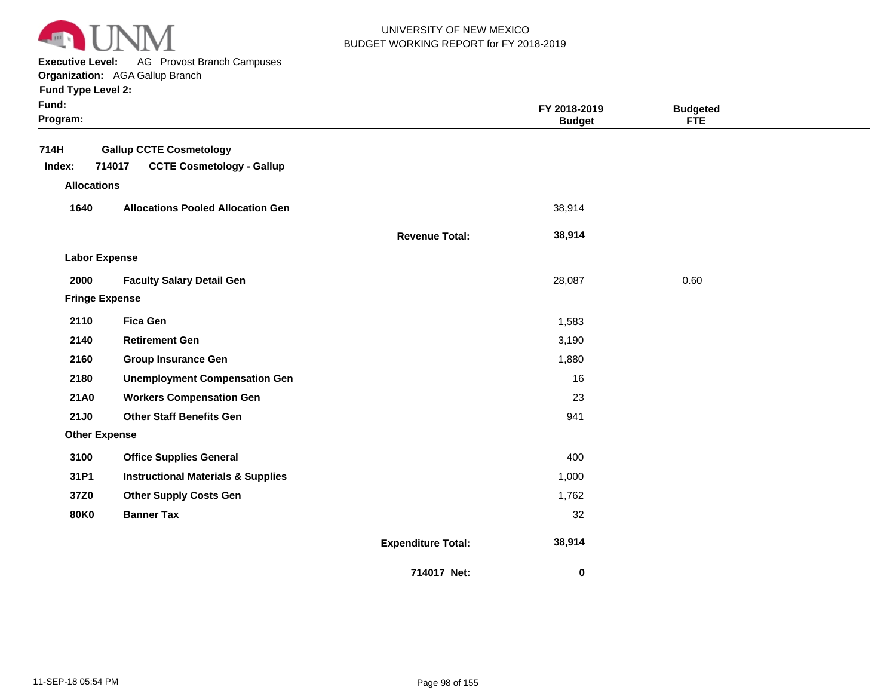UNIVERSITY OF NEW MEXICO
BUDGET WORKING REPORT for FY 2018-2019

**Executive Level:** AG Provost Branch Campuses
**Organization:** AGA Gallup Branch
**Fund Type Level 2:**
**Fund:**
**Program:**

| | | | FY 2018-2019 Budget | Budgeted FTE |
|---|---|---|---|---|
| **714H** | **Gallup CCTE Cosmetology** | | | |
| **Index: 714017** | **CCTE Cosmetology - Gallup** | | | |
| **Allocations** | | | | |
| **1640** | **Allocations Pooled Allocation Gen** | | 38,914 | |
| | | **Revenue Total:** | **38,914** | |
| **Labor Expense** | | | | |
| **2000** | **Faculty Salary Detail Gen** | | 28,087 | 0.60 |
| **Fringe Expense** | | | | |
| **2110** | **Fica Gen** | | 1,583 | |
| **2140** | **Retirement Gen** | | 3,190 | |
| **2160** | **Group Insurance Gen** | | 1,880 | |
| **2180** | **Unemployment Compensation Gen** | | 16 | |
| **21A0** | **Workers Compensation Gen** | | 23 | |
| **21J0** | **Other Staff Benefits Gen** | | 941 | |
| **Other Expense** | | | | |
| **3100** | **Office Supplies General** | | 400 | |
| **31P1** | **Instructional Materials & Supplies** | | 1,000 | |
| **37Z0** | **Other Supply Costs Gen** | | 1,762 | |
| **80K0** | **Banner Tax** | | 32 | |
| | | **Expenditure Total:** | **38,914** | |
| | | **714017 Net:** | **0** | |

11-SEP-18 05:54 PM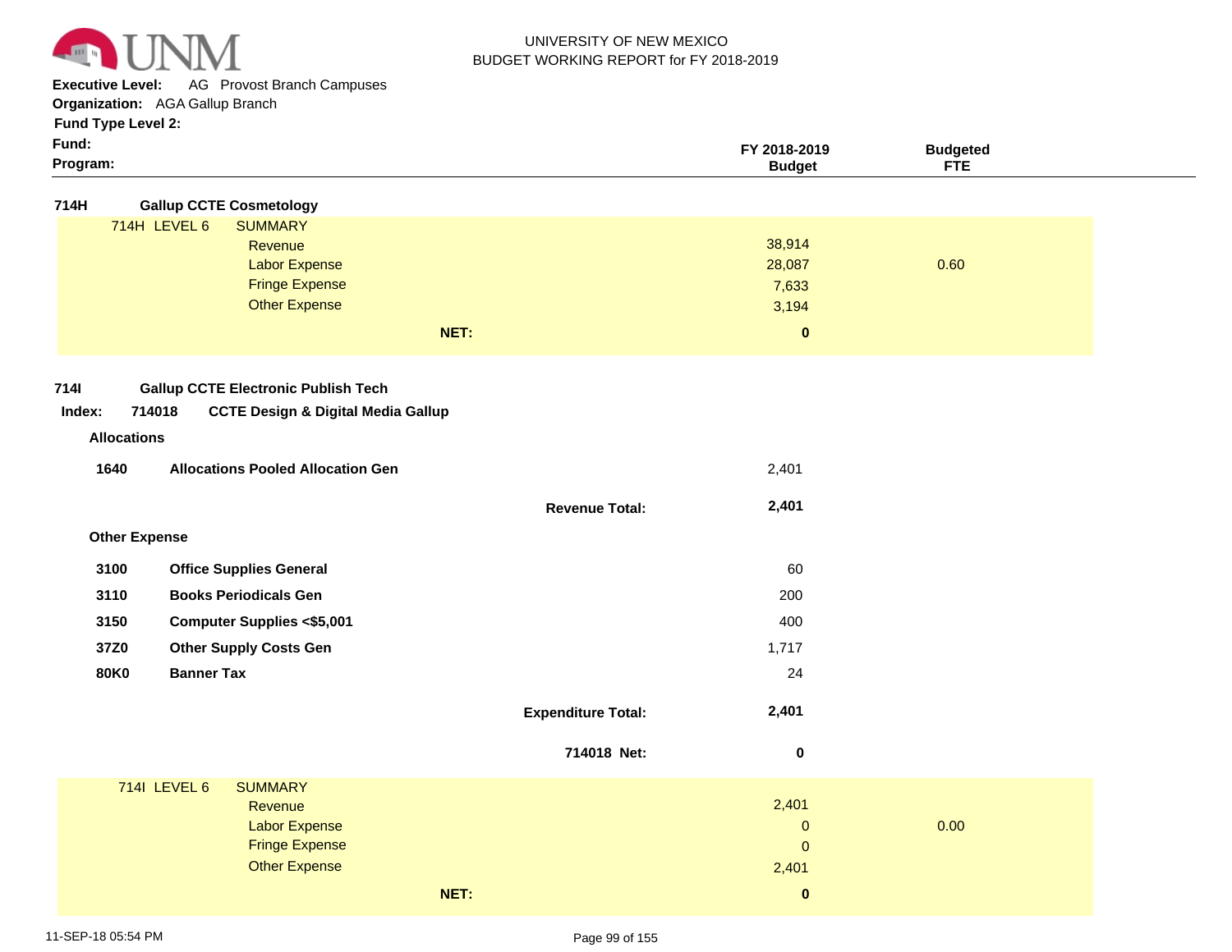UNIVERSITY OF NEW MEXICO
BUDGET WORKING REPORT for FY 2018-2019

**Executive Level:** AG Provost Branch Campuses
**Organization:** AGA Gallup Branch
**Fund Type Level 2:**
**Fund:**
**Program:**

| | | FY 2018-2019 Budget | Budgeted FTE |
|---|---|---|---|
| **714H** | **Gallup CCTE Cosmetology** | | |
| 714H LEVEL 6 | SUMMARY | | |
| | Revenue | 38,914 | |
| | Labor Expense | 28,087 | 0.60 |
| | Fringe Expense | 7,633 | |
| | Other Expense | 3,194 | |
| | **NET:** | **0** | |

**714I** **Gallup CCTE Electronic Publish Tech**

**Index: 714018 CCTE Design & Digital Media Gallup**

| | | FY 2018-2019 Budget | Budgeted FTE |
|---|---|---|---|
| **Allocations** | | | |
| **1640** | **Allocations Pooled Allocation Gen** | 2,401 | |
| | **Revenue Total:** | **2,401** | |
| **Other Expense** | | | |
| **3100** | **Office Supplies General** | 60 | |
| **3110** | **Books Periodicals Gen** | 200 | |
| **3150** | **Computer Supplies <$5,001** | 400 | |
| **37Z0** | **Other Supply Costs Gen** | 1,717 | |
| **80K0** | **Banner Tax** | 24 | |
| | **Expenditure Total:** | **2,401** | |
| | **714018 Net:** | **0** | |

| | | FY 2018-2019 Budget | Budgeted FTE |
|---|---|---|---|
| 714I LEVEL 6 | SUMMARY | | |
| | Revenue | 2,401 | |
| | Labor Expense | 0 | 0.00 |
| | Fringe Expense | 0 | |
| | Other Expense | 2,401 | |
| | **NET:** | **0** | |

11-SEP-18 05:54 PM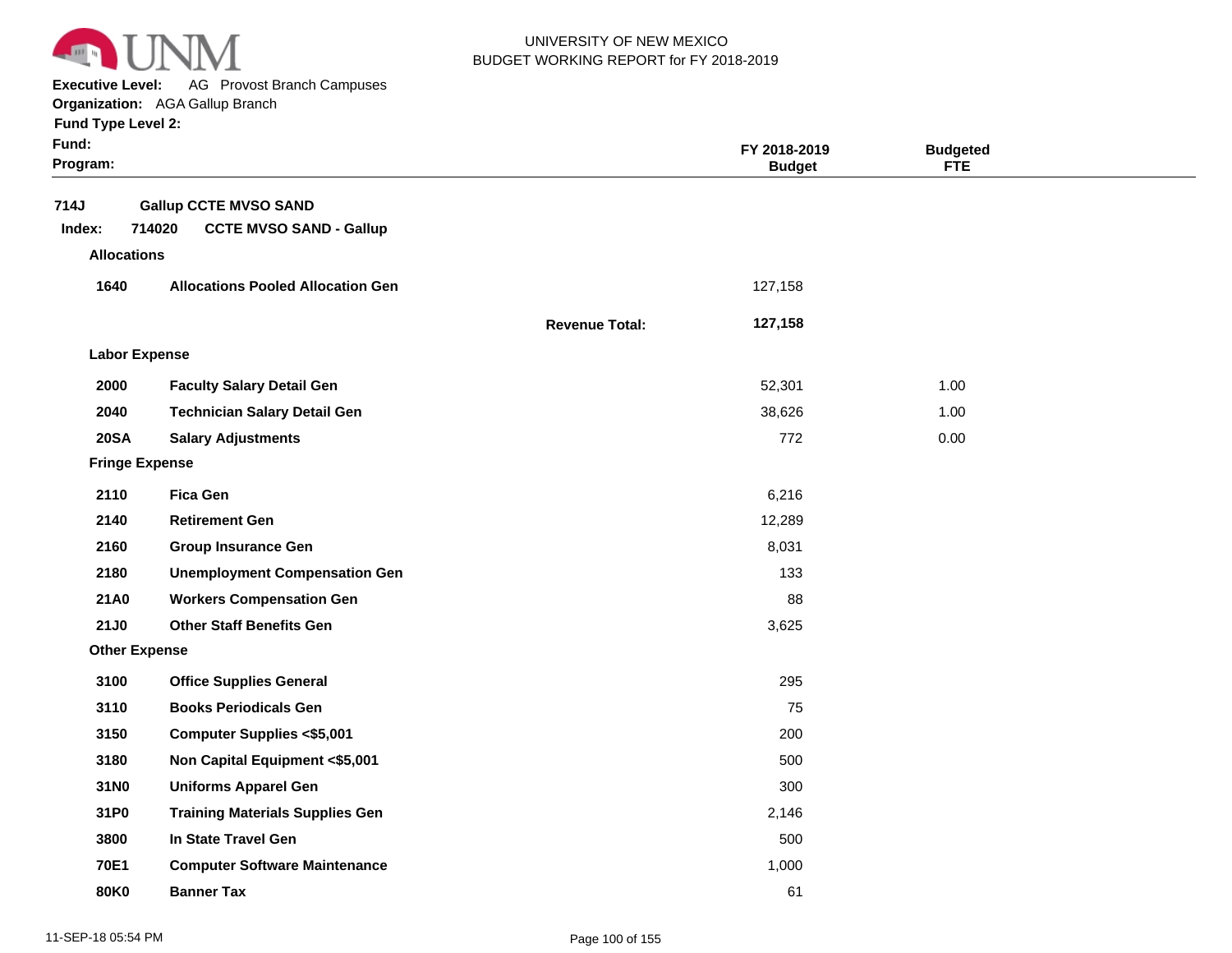UNIVERSITY OF NEW MEXICO
BUDGET WORKING REPORT for FY 2018-2019

**Executive Level:** AG Provost Branch Campuses
**Organization:** AGA Gallup Branch
**Fund Type Level 2:**
**Fund:**
**Program:**

| | | | FY 2018-2019 Budget | Budgeted FTE |
|---|---|---|---|---|
| **714J** | **Gallup CCTE MVSO SAND** | | | |
| **Index: 714020** | **CCTE MVSO SAND - Gallup** | | | |
| **Allocations** | | | | |
| **1640** | **Allocations Pooled Allocation Gen** | | 127,158 | |
| | | **Revenue Total:** | **127,158** | |
| **Labor Expense** | | | | |
| **2000** | **Faculty Salary Detail Gen** | | 52,301 | 1.00 |
| **2040** | **Technician Salary Detail Gen** | | 38,626 | 1.00 |
| **20SA** | **Salary Adjustments** | | 772 | 0.00 |
| **Fringe Expense** | | | | |
| **2110** | **Fica Gen** | | 6,216 | |
| **2140** | **Retirement Gen** | | 12,289 | |
| **2160** | **Group Insurance Gen** | | 8,031 | |
| **2180** | **Unemployment Compensation Gen** | | 133 | |
| **21A0** | **Workers Compensation Gen** | | 88 | |
| **21J0** | **Other Staff Benefits Gen** | | 3,625 | |
| **Other Expense** | | | | |
| **3100** | **Office Supplies General** | | 295 | |
| **3110** | **Books Periodicals Gen** | | 75 | |
| **3150** | **Computer Supplies <$5,001** | | 200 | |
| **3180** | **Non Capital Equipment <$5,001** | | 500 | |
| **31N0** | **Uniforms Apparel Gen** | | 300 | |
| **31P0** | **Training Materials Supplies Gen** | | 2,146 | |
| **3800** | **In State Travel Gen** | | 500 | |
| **70E1** | **Computer Software Maintenance** | | 1,000 | |
| **80K0** | **Banner Tax** | | 61 | |

11-SEP-18 05:54 PM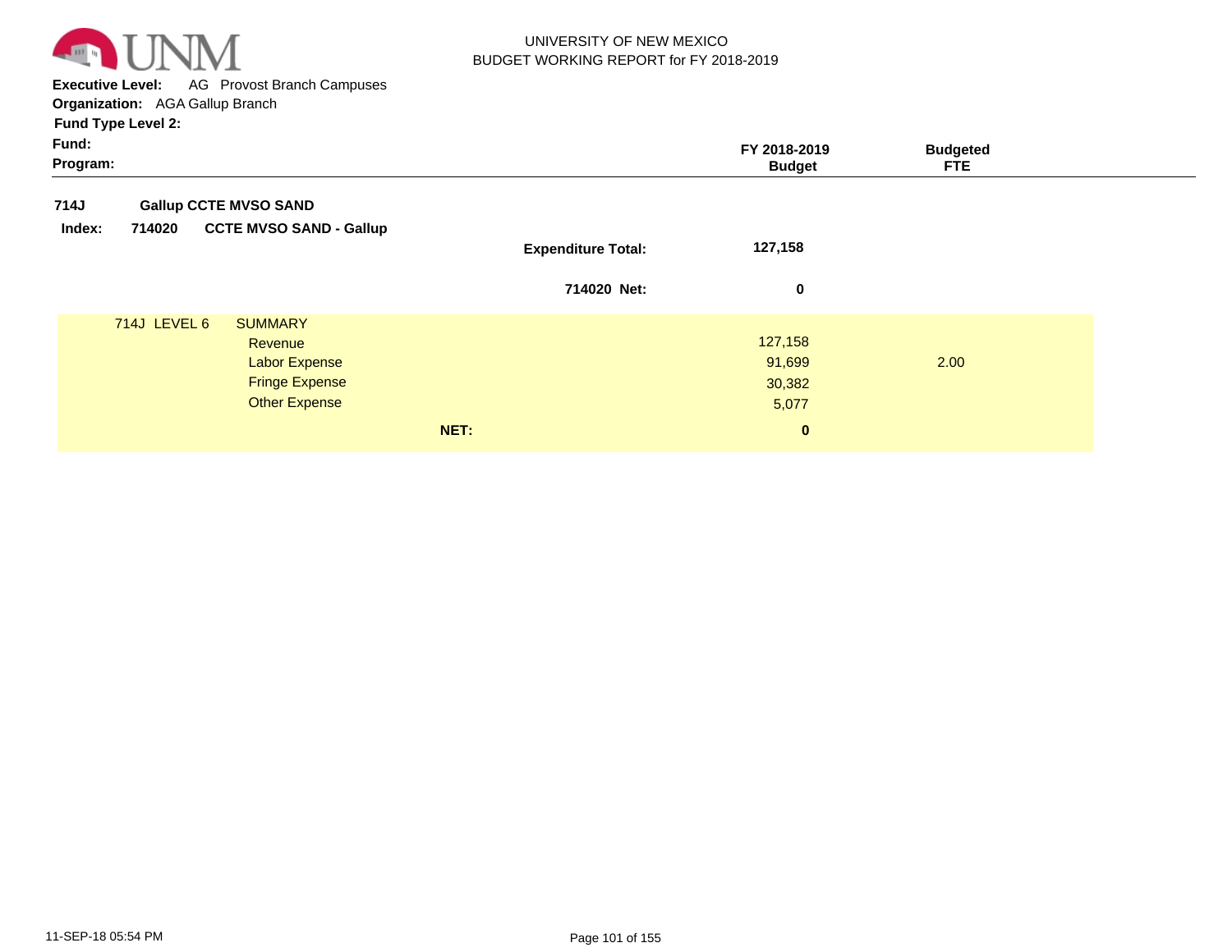UNIVERSITY OF NEW MEXICO
BUDGET WORKING REPORT for FY 2018-2019

**Executive Level:** AG Provost Branch Campuses
**Organization:** AGA Gallup Branch
**Fund Type Level 2:**
**Fund:**
**Program:**

| | | | FY 2018-2019 Budget | Budgeted FTE |
|---|---|---|---|---|
| **714J** | **Gallup CCTE MVSO SAND** | | | |
| **Index: 714020** | **CCTE MVSO SAND - Gallup** | | | |
| | | **Expenditure Total:** | **127,158** | |
| | | **714020 Net:** | **0** | |
| 714J LEVEL 6 | SUMMARY | | | |
| | Revenue | | 127,158 | |
| | Labor Expense | | 91,699 | 2.00 |
| | Fringe Expense | | 30,382 | |
| | Other Expense | | 5,077 | |
| | | **NET:** | **0** | |

11-SEP-18 05:54 PM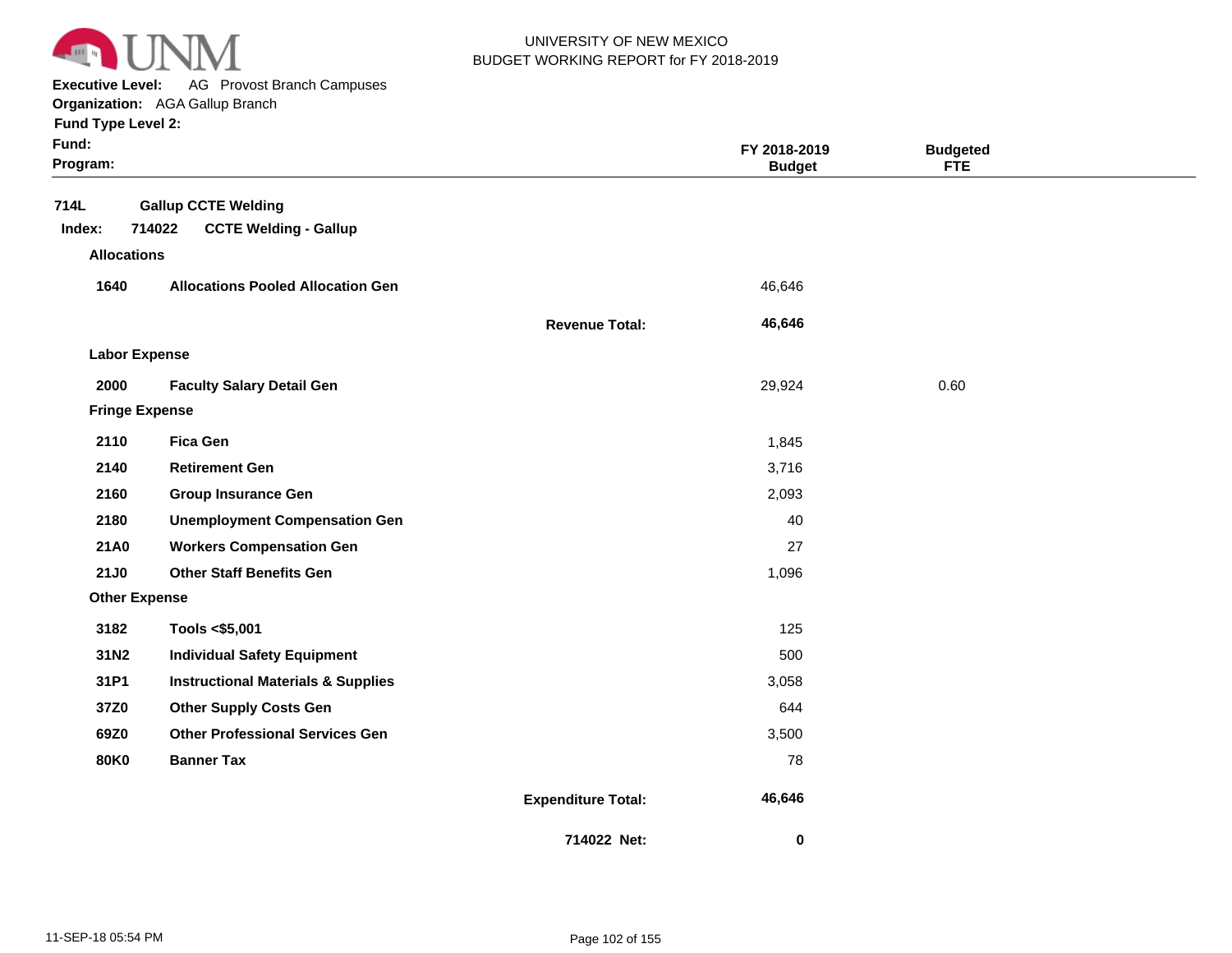UNIVERSITY OF NEW MEXICO
BUDGET WORKING REPORT for FY 2018-2019

**Executive Level:** AG Provost Branch Campuses
**Organization:** AGA Gallup Branch
**Fund Type Level 2:**
**Fund:**
**Program:**

| | | | FY 2018-2019 Budget | Budgeted FTE |
|---|---|---|---|---|
| **714L** | **Gallup CCTE Welding** | | | |
| **Index: 714022** | **CCTE Welding - Gallup** | | | |
| **Allocations** | | | | |
| **1640** | **Allocations Pooled Allocation Gen** | | 46,646 | |
| | | **Revenue Total:** | **46,646** | |
| **Labor Expense** | | | | |
| **2000** | **Faculty Salary Detail Gen** | | 29,924 | 0.60 |
| **Fringe Expense** | | | | |
| **2110** | **Fica Gen** | | 1,845 | |
| **2140** | **Retirement Gen** | | 3,716 | |
| **2160** | **Group Insurance Gen** | | 2,093 | |
| **2180** | **Unemployment Compensation Gen** | | 40 | |
| **21A0** | **Workers Compensation Gen** | | 27 | |
| **21J0** | **Other Staff Benefits Gen** | | 1,096 | |
| **Other Expense** | | | | |
| **3182** | **Tools <$5,001** | | 125 | |
| **31N2** | **Individual Safety Equipment** | | 500 | |
| **31P1** | **Instructional Materials & Supplies** | | 3,058 | |
| **37Z0** | **Other Supply Costs Gen** | | 644 | |
| **69Z0** | **Other Professional Services Gen** | | 3,500 | |
| **80K0** | **Banner Tax** | | 78 | |
| | | **Expenditure Total:** | **46,646** | |
| | | **714022 Net:** | **0** | |

11-SEP-18 05:54 PM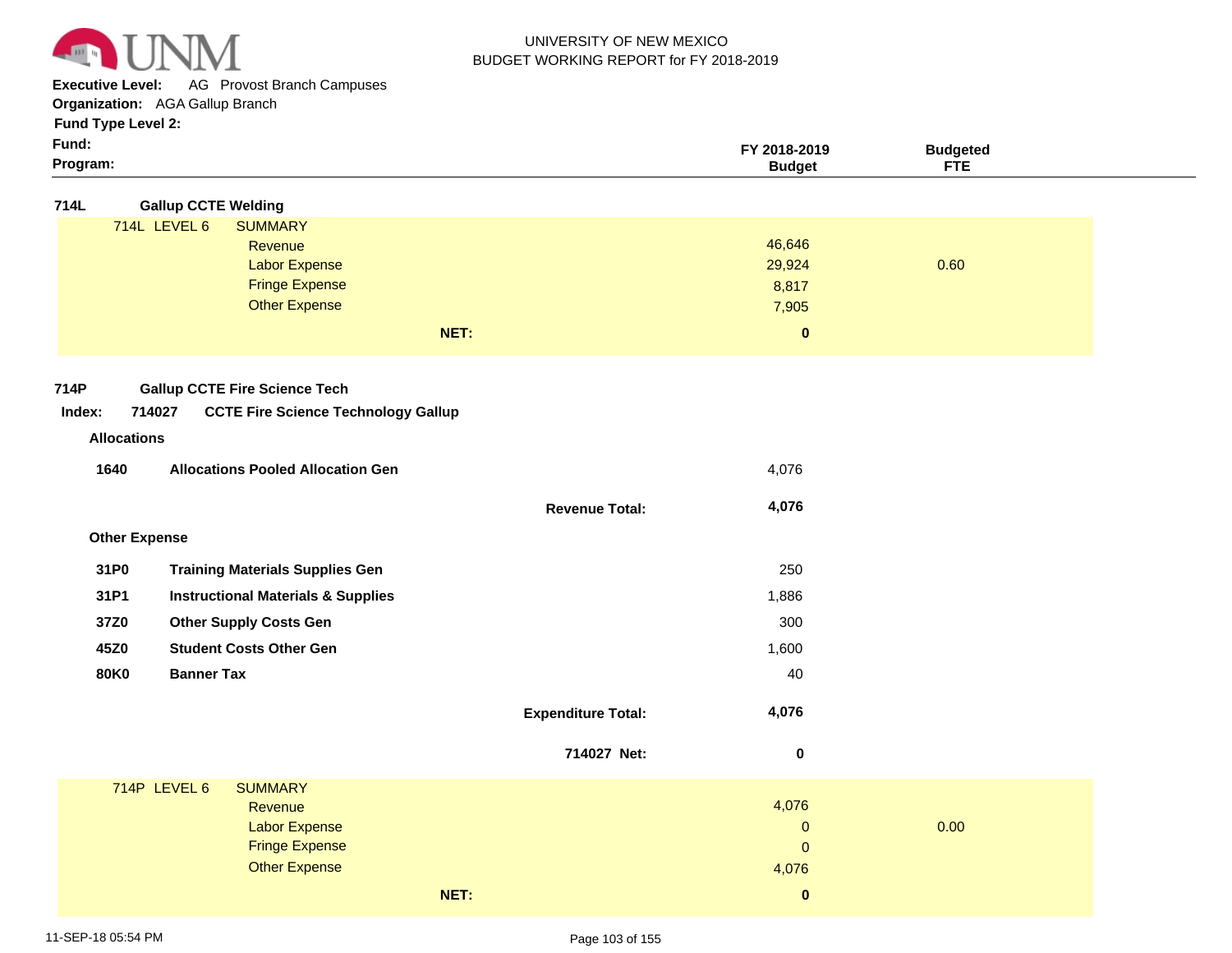UNIVERSITY OF NEW MEXICO
BUDGET WORKING REPORT for FY 2018-2019

**Executive Level:** AG Provost Branch Campuses
**Organization:** AGA Gallup Branch
**Fund Type Level 2:**
**Fund:**
**Program:**

| | | FY 2018-2019 Budget | Budgeted FTE |
|---|---|---|---|

## 714L Gallup CCTE Welding

**714L LEVEL 6 SUMMARY**

| | FY 2018-2019 Budget | Budgeted FTE |
|---|---|---|
| Revenue | 46,646 | |
| Labor Expense | 29,924 | 0.60 |
| Fringe Expense | 8,817 | |
| Other Expense | 7,905 | |
| **NET:** | **0** | |

## 714P Gallup CCTE Fire Science Tech

**Index: 714027 CCTE Fire Science Technology Gallup**

**Allocations**

| Code | Description | FY 2018-2019 Budget |
|---|---|---|
| **1640** | **Allocations Pooled Allocation Gen** | 4,076 |
| | **Revenue Total:** | **4,076** |

**Other Expense**

| Code | Description | FY 2018-2019 Budget |
|---|---|---|
| **31P0** | **Training Materials Supplies Gen** | 250 |
| **31P1** | **Instructional Materials & Supplies** | 1,886 |
| **37Z0** | **Other Supply Costs Gen** | 300 |
| **45Z0** | **Student Costs Other Gen** | 1,600 |
| **80K0** | **Banner Tax** | 40 |
| | **Expenditure Total:** | **4,076** |
| | **714027 Net:** | **0** |

**714P LEVEL 6 SUMMARY**

| | FY 2018-2019 Budget | Budgeted FTE |
|---|---|---|
| Revenue | 4,076 | |
| Labor Expense | 0 | 0.00 |
| Fringe Expense | 0 | |
| Other Expense | 4,076 | |
| **NET:** | **0** | |

11-SEP-18 05:54 PM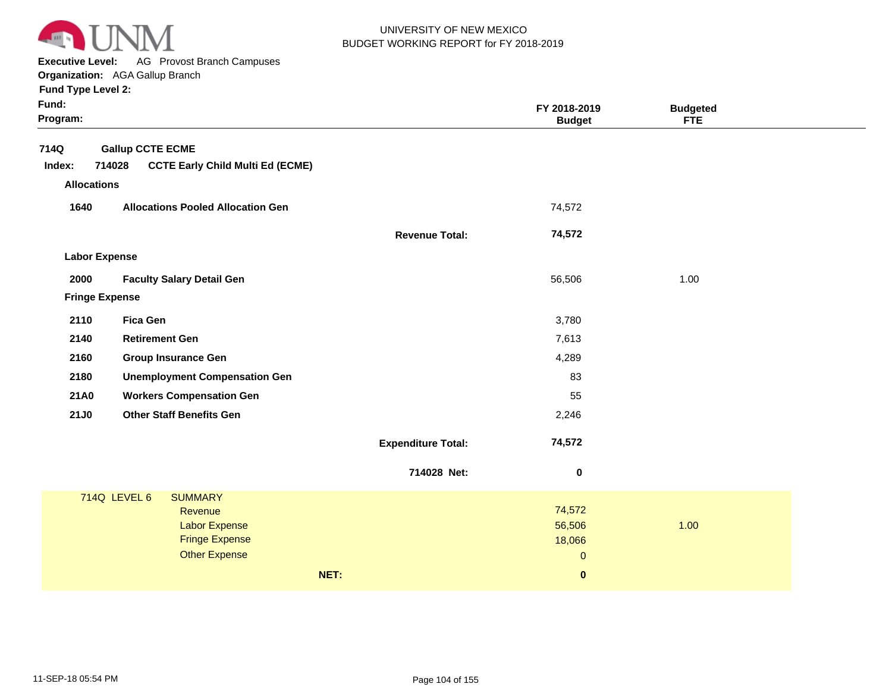UNIVERSITY OF NEW MEXICO
BUDGET WORKING REPORT for FY 2018-2019

**Executive Level:** AG Provost Branch Campuses
**Organization:** AGA Gallup Branch
**Fund Type Level 2:**
**Fund:**
**Program:**

| | | | FY 2018-2019 Budget | Budgeted FTE |
|---|---|---|---|---|
| **714Q** | **Gallup CCTE ECME** | | | |
| **Index: 714028** | **CCTE Early Child Multi Ed (ECME)** | | | |
| **Allocations** | | | | |
| **1640** | **Allocations Pooled Allocation Gen** | | 74,572 | |
| | | **Revenue Total:** | **74,572** | |
| **Labor Expense** | | | | |
| **2000** | **Faculty Salary Detail Gen** | | 56,506 | 1.00 |
| **Fringe Expense** | | | | |
| **2110** | **Fica Gen** | | 3,780 | |
| **2140** | **Retirement Gen** | | 7,613 | |
| **2160** | **Group Insurance Gen** | | 4,289 | |
| **2180** | **Unemployment Compensation Gen** | | 83 | |
| **21A0** | **Workers Compensation Gen** | | 55 | |
| **21J0** | **Other Staff Benefits Gen** | | 2,246 | |
| | | **Expenditure Total:** | **74,572** | |
| | | **714028 Net:** | **0** | |

| 714Q LEVEL 6 | SUMMARY | | |
|---|---|---|---|
| | Revenue | 74,572 | |
| | Labor Expense | 56,506 | 1.00 |
| | Fringe Expense | 18,066 | |
| | Other Expense | 0 | |
| | **NET:** | **0** | |

11-SEP-18 05:54 PM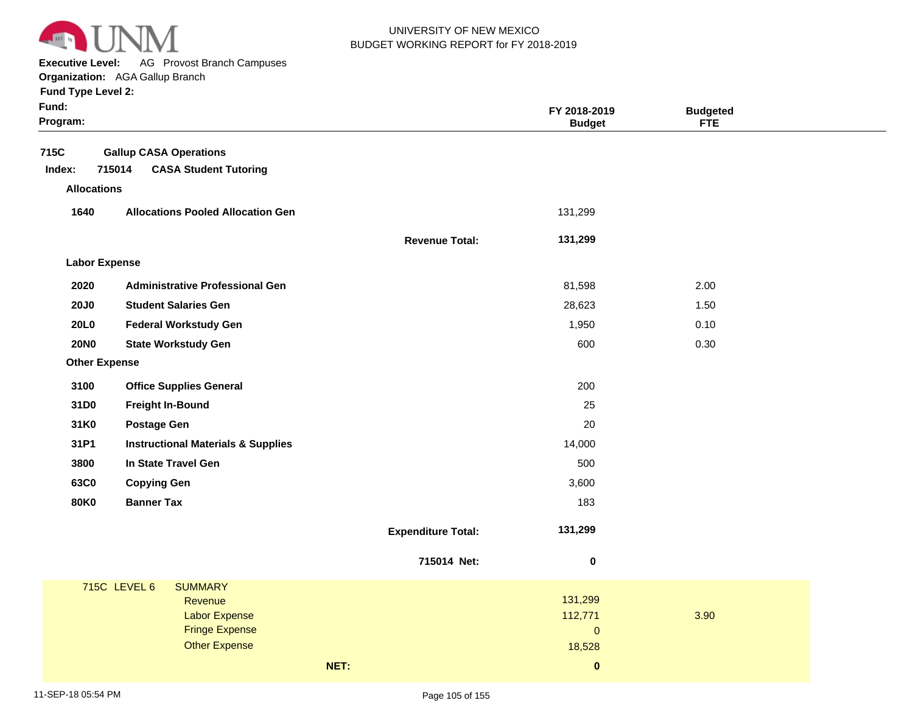UNIVERSITY OF NEW MEXICO
BUDGET WORKING REPORT for FY 2018-2019

**Executive Level:** AG Provost Branch Campuses
**Organization:** AGA Gallup Branch
**Fund Type Level 2:**
**Fund:**
**Program:**

| | | | FY 2018-2019 Budget | Budgeted FTE |
|---|---|---|---|---|
| **715C** | **Gallup CASA Operations** | | | |
| **Index: 715014** | **CASA Student Tutoring** | | | |
| **Allocations** | | | | |
| **1640** | **Allocations Pooled Allocation Gen** | | 131,299 | |
| | | **Revenue Total:** | **131,299** | |
| **Labor Expense** | | | | |
| **2020** | **Administrative Professional Gen** | | 81,598 | 2.00 |
| **20J0** | **Student Salaries Gen** | | 28,623 | 1.50 |
| **20L0** | **Federal Workstudy Gen** | | 1,950 | 0.10 |
| **20N0** | **State Workstudy Gen** | | 600 | 0.30 |
| **Other Expense** | | | | |
| **3100** | **Office Supplies General** | | 200 | |
| **31D0** | **Freight In-Bound** | | 25 | |
| **31K0** | **Postage Gen** | | 20 | |
| **31P1** | **Instructional Materials & Supplies** | | 14,000 | |
| **3800** | **In State Travel Gen** | | 500 | |
| **63C0** | **Copying Gen** | | 3,600 | |
| **80K0** | **Banner Tax** | | 183 | |
| | | **Expenditure Total:** | **131,299** | |
| | | **715014 Net:** | **0** | |

| 715C LEVEL 6 | SUMMARY | | |
|---|---|---|---|
| | Revenue | 131,299 | |
| | Labor Expense | 112,771 | 3.90 |
| | Fringe Expense | 0 | |
| | Other Expense | 18,528 | |
| | **NET:** | **0** | |

11-SEP-18 05:54 PM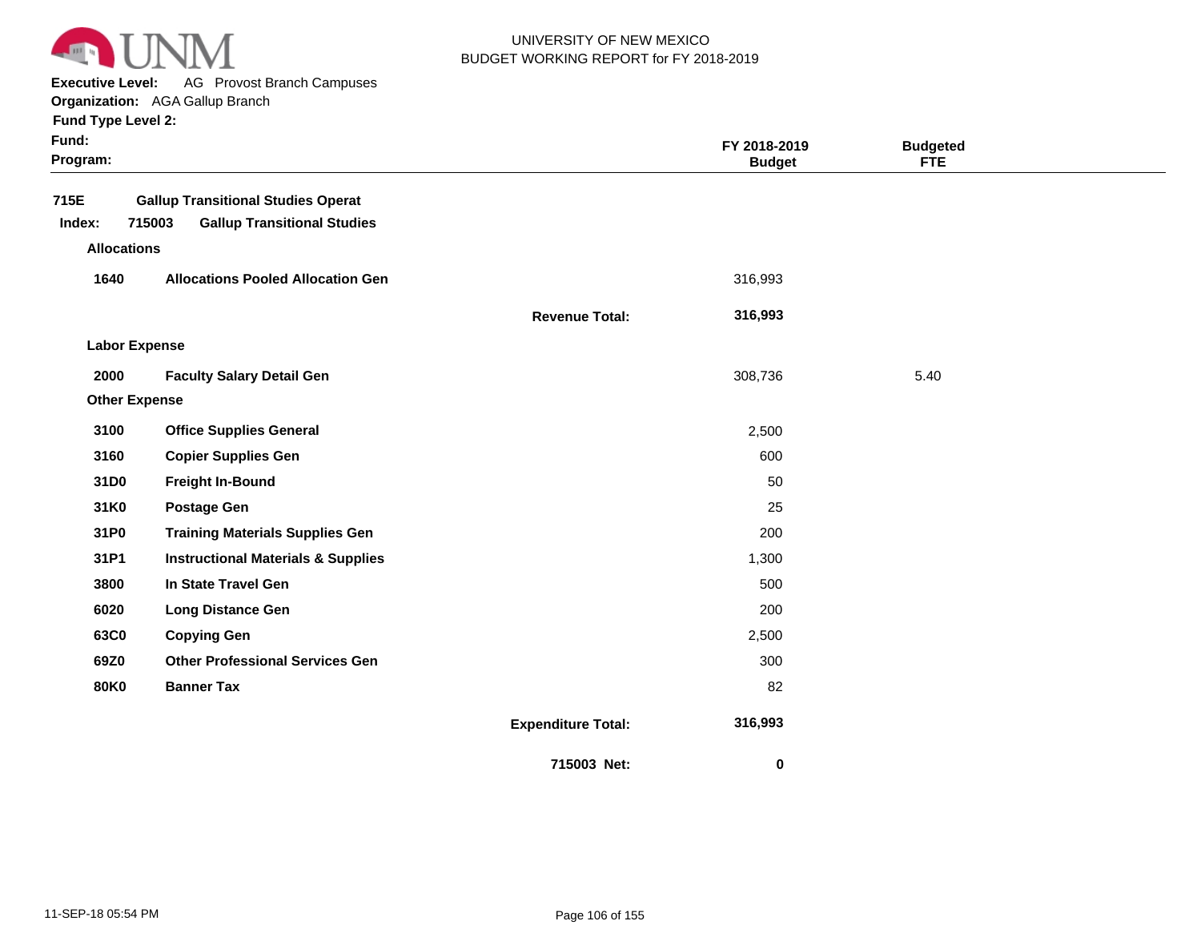UNIVERSITY OF NEW MEXICO
BUDGET WORKING REPORT for FY 2018-2019

**Executive Level:** AG Provost Branch Campuses
**Organization:** AGA Gallup Branch
**Fund Type Level 2:**
**Fund:**
**Program:**

| | | | FY 2018-2019 Budget | Budgeted FTE |
|---|---|---|---|---|
| **715E** | **Gallup Transitional Studies Operat** | | | |
| **Index: 715003** | **Gallup Transitional Studies** | | | |
| **Allocations** | | | | |
| **1640** | **Allocations Pooled Allocation Gen** | | 316,993 | |
| | | **Revenue Total:** | **316,993** | |
| **Labor Expense** | | | | |
| **2000** | **Faculty Salary Detail Gen** | | 308,736 | 5.40 |
| **Other Expense** | | | | |
| **3100** | **Office Supplies General** | | 2,500 | |
| **3160** | **Copier Supplies Gen** | | 600 | |
| **31D0** | **Freight In-Bound** | | 50 | |
| **31K0** | **Postage Gen** | | 25 | |
| **31P0** | **Training Materials Supplies Gen** | | 200 | |
| **31P1** | **Instructional Materials & Supplies** | | 1,300 | |
| **3800** | **In State Travel Gen** | | 500 | |
| **6020** | **Long Distance Gen** | | 200 | |
| **63C0** | **Copying Gen** | | 2,500 | |
| **69Z0** | **Other Professional Services Gen** | | 300 | |
| **80K0** | **Banner Tax** | | 82 | |
| | | **Expenditure Total:** | **316,993** | |
| | | **715003 Net:** | **0** | |

11-SEP-18 05:54 PM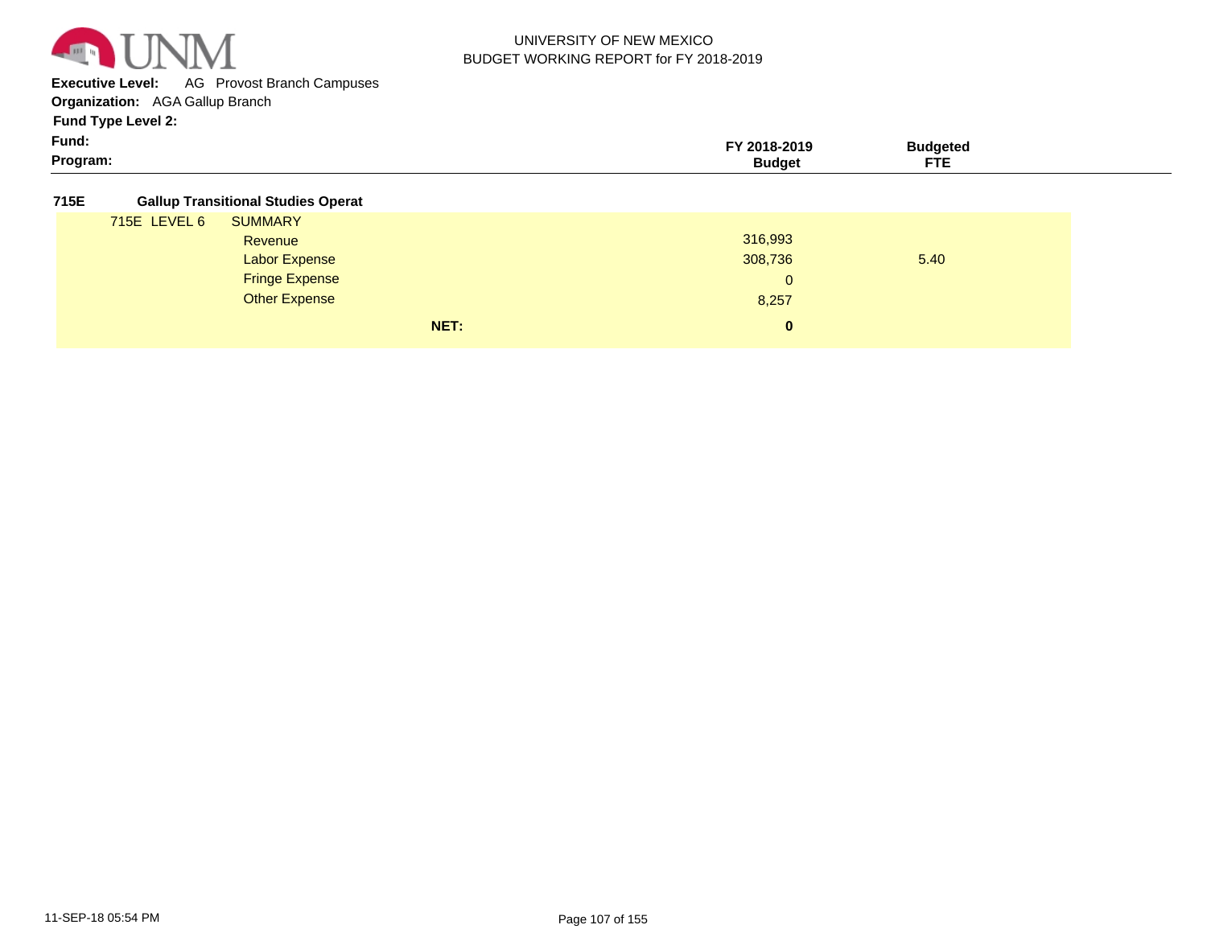UNIVERSITY OF NEW MEXICO
BUDGET WORKING REPORT for FY 2018-2019

**Executive Level:** AG Provost Branch Campuses
**Organization:** AGA Gallup Branch
**Fund Type Level 2:**
**Fund:**
**Program:**

| | | FY 2018-2019 Budget | Budgeted FTE |
|---|---|---|---|
| **715E** | **Gallup Transitional Studies Operat** | | |
| 715E LEVEL 6 | SUMMARY | | |
| | Revenue | 316,993 | |
| | Labor Expense | 308,736 | 5.40 |
| | Fringe Expense | 0 | |
| | Other Expense | 8,257 | |
| | **NET:** | **0** | |

11-SEP-18 05:54 PM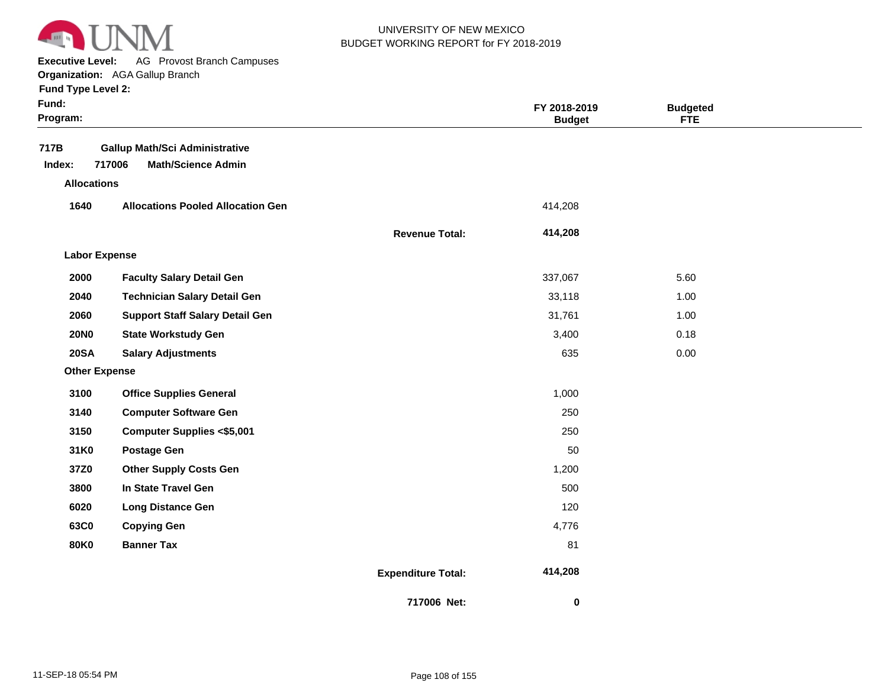UNIVERSITY OF NEW MEXICO
BUDGET WORKING REPORT for FY 2018-2019

**Executive Level:** AG Provost Branch Campuses
**Organization:** AGA Gallup Branch
**Fund Type Level 2:**
**Fund:**
**Program:**

| | | | FY 2018-2019 Budget | Budgeted FTE |
|---|---|---|---|---|
| **717B** | **Gallup Math/Sci Administrative** | | | |
| **Index: 717006** | **Math/Science Admin** | | | |
| **Allocations** | | | | |
| **1640** | **Allocations Pooled Allocation Gen** | | 414,208 | |
| | | **Revenue Total:** | **414,208** | |
| **Labor Expense** | | | | |
| **2000** | **Faculty Salary Detail Gen** | | 337,067 | 5.60 |
| **2040** | **Technician Salary Detail Gen** | | 33,118 | 1.00 |
| **2060** | **Support Staff Salary Detail Gen** | | 31,761 | 1.00 |
| **20N0** | **State Workstudy Gen** | | 3,400 | 0.18 |
| **20SA** | **Salary Adjustments** | | 635 | 0.00 |
| **Other Expense** | | | | |
| **3100** | **Office Supplies General** | | 1,000 | |
| **3140** | **Computer Software Gen** | | 250 | |
| **3150** | **Computer Supplies <$5,001** | | 250 | |
| **31K0** | **Postage Gen** | | 50 | |
| **37Z0** | **Other Supply Costs Gen** | | 1,200 | |
| **3800** | **In State Travel Gen** | | 500 | |
| **6020** | **Long Distance Gen** | | 120 | |
| **63C0** | **Copying Gen** | | 4,776 | |
| **80K0** | **Banner Tax** | | 81 | |
| | | **Expenditure Total:** | **414,208** | |
| | | **717006 Net:** | **0** | |

11-SEP-18 05:54 PM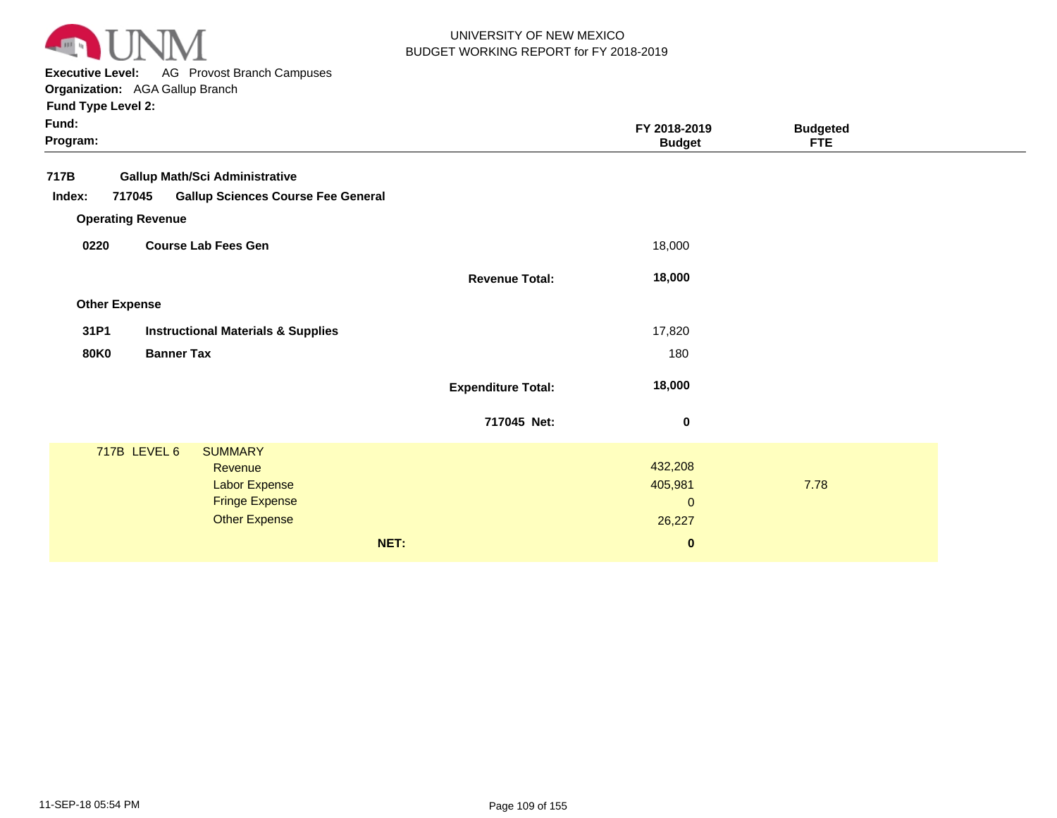UNIVERSITY OF NEW MEXICO
BUDGET WORKING REPORT for FY 2018-2019

**Executive Level:** AG Provost Branch Campuses
**Organization:** AGA Gallup Branch
**Fund Type Level 2:**
**Fund:**
**Program:**

| | | FY 2018-2019 Budget | Budgeted FTE |
|---|---|---|---|
| **717B** | **Gallup Math/Sci Administrative** | | |
| **Index: 717045** | **Gallup Sciences Course Fee General** | | |
| **Operating Revenue** | | | |
| **0220** | **Course Lab Fees Gen** | 18,000 | |
| | **Revenue Total:** | **18,000** | |
| **Other Expense** | | | |
| **31P1** | **Instructional Materials & Supplies** | 17,820 | |
| **80K0** | **Banner Tax** | 180 | |
| | **Expenditure Total:** | **18,000** | |
| | **717045 Net:** | **0** | |

| 717B LEVEL 6 | SUMMARY | | |
|---|---|---|---|
| | Revenue | 432,208 | |
| | Labor Expense | 405,981 | 7.78 |
| | Fringe Expense | 0 | |
| | Other Expense | 26,227 | |
| | **NET:** | **0** | |

11-SEP-18 05:54 PM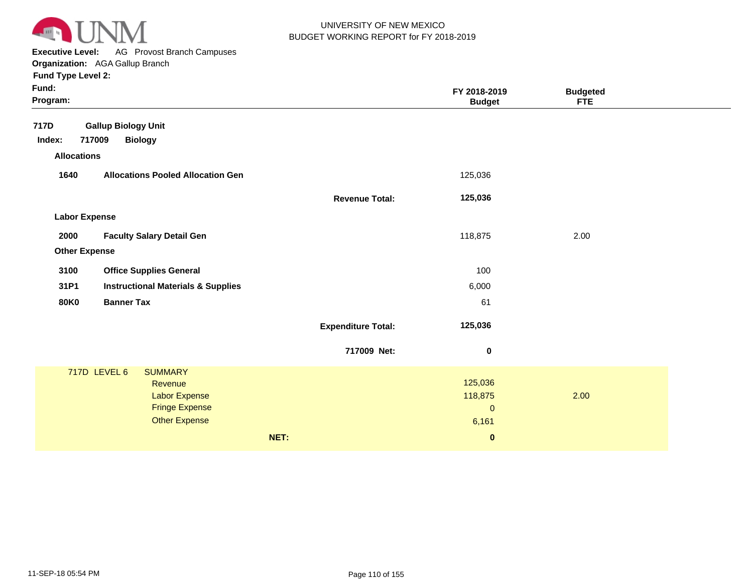UNIVERSITY OF NEW MEXICO
BUDGET WORKING REPORT for FY 2018-2019

**Executive Level:** AG Provost Branch Campuses
**Organization:** AGA Gallup Branch
**Fund Type Level 2:**
**Fund:**
**Program:**

| | | | FY 2018-2019 Budget | Budgeted FTE |
|---|---|---|---|---|
| **717D** | **Gallup Biology Unit** | | | |
| **Index: 717009** | **Biology** | | | |
| **Allocations** | | | | |
| **1640** | **Allocations Pooled Allocation Gen** | | 125,036 | |
| | | **Revenue Total:** | **125,036** | |
| **Labor Expense** | | | | |
| **2000** | **Faculty Salary Detail Gen** | | 118,875 | 2.00 |
| **Other Expense** | | | | |
| **3100** | **Office Supplies General** | | 100 | |
| **31P1** | **Instructional Materials & Supplies** | | 6,000 | |
| **80K0** | **Banner Tax** | | 61 | |
| | | **Expenditure Total:** | **125,036** | |
| | | **717009 Net:** | **0** | |

| 717D LEVEL 6 | SUMMARY | | |
|---|---|---|---|
| | Revenue | 125,036 | |
| | Labor Expense | 118,875 | 2.00 |
| | Fringe Expense | 0 | |
| | Other Expense | 6,161 | |
| | **NET:** | **0** | |

11-SEP-18 05:54 PM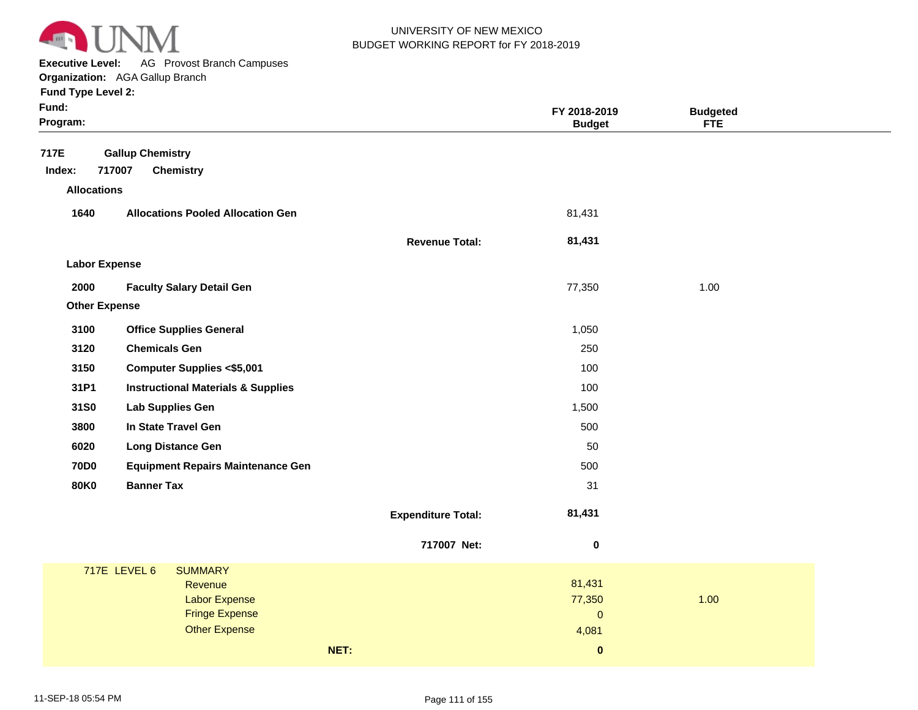UNIVERSITY OF NEW MEXICO
BUDGET WORKING REPORT for FY 2018-2019

**Executive Level:** AG Provost Branch Campuses
**Organization:** AGA Gallup Branch
**Fund Type Level 2:**
**Fund:**
**Program:**

| | | | FY 2018-2019 Budget | Budgeted FTE |
|---|---|---|---|---|
| **717E** | **Gallup Chemistry** | | | |
| **Index: 717007** | **Chemistry** | | | |
| **Allocations** | | | | |
| **1640** | **Allocations Pooled Allocation Gen** | | 81,431 | |
| | | **Revenue Total:** | **81,431** | |
| **Labor Expense** | | | | |
| **2000** | **Faculty Salary Detail Gen** | | 77,350 | 1.00 |
| **Other Expense** | | | | |
| **3100** | **Office Supplies General** | | 1,050 | |
| **3120** | **Chemicals Gen** | | 250 | |
| **3150** | **Computer Supplies <$5,001** | | 100 | |
| **31P1** | **Instructional Materials & Supplies** | | 100 | |
| **31S0** | **Lab Supplies Gen** | | 1,500 | |
| **3800** | **In State Travel Gen** | | 500 | |
| **6020** | **Long Distance Gen** | | 50 | |
| **70D0** | **Equipment Repairs Maintenance Gen** | | 500 | |
| **80K0** | **Banner Tax** | | 31 | |
| | | **Expenditure Total:** | **81,431** | |
| | | **717007 Net:** | **0** | |

| 717E LEVEL 6 | SUMMARY | | |
|---|---|---|---|
| | Revenue | 81,431 | |
| | Labor Expense | 77,350 | 1.00 |
| | Fringe Expense | 0 | |
| | Other Expense | 4,081 | |
| | **NET:** | **0** | |

11-SEP-18 05:54 PM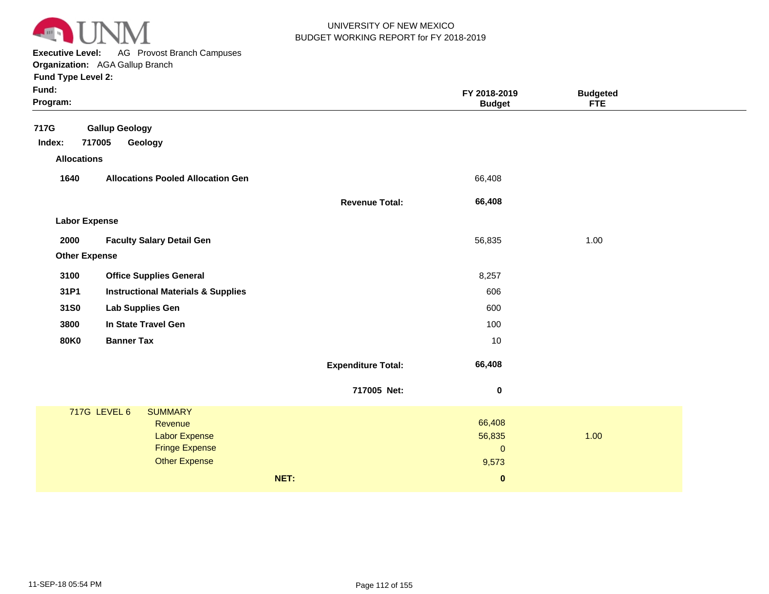UNIVERSITY OF NEW MEXICO
BUDGET WORKING REPORT for FY 2018-2019

**Executive Level:** AG Provost Branch Campuses
**Organization:** AGA Gallup Branch
**Fund Type Level 2:**
**Fund:**
**Program:**

| | | | FY 2018-2019 Budget | Budgeted FTE |
|---|---|---|---|---|
| **717G** | **Gallup Geology** | | | |
| **Index: 717005** | **Geology** | | | |
| **Allocations** | | | | |
| **1640** | **Allocations Pooled Allocation Gen** | | 66,408 | |
| | | **Revenue Total:** | **66,408** | |
| **Labor Expense** | | | | |
| **2000** | **Faculty Salary Detail Gen** | | 56,835 | 1.00 |
| **Other Expense** | | | | |
| **3100** | **Office Supplies General** | | 8,257 | |
| **31P1** | **Instructional Materials & Supplies** | | 606 | |
| **31S0** | **Lab Supplies Gen** | | 600 | |
| **3800** | **In State Travel Gen** | | 100 | |
| **80K0** | **Banner Tax** | | 10 | |
| | | **Expenditure Total:** | **66,408** | |
| | | **717005 Net:** | **0** | |

| 717G LEVEL 6 | SUMMARY | | |
|---|---|---|---|
| | Revenue | 66,408 | |
| | Labor Expense | 56,835 | 1.00 |
| | Fringe Expense | 0 | |
| | Other Expense | 9,573 | |
| | **NET:** | **0** | |

11-SEP-18 05:54 PM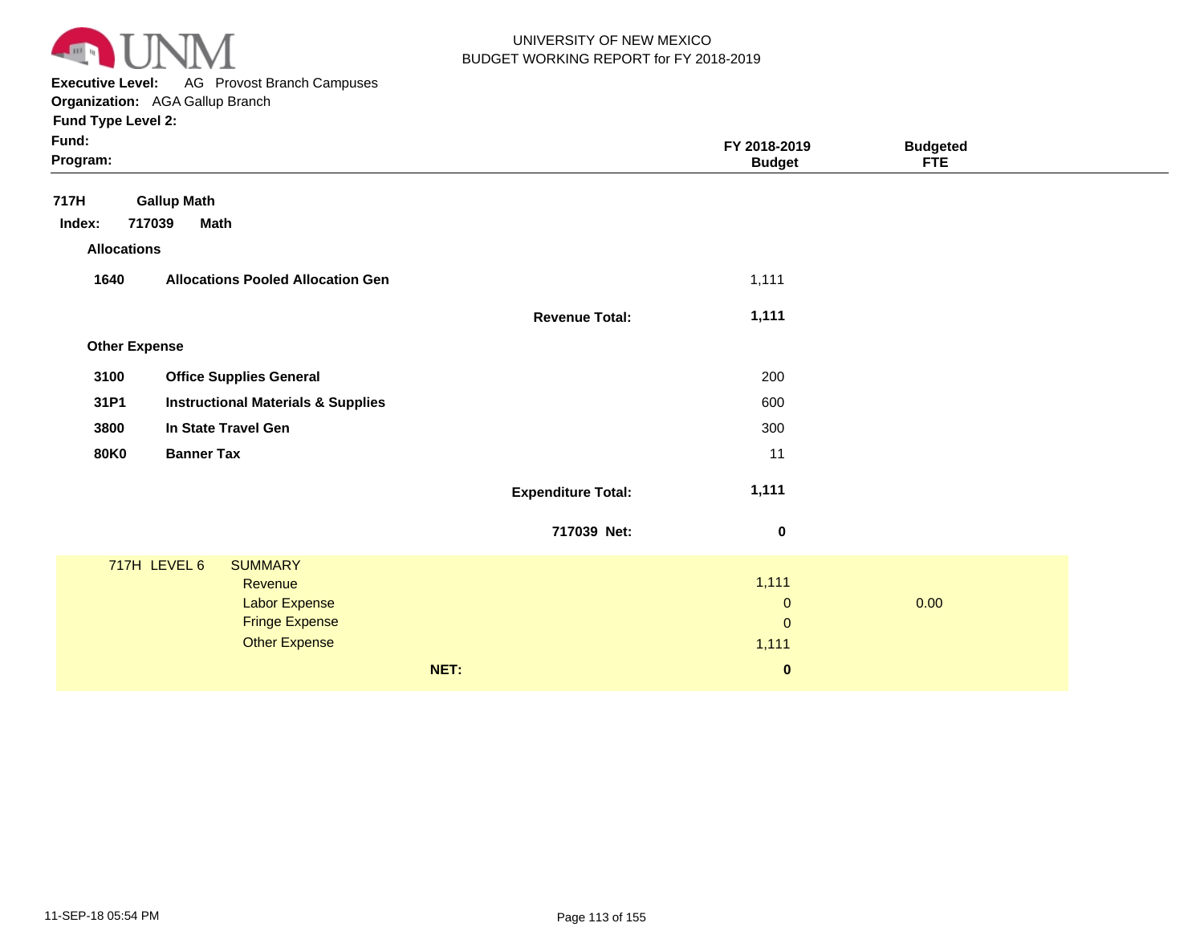UNIVERSITY OF NEW MEXICO
BUDGET WORKING REPORT for FY 2018-2019

**Executive Level:** AG Provost Branch Campuses
**Organization:** AGA Gallup Branch
**Fund Type Level 2:**
**Fund:**
**Program:**

| | | | FY 2018-2019 Budget | Budgeted FTE |
|---|---|---|---|---|
| **717H** | **Gallup Math** | | | |
| **Index: 717039** | **Math** | | | |
| **Allocations** | | | | |
| **1640** | **Allocations Pooled Allocation Gen** | | 1,111 | |
| | | **Revenue Total:** | **1,111** | |
| **Other Expense** | | | | |
| **3100** | **Office Supplies General** | | 200 | |
| **31P1** | **Instructional Materials & Supplies** | | 600 | |
| **3800** | **In State Travel Gen** | | 300 | |
| **80K0** | **Banner Tax** | | 11 | |
| | | **Expenditure Total:** | **1,111** | |
| | | **717039 Net:** | **0** | |

| 717H LEVEL 6 | SUMMARY | | |
|---|---|---|---|
| | Revenue | 1,111 | |
| | Labor Expense | 0 | 0.00 |
| | Fringe Expense | 0 | |
| | Other Expense | 1,111 | |
| | **NET:** | **0** | |

11-SEP-18 05:54 PM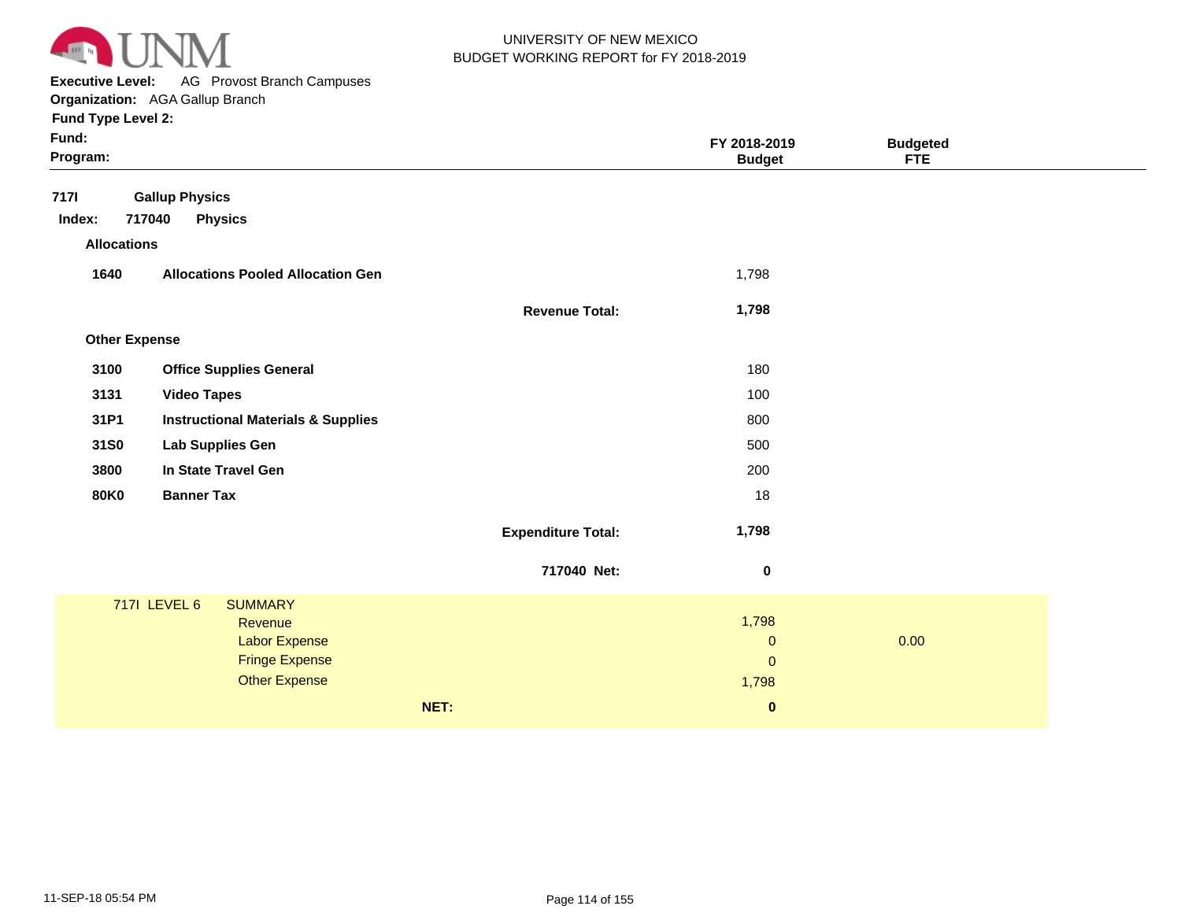UNIVERSITY OF NEW MEXICO
BUDGET WORKING REPORT for FY 2018-2019

**Executive Level:** AG Provost Branch Campuses
**Organization:** AGA Gallup Branch
**Fund Type Level 2:**
**Fund:**
**Program:**

| | | | FY 2018-2019 Budget | Budgeted FTE |
|---|---|---|---|---|
| **717I** | **Gallup Physics** | | | |
| **Index: 717040** | **Physics** | | | |
| **Allocations** | | | | |
| **1640** | **Allocations Pooled Allocation Gen** | | 1,798 | |
| | | **Revenue Total:** | **1,798** | |
| **Other Expense** | | | | |
| **3100** | **Office Supplies General** | | 180 | |
| **3131** | **Video Tapes** | | 100 | |
| **31P1** | **Instructional Materials & Supplies** | | 800 | |
| **31S0** | **Lab Supplies Gen** | | 500 | |
| **3800** | **In State Travel Gen** | | 200 | |
| **80K0** | **Banner Tax** | | 18 | |
| | | **Expenditure Total:** | **1,798** | |
| | | **717040 Net:** | **0** | |

| 717I LEVEL 6 | SUMMARY | | |
|---|---|---|---|
| | Revenue | 1,798 | |
| | Labor Expense | 0 | 0.00 |
| | Fringe Expense | 0 | |
| | Other Expense | 1,798 | |
| | **NET:** | **0** | |

11-SEP-18 05:54 PM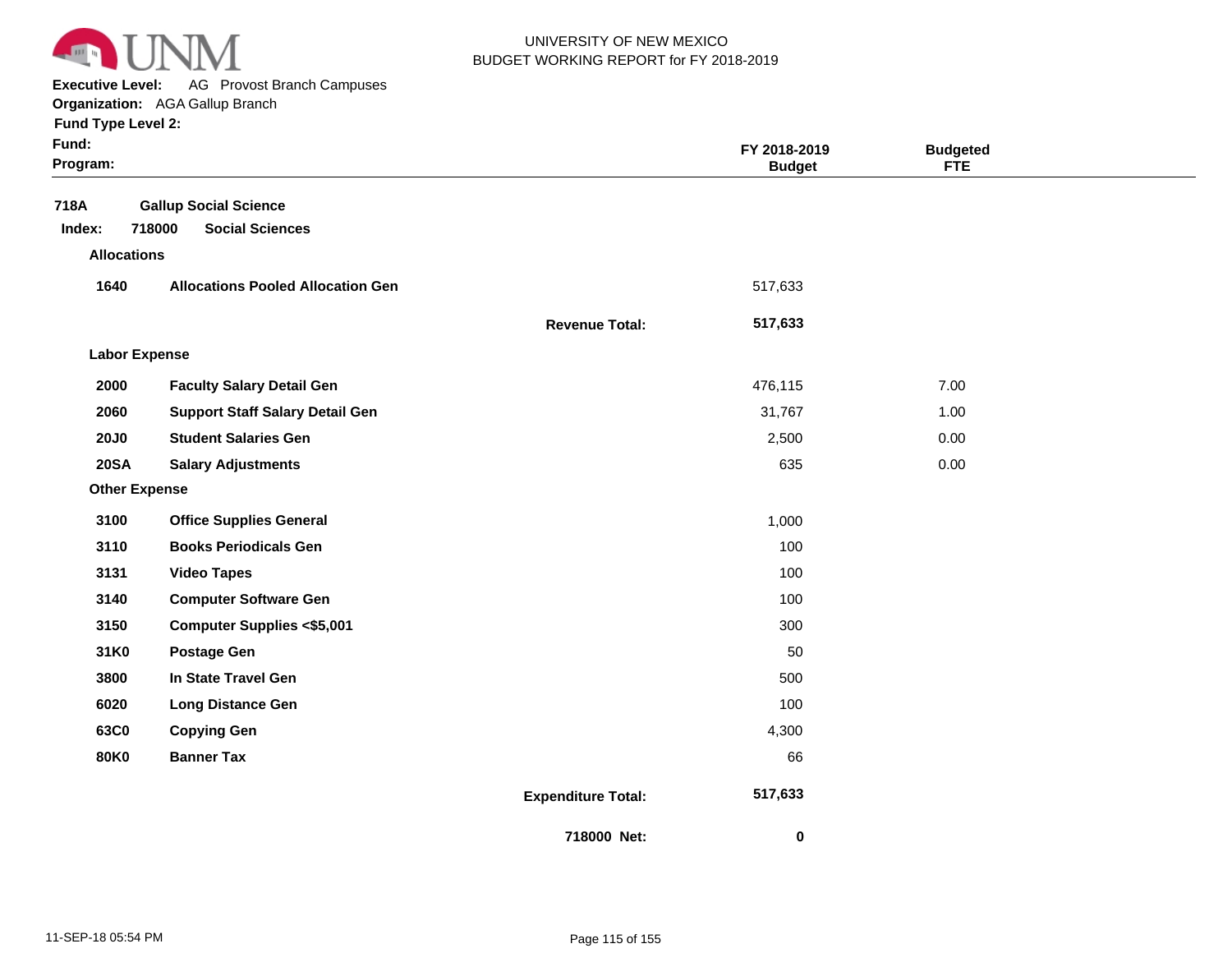UNIVERSITY OF NEW MEXICO
BUDGET WORKING REPORT for FY 2018-2019

**Executive Level:** AG Provost Branch Campuses
**Organization:** AGA Gallup Branch
**Fund Type Level 2:**
**Fund:**
**Program:**

| | | | FY 2018-2019 Budget | Budgeted FTE |
|---|---|---|---|---|
| **718A** | **Gallup Social Science** | | | |
| **Index: 718000** | **Social Sciences** | | | |
| **Allocations** | | | | |
| **1640** | **Allocations Pooled Allocation Gen** | | 517,633 | |
| | | **Revenue Total:** | **517,633** | |
| **Labor Expense** | | | | |
| **2000** | **Faculty Salary Detail Gen** | | 476,115 | 7.00 |
| **2060** | **Support Staff Salary Detail Gen** | | 31,767 | 1.00 |
| **20J0** | **Student Salaries Gen** | | 2,500 | 0.00 |
| **20SA** | **Salary Adjustments** | | 635 | 0.00 |
| **Other Expense** | | | | |
| **3100** | **Office Supplies General** | | 1,000 | |
| **3110** | **Books Periodicals Gen** | | 100 | |
| **3131** | **Video Tapes** | | 100 | |
| **3140** | **Computer Software Gen** | | 100 | |
| **3150** | **Computer Supplies <$5,001** | | 300 | |
| **31K0** | **Postage Gen** | | 50 | |
| **3800** | **In State Travel Gen** | | 500 | |
| **6020** | **Long Distance Gen** | | 100 | |
| **63C0** | **Copying Gen** | | 4,300 | |
| **80K0** | **Banner Tax** | | 66 | |
| | | **Expenditure Total:** | **517,633** | |
| | | **718000 Net:** | **0** | |

11-SEP-18 05:54 PM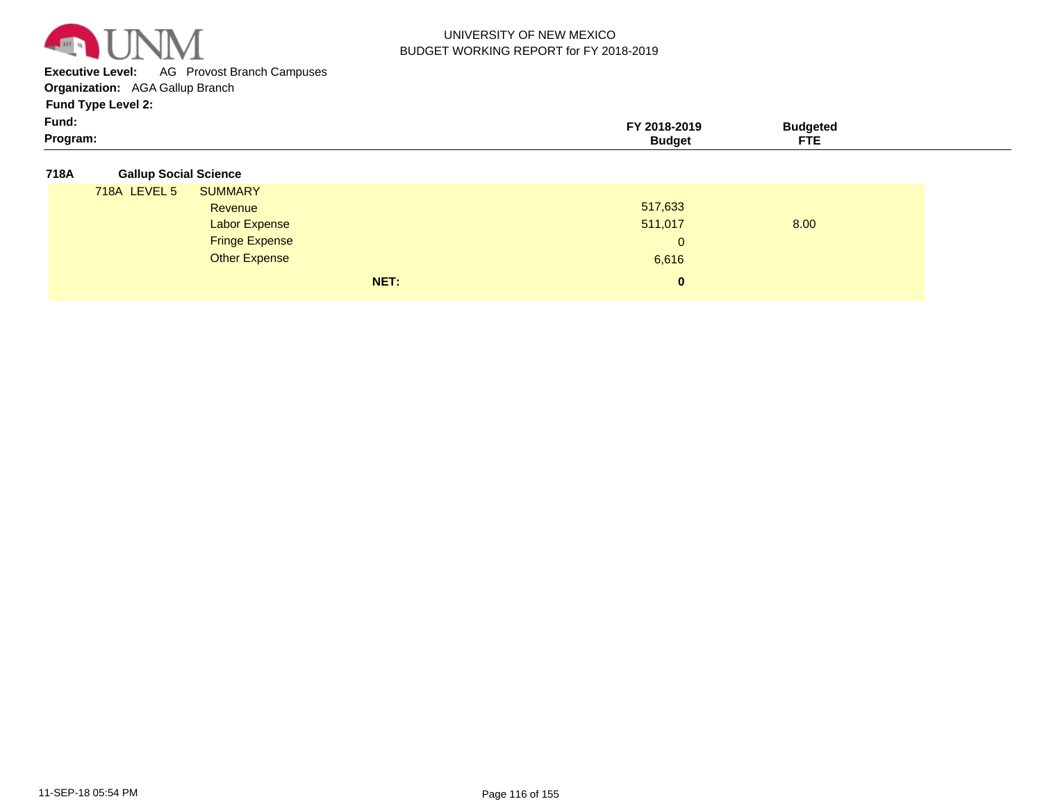UNIVERSITY OF NEW MEXICO
BUDGET WORKING REPORT for FY 2018-2019

**Executive Level:** AG Provost Branch Campuses
**Organization:** AGA Gallup Branch
**Fund Type Level 2:**
**Fund:**
**Program:**

| | | FY 2018-2019 Budget | Budgeted FTE |
|---|---|---|---|
| **718A** | **Gallup Social Science** | | |
| 718A LEVEL 5 | SUMMARY | | |
| | Revenue | 517,633 | |
| | Labor Expense | 511,017 | 8.00 |
| | Fringe Expense | 0 | |
| | Other Expense | 6,616 | |
| | **NET:** | **0** | |

11-SEP-18 05:54 PM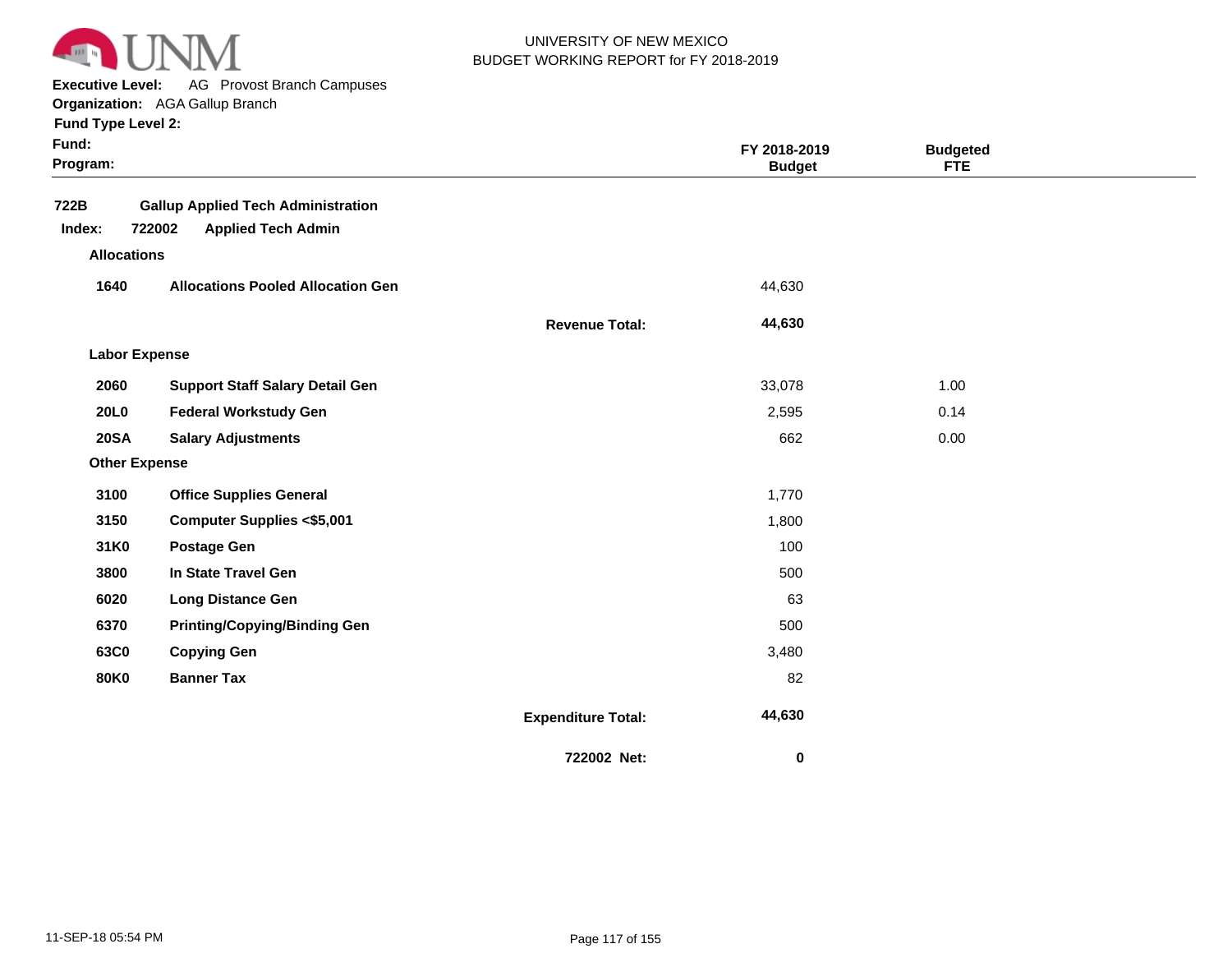UNIVERSITY OF NEW MEXICO
BUDGET WORKING REPORT for FY 2018-2019

**Executive Level:** AG Provost Branch Campuses
**Organization:** AGA Gallup Branch
**Fund Type Level 2:**
**Fund:**
**Program:**

| | | | FY 2018-2019 Budget | Budgeted FTE |
|---|---|---|---|---|
| **722B** | **Gallup Applied Tech Administration** | | | |
| **Index: 722002** | **Applied Tech Admin** | | | |
| **Allocations** | | | | |
| **1640** | **Allocations Pooled Allocation Gen** | | 44,630 | |
| | | **Revenue Total:** | **44,630** | |
| **Labor Expense** | | | | |
| **2060** | **Support Staff Salary Detail Gen** | | 33,078 | 1.00 |
| **20L0** | **Federal Workstudy Gen** | | 2,595 | 0.14 |
| **20SA** | **Salary Adjustments** | | 662 | 0.00 |
| **Other Expense** | | | | |
| **3100** | **Office Supplies General** | | 1,770 | |
| **3150** | **Computer Supplies <$5,001** | | 1,800 | |
| **31K0** | **Postage Gen** | | 100 | |
| **3800** | **In State Travel Gen** | | 500 | |
| **6020** | **Long Distance Gen** | | 63 | |
| **6370** | **Printing/Copying/Binding Gen** | | 500 | |
| **63C0** | **Copying Gen** | | 3,480 | |
| **80K0** | **Banner Tax** | | 82 | |
| | | **Expenditure Total:** | **44,630** | |
| | | **722002 Net:** | **0** | |

11-SEP-18 05:54 PM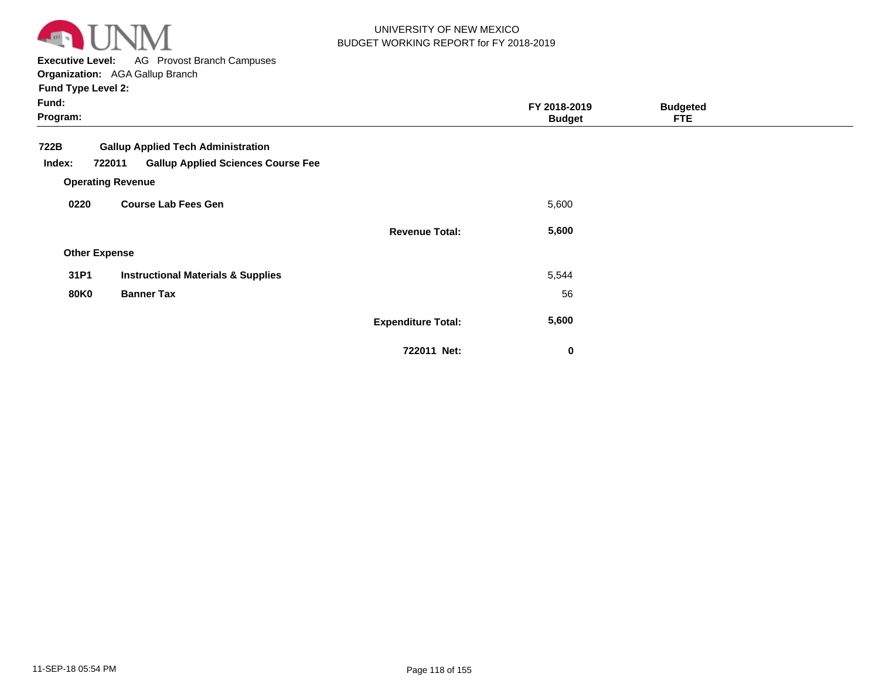UNIVERSITY OF NEW MEXICO
BUDGET WORKING REPORT for FY 2018-2019

**Executive Level:** AG Provost Branch Campuses
**Organization:** AGA Gallup Branch
**Fund Type Level 2:**
**Fund:**
**Program:**

| | | | FY 2018-2019 Budget | Budgeted FTE |
|---|---|---|---|---|
| **722B** | **Gallup Applied Tech Administration** | | | |
| **Index: 722011** | **Gallup Applied Sciences Course Fee** | | | |
| **Operating Revenue** | | | | |
| **0220** | **Course Lab Fees Gen** | | 5,600 | |
| | | **Revenue Total:** | **5,600** | |
| **Other Expense** | | | | |
| **31P1** | **Instructional Materials & Supplies** | | 5,544 | |
| **80K0** | **Banner Tax** | | 56 | |
| | | **Expenditure Total:** | **5,600** | |
| | | **722011 Net:** | **0** | |

11-SEP-18 05:54 PM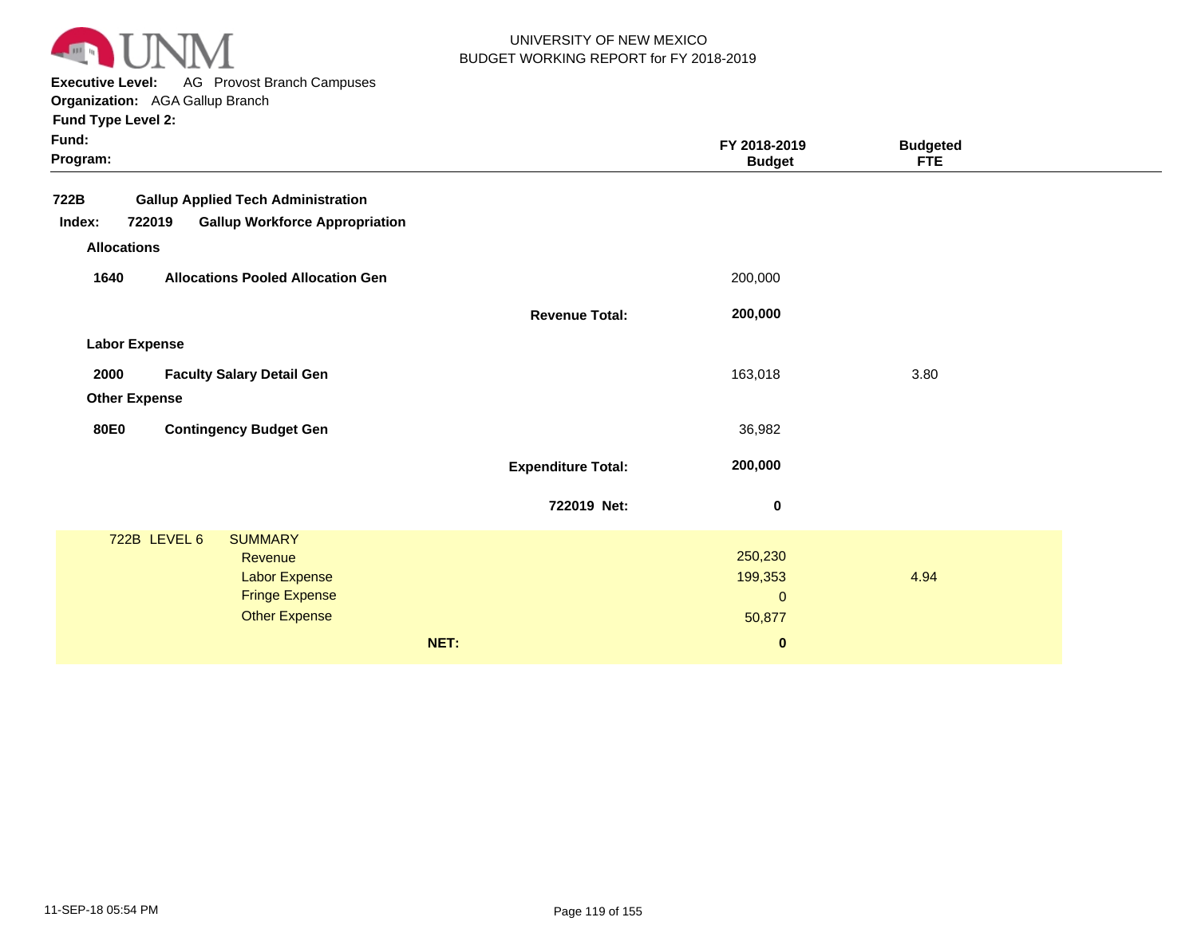UNIVERSITY OF NEW MEXICO
BUDGET WORKING REPORT for FY 2018-2019

**Executive Level:** AG Provost Branch Campuses
**Organization:** AGA Gallup Branch
**Fund Type Level 2:**
**Fund:**
**Program:**

| | | | FY 2018-2019 Budget | Budgeted FTE |
|---|---|---|---|---|
| **722B** | **Gallup Applied Tech Administration** | | | |
| **Index: 722019** | **Gallup Workforce Appropriation** | | | |
| **Allocations** | | | | |
| **1640** | **Allocations Pooled Allocation Gen** | | 200,000 | |
| | | **Revenue Total:** | **200,000** | |
| **Labor Expense** | | | | |
| **2000** | **Faculty Salary Detail Gen** | | 163,018 | 3.80 |
| **Other Expense** | | | | |
| **80E0** | **Contingency Budget Gen** | | 36,982 | |
| | | **Expenditure Total:** | **200,000** | |
| | | **722019 Net:** | **0** | |

| 722B LEVEL 6 | SUMMARY | FY 2018-2019 Budget | Budgeted FTE |
|---|---|---|---|
| | Revenue | 250,230 | |
| | Labor Expense | 199,353 | 4.94 |
| | Fringe Expense | 0 | |
| | Other Expense | 50,877 | |
| | **NET:** | **0** | |

11-SEP-18 05:54 PM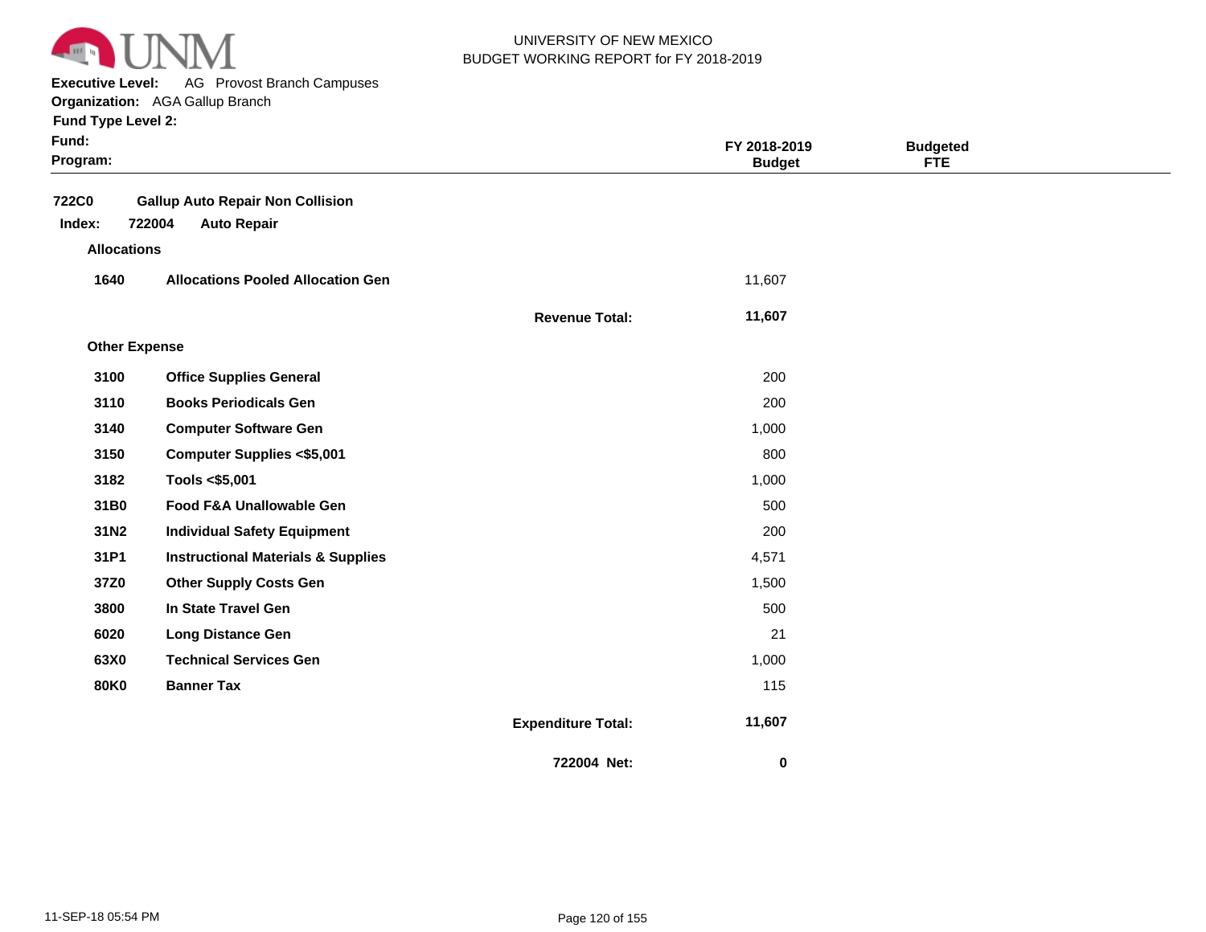UNIVERSITY OF NEW MEXICO
BUDGET WORKING REPORT for FY 2018-2019

**Executive Level:** AG Provost Branch Campuses
**Organization:** AGA Gallup Branch
**Fund Type Level 2:**
**Fund:**
**Program:**

| | | | FY 2018-2019 Budget | Budgeted FTE |
|---|---|---|---|---|
| **722C0** | **Gallup Auto Repair Non Collision** | | | |
| **Index: 722004** | **Auto Repair** | | | |
| **Allocations** | | | | |
| **1640** | **Allocations Pooled Allocation Gen** | | 11,607 | |
| | | **Revenue Total:** | **11,607** | |
| **Other Expense** | | | | |
| **3100** | **Office Supplies General** | | 200 | |
| **3110** | **Books Periodicals Gen** | | 200 | |
| **3140** | **Computer Software Gen** | | 1,000 | |
| **3150** | **Computer Supplies <$5,001** | | 800 | |
| **3182** | **Tools <$5,001** | | 1,000 | |
| **31B0** | **Food F&A Unallowable Gen** | | 500 | |
| **31N2** | **Individual Safety Equipment** | | 200 | |
| **31P1** | **Instructional Materials & Supplies** | | 4,571 | |
| **37Z0** | **Other Supply Costs Gen** | | 1,500 | |
| **3800** | **In State Travel Gen** | | 500 | |
| **6020** | **Long Distance Gen** | | 21 | |
| **63X0** | **Technical Services Gen** | | 1,000 | |
| **80K0** | **Banner Tax** | | 115 | |
| | | **Expenditure Total:** | **11,607** | |
| | | **722004 Net:** | **0** | |

11-SEP-18 05:54 PM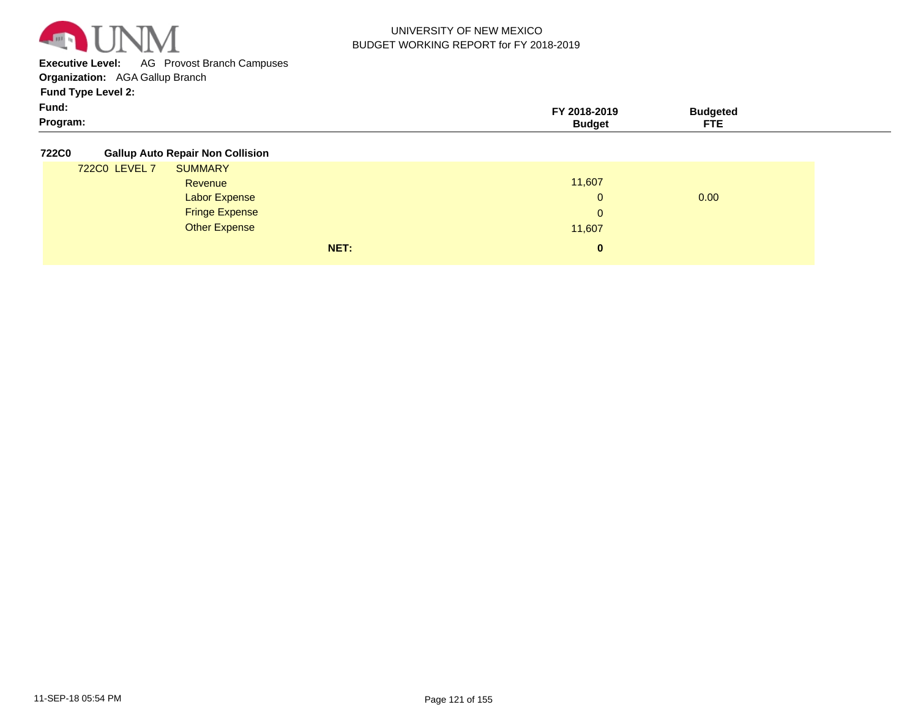UNIVERSITY OF NEW MEXICO
BUDGET WORKING REPORT for FY 2018-2019

**Executive Level:** AG Provost Branch Campuses
**Organization:** AGA Gallup Branch
**Fund Type Level 2:**
**Fund:**
**Program:**

| | | FY 2018-2019 Budget | Budgeted FTE |
|---|---|---|---|
| **722C0** | **Gallup Auto Repair Non Collision** | | |
| 722C0 LEVEL 7 | SUMMARY | | |
| | Revenue | 11,607 | |
| | Labor Expense | 0 | 0.00 |
| | Fringe Expense | 0 | |
| | Other Expense | 11,607 | |
| | **NET:** | **0** | |

11-SEP-18 05:54 PM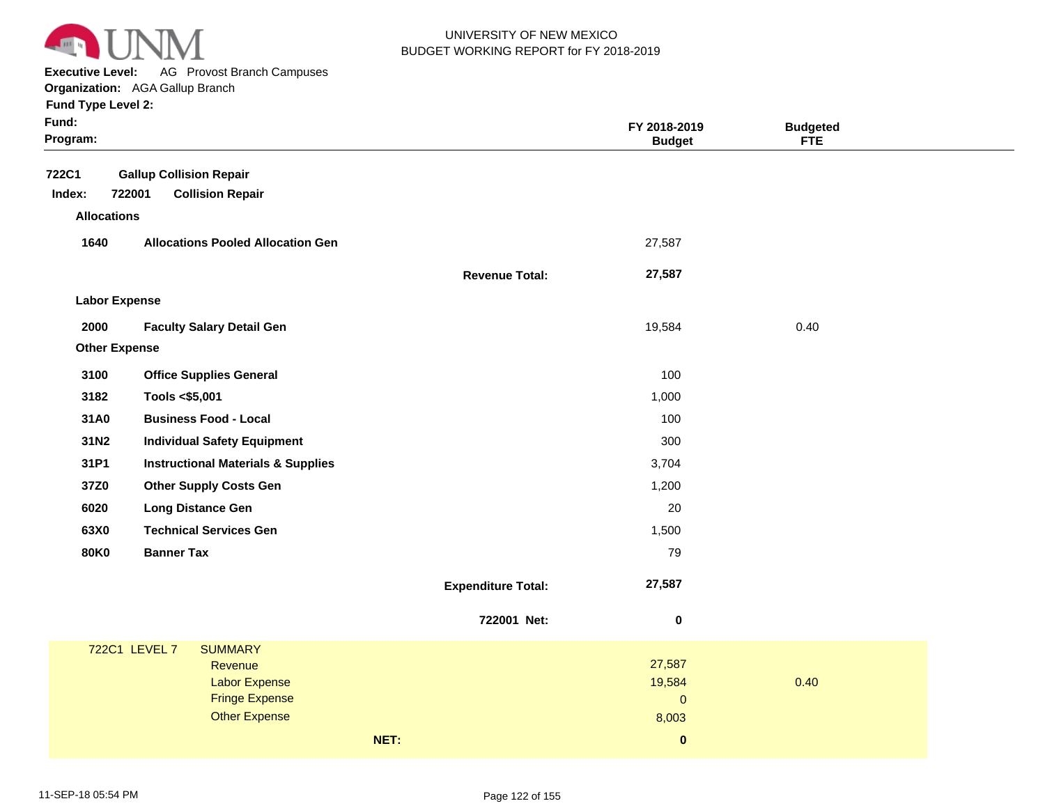UNIVERSITY OF NEW MEXICO
BUDGET WORKING REPORT for FY 2018-2019

**Executive Level:** AG Provost Branch Campuses
**Organization:** AGA Gallup Branch
**Fund Type Level 2:**
**Fund:**
**Program:**

| | | | FY 2018-2019 Budget | Budgeted FTE |
|---|---|---|---|---|
| **722C1** | **Gallup Collision Repair** | | | |
| **Index: 722001** | **Collision Repair** | | | |
| **Allocations** | | | | |
| **1640** | **Allocations Pooled Allocation Gen** | | 27,587 | |
| | | **Revenue Total:** | **27,587** | |
| **Labor Expense** | | | | |
| **2000** | **Faculty Salary Detail Gen** | | 19,584 | 0.40 |
| **Other Expense** | | | | |
| **3100** | **Office Supplies General** | | 100 | |
| **3182** | **Tools <$5,001** | | 1,000 | |
| **31A0** | **Business Food - Local** | | 100 | |
| **31N2** | **Individual Safety Equipment** | | 300 | |
| **31P1** | **Instructional Materials & Supplies** | | 3,704 | |
| **37Z0** | **Other Supply Costs Gen** | | 1,200 | |
| **6020** | **Long Distance Gen** | | 20 | |
| **63X0** | **Technical Services Gen** | | 1,500 | |
| **80K0** | **Banner Tax** | | 79 | |
| | | **Expenditure Total:** | **27,587** | |
| | | **722001 Net:** | **0** | |

| 722C1 LEVEL 7 | SUMMARY | | |
|---|---|---|---|
| | Revenue | 27,587 | |
| | Labor Expense | 19,584 | 0.40 |
| | Fringe Expense | 0 | |
| | Other Expense | 8,003 | |
| | **NET:** | **0** | |

11-SEP-18 05:54 PM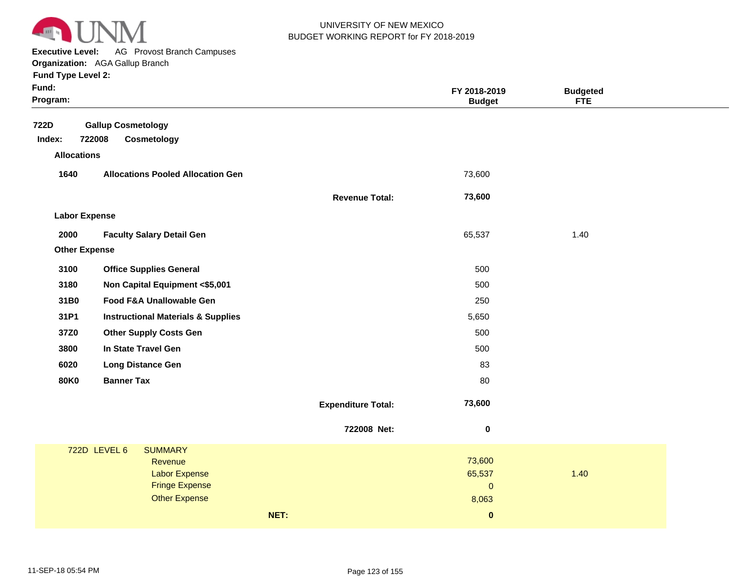UNIVERSITY OF NEW MEXICO
BUDGET WORKING REPORT for FY 2018-2019

**Executive Level:** AG Provost Branch Campuses
**Organization:** AGA Gallup Branch
**Fund Type Level 2:**
**Fund:**
**Program:**

| | | | FY 2018-2019 Budget | Budgeted FTE |
|---|---|---|---|---|
| **722D** | **Gallup Cosmetology** | | | |
| **Index: 722008** | **Cosmetology** | | | |
| **Allocations** | | | | |
| **1640** | **Allocations Pooled Allocation Gen** | | 73,600 | |
| | | **Revenue Total:** | **73,600** | |
| **Labor Expense** | | | | |
| **2000** | **Faculty Salary Detail Gen** | | 65,537 | 1.40 |
| **Other Expense** | | | | |
| **3100** | **Office Supplies General** | | 500 | |
| **3180** | **Non Capital Equipment <$5,001** | | 500 | |
| **31B0** | **Food F&A Unallowable Gen** | | 250 | |
| **31P1** | **Instructional Materials & Supplies** | | 5,650 | |
| **37Z0** | **Other Supply Costs Gen** | | 500 | |
| **3800** | **In State Travel Gen** | | 500 | |
| **6020** | **Long Distance Gen** | | 83 | |
| **80K0** | **Banner Tax** | | 80 | |
| | | **Expenditure Total:** | **73,600** | |
| | | **722008 Net:** | **0** | |

| 722D LEVEL 6 | SUMMARY | | |
|---|---|---|---|
| | Revenue | 73,600 | |
| | Labor Expense | 65,537 | 1.40 |
| | Fringe Expense | 0 | |
| | Other Expense | 8,063 | |
| | **NET:** | **0** | |

11-SEP-18 05:54 PM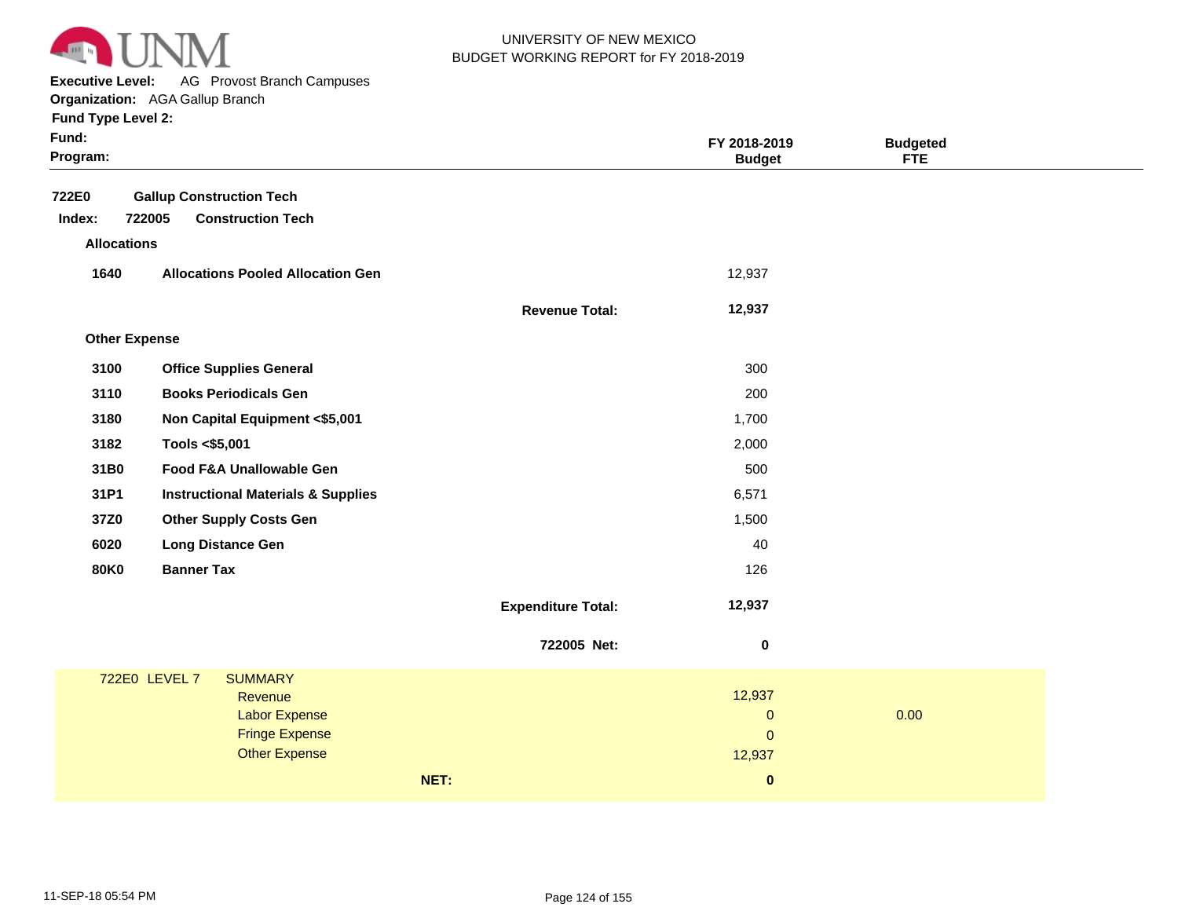UNIVERSITY OF NEW MEXICO
BUDGET WORKING REPORT for FY 2018-2019

**Executive Level:** AG Provost Branch Campuses
**Organization:** AGA Gallup Branch
**Fund Type Level 2:**
**Fund:**
**Program:**

| | | | FY 2018-2019 Budget | Budgeted FTE |
|---|---|---|---|---|
| **722E0** | **Gallup Construction Tech** | | | |
| **Index: 722005** | **Construction Tech** | | | |
| **Allocations** | | | | |
| **1640** | **Allocations Pooled Allocation Gen** | | 12,937 | |
| | | **Revenue Total:** | **12,937** | |
| **Other Expense** | | | | |
| **3100** | **Office Supplies General** | | 300 | |
| **3110** | **Books Periodicals Gen** | | 200 | |
| **3180** | **Non Capital Equipment <$5,001** | | 1,700 | |
| **3182** | **Tools <$5,001** | | 2,000 | |
| **31B0** | **Food F&A Unallowable Gen** | | 500 | |
| **31P1** | **Instructional Materials & Supplies** | | 6,571 | |
| **37Z0** | **Other Supply Costs Gen** | | 1,500 | |
| **6020** | **Long Distance Gen** | | 40 | |
| **80K0** | **Banner Tax** | | 126 | |
| | | **Expenditure Total:** | **12,937** | |
| | | **722005 Net:** | **0** | |

| 722E0 LEVEL 7 | SUMMARY | | |
|---|---|---|---|
| | Revenue | 12,937 | |
| | Labor Expense | 0 | 0.00 |
| | Fringe Expense | 0 | |
| | Other Expense | 12,937 | |
| | **NET:** | **0** | |

11-SEP-18 05:54 PM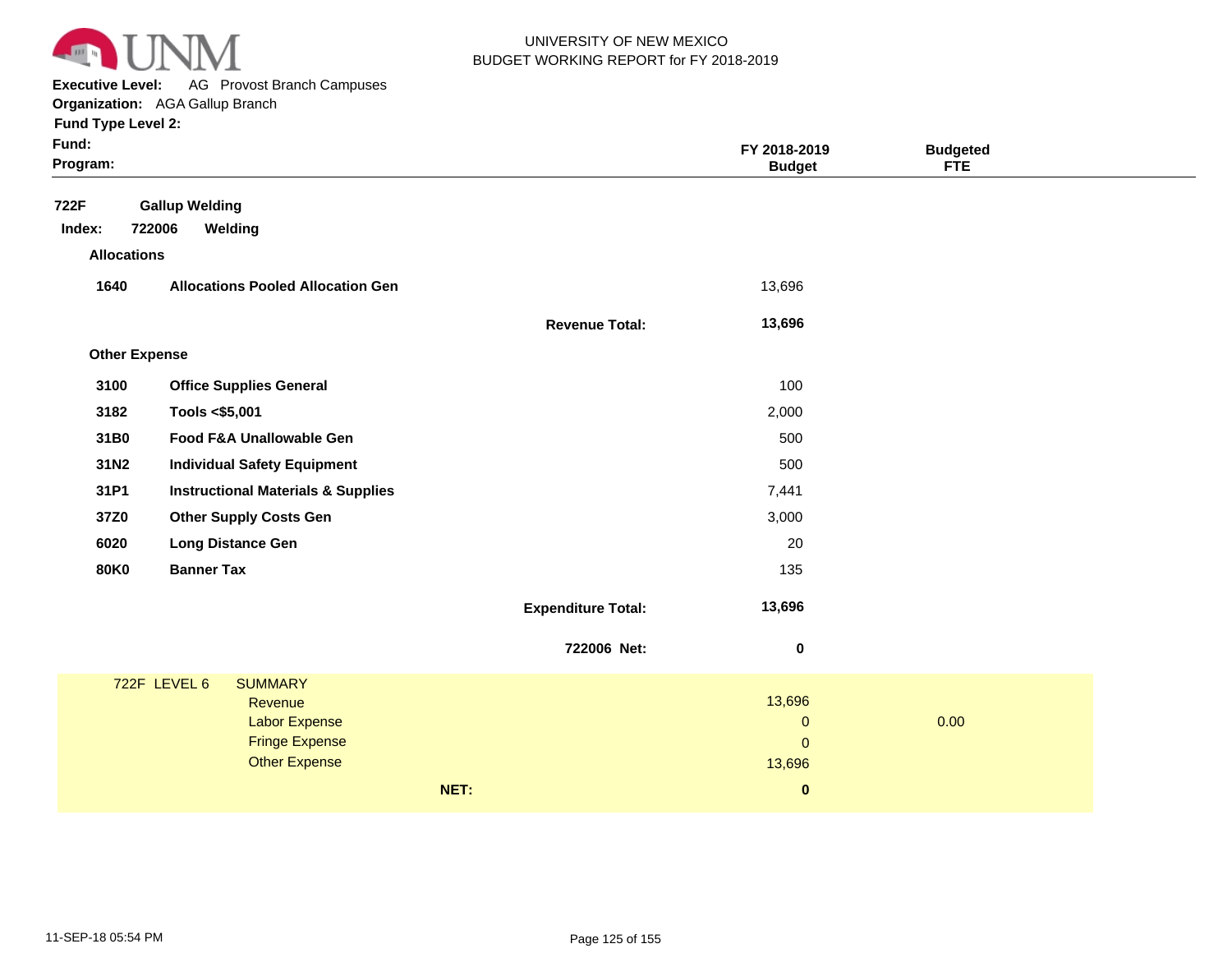UNIVERSITY OF NEW MEXICO
BUDGET WORKING REPORT for FY 2018-2019

**Executive Level:** AG Provost Branch Campuses
**Organization:** AGA Gallup Branch
**Fund Type Level 2:**
**Fund:**
**Program:**

| | | | FY 2018-2019 Budget | Budgeted FTE |
|---|---|---|---|---|
| **722F** | **Gallup Welding** | | | |
| **Index: 722006** | **Welding** | | | |
| **Allocations** | | | | |
| **1640** | **Allocations Pooled Allocation Gen** | | 13,696 | |
| | | **Revenue Total:** | **13,696** | |
| **Other Expense** | | | | |
| **3100** | **Office Supplies General** | | 100 | |
| **3182** | **Tools <$5,001** | | 2,000 | |
| **31B0** | **Food F&A Unallowable Gen** | | 500 | |
| **31N2** | **Individual Safety Equipment** | | 500 | |
| **31P1** | **Instructional Materials & Supplies** | | 7,441 | |
| **37Z0** | **Other Supply Costs Gen** | | 3,000 | |
| **6020** | **Long Distance Gen** | | 20 | |
| **80K0** | **Banner Tax** | | 135 | |
| | | **Expenditure Total:** | **13,696** | |
| | | **722006 Net:** | **0** | |

| 722F LEVEL 6 | SUMMARY | | |
|---|---|---|---|
| | Revenue | 13,696 | |
| | Labor Expense | 0 | 0.00 |
| | Fringe Expense | 0 | |
| | Other Expense | 13,696 | |
| | **NET:** | **0** | |

11-SEP-18 05:54 PM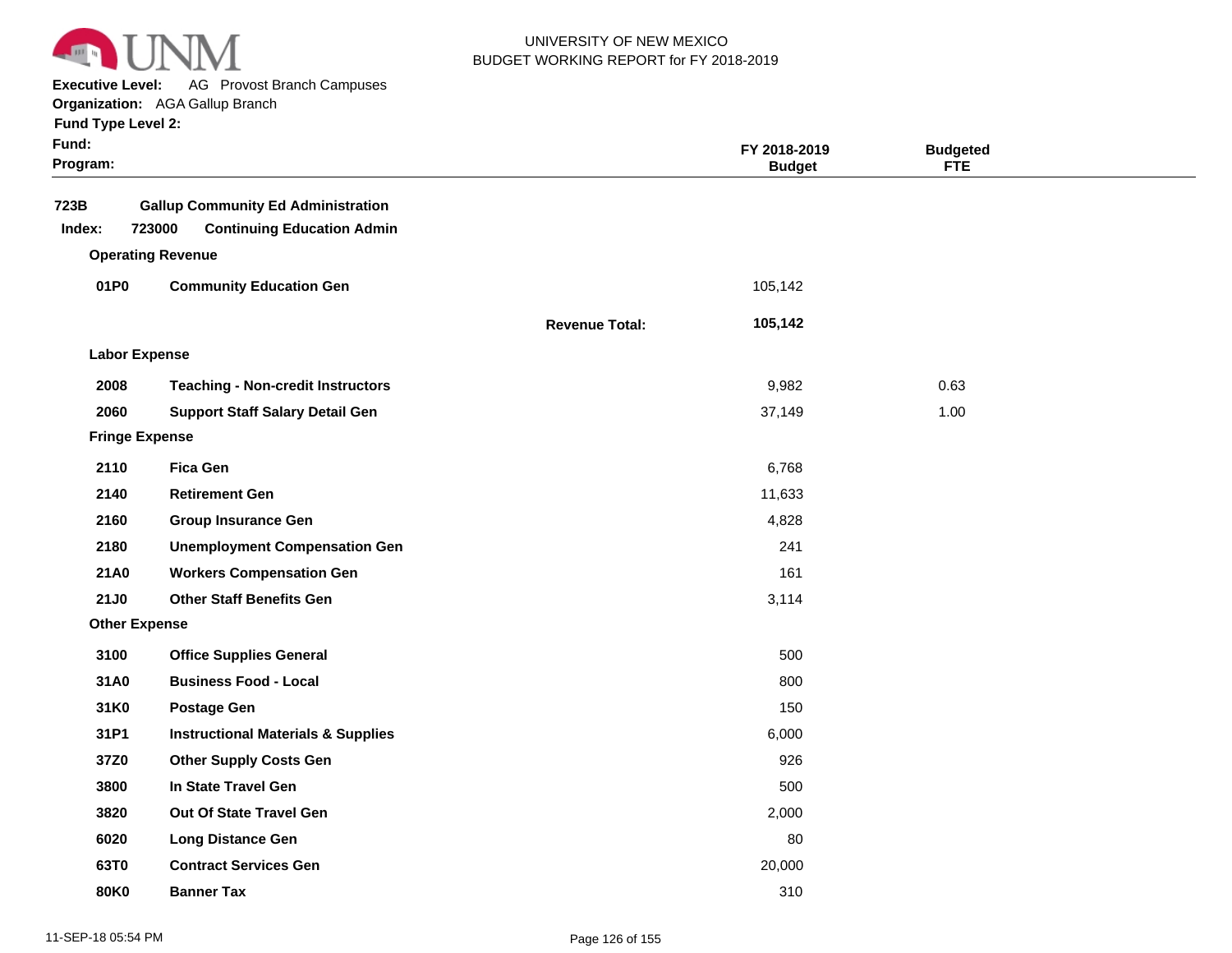UNIVERSITY OF NEW MEXICO
BUDGET WORKING REPORT for FY 2018-2019

**Executive Level:** AG Provost Branch Campuses
**Organization:** AGA Gallup Branch
**Fund Type Level 2:**
**Fund:**
**Program:**

| | | | FY 2018-2019 Budget | Budgeted FTE |
|---|---|---|---|---|
| **723B** | **Gallup Community Ed Administration** | | | |
| **Index: 723000** | **Continuing Education Admin** | | | |
| **Operating Revenue** | | | | |
| **01P0** | **Community Education Gen** | | 105,142 | |
| | | **Revenue Total:** | **105,142** | |
| **Labor Expense** | | | | |
| **2008** | **Teaching - Non-credit Instructors** | | 9,982 | 0.63 |
| **2060** | **Support Staff Salary Detail Gen** | | 37,149 | 1.00 |
| **Fringe Expense** | | | | |
| **2110** | **Fica Gen** | | 6,768 | |
| **2140** | **Retirement Gen** | | 11,633 | |
| **2160** | **Group Insurance Gen** | | 4,828 | |
| **2180** | **Unemployment Compensation Gen** | | 241 | |
| **21A0** | **Workers Compensation Gen** | | 161 | |
| **21J0** | **Other Staff Benefits Gen** | | 3,114 | |
| **Other Expense** | | | | |
| **3100** | **Office Supplies General** | | 500 | |
| **31A0** | **Business Food - Local** | | 800 | |
| **31K0** | **Postage Gen** | | 150 | |
| **31P1** | **Instructional Materials & Supplies** | | 6,000 | |
| **37Z0** | **Other Supply Costs Gen** | | 926 | |
| **3800** | **In State Travel Gen** | | 500 | |
| **3820** | **Out Of State Travel Gen** | | 2,000 | |
| **6020** | **Long Distance Gen** | | 80 | |
| **63T0** | **Contract Services Gen** | | 20,000 | |
| **80K0** | **Banner Tax** | | 310 | |

11-SEP-18 05:54 PM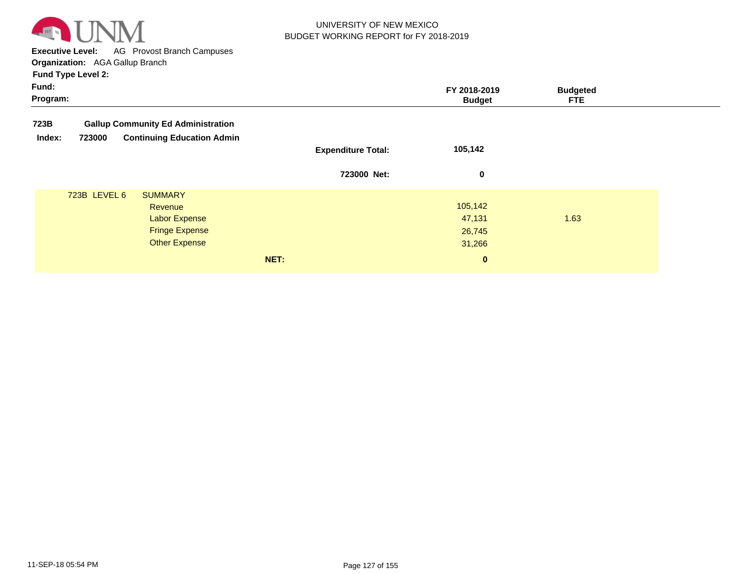UNIVERSITY OF NEW MEXICO
BUDGET WORKING REPORT for FY 2018-2019

**Executive Level:** AG Provost Branch Campuses
**Organization:** AGA Gallup Branch
**Fund Type Level 2:**
**Fund:**
**Program:**

| | | FY 2018-2019 Budget | Budgeted FTE |
|---|---|---|---|
| **723B** | **Gallup Community Ed Administration** | | |
| **Index: 723000** | **Continuing Education Admin** | | |
| | **Expenditure Total:** | **105,142** | |
| | **723000 Net:** | **0** | |
| 723B LEVEL 6 | SUMMARY | | |
| | Revenue | 105,142 | |
| | Labor Expense | 47,131 | 1.63 |
| | Fringe Expense | 26,745 | |
| | Other Expense | 31,266 | |
| | **NET:** | **0** | |

11-SEP-18 05:54 PM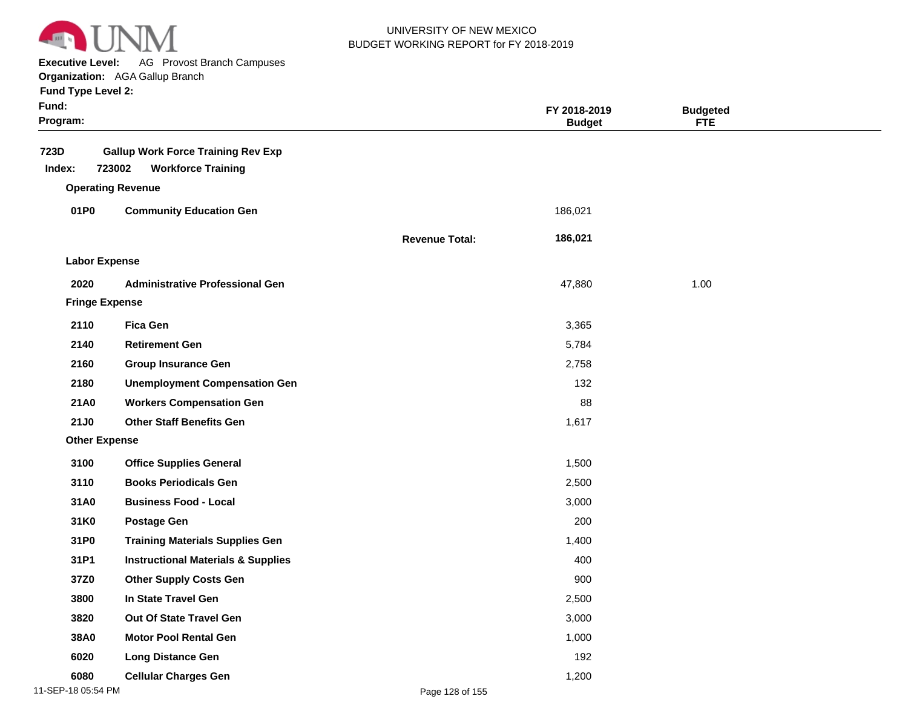UNIVERSITY OF NEW MEXICO
BUDGET WORKING REPORT for FY 2018-2019

**Executive Level:** AG Provost Branch Campuses
**Organization:** AGA Gallup Branch
**Fund Type Level 2:**
**Fund:**
**Program:**

| | | | FY 2018-2019 Budget | Budgeted FTE |
|---|---|---|---|---|
| **723D** | **Gallup Work Force Training Rev Exp** | | | |
| **Index: 723002** | **Workforce Training** | | | |
| **Operating Revenue** | | | | |
| **01P0** | **Community Education Gen** | | 186,021 | |
| | | **Revenue Total:** | **186,021** | |
| **Labor Expense** | | | | |
| **2020** | **Administrative Professional Gen** | | 47,880 | 1.00 |
| **Fringe Expense** | | | | |
| **2110** | **Fica Gen** | | 3,365 | |
| **2140** | **Retirement Gen** | | 5,784 | |
| **2160** | **Group Insurance Gen** | | 2,758 | |
| **2180** | **Unemployment Compensation Gen** | | 132 | |
| **21A0** | **Workers Compensation Gen** | | 88 | |
| **21J0** | **Other Staff Benefits Gen** | | 1,617 | |
| **Other Expense** | | | | |
| **3100** | **Office Supplies General** | | 1,500 | |
| **3110** | **Books Periodicals Gen** | | 2,500 | |
| **31A0** | **Business Food - Local** | | 3,000 | |
| **31K0** | **Postage Gen** | | 200 | |
| **31P0** | **Training Materials Supplies Gen** | | 1,400 | |
| **31P1** | **Instructional Materials & Supplies** | | 400 | |
| **37Z0** | **Other Supply Costs Gen** | | 900 | |
| **3800** | **In State Travel Gen** | | 2,500 | |
| **3820** | **Out Of State Travel Gen** | | 3,000 | |
| **38A0** | **Motor Pool Rental Gen** | | 1,000 | |
| **6020** | **Long Distance Gen** | | 192 | |
| **6080** | **Cellular Charges Gen** | | 1,200 | |

11-SEP-18 05:54 PM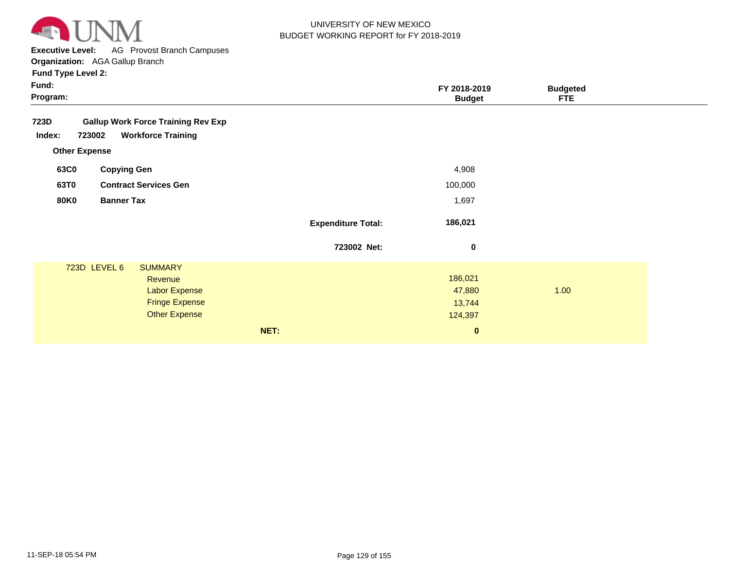UNIVERSITY OF NEW MEXICO
BUDGET WORKING REPORT for FY 2018-2019

**Executive Level:** AG Provost Branch Campuses
**Organization:** AGA Gallup Branch
**Fund Type Level 2:**
**Fund:**
**Program:**

| | | FY 2018-2019 Budget | Budgeted FTE |
|---|---|---|---|
| **723D** | **Gallup Work Force Training Rev Exp** | | |
| **Index: 723002** | **Workforce Training** | | |
| **Other Expense** | | | |
| **63C0** | **Copying Gen** | 4,908 | |
| **63T0** | **Contract Services Gen** | 100,000 | |
| **80K0** | **Banner Tax** | 1,697 | |
| | **Expenditure Total:** | **186,021** | |
| | **723002 Net:** | **0** | |

| 723D LEVEL 6 | SUMMARY | | |
|---|---|---|---|
| | Revenue | 186,021 | |
| | Labor Expense | 47,880 | 1.00 |
| | Fringe Expense | 13,744 | |
| | Other Expense | 124,397 | |
| | **NET:** | **0** | |

11-SEP-18 05:54 PM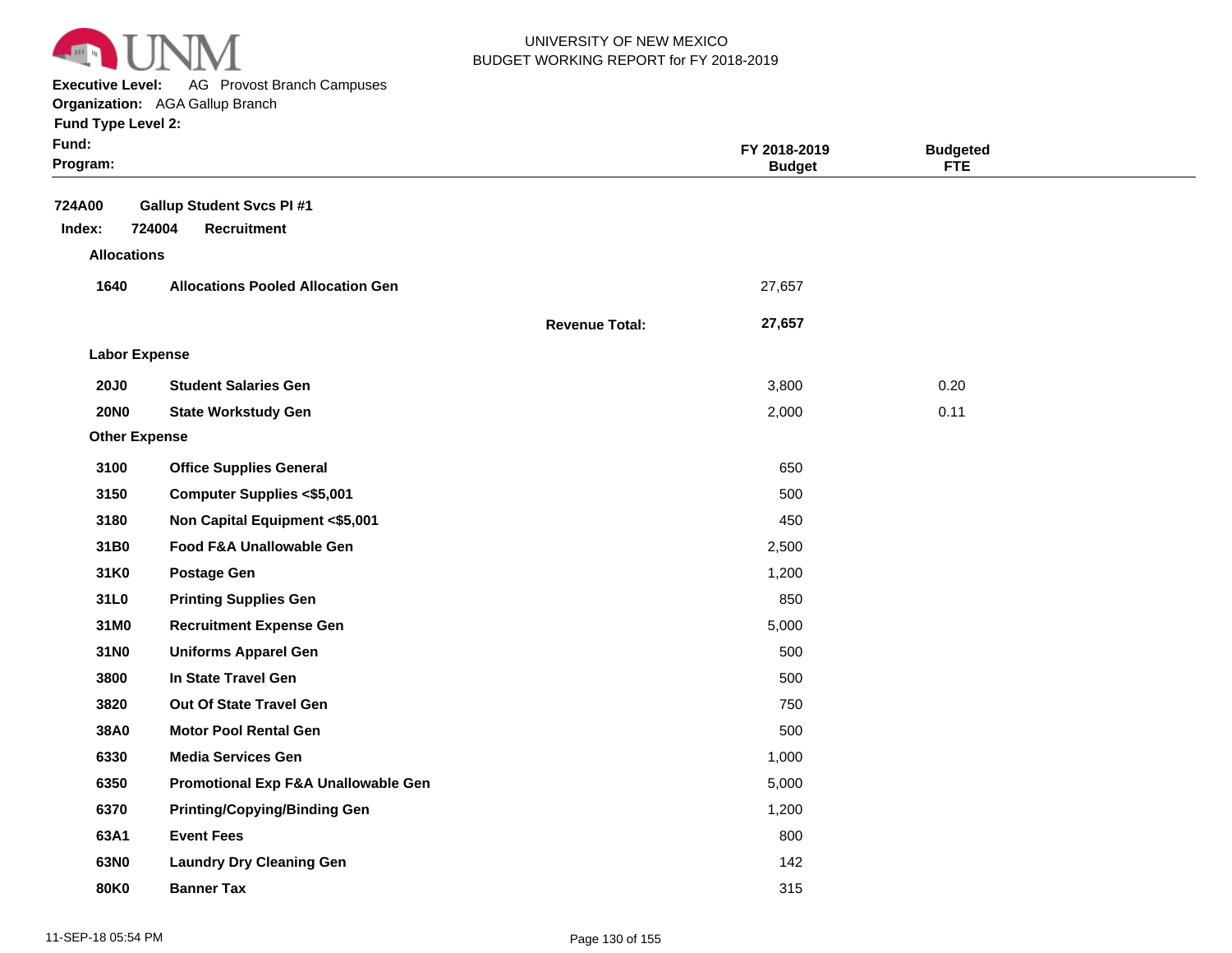UNIVERSITY OF NEW MEXICO
BUDGET WORKING REPORT for FY 2018-2019

**Executive Level:** AG Provost Branch Campuses
**Organization:** AGA Gallup Branch
**Fund Type Level 2:**
**Fund:**
**Program:**

| | | | FY 2018-2019 Budget | Budgeted FTE |
|---|---|---|---|---|
| **724A00** | **Gallup Student Svcs PI #1** | | | |
| **Index: 724004** | **Recruitment** | | | |
| **Allocations** | | | | |
| **1640** | **Allocations Pooled Allocation Gen** | | 27,657 | |
| | | **Revenue Total:** | **27,657** | |
| **Labor Expense** | | | | |
| **20J0** | **Student Salaries Gen** | | 3,800 | 0.20 |
| **20N0** | **State Workstudy Gen** | | 2,000 | 0.11 |
| **Other Expense** | | | | |
| **3100** | **Office Supplies General** | | 650 | |
| **3150** | **Computer Supplies <$5,001** | | 500 | |
| **3180** | **Non Capital Equipment <$5,001** | | 450 | |
| **31B0** | **Food F&A Unallowable Gen** | | 2,500 | |
| **31K0** | **Postage Gen** | | 1,200 | |
| **31L0** | **Printing Supplies Gen** | | 850 | |
| **31M0** | **Recruitment Expense Gen** | | 5,000 | |
| **31N0** | **Uniforms Apparel Gen** | | 500 | |
| **3800** | **In State Travel Gen** | | 500 | |
| **3820** | **Out Of State Travel Gen** | | 750 | |
| **38A0** | **Motor Pool Rental Gen** | | 500 | |
| **6330** | **Media Services Gen** | | 1,000 | |
| **6350** | **Promotional Exp F&A Unallowable Gen** | | 5,000 | |
| **6370** | **Printing/Copying/Binding Gen** | | 1,200 | |
| **63A1** | **Event Fees** | | 800 | |
| **63N0** | **Laundry Dry Cleaning Gen** | | 142 | |
| **80K0** | **Banner Tax** | | 315 | |

11-SEP-18 05:54 PM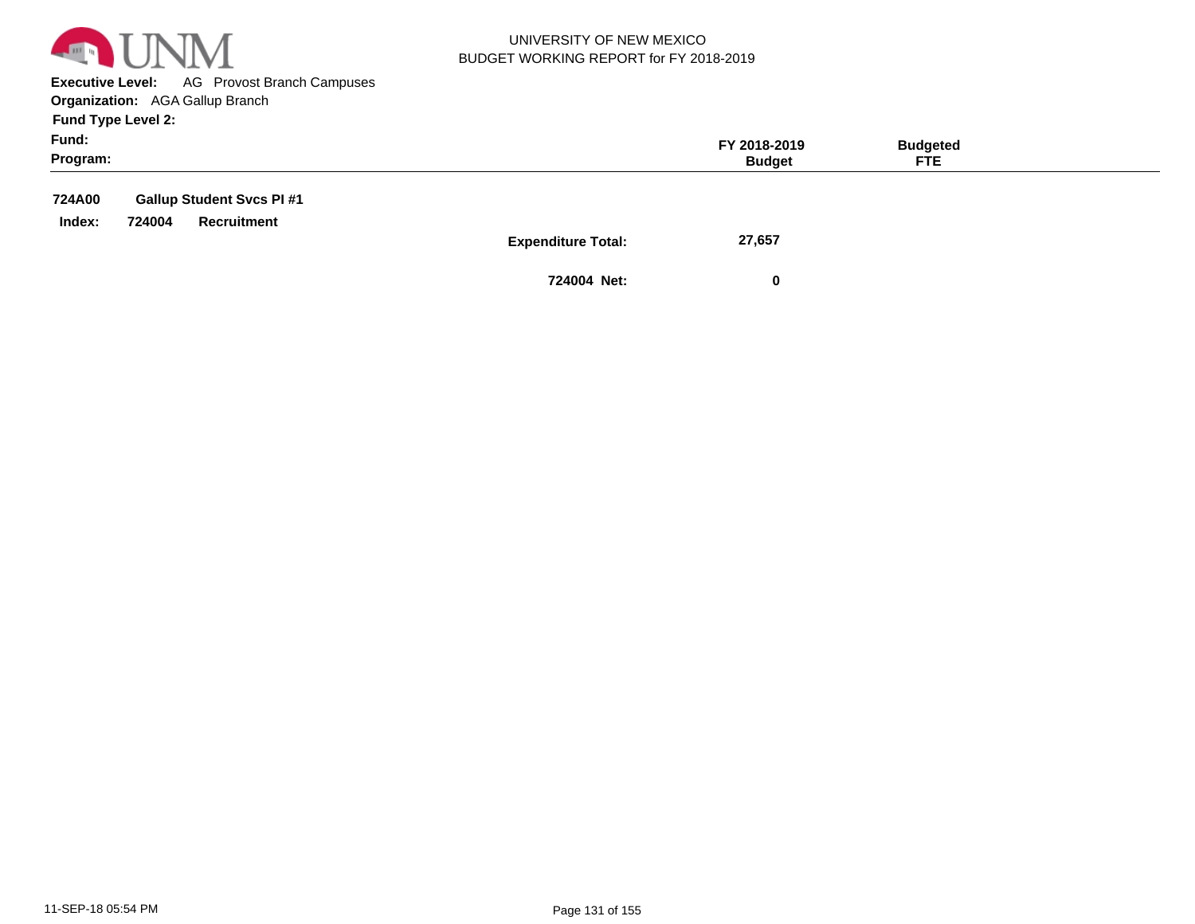UNIVERSITY OF NEW MEXICO
BUDGET WORKING REPORT for FY 2018-2019

**Executive Level:** AG Provost Branch Campuses
**Organization:** AGA Gallup Branch
**Fund Type Level 2:**
**Fund:**
**Program:**

| | | FY 2018-2019 Budget | Budgeted FTE |
|---|---|---|---|
| **724A00** | **Gallup Student Svcs PI #1** | | |
| **Index: 724004** | **Recruitment** | | |
| | **Expenditure Total:** | **27,657** | |
| | **724004 Net:** | **0** | |

11-SEP-18 05:54 PM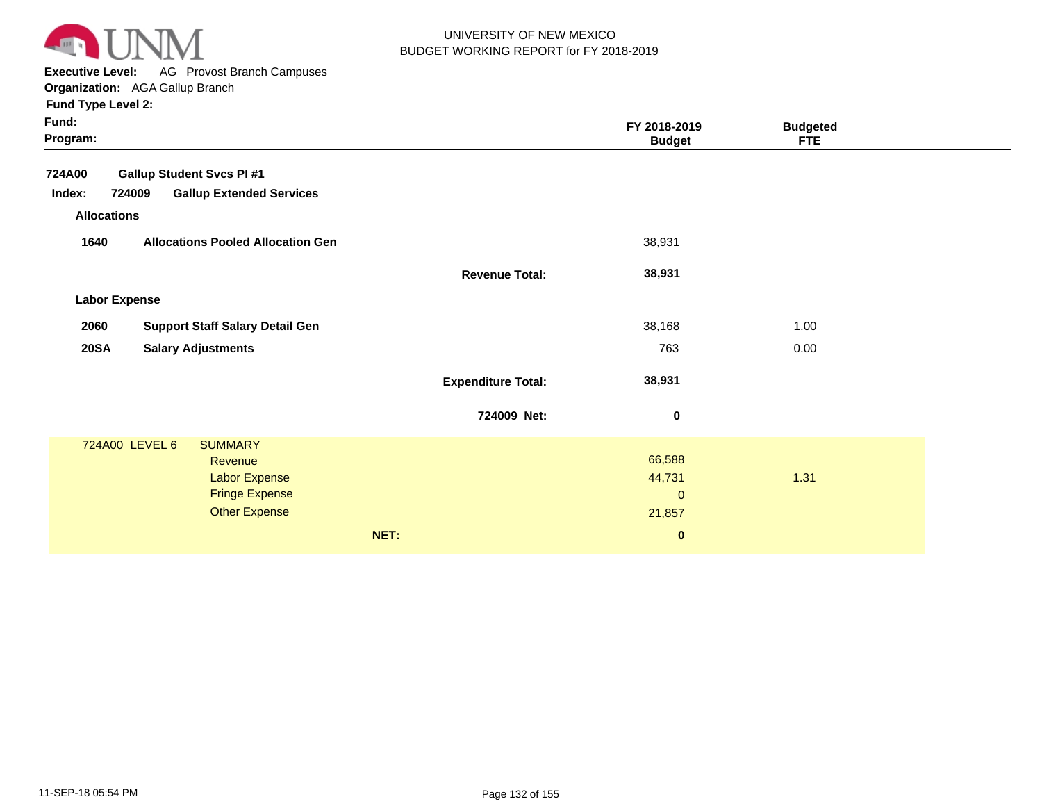UNIVERSITY OF NEW MEXICO
BUDGET WORKING REPORT for FY 2018-2019

**Executive Level:** AG Provost Branch Campuses
**Organization:** AGA Gallup Branch
**Fund Type Level 2:**
**Fund:**
**Program:**

| | | FY 2018-2019 Budget | Budgeted FTE |
|---|---|---|---|
| **724A00** | **Gallup Student Svcs PI #1** | | |
| **Index: 724009** | **Gallup Extended Services** | | |
| **Allocations** | | | |
| **1640** | **Allocations Pooled Allocation Gen** | 38,931 | |
| | **Revenue Total:** | **38,931** | |
| **Labor Expense** | | | |
| **2060** | **Support Staff Salary Detail Gen** | 38,168 | 1.00 |
| **20SA** | **Salary Adjustments** | 763 | 0.00 |
| | **Expenditure Total:** | **38,931** | |
| | **724009 Net:** | **0** | |

| 724A00 LEVEL 6 SUMMARY | FY 2018-2019 Budget | Budgeted FTE |
|---|---|---|
| Revenue | 66,588 | |
| Labor Expense | 44,731 | 1.31 |
| Fringe Expense | 0 | |
| Other Expense | 21,857 | |
| **NET:** | **0** | |

11-SEP-18 05:54 PM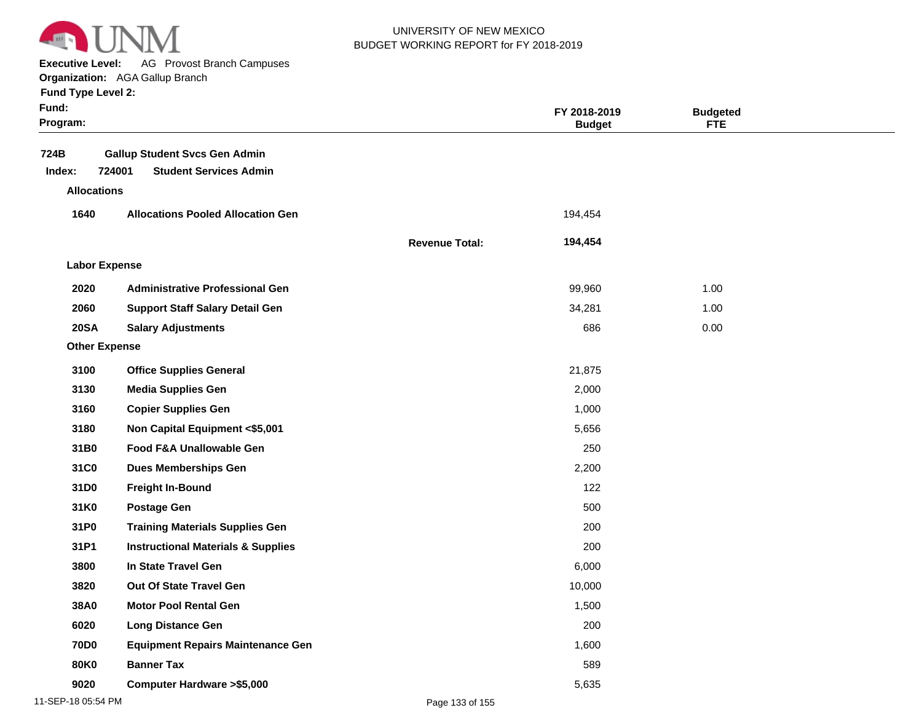UNIVERSITY OF NEW MEXICO
BUDGET WORKING REPORT for FY 2018-2019

**Executive Level:** AG Provost Branch Campuses
**Organization:** AGA Gallup Branch
**Fund Type Level 2:**
**Fund:**
**Program:**

| | | | FY 2018-2019 Budget | Budgeted FTE |
|---|---|---|---|---|
| **724B** | **Gallup Student Svcs Gen Admin** | | | |
| **Index: 724001** | **Student Services Admin** | | | |
| **Allocations** | | | | |
| **1640** | **Allocations Pooled Allocation Gen** | | 194,454 | |
| | | **Revenue Total:** | **194,454** | |
| **Labor Expense** | | | | |
| **2020** | **Administrative Professional Gen** | | 99,960 | 1.00 |
| **2060** | **Support Staff Salary Detail Gen** | | 34,281 | 1.00 |
| **20SA** | **Salary Adjustments** | | 686 | 0.00 |
| **Other Expense** | | | | |
| **3100** | **Office Supplies General** | | 21,875 | |
| **3130** | **Media Supplies Gen** | | 2,000 | |
| **3160** | **Copier Supplies Gen** | | 1,000 | |
| **3180** | **Non Capital Equipment <$5,001** | | 5,656 | |
| **31B0** | **Food F&A Unallowable Gen** | | 250 | |
| **31C0** | **Dues Memberships Gen** | | 2,200 | |
| **31D0** | **Freight In-Bound** | | 122 | |
| **31K0** | **Postage Gen** | | 500 | |
| **31P0** | **Training Materials Supplies Gen** | | 200 | |
| **31P1** | **Instructional Materials & Supplies** | | 200 | |
| **3800** | **In State Travel Gen** | | 6,000 | |
| **3820** | **Out Of State Travel Gen** | | 10,000 | |
| **38A0** | **Motor Pool Rental Gen** | | 1,500 | |
| **6020** | **Long Distance Gen** | | 200 | |
| **70D0** | **Equipment Repairs Maintenance Gen** | | 1,600 | |
| **80K0** | **Banner Tax** | | 589 | |
| **9020** | **Computer Hardware >$5,000** | | 5,635 | |

11-SEP-18 05:54 PM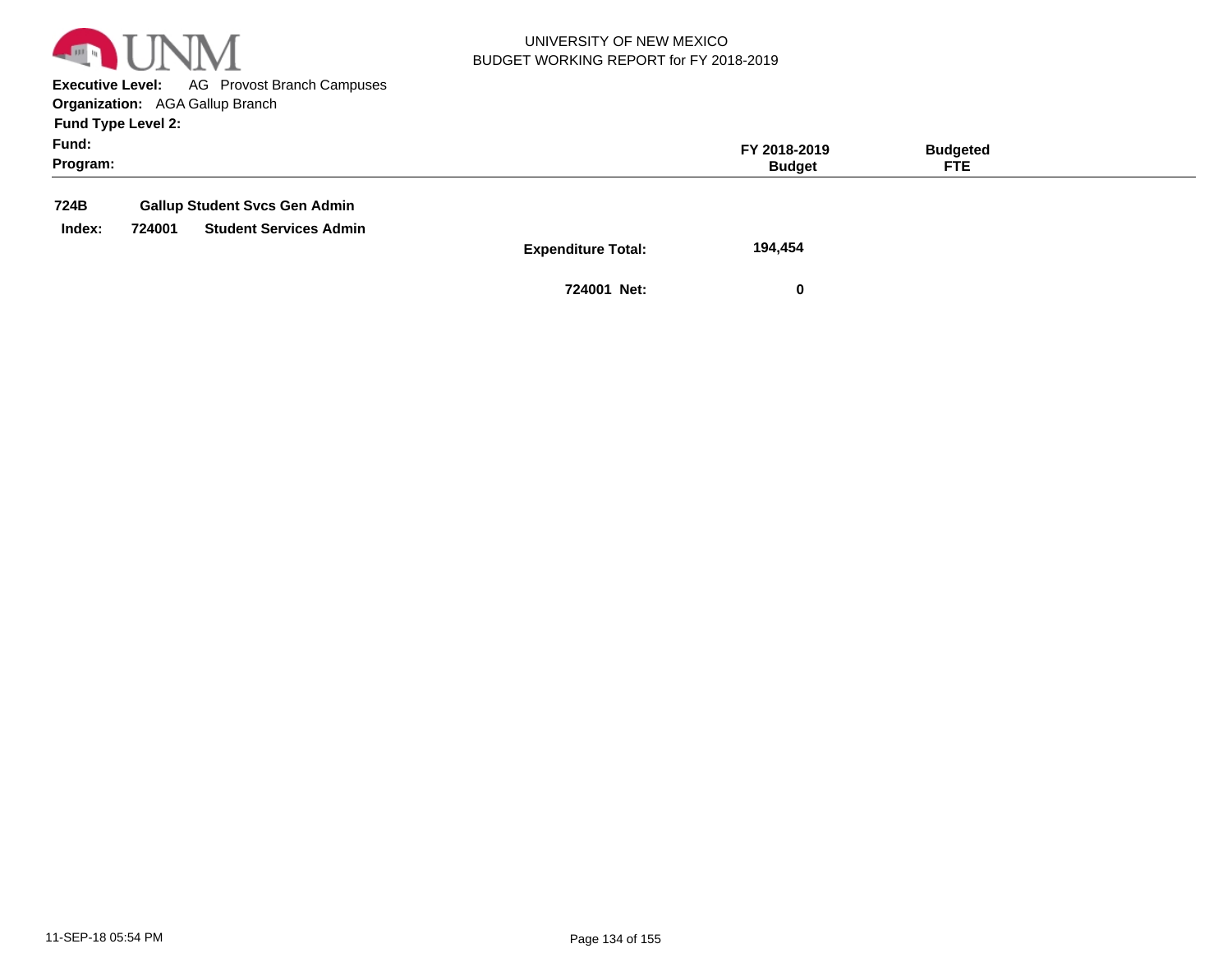UNIVERSITY OF NEW MEXICO
BUDGET WORKING REPORT for FY 2018-2019

**Executive Level:** AG Provost Branch Campuses
**Organization:** AGA Gallup Branch
**Fund Type Level 2:**
**Fund:**
**Program:**

| | | | FY 2018-2019 Budget | Budgeted FTE |
|---|---|---|---|---|
| **724B** | **Gallup Student Svcs Gen Admin** | | | |
| **Index:** 724001 | **Student Services Admin** | | | |
| | | **Expenditure Total:** | **194,454** | |
| | | **724001 Net:** | **0** | |

11-SEP-18 05:54 PM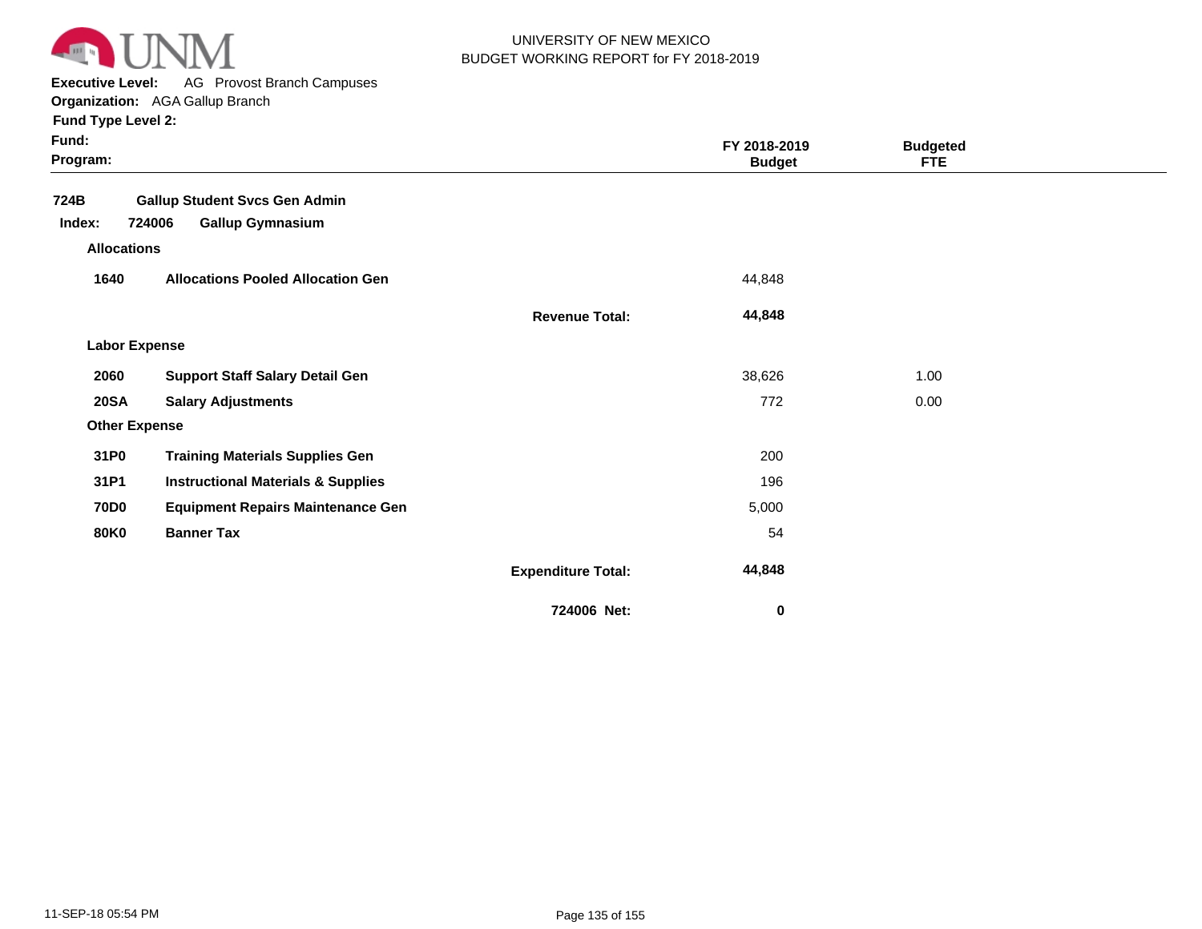UNIVERSITY OF NEW MEXICO
BUDGET WORKING REPORT for FY 2018-2019

**Executive Level:** AG Provost Branch Campuses
**Organization:** AGA Gallup Branch
**Fund Type Level 2:**
**Fund:**
**Program:**

| | | | FY 2018-2019 Budget | Budgeted FTE |
|---|---|---|---|---|
| **724B** | **Gallup Student Svcs Gen Admin** | | | |
| **Index: 724006** | **Gallup Gymnasium** | | | |
| **Allocations** | | | | |
| **1640** | **Allocations Pooled Allocation Gen** | | 44,848 | |
| | | **Revenue Total:** | **44,848** | |
| **Labor Expense** | | | | |
| **2060** | **Support Staff Salary Detail Gen** | | 38,626 | 1.00 |
| **20SA** | **Salary Adjustments** | | 772 | 0.00 |
| **Other Expense** | | | | |
| **31P0** | **Training Materials Supplies Gen** | | 200 | |
| **31P1** | **Instructional Materials & Supplies** | | 196 | |
| **70D0** | **Equipment Repairs Maintenance Gen** | | 5,000 | |
| **80K0** | **Banner Tax** | | 54 | |
| | | **Expenditure Total:** | **44,848** | |
| | | **724006 Net:** | **0** | |

11-SEP-18 05:54 PM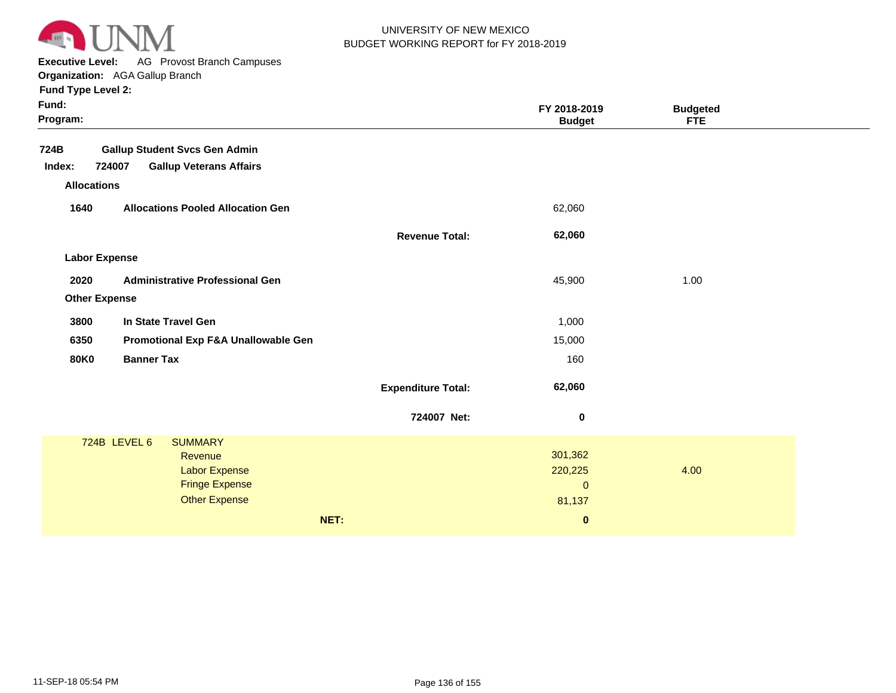UNIVERSITY OF NEW MEXICO
BUDGET WORKING REPORT for FY 2018-2019

**Executive Level:** AG Provost Branch Campuses
**Organization:** AGA Gallup Branch
**Fund Type Level 2:**
**Fund:**
**Program:**

| | | | FY 2018-2019 Budget | Budgeted FTE |
|---|---|---|---|---|
| **724B** | **Gallup Student Svcs Gen Admin** | | | |
| **Index: 724007** | **Gallup Veterans Affairs** | | | |
| **Allocations** | | | | |
| **1640** | **Allocations Pooled Allocation Gen** | | 62,060 | |
| | | **Revenue Total:** | **62,060** | |
| **Labor Expense** | | | | |
| **2020** | **Administrative Professional Gen** | | 45,900 | 1.00 |
| **Other Expense** | | | | |
| **3800** | **In State Travel Gen** | | 1,000 | |
| **6350** | **Promotional Exp F&A Unallowable Gen** | | 15,000 | |
| **80K0** | **Banner Tax** | | 160 | |
| | | **Expenditure Total:** | **62,060** | |
| | | **724007 Net:** | **0** | |

| 724B LEVEL 6 | SUMMARY | | |
|---|---|---|---|
| | Revenue | 301,362 | |
| | Labor Expense | 220,225 | 4.00 |
| | Fringe Expense | 0 | |
| | Other Expense | 81,137 | |
| | **NET:** | **0** | |

11-SEP-18 05:54 PM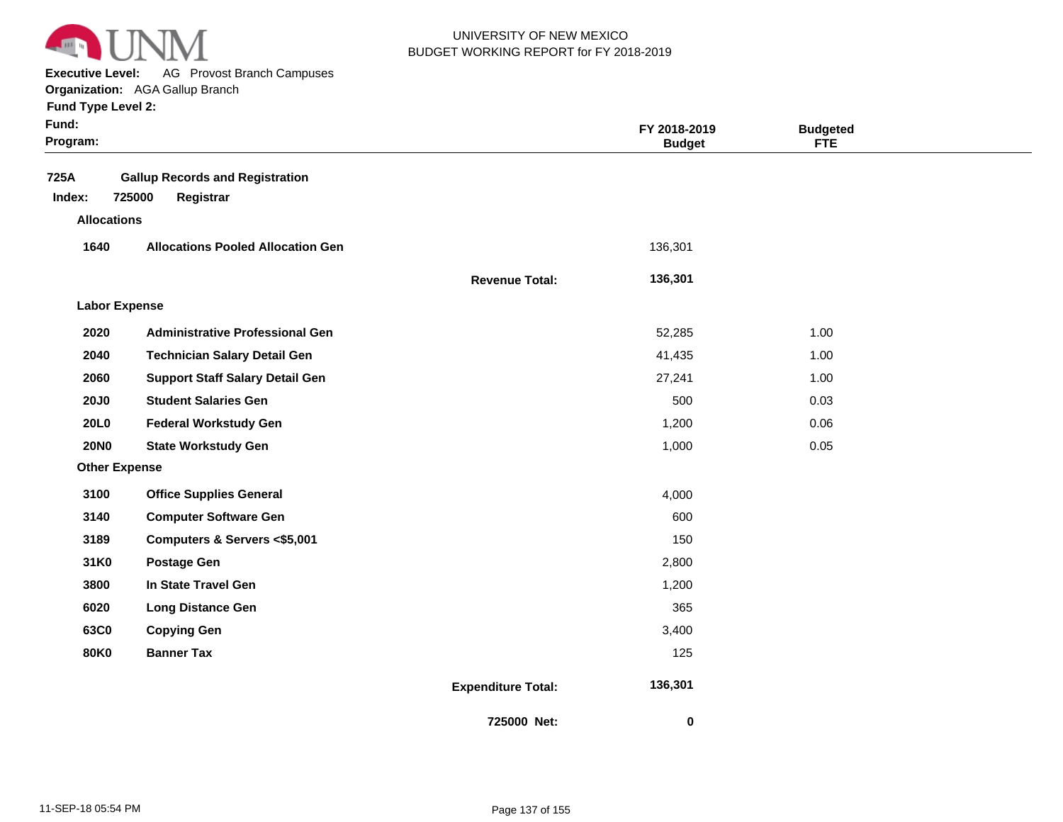UNIVERSITY OF NEW MEXICO
BUDGET WORKING REPORT for FY 2018-2019

**Executive Level:** AG Provost Branch Campuses
**Organization:** AGA Gallup Branch
**Fund Type Level 2:**
**Fund:**
**Program:**

| | | | FY 2018-2019 Budget | Budgeted FTE |
|---|---|---|---|---|
| **725A** | **Gallup Records and Registration** | | | |
| **Index: 725000** | **Registrar** | | | |
| **Allocations** | | | | |
| **1640** | **Allocations Pooled Allocation Gen** | | 136,301 | |
| | | **Revenue Total:** | **136,301** | |
| **Labor Expense** | | | | |
| **2020** | **Administrative Professional Gen** | | 52,285 | 1.00 |
| **2040** | **Technician Salary Detail Gen** | | 41,435 | 1.00 |
| **2060** | **Support Staff Salary Detail Gen** | | 27,241 | 1.00 |
| **20J0** | **Student Salaries Gen** | | 500 | 0.03 |
| **20L0** | **Federal Workstudy Gen** | | 1,200 | 0.06 |
| **20N0** | **State Workstudy Gen** | | 1,000 | 0.05 |
| **Other Expense** | | | | |
| **3100** | **Office Supplies General** | | 4,000 | |
| **3140** | **Computer Software Gen** | | 600 | |
| **3189** | **Computers & Servers <$5,001** | | 150 | |
| **31K0** | **Postage Gen** | | 2,800 | |
| **3800** | **In State Travel Gen** | | 1,200 | |
| **6020** | **Long Distance Gen** | | 365 | |
| **63C0** | **Copying Gen** | | 3,400 | |
| **80K0** | **Banner Tax** | | 125 | |
| | | **Expenditure Total:** | **136,301** | |
| | | **725000 Net:** | **0** | |

11-SEP-18 05:54 PM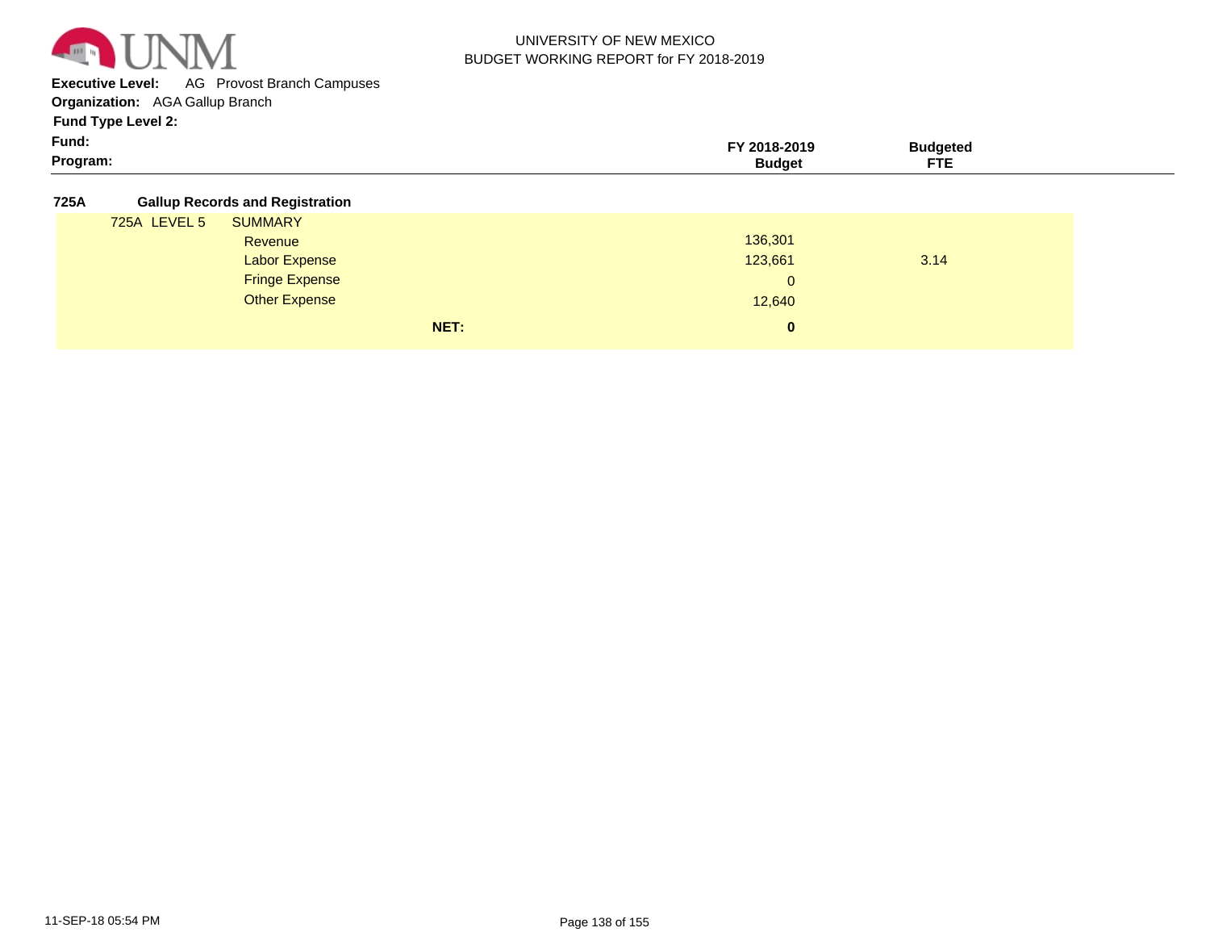UNIVERSITY OF NEW MEXICO
BUDGET WORKING REPORT for FY 2018-2019

**Executive Level:** AG Provost Branch Campuses
**Organization:** AGA Gallup Branch
**Fund Type Level 2:**
**Fund:**
**Program:**

| | | FY 2018-2019 Budget | Budgeted FTE |
|---|---|---|---|
| **725A** | **Gallup Records and Registration** | | |
| 725A LEVEL 5 | SUMMARY | | |
| | Revenue | 136,301 | |
| | Labor Expense | 123,661 | 3.14 |
| | Fringe Expense | 0 | |
| | Other Expense | 12,640 | |
| | **NET:** | **0** | |

11-SEP-18 05:54 PM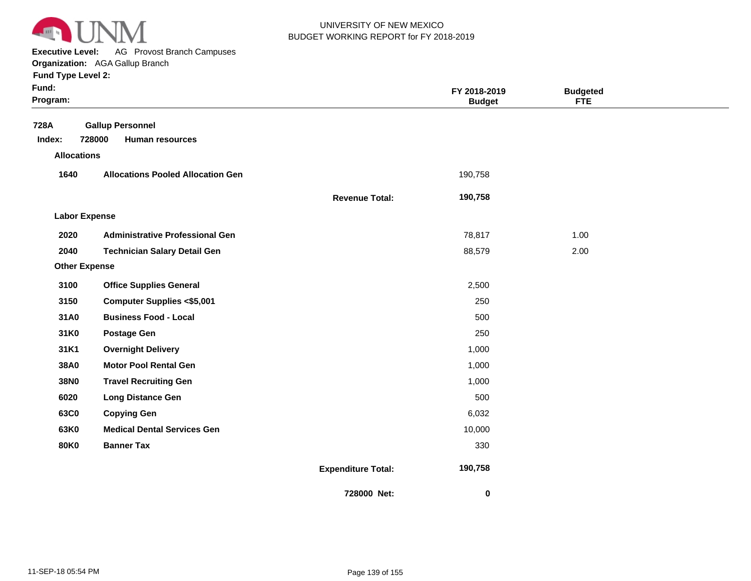UNIVERSITY OF NEW MEXICO
BUDGET WORKING REPORT for FY 2018-2019

**Executive Level:** AG Provost Branch Campuses
**Organization:** AGA Gallup Branch
**Fund Type Level 2:**
**Fund:**
**Program:**

| | | | FY 2018-2019 Budget | Budgeted FTE |
|---|---|---|---|---|
| **728A** | **Gallup Personnel** | | | |
| **Index: 728000** | **Human resources** | | | |
| **Allocations** | | | | |
| **1640** | **Allocations Pooled Allocation Gen** | | 190,758 | |
| | | **Revenue Total:** | **190,758** | |
| **Labor Expense** | | | | |
| **2020** | **Administrative Professional Gen** | | 78,817 | 1.00 |
| **2040** | **Technician Salary Detail Gen** | | 88,579 | 2.00 |
| **Other Expense** | | | | |
| **3100** | **Office Supplies General** | | 2,500 | |
| **3150** | **Computer Supplies <$5,001** | | 250 | |
| **31A0** | **Business Food - Local** | | 500 | |
| **31K0** | **Postage Gen** | | 250 | |
| **31K1** | **Overnight Delivery** | | 1,000 | |
| **38A0** | **Motor Pool Rental Gen** | | 1,000 | |
| **38N0** | **Travel Recruiting Gen** | | 1,000 | |
| **6020** | **Long Distance Gen** | | 500 | |
| **63C0** | **Copying Gen** | | 6,032 | |
| **63K0** | **Medical Dental Services Gen** | | 10,000 | |
| **80K0** | **Banner Tax** | | 330 | |
| | | **Expenditure Total:** | **190,758** | |
| | | **728000 Net:** | **0** | |

11-SEP-18 05:54 PM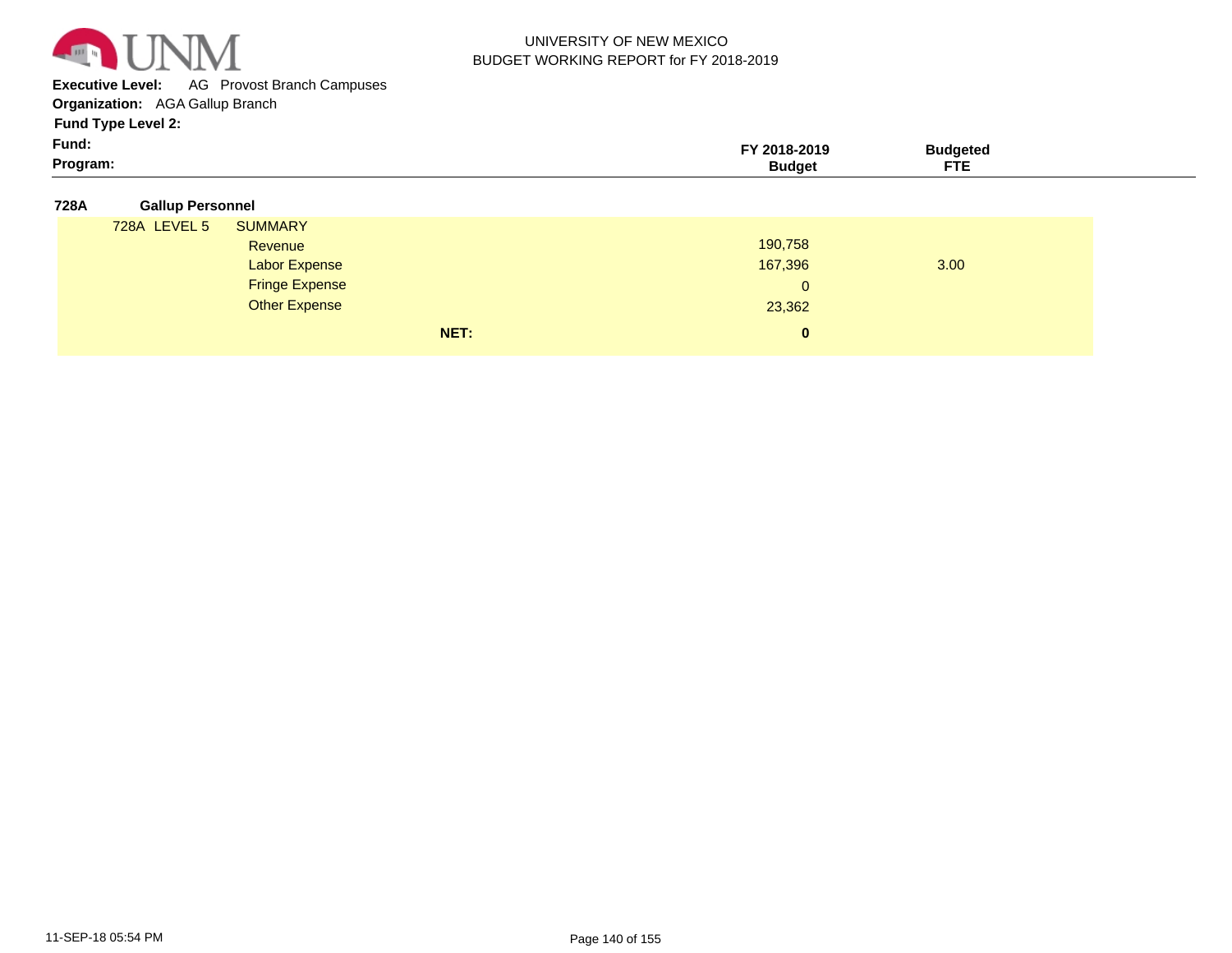UNIVERSITY OF NEW MEXICO
BUDGET WORKING REPORT for FY 2018-2019

**Executive Level:** AG Provost Branch Campuses
**Organization:** AGA Gallup Branch
**Fund Type Level 2:**
**Fund:**
**Program:**

| | | FY 2018-2019 Budget | Budgeted FTE |
|---|---|---|---|
| **728A** | **Gallup Personnel** | | |
| 728A LEVEL 5 | SUMMARY | | |
| | Revenue | 190,758 | |
| | Labor Expense | 167,396 | 3.00 |
| | Fringe Expense | 0 | |
| | Other Expense | 23,362 | |
| | **NET:** | **0** | |

11-SEP-18 05:54 PM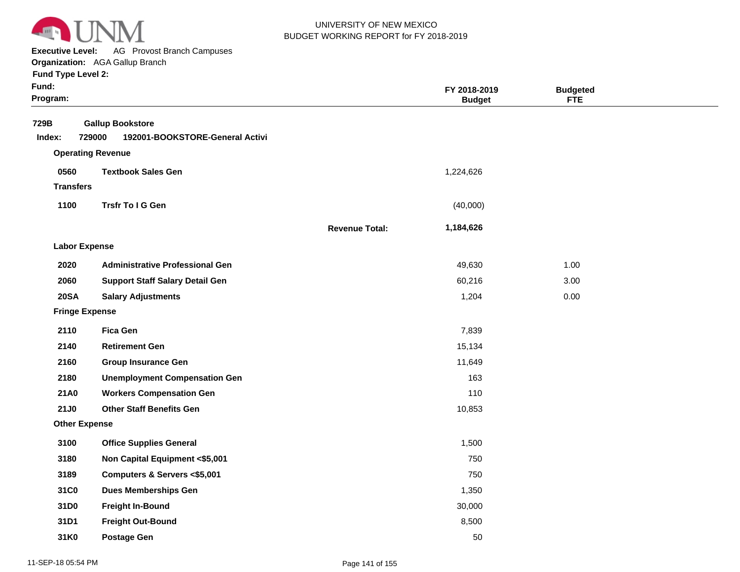UNIVERSITY OF NEW MEXICO
BUDGET WORKING REPORT for FY 2018-2019

**Executive Level:** AG Provost Branch Campuses
**Organization:** AGA Gallup Branch
**Fund Type Level 2:**
**Fund:**
**Program:**

| | | FY 2018-2019 Budget | Budgeted FTE |
|---|---|---|---|
| **729B** | **Gallup Bookstore** | | |
| **Index: 729000** | **192001-BOOKSTORE-General Activi** | | |
| **Operating Revenue** | | | |
| **0560** | **Textbook Sales Gen** | 1,224,626 | |
| **Transfers** | | | |
| **1100** | **Trsfr To I G Gen** | (40,000) | |
| | **Revenue Total:** | **1,184,626** | |
| **Labor Expense** | | | |
| **2020** | **Administrative Professional Gen** | 49,630 | 1.00 |
| **2060** | **Support Staff Salary Detail Gen** | 60,216 | 3.00 |
| **20SA** | **Salary Adjustments** | 1,204 | 0.00 |
| **Fringe Expense** | | | |
| **2110** | **Fica Gen** | 7,839 | |
| **2140** | **Retirement Gen** | 15,134 | |
| **2160** | **Group Insurance Gen** | 11,649 | |
| **2180** | **Unemployment Compensation Gen** | 163 | |
| **21A0** | **Workers Compensation Gen** | 110 | |
| **21J0** | **Other Staff Benefits Gen** | 10,853 | |
| **Other Expense** | | | |
| **3100** | **Office Supplies General** | 1,500 | |
| **3180** | **Non Capital Equipment <$5,001** | 750 | |
| **3189** | **Computers & Servers <$5,001** | 750 | |
| **31C0** | **Dues Memberships Gen** | 1,350 | |
| **31D0** | **Freight In-Bound** | 30,000 | |
| **31D1** | **Freight Out-Bound** | 8,500 | |
| **31K0** | **Postage Gen** | 50 | |

11-SEP-18 05:54 PM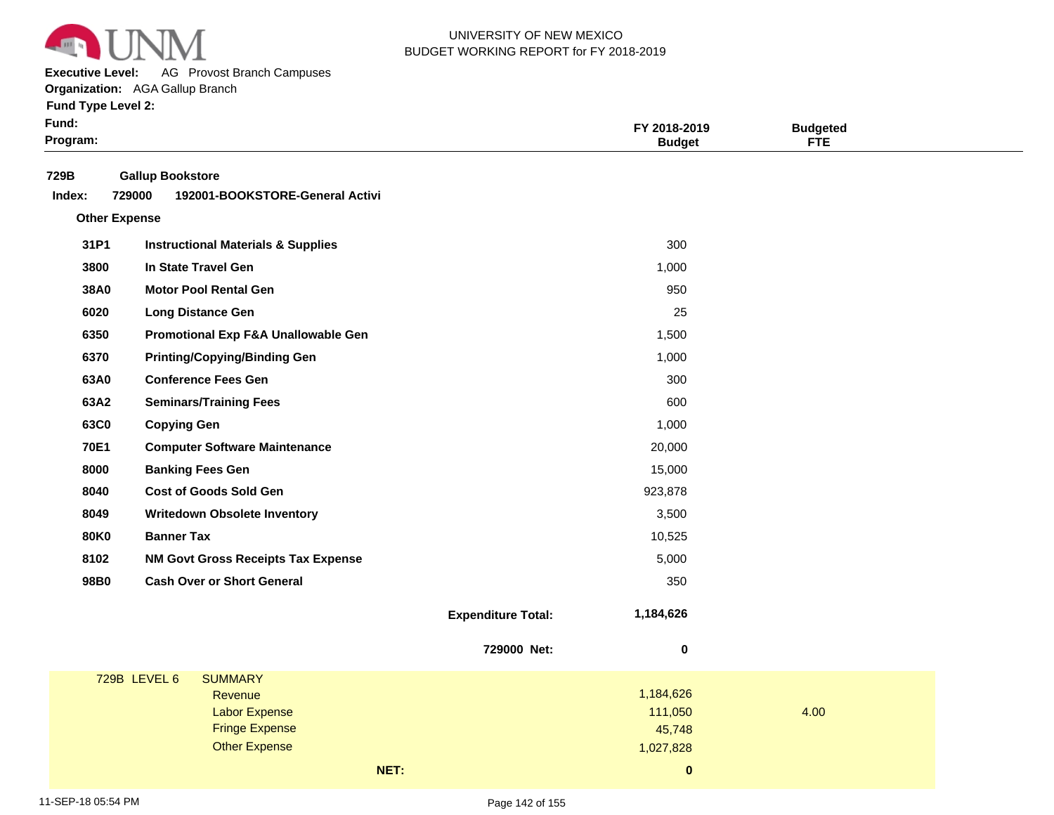UNIVERSITY OF NEW MEXICO
BUDGET WORKING REPORT for FY 2018-2019

**Executive Level:** AG Provost Branch Campuses
**Organization:** AGA Gallup Branch
**Fund Type Level 2:**
**Fund:**
**Program:**

| | | FY 2018-2019 Budget | Budgeted FTE |
|---|---|---|---|

**729B Gallup Bookstore**

**Index: 729000 192001-BOOKSTORE-General Activi**

**Other Expense**

| Code | Description | FY 2018-2019 Budget | Budgeted FTE |
|---|---|---|---|
| 31P1 | Instructional Materials & Supplies | 300 | |
| 3800 | In State Travel Gen | 1,000 | |
| 38A0 | Motor Pool Rental Gen | 950 | |
| 6020 | Long Distance Gen | 25 | |
| 6350 | Promotional Exp F&A Unallowable Gen | 1,500 | |
| 6370 | Printing/Copying/Binding Gen | 1,000 | |
| 63A0 | Conference Fees Gen | 300 | |
| 63A2 | Seminars/Training Fees | 600 | |
| 63C0 | Copying Gen | 1,000 | |
| 70E1 | Computer Software Maintenance | 20,000 | |
| 8000 | Banking Fees Gen | 15,000 | |
| 8040 | Cost of Goods Sold Gen | 923,878 | |
| 8049 | Writedown Obsolete Inventory | 3,500 | |
| 80K0 | Banner Tax | 10,525 | |
| 8102 | NM Govt Gross Receipts Tax Expense | 5,000 | |
| 98B0 | Cash Over or Short General | 350 | |
| | **Expenditure Total:** | **1,184,626** | |
| | **729000 Net:** | **0** | |

**729B LEVEL 6 SUMMARY**

| | FY 2018-2019 Budget | Budgeted FTE |
|---|---|---|
| Revenue | 1,184,626 | |
| Labor Expense | 111,050 | 4.00 |
| Fringe Expense | 45,748 | |
| Other Expense | 1,027,828 | |
| **NET:** | **0** | |

11-SEP-18 05:54 PM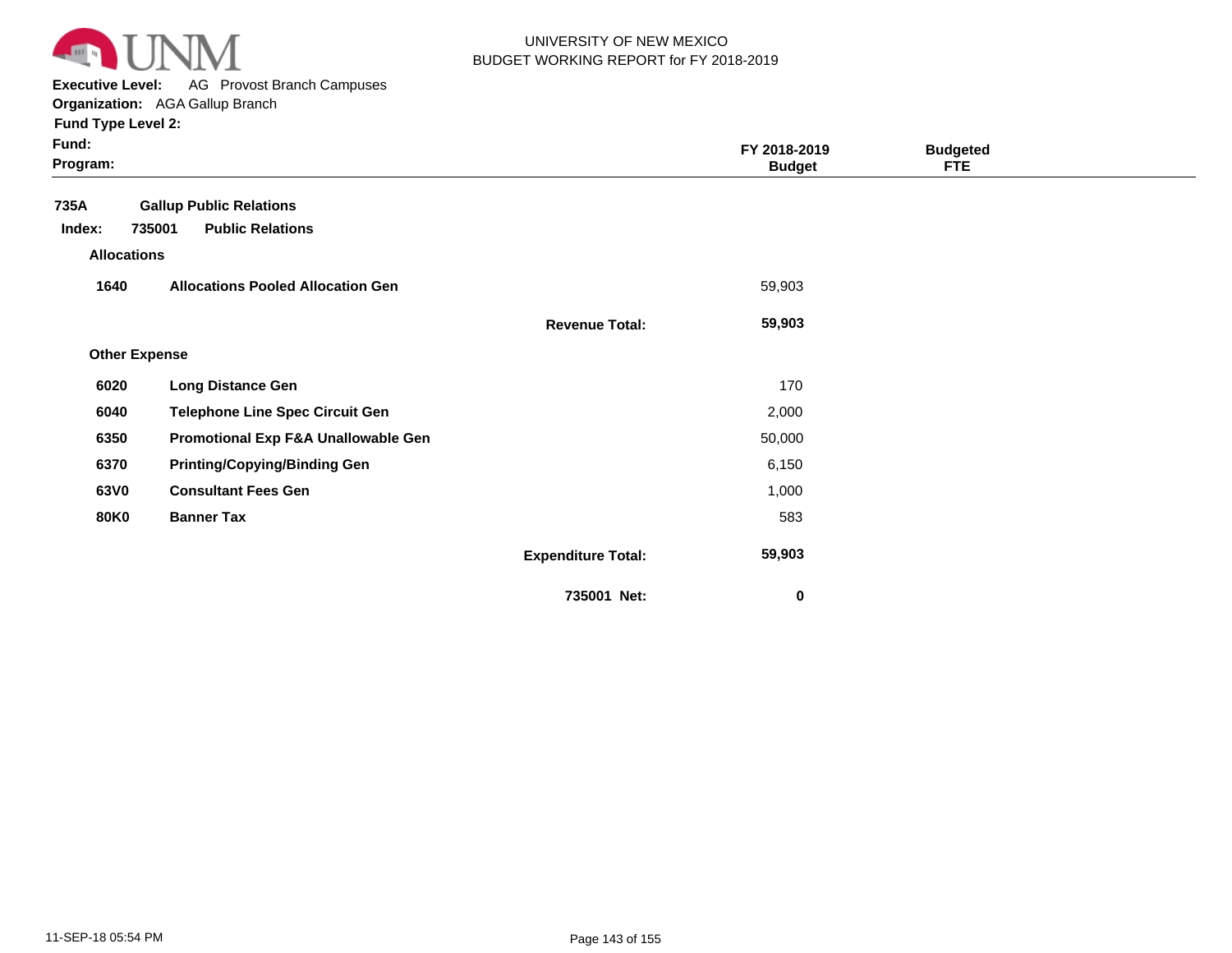UNIVERSITY OF NEW MEXICO
BUDGET WORKING REPORT for FY 2018-2019

**Executive Level:** AG Provost Branch Campuses
**Organization:** AGA Gallup Branch
**Fund Type Level 2:**
**Fund:**
**Program:**

| | | | FY 2018-2019 Budget | Budgeted FTE |
|---|---|---|---|---|
| **735A** | **Gallup Public Relations** | | | |
| **Index: 735001** | **Public Relations** | | | |
| **Allocations** | | | | |
| **1640** | **Allocations Pooled Allocation Gen** | | 59,903 | |
| | | **Revenue Total:** | **59,903** | |
| **Other Expense** | | | | |
| **6020** | **Long Distance Gen** | | 170 | |
| **6040** | **Telephone Line Spec Circuit Gen** | | 2,000 | |
| **6350** | **Promotional Exp F&A Unallowable Gen** | | 50,000 | |
| **6370** | **Printing/Copying/Binding Gen** | | 6,150 | |
| **63V0** | **Consultant Fees Gen** | | 1,000 | |
| **80K0** | **Banner Tax** | | 583 | |
| | | **Expenditure Total:** | **59,903** | |
| | | **735001 Net:** | **0** | |

11-SEP-18 05:54 PM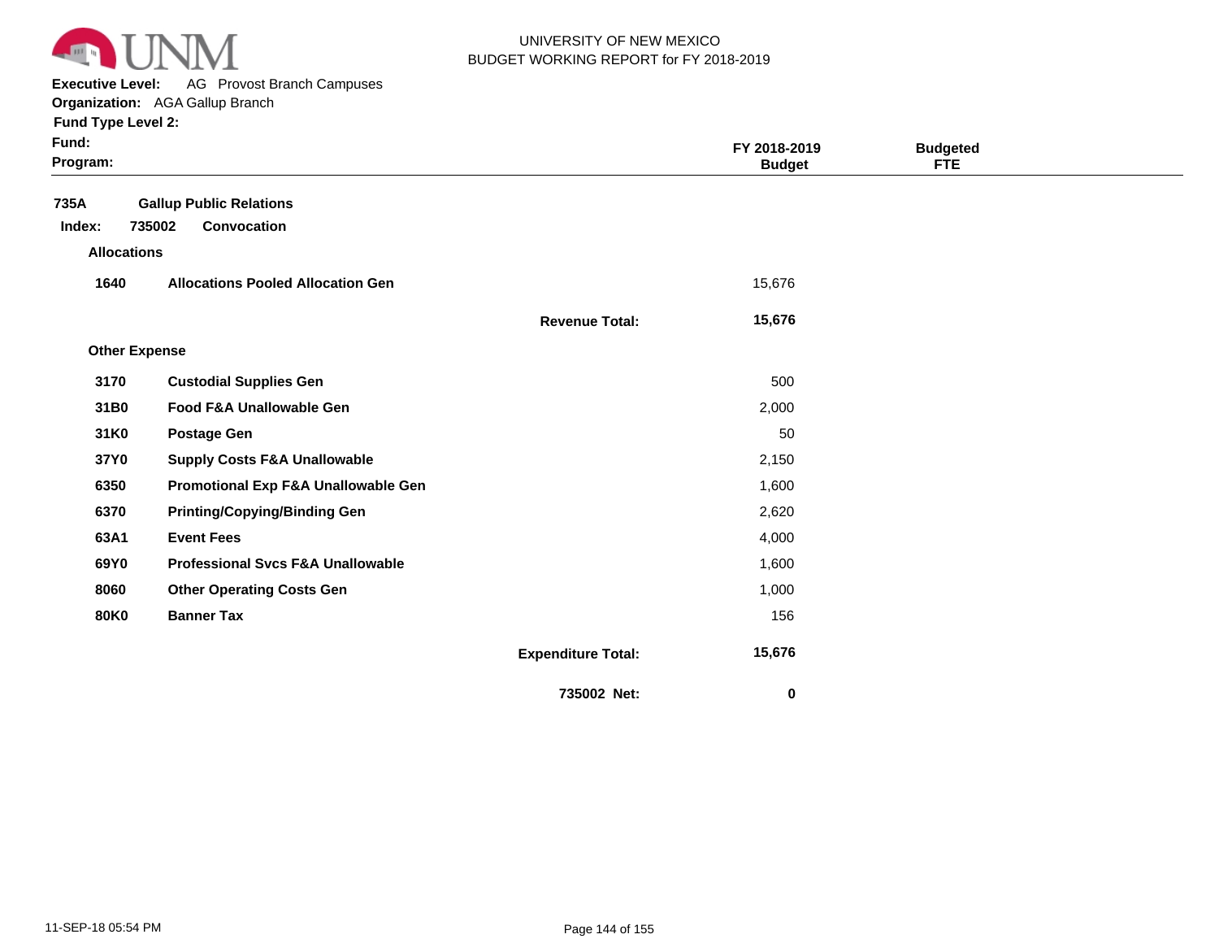UNIVERSITY OF NEW MEXICO
BUDGET WORKING REPORT for FY 2018-2019

**Executive Level:** AG Provost Branch Campuses
**Organization:** AGA Gallup Branch
**Fund Type Level 2:**
**Fund:**
**Program:**

| | | | FY 2018-2019 Budget | Budgeted FTE |
|---|---|---|---|---|
| **735A** | **Gallup Public Relations** | | | |
| **Index: 735002** | **Convocation** | | | |
| **Allocations** | | | | |
| **1640** | **Allocations Pooled Allocation Gen** | | 15,676 | |
| | | **Revenue Total:** | **15,676** | |
| **Other Expense** | | | | |
| **3170** | **Custodial Supplies Gen** | | 500 | |
| **31B0** | **Food F&A Unallowable Gen** | | 2,000 | |
| **31K0** | **Postage Gen** | | 50 | |
| **37Y0** | **Supply Costs F&A Unallowable** | | 2,150 | |
| **6350** | **Promotional Exp F&A Unallowable Gen** | | 1,600 | |
| **6370** | **Printing/Copying/Binding Gen** | | 2,620 | |
| **63A1** | **Event Fees** | | 4,000 | |
| **69Y0** | **Professional Svcs F&A Unallowable** | | 1,600 | |
| **8060** | **Other Operating Costs Gen** | | 1,000 | |
| **80K0** | **Banner Tax** | | 156 | |
| | | **Expenditure Total:** | **15,676** | |
| | | **735002 Net:** | **0** | |

11-SEP-18 05:54 PM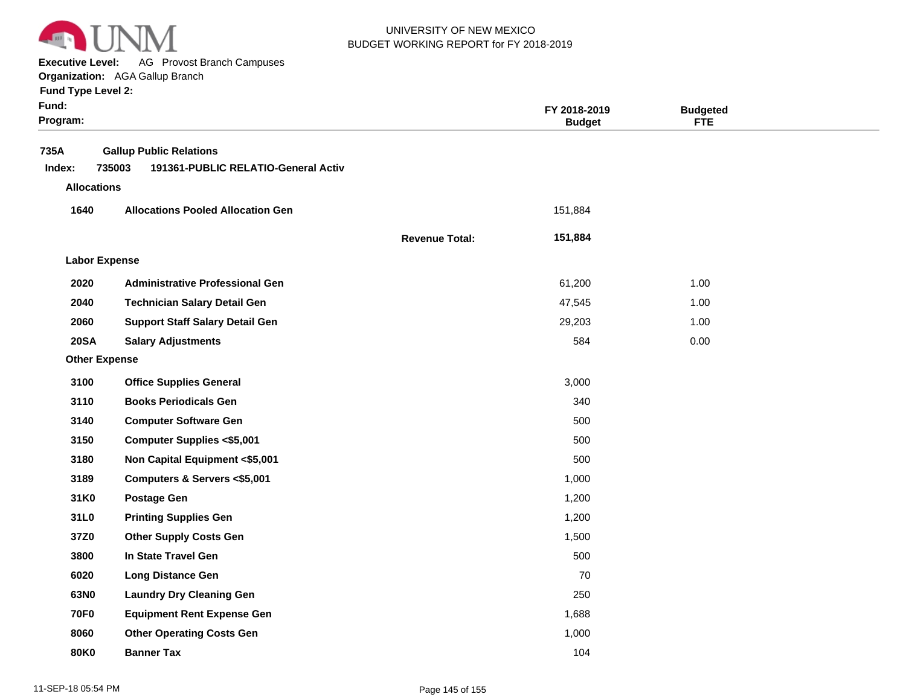UNIVERSITY OF NEW MEXICO
BUDGET WORKING REPORT for FY 2018-2019

**Executive Level:** AG Provost Branch Campuses
**Organization:** AGA Gallup Branch
**Fund Type Level 2:**
**Fund:**
**Program:**

| | | | FY 2018-2019 Budget | Budgeted FTE |
|---|---|---|---|---|
| **735A** | **Gallup Public Relations** | | | |
| **Index: 735003** | **191361-PUBLIC RELATIO-General Activ** | | | |
| **Allocations** | | | | |
| **1640** | **Allocations Pooled Allocation Gen** | | 151,884 | |
| | | **Revenue Total:** | **151,884** | |
| **Labor Expense** | | | | |
| **2020** | **Administrative Professional Gen** | | 61,200 | 1.00 |
| **2040** | **Technician Salary Detail Gen** | | 47,545 | 1.00 |
| **2060** | **Support Staff Salary Detail Gen** | | 29,203 | 1.00 |
| **20SA** | **Salary Adjustments** | | 584 | 0.00 |
| **Other Expense** | | | | |
| **3100** | **Office Supplies General** | | 3,000 | |
| **3110** | **Books Periodicals Gen** | | 340 | |
| **3140** | **Computer Software Gen** | | 500 | |
| **3150** | **Computer Supplies <$5,001** | | 500 | |
| **3180** | **Non Capital Equipment <$5,001** | | 500 | |
| **3189** | **Computers & Servers <$5,001** | | 1,000 | |
| **31K0** | **Postage Gen** | | 1,200 | |
| **31L0** | **Printing Supplies Gen** | | 1,200 | |
| **37Z0** | **Other Supply Costs Gen** | | 1,500 | |
| **3800** | **In State Travel Gen** | | 500 | |
| **6020** | **Long Distance Gen** | | 70 | |
| **63N0** | **Laundry Dry Cleaning Gen** | | 250 | |
| **70F0** | **Equipment Rent Expense Gen** | | 1,688 | |
| **8060** | **Other Operating Costs Gen** | | 1,000 | |
| **80K0** | **Banner Tax** | | 104 | |

11-SEP-18 05:54 PM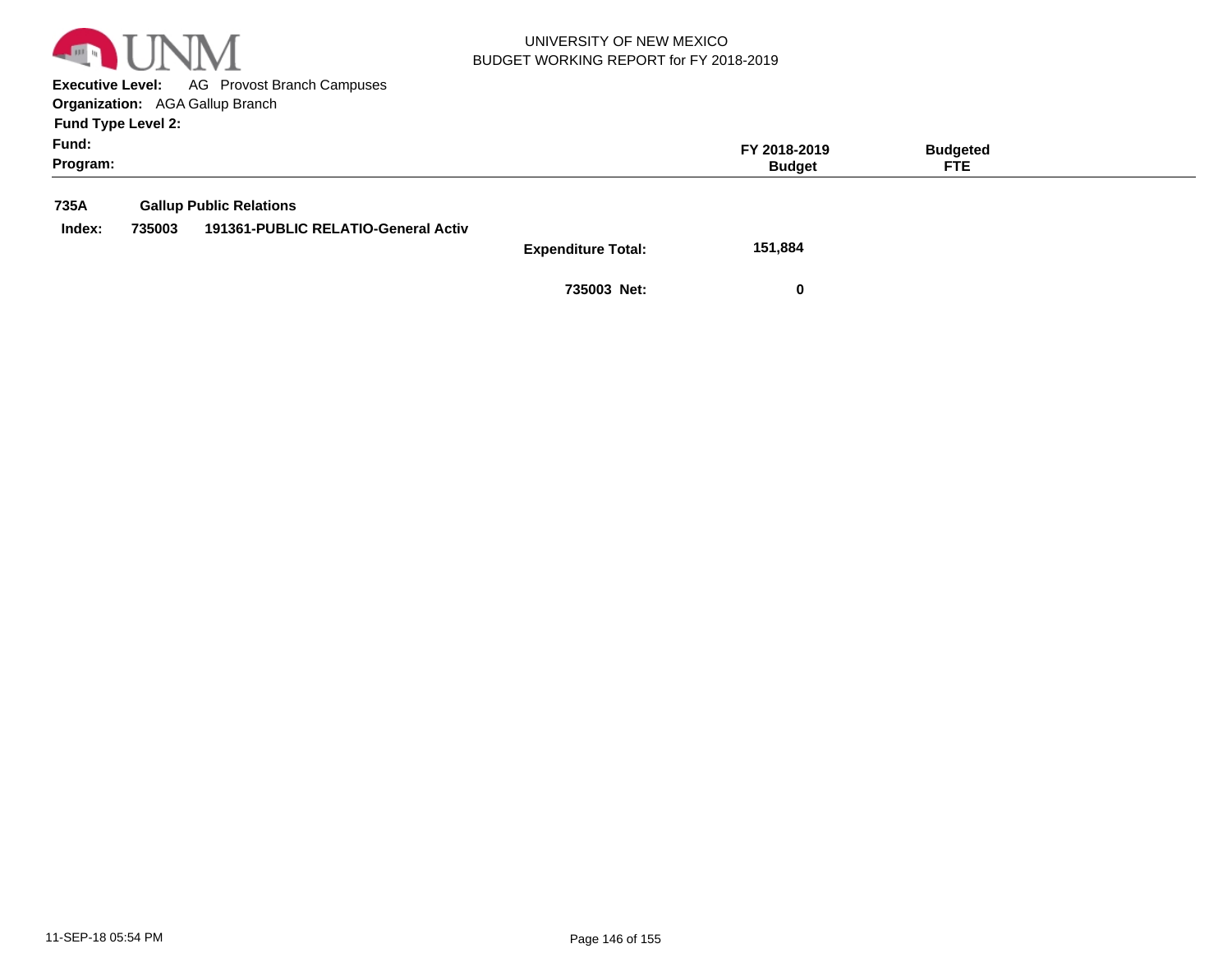UNIVERSITY OF NEW MEXICO
BUDGET WORKING REPORT for FY 2018-2019

**Executive Level:** AG Provost Branch Campuses
**Organization:** AGA Gallup Branch
**Fund Type Level 2:**
**Fund:**
**Program:**

| | | | FY 2018-2019 Budget | Budgeted FTE |
|---|---|---|---|---|
| **735A** | **Gallup Public Relations** | | | |
| **Index: 735003** | **191361-PUBLIC RELATIO-General Activ** | | | |
| | | **Expenditure Total:** | **151,884** | |
| | | **735003 Net:** | **0** | |

11-SEP-18 05:54 PM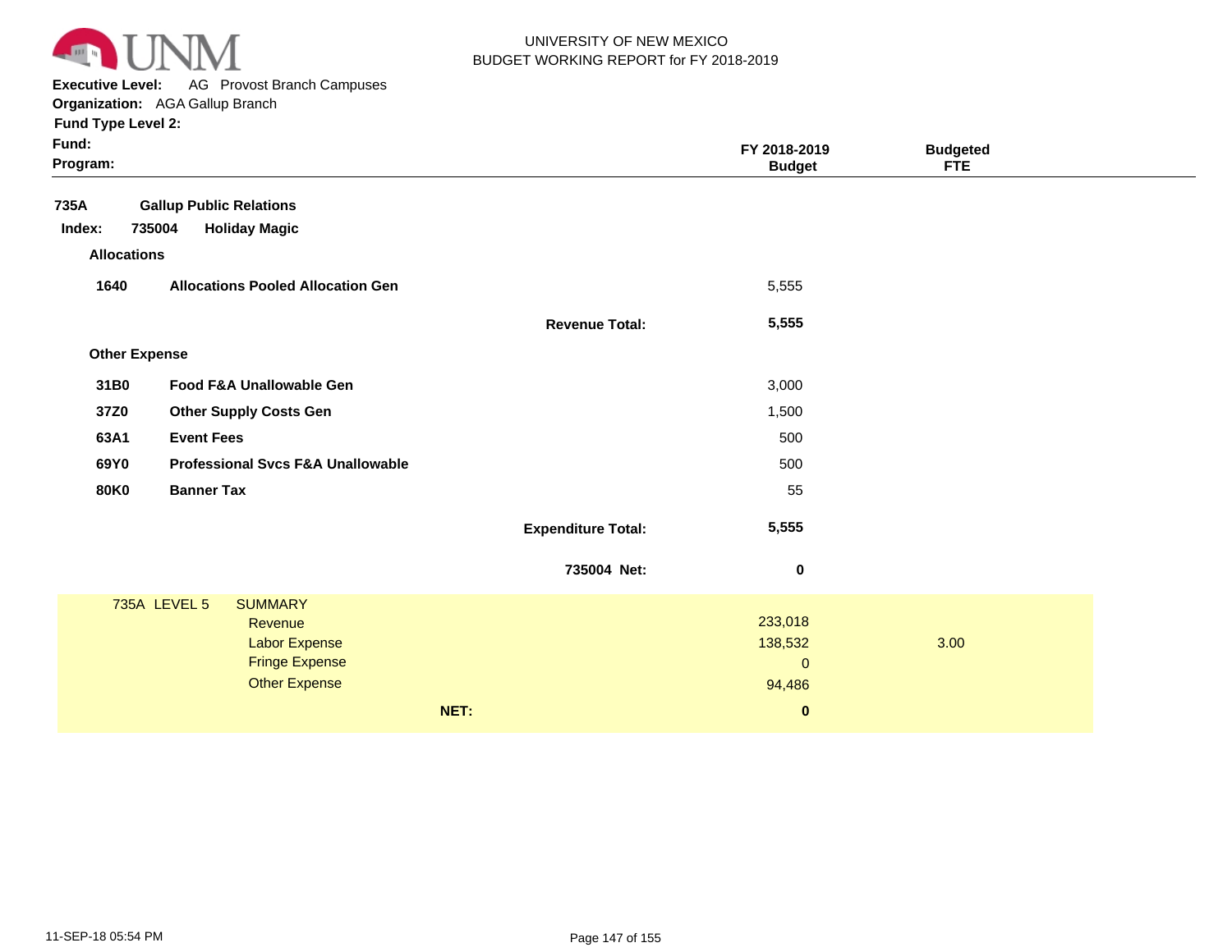UNIVERSITY OF NEW MEXICO
BUDGET WORKING REPORT for FY 2018-2019

**Executive Level:** AG Provost Branch Campuses
**Organization:** AGA Gallup Branch
**Fund Type Level 2:**
**Fund:**
**Program:**

| | | | FY 2018-2019 Budget | Budgeted FTE |
|---|---|---|---|---|
| **735A** | **Gallup Public Relations** | | | |
| **Index: 735004** | **Holiday Magic** | | | |
| **Allocations** | | | | |
| **1640** | **Allocations Pooled Allocation Gen** | | 5,555 | |
| | | **Revenue Total:** | **5,555** | |
| **Other Expense** | | | | |
| **31B0** | **Food F&A Unallowable Gen** | | 3,000 | |
| **37Z0** | **Other Supply Costs Gen** | | 1,500 | |
| **63A1** | **Event Fees** | | 500 | |
| **69Y0** | **Professional Svcs F&A Unallowable** | | 500 | |
| **80K0** | **Banner Tax** | | 55 | |
| | | **Expenditure Total:** | **5,555** | |
| | | **735004 Net:** | **0** | |

| 735A LEVEL 5 | SUMMARY | | |
|---|---|---|---|
| | Revenue | 233,018 | |
| | Labor Expense | 138,532 | 3.00 |
| | Fringe Expense | 0 | |
| | Other Expense | 94,486 | |
| | **NET:** | **0** | |

11-SEP-18 05:54 PM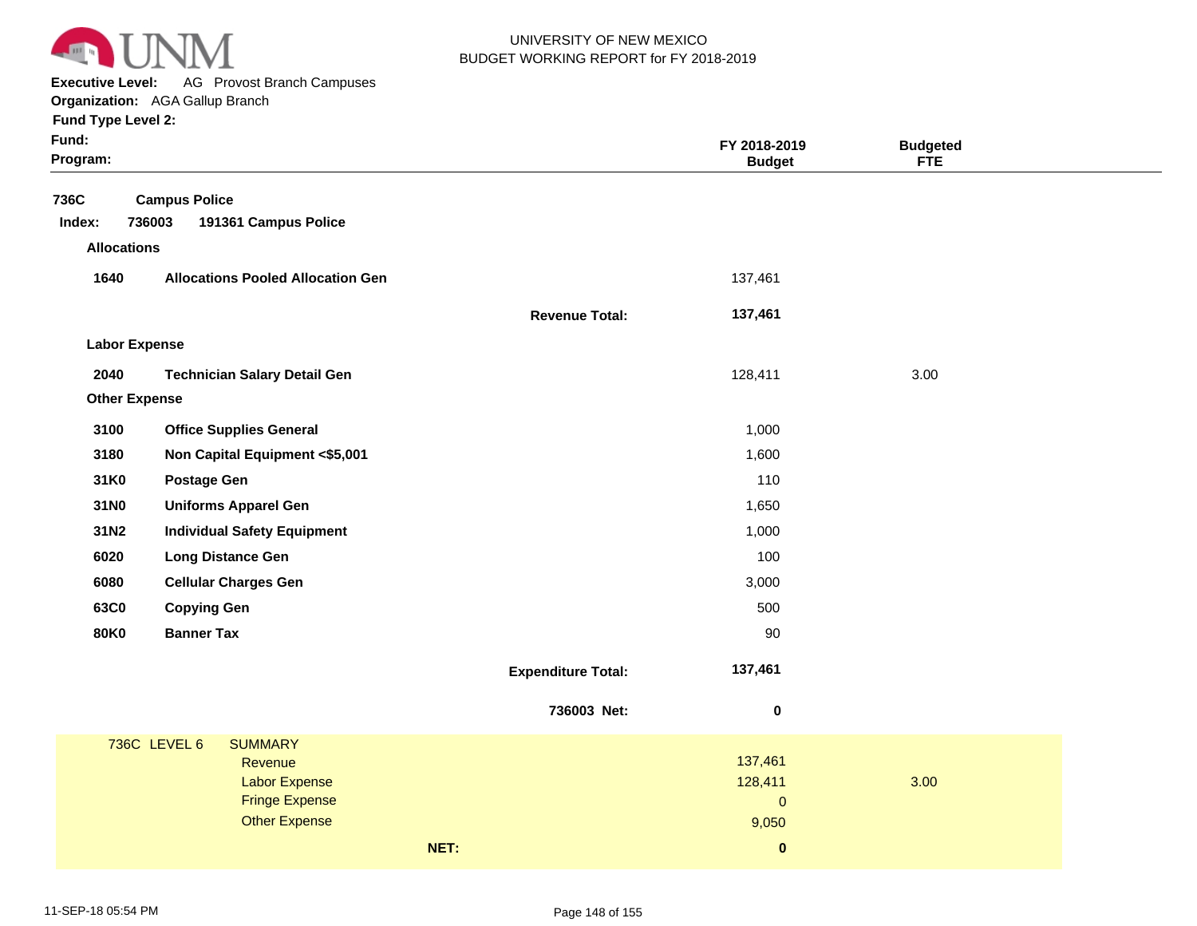UNIVERSITY OF NEW MEXICO
BUDGET WORKING REPORT for FY 2018-2019

**Executive Level:** AG Provost Branch Campuses
**Organization:** AGA Gallup Branch
**Fund Type Level 2:**
**Fund:**
**Program:**

| | | | FY 2018-2019 Budget | Budgeted FTE |
|---|---|---|---|---|
| **736C** | **Campus Police** | | | |
| **Index: 736003** | **191361 Campus Police** | | | |
| **Allocations** | | | | |
| **1640** | **Allocations Pooled Allocation Gen** | | 137,461 | |
| | | **Revenue Total:** | **137,461** | |
| **Labor Expense** | | | | |
| **2040** | **Technician Salary Detail Gen** | | 128,411 | 3.00 |
| **Other Expense** | | | | |
| **3100** | **Office Supplies General** | | 1,000 | |
| **3180** | **Non Capital Equipment <$5,001** | | 1,600 | |
| **31K0** | **Postage Gen** | | 110 | |
| **31N0** | **Uniforms Apparel Gen** | | 1,650 | |
| **31N2** | **Individual Safety Equipment** | | 1,000 | |
| **6020** | **Long Distance Gen** | | 100 | |
| **6080** | **Cellular Charges Gen** | | 3,000 | |
| **63C0** | **Copying Gen** | | 500 | |
| **80K0** | **Banner Tax** | | 90 | |
| | | **Expenditure Total:** | **137,461** | |
| | | **736003 Net:** | **0** | |

| 736C LEVEL 6 | SUMMARY | | |
|---|---|---|---|
| | Revenue | 137,461 | |
| | Labor Expense | 128,411 | 3.00 |
| | Fringe Expense | 0 | |
| | Other Expense | 9,050 | |
| | **NET:** | **0** | |

11-SEP-18 05:54 PM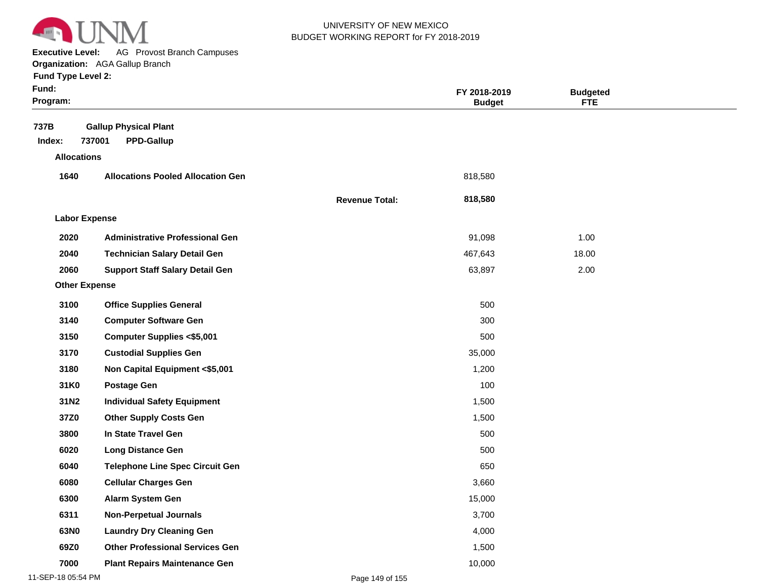UNIVERSITY OF NEW MEXICO
BUDGET WORKING REPORT for FY 2018-2019

**Executive Level:** AG Provost Branch Campuses
**Organization:** AGA Gallup Branch
**Fund Type Level 2:**
**Fund:**
**Program:**

| | | | FY 2018-2019 Budget | Budgeted FTE |
|---|---|---|---|---|
| **737B** | **Gallup Physical Plant** | | | |
| **Index: 737001** | **PPD-Gallup** | | | |
| **Allocations** | | | | |
| **1640** | **Allocations Pooled Allocation Gen** | | 818,580 | |
| | | **Revenue Total:** | **818,580** | |
| **Labor Expense** | | | | |
| **2020** | **Administrative Professional Gen** | | 91,098 | 1.00 |
| **2040** | **Technician Salary Detail Gen** | | 467,643 | 18.00 |
| **2060** | **Support Staff Salary Detail Gen** | | 63,897 | 2.00 |
| **Other Expense** | | | | |
| **3100** | **Office Supplies General** | | 500 | |
| **3140** | **Computer Software Gen** | | 300 | |
| **3150** | **Computer Supplies <$5,001** | | 500 | |
| **3170** | **Custodial Supplies Gen** | | 35,000 | |
| **3180** | **Non Capital Equipment <$5,001** | | 1,200 | |
| **31K0** | **Postage Gen** | | 100 | |
| **31N2** | **Individual Safety Equipment** | | 1,500 | |
| **37Z0** | **Other Supply Costs Gen** | | 1,500 | |
| **3800** | **In State Travel Gen** | | 500 | |
| **6020** | **Long Distance Gen** | | 500 | |
| **6040** | **Telephone Line Spec Circuit Gen** | | 650 | |
| **6080** | **Cellular Charges Gen** | | 3,660 | |
| **6300** | **Alarm System Gen** | | 15,000 | |
| **6311** | **Non-Perpetual Journals** | | 3,700 | |
| **63N0** | **Laundry Dry Cleaning Gen** | | 4,000 | |
| **69Z0** | **Other Professional Services Gen** | | 1,500 | |
| **7000** | **Plant Repairs Maintenance Gen** | | 10,000 | |

11-SEP-18 05:54 PM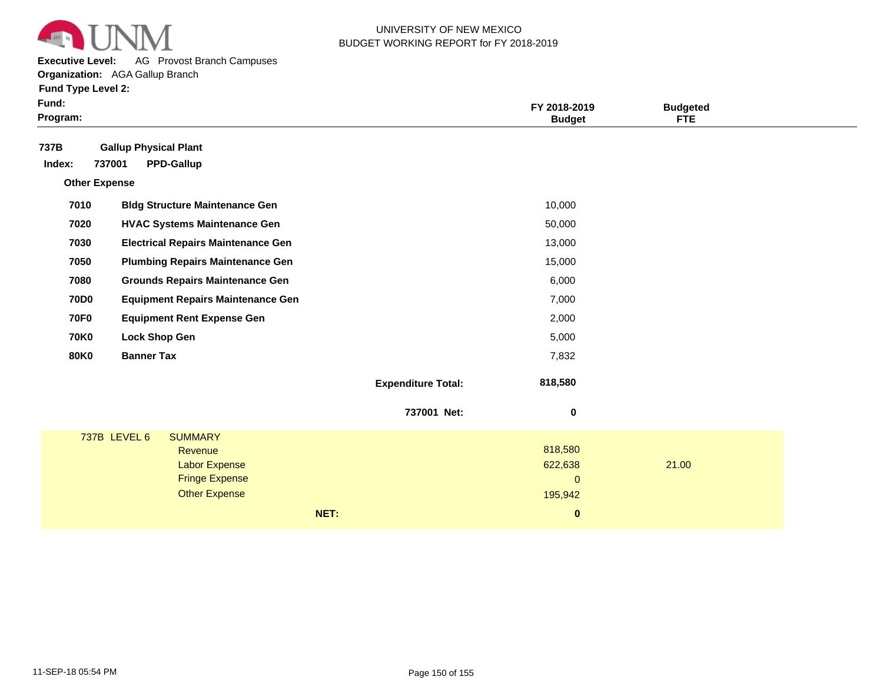UNIVERSITY OF NEW MEXICO
BUDGET WORKING REPORT for FY 2018-2019

**Executive Level:** AG Provost Branch Campuses
**Organization:** AGA Gallup Branch
**Fund Type Level 2:**
**Fund:**
**Program:**

| | | | FY 2018-2019 Budget | Budgeted FTE |
|---|---|---|---|---|
| **737B** | **Gallup Physical Plant** | | | |
| **Index: 737001** | **PPD-Gallup** | | | |
| **Other Expense** | | | | |
| **7010** | **Bldg Structure Maintenance Gen** | | 10,000 | |
| **7020** | **HVAC Systems Maintenance Gen** | | 50,000 | |
| **7030** | **Electrical Repairs Maintenance Gen** | | 13,000 | |
| **7050** | **Plumbing Repairs Maintenance Gen** | | 15,000 | |
| **7080** | **Grounds Repairs Maintenance Gen** | | 6,000 | |
| **70D0** | **Equipment Repairs Maintenance Gen** | | 7,000 | |
| **70F0** | **Equipment Rent Expense Gen** | | 2,000 | |
| **70K0** | **Lock Shop Gen** | | 5,000 | |
| **80K0** | **Banner Tax** | | 7,832 | |
| | | **Expenditure Total:** | **818,580** | |
| | | **737001 Net:** | **0** | |

| 737B LEVEL 6 | SUMMARY | | |
|---|---|---|---|
| | Revenue | 818,580 | |
| | Labor Expense | 622,638 | 21.00 |
| | Fringe Expense | 0 | |
| | Other Expense | 195,942 | |
| | **NET:** | **0** | |

11-SEP-18 05:54 PM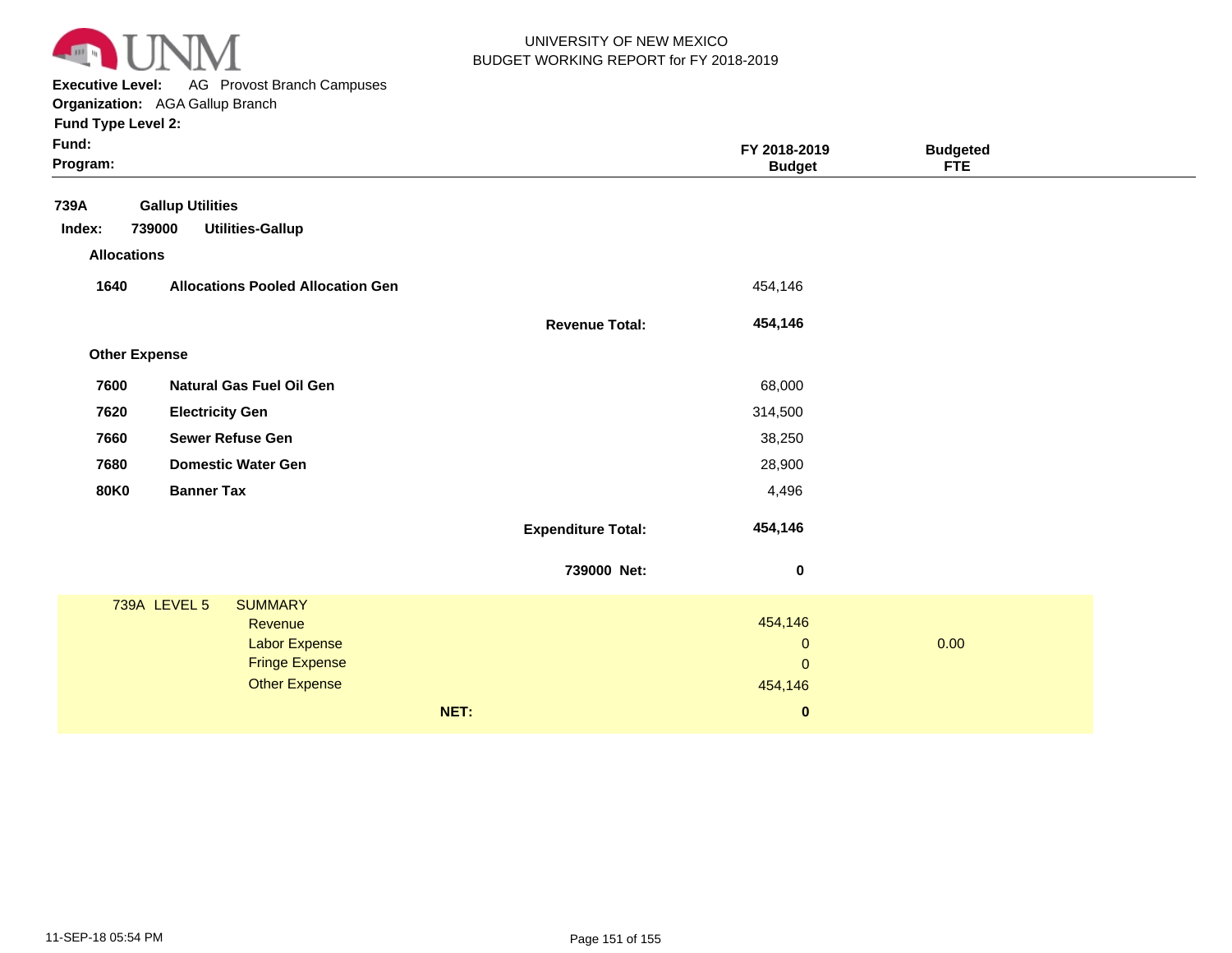UNIVERSITY OF NEW MEXICO
BUDGET WORKING REPORT for FY 2018-2019

**Executive Level:** AG Provost Branch Campuses
**Organization:** AGA Gallup Branch
**Fund Type Level 2:**
**Fund:**
**Program:**

| | | | FY 2018-2019 Budget | Budgeted FTE |
|---|---|---|---|---|
| **739A** | **Gallup Utilities** | | | |
| **Index: 739000** | **Utilities-Gallup** | | | |
| **Allocations** | | | | |
| **1640** | **Allocations Pooled Allocation Gen** | | 454,146 | |
| | | **Revenue Total:** | **454,146** | |
| **Other Expense** | | | | |
| **7600** | **Natural Gas Fuel Oil Gen** | | 68,000 | |
| **7620** | **Electricity Gen** | | 314,500 | |
| **7660** | **Sewer Refuse Gen** | | 38,250 | |
| **7680** | **Domestic Water Gen** | | 28,900 | |
| **80K0** | **Banner Tax** | | 4,496 | |
| | | **Expenditure Total:** | **454,146** | |
| | | **739000 Net:** | **0** | |

| 739A LEVEL 5 | SUMMARY | | |
|---|---|---|---|
| | Revenue | 454,146 | |
| | Labor Expense | 0 | 0.00 |
| | Fringe Expense | 0 | |
| | Other Expense | 454,146 | |
| | **NET:** | **0** | |

11-SEP-18 05:54 PM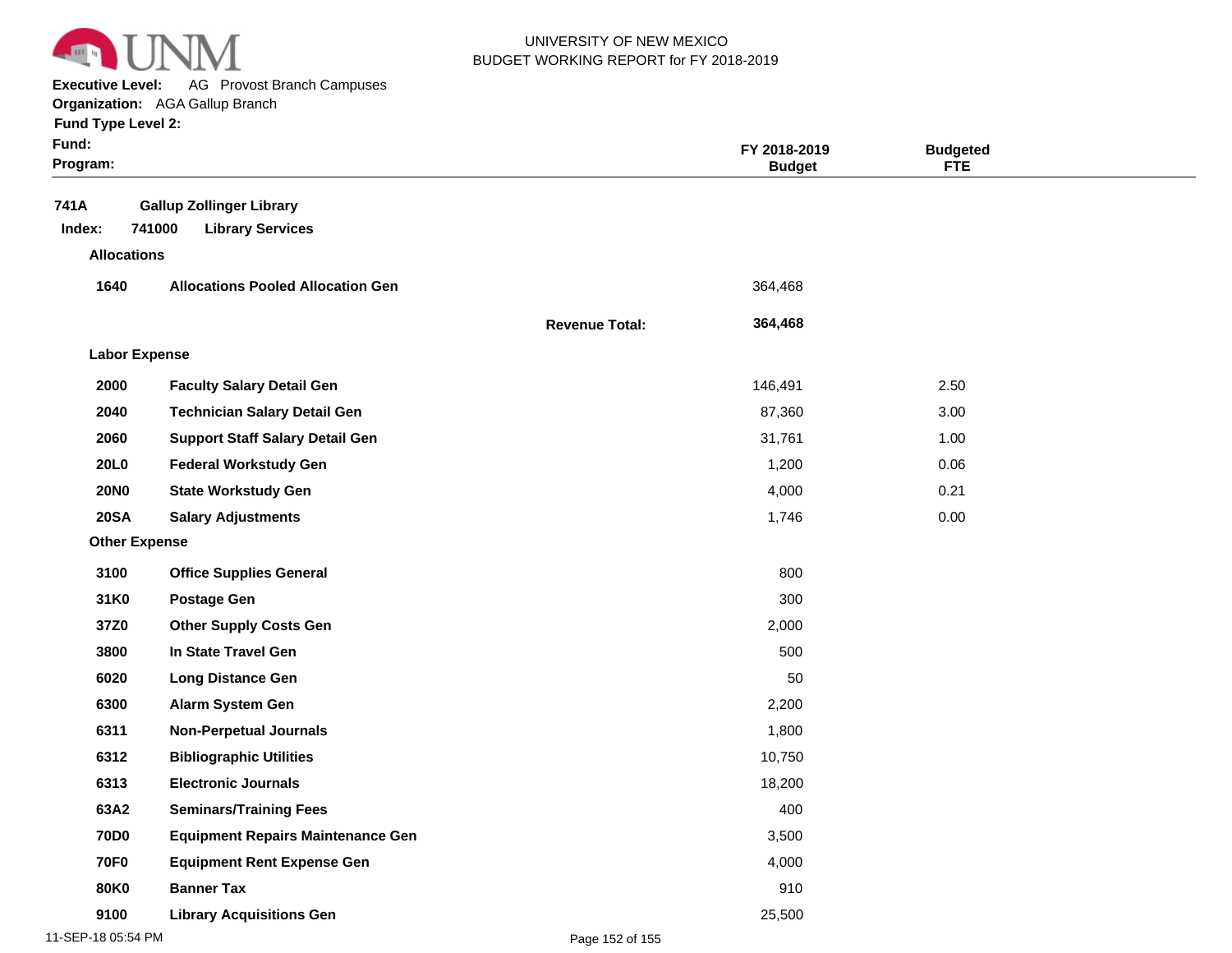UNIVERSITY OF NEW MEXICO
BUDGET WORKING REPORT for FY 2018-2019

**Executive Level:** AG Provost Branch Campuses
**Organization:** AGA Gallup Branch
**Fund Type Level 2:**
**Fund:**
**Program:**

| | | | FY 2018-2019 Budget | Budgeted FTE |
|---|---|---|---|---|
| **741A** | **Gallup Zollinger Library** | | | |
| **Index: 741000** | **Library Services** | | | |
| **Allocations** | | | | |
| **1640** | **Allocations Pooled Allocation Gen** | | 364,468 | |
| | | **Revenue Total:** | **364,468** | |
| **Labor Expense** | | | | |
| **2000** | **Faculty Salary Detail Gen** | | 146,491 | 2.50 |
| **2040** | **Technician Salary Detail Gen** | | 87,360 | 3.00 |
| **2060** | **Support Staff Salary Detail Gen** | | 31,761 | 1.00 |
| **20L0** | **Federal Workstudy Gen** | | 1,200 | 0.06 |
| **20N0** | **State Workstudy Gen** | | 4,000 | 0.21 |
| **20SA** | **Salary Adjustments** | | 1,746 | 0.00 |
| **Other Expense** | | | | |
| **3100** | **Office Supplies General** | | 800 | |
| **31K0** | **Postage Gen** | | 300 | |
| **37Z0** | **Other Supply Costs Gen** | | 2,000 | |
| **3800** | **In State Travel Gen** | | 500 | |
| **6020** | **Long Distance Gen** | | 50 | |
| **6300** | **Alarm System Gen** | | 2,200 | |
| **6311** | **Non-Perpetual Journals** | | 1,800 | |
| **6312** | **Bibliographic Utilities** | | 10,750 | |
| **6313** | **Electronic Journals** | | 18,200 | |
| **63A2** | **Seminars/Training Fees** | | 400 | |
| **70D0** | **Equipment Repairs Maintenance Gen** | | 3,500 | |
| **70F0** | **Equipment Rent Expense Gen** | | 4,000 | |
| **80K0** | **Banner Tax** | | 910 | |
| **9100** | **Library Acquisitions Gen** | | 25,500 | |

11-SEP-18 05:54 PM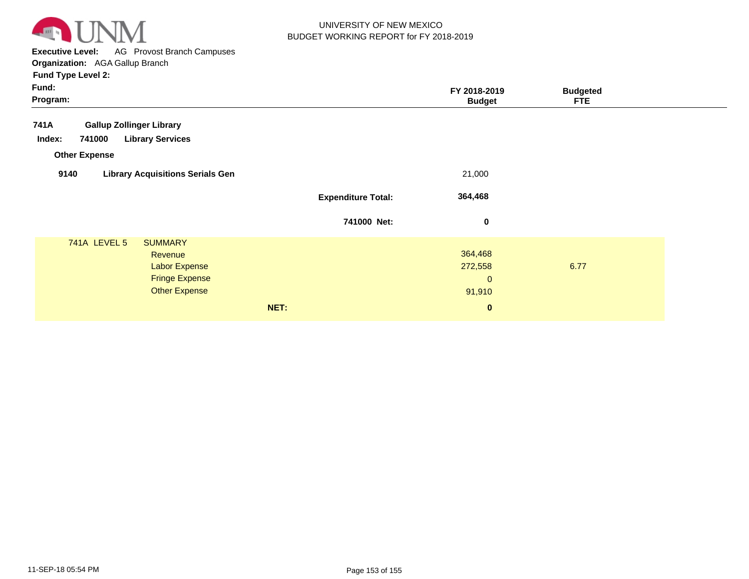UNIVERSITY OF NEW MEXICO
BUDGET WORKING REPORT for FY 2018-2019

**Executive Level:** AG Provost Branch Campuses
**Organization:** AGA Gallup Branch
**Fund Type Level 2:**
**Fund:**
**Program:**

| | | FY 2018-2019 Budget | Budgeted FTE |
|---|---|---|---|
| **741A** | **Gallup Zollinger Library** | | |
| **Index: 741000** | **Library Services** | | |
| **Other Expense** | | | |
| **9140** | **Library Acquisitions Serials Gen** | 21,000 | |
| | **Expenditure Total:** | **364,468** | |
| | **741000 Net:** | **0** | |
| 741A LEVEL 5 | SUMMARY | | |
| | Revenue | 364,468 | |
| | Labor Expense | 272,558 | 6.77 |
| | Fringe Expense | 0 | |
| | Other Expense | 91,910 | |
| | **NET:** | **0** | |

11-SEP-18 05:54 PM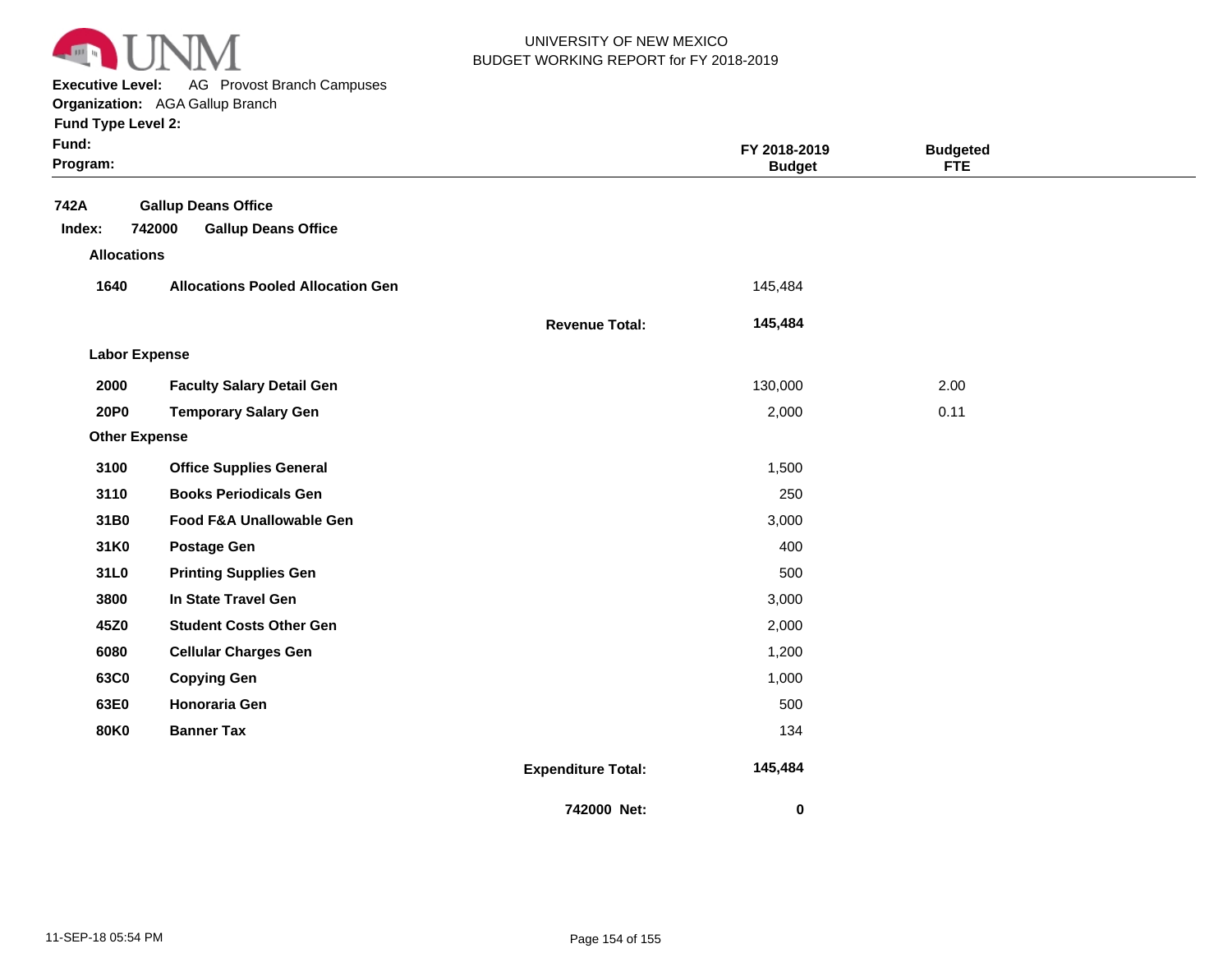UNIVERSITY OF NEW MEXICO
BUDGET WORKING REPORT for FY 2018-2019

**Executive Level:** AG Provost Branch Campuses
**Organization:** AGA Gallup Branch
**Fund Type Level 2:**
**Fund:**
**Program:**

| | | | FY 2018-2019 Budget | Budgeted FTE |
|---|---|---|---|---|
| **742A** | **Gallup Deans Office** | | | |
| **Index: 742000** | **Gallup Deans Office** | | | |
| **Allocations** | | | | |
| **1640** | **Allocations Pooled Allocation Gen** | | 145,484 | |
| | | **Revenue Total:** | **145,484** | |
| **Labor Expense** | | | | |
| **2000** | **Faculty Salary Detail Gen** | | 130,000 | 2.00 |
| **20P0** | **Temporary Salary Gen** | | 2,000 | 0.11 |
| **Other Expense** | | | | |
| **3100** | **Office Supplies General** | | 1,500 | |
| **3110** | **Books Periodicals Gen** | | 250 | |
| **31B0** | **Food F&A Unallowable Gen** | | 3,000 | |
| **31K0** | **Postage Gen** | | 400 | |
| **31L0** | **Printing Supplies Gen** | | 500 | |
| **3800** | **In State Travel Gen** | | 3,000 | |
| **45Z0** | **Student Costs Other Gen** | | 2,000 | |
| **6080** | **Cellular Charges Gen** | | 1,200 | |
| **63C0** | **Copying Gen** | | 1,000 | |
| **63E0** | **Honoraria Gen** | | 500 | |
| **80K0** | **Banner Tax** | | 134 | |
| | | **Expenditure Total:** | **145,484** | |
| | | **742000 Net:** | **0** | |

11-SEP-18 05:54 PM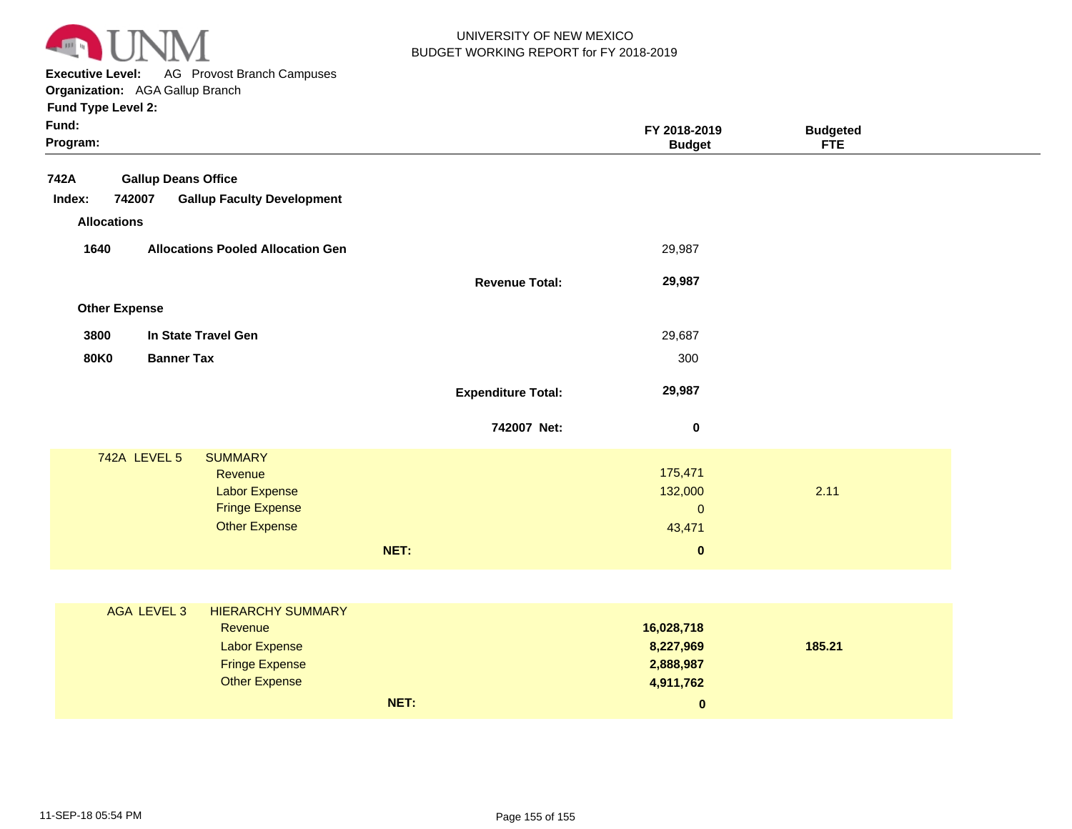UNIVERSITY OF NEW MEXICO
BUDGET WORKING REPORT for FY 2018-2019

**Executive Level:** AG Provost Branch Campuses
**Organization:** AGA Gallup Branch
**Fund Type Level 2:**
**Fund:**
**Program:**

| | | | FY 2018-2019 Budget | Budgeted FTE |
|---|---|---|---|---|
| **742A** | **Gallup Deans Office** | | | |
| **Index: 742007** | **Gallup Faculty Development** | | | |
| **Allocations** | | | | |
| **1640** | **Allocations Pooled Allocation Gen** | | 29,987 | |
| | | **Revenue Total:** | **29,987** | |
| **Other Expense** | | | | |
| **3800** | **In State Travel Gen** | | 29,687 | |
| **80K0** | **Banner Tax** | | 300 | |
| | | **Expenditure Total:** | **29,987** | |
| | | **742007 Net:** | **0** | |

| | | FY 2018-2019 Budget | Budgeted FTE |
|---|---|---|---|
| 742A LEVEL 5 | SUMMARY | | |
| | Revenue | 175,471 | |
| | Labor Expense | 132,000 | 2.11 |
| | Fringe Expense | 0 | |
| | Other Expense | 43,471 | |
| | **NET:** | **0** | |

| | | FY 2018-2019 Budget | Budgeted FTE |
|---|---|---|---|
| AGA LEVEL 3 | HIERARCHY SUMMARY | | |
| | Revenue | **16,028,718** | |
| | Labor Expense | **8,227,969** | **185.21** |
| | Fringe Expense | **2,888,987** | |
| | Other Expense | **4,911,762** | |
| | **NET:** | **0** | |

11-SEP-18 05:54 PM